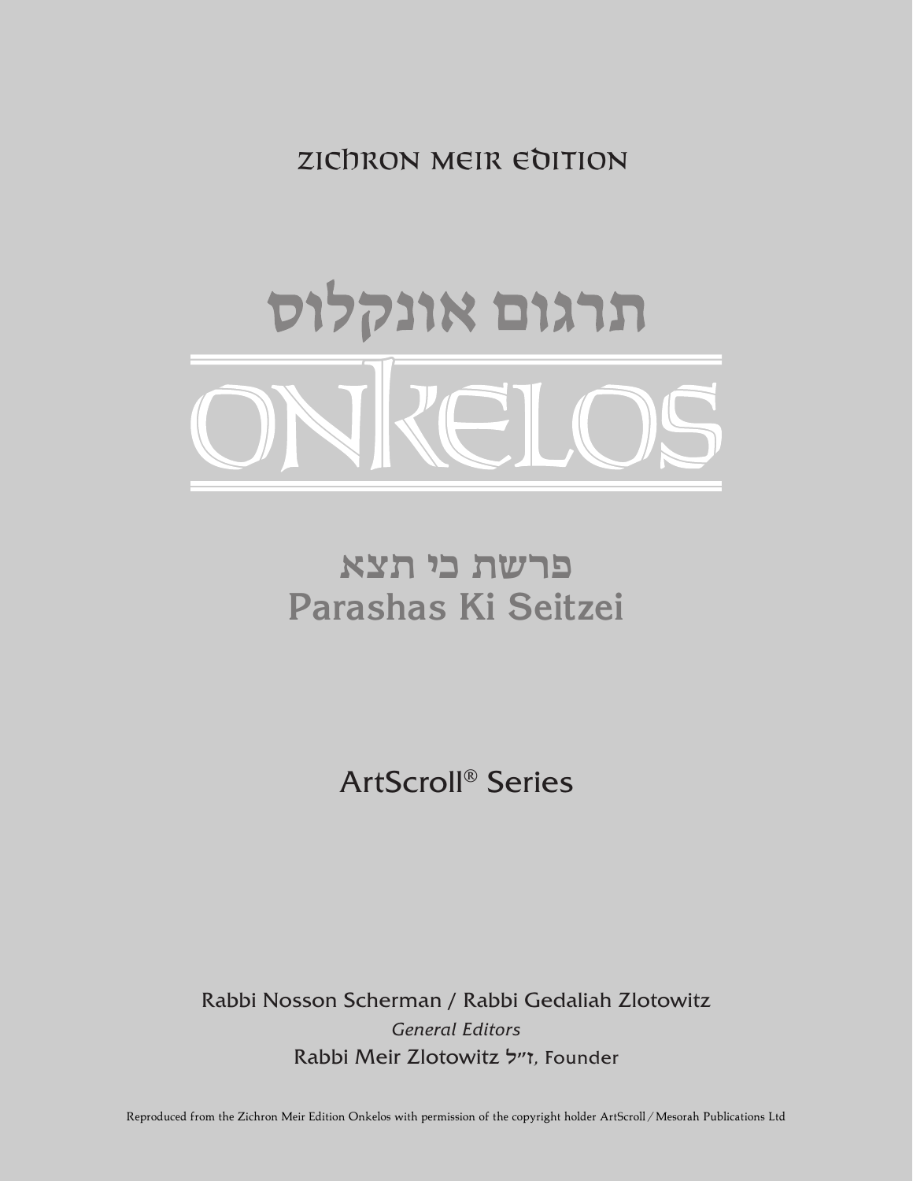ZICHRON MEIR EDITION

# תרגום אונקלוס

# ONKELOS

## פרשת כי תצא
## Parashas Ki Seitzei

ArtScroll® Series

Rabbi Nosson Scherman / Rabbi Gedaliah Zlotowitz
*General Editors*
Rabbi Meir Zlotowitz ז"ל, Founder

Reproduced from the Zichron Meir Edition Onkelos with permission of the copyright holder ArtScroll / Mesorah Publications Ltd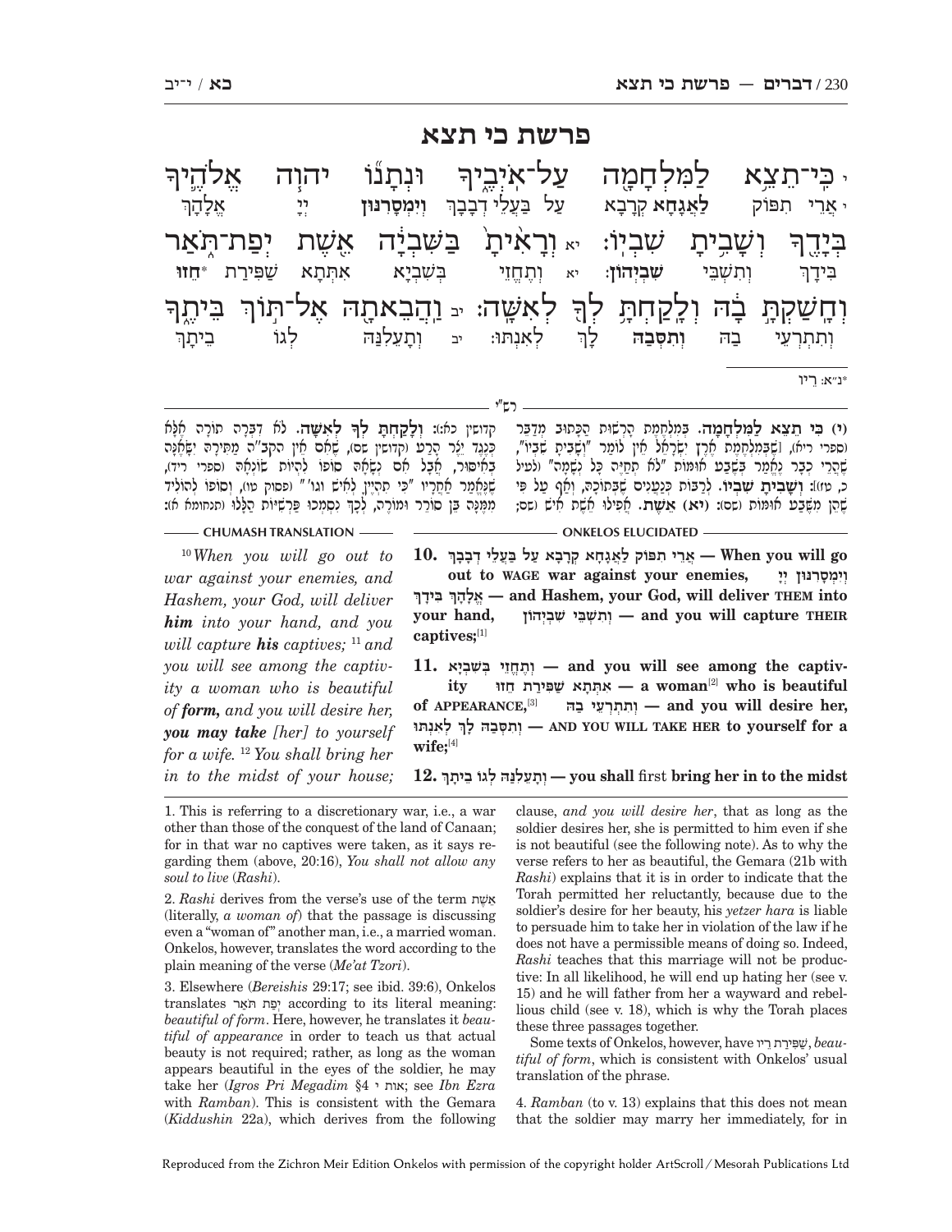# פרשת כי תצא

י כִּי־תֵצֵא לַמִּלְחָמָה עַל־אֹיְבֶיךָ וּנְתָנוֹ יהוה אֱלֹהֶיךָ בְּיָדֶךָ וְשָׁבִיתָ שִׁבְיוֹ׃ יא וְרָאִיתָ בַּשִּׁבְיָה אֵשֶׁת יְפַת־תֹּאַר וְחָשַׁקְתָּ בָהּ וְלָקַחְתָּ לְךָ לְאִשָּׁה׃ יב וַהֲבֵאתָהּ אֶל־תּוֹךְ בֵּיתֶךָ

י אֲרֵי תִפּוֹק **לַאֲגָחָא** קְרָבָא עַל בַּעֲלֵי דְבָבָךְ **וְיִמְסְרִנּוּן** יְיָ אֱלָהָךְ בִּידָךְ וְתִשְׁבֵּי **שִׁבְיְהוֹן**׃ יא וְתֶחֱזֵי בְּשִׁבְיָא אִתְּתָא שַׁפִּירַת \***חֵזוּ** וְתִתְרְעֵי בַהּ **וְתִסְּבַהּ** לָךְ לְאִנְתּוּ׃ יב וְתָעֲלִנַּהּ לְגוֹ בֵיתָךְ

\*נ״א: רֵיו

## רש״י

**(י) כִּי תֵצֵא לַמִּלְחָמָה.** בְּמִלְחֶמֶת הָרְשׁוּת הַכָּתוּב מְדַבֵּר (ספרי ריא), שֶׁבְּמִלְחֶמֶת אֶרֶץ יִשְׂרָאֵל אֵין לוֹמַר "וְשָׁבִיתָ שִׁבְיוֹ", שֶׁהֲרֵי כְּבָר נֶאֱמַר בְּשֶׁבַע אוּמּוֹת "לֹא תְחַיֶּה כָּל נְשָׁמָה" (לעיל כ, טז): **וְשָׁבִיתָ שִׁבְיוֹ.** לְרַבּוֹת כְּנַעֲנִים שֶׁבְּתוֹכָהּ, וַאֲפִלּוּ הֵן מִשֶּׁבַע אוּמּוֹת (שם): **(יא) אֵשֶׁת.** אֲפִלּוּ אֵשֶׁת אִישׁ (שם; קדושין כא:): **וְלָקַחְתָּ לְךָ לְאִשָּׁה.** לֹא דִבְּרָה תוֹרָה אֶלָּא כְּנֶגֶד יֵצֶר הָרָע (קדושין שם), שֶׁאִם אֵין הקב״ה מַתִּירָהּ יִשָּׂאֶנָּה בְּאִיסּוּר, אֲבָל אִם נְשָׂאָהּ סוֹפוֹ לִהְיוֹת שׂוֹנְאָהּ (ספרי ריד), שֶׁנֶּאֱמַר אַחֲרָיו "כִּי תִהְיֶיןָ לְאִישׁ וגו׳" (פסוק טו), וְסוֹפוֹ לְהוֹלִיד מִמֶּנָּה בֵּן סוֹרֵר וּמוֹרֶה, לְכָךְ נִסְמְכוּ פָּרָשִׁיּוֹת הַלָּלוּ (תנחומא א):

## ONKELOS ELUCIDATED

**10. אֲרֵי תִפּוֹק לַאֲגָחָא קְרָבָא עַל בַּעֲלֵי דְבָבָךְ — When you will go out to WAGE war against your enemies, וְיִמְסְרִנּוּן יְיָ אֱלָהָךְ בִּידָךְ — and Hashem, your God, will deliver THEM into your hand, וְתִשְׁבֵּי שִׁבְיְהוֹן — and you will capture THEIR captives;**[1]

**11. וְתֶחֱזֵי בְּשִׁבְיָא — and you will see among the captivity אִתְּתָא שַׁפִּירַת חֵזוּ — a woman**[2] **who is beautiful of APPEARANCE,**[3] **וְתִתְרְעֵי בַהּ — and you will desire her, וְתִסְּבַהּ לָךְ לְאִנְתּוּ — AND YOU WILL TAKE HER to yourself for a wife;**[4]

**12. וְתָעֲלִנַּהּ לְגוֹ בֵיתָךְ — you shall** first **bring her in to the midst**

## CHUMASH TRANSLATION

[10] *When you will go out to war against your enemies, and Hashem, your God, will deliver **him** into your hand, and you will capture **his** captives;* [11] *and you will see among the captivity a woman who is beautiful of **form,** and you will desire her, **you may take** [her] to yourself for a wife.* [12] *You shall bring her in to the midst of your house;*

---

1. This is referring to a discretionary war, i.e., a war other than those of the conquest of the land of Canaan; for in that war no captives were taken, as it says regarding them (above, 20:16), *You shall not allow any soul to live* (*Rashi*).

2. *Rashi* derives from the verse's use of the term אֵשֶׁת (literally, *a woman of*) that the passage is discussing even a "woman of" another man, i.e., a married woman. Onkelos, however, translates the word according to the plain meaning of the verse (*Me'at Tzori*).

3. Elsewhere (*Bereishis* 29:17; see ibid. 39:6), Onkelos translates יְפַת תֹּאַר according to its literal meaning: *beautiful of form*. Here, however, he translates it *beautiful of appearance* in order to teach us that actual beauty is not required; rather, as long as the woman appears beautiful in the eyes of the soldier, he may take her (*Igros Pri Megadim* §4 אות י; see *Ibn Ezra* with *Ramban*). This is consistent with the Gemara (*Kiddushin* 22a), which derives from the following clause, *and you will desire her*, that as long as the soldier desires her, she is permitted to him even if she is not beautiful (see the following note). As to why the verse refers to her as beautiful, the Gemara (21b with *Rashi*) explains that it is in order to indicate that the Torah permitted her reluctantly, because due to the soldier's desire for her beauty, his *yetzer hara* is liable to persuade him to take her in violation of the law if he does not have a permissible means of doing so. Indeed, *Rashi* teaches that this marriage will not be productive: In all likelihood, he will end up hating her (see v. 15) and he will father from her a wayward and rebellious child (see v. 18), which is why the Torah places these three passages together.

Some texts of Onkelos, however, have שַׁפִּירַת רֵיו, *beautiful of form*, which is consistent with Onkelos' usual translation of the phrase.

4. *Ramban* (to v. 13) explains that this does not mean that the soldier may marry her immediately, for in

Reproduced from the Zichron Meir Edition Onkelos with permission of the copyright holder ArtScroll / Mesorah Publications Ltd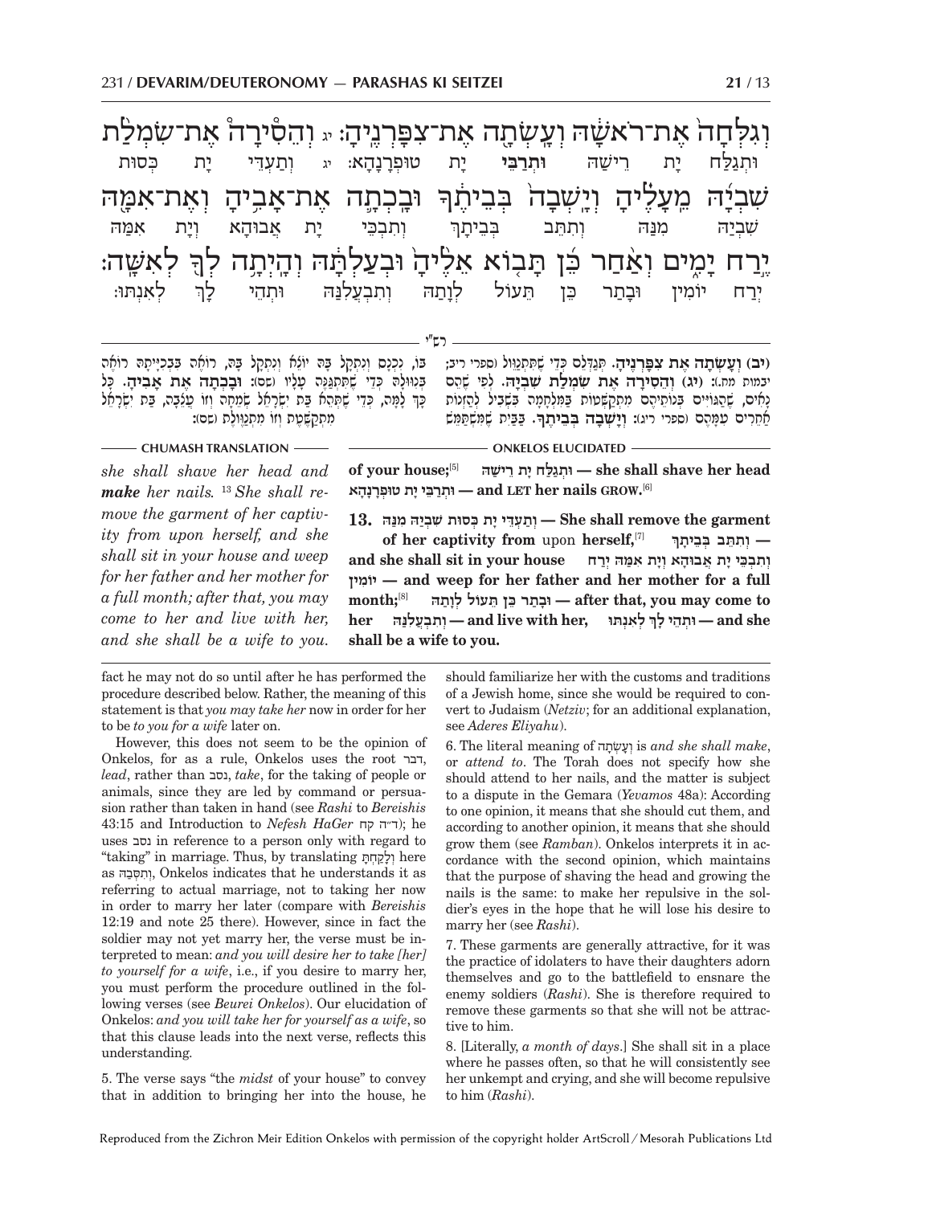וְגִלְּחָה֙ אֶת־רֹאשָׁ֔הּ וְעָשְׂתָ֖ה אֶת־צִפָּרְנֶֽיהָ׃ יג וְהֵסִ֩ירָה֩ אֶת־שִׂמְלַ֨ת שִׁבְיָ֜הּ מֵעָלֶ֗יהָ וְיָֽשְׁבָה֙ בְּבֵיתֶ֔ךָ וּבָֽכְתָ֛ה אֶת־אָבִ֥יהָ וְאֶת־אִמָּ֖הּ יֶ֣רַח יָמִ֑ים וְאַ֨חַר כֵּ֜ן תָּב֤וֹא אֵלֶ֙יהָ֙ וּבְעַלְתָּ֔הּ וְהָיְתָ֥ה לְךָ֖ לְאִשָּֽׁה׃

וּתְגַלַּח יָת רֵישַׁהּ **וּתְרַבֵּי** יָת טוּפְרָנָהָא׃ יג וְתַעְדֵּי יָת כְּסוּת שִׁבְיַהּ מִנַּהּ וְתִתֵּב בְּבֵיתָךְ וְתִבְכֵּי יָת אֲבוּהָא וְיָת אִמַּהּ יְרַח יוֹמִין וּבָתַר כֵּן תֵּעוֹל לְוָתַהּ וְתִבְעֲלִנַּהּ וּתְהֵי לָךְ לְאִנְתּוּ׃

## רש"י

**(יב) וְעָשְׂתָה אֶת צִפָּרְנֶיהָ.** תְּגַדְּלֵם כְּדֵי שֶׁתִּתְנַוֵּל (ספרי ריב; יבמות מח.): **(יג) וְהֵסִירָה אֶת שִׂמְלַת שִׁבְיָהּ.** לְפִי שֶׁהֵם נָאִים, שֶׁהַגּוֹיִים בְּנוֹתֵיהֶם מִתְקַשְּׁטוֹת בַּמִּלְחָמָה בִּשְׁבִיל לְהַזְנוֹת אֲחֵרִים עִמָּהֶם (ספרי ריג): **וְיָשְׁבָה בְּבֵיתֶךָ.** בַּבַּיִת שֶׁמִּשְׁתַּמֵּשׁ בּוֹ, נִכְנָס וְנִתְקָל בָּהּ, יוֹצֵא וְנִתְקָל בָּהּ, רוֹאֶה בִּבְכִיָּתָהּ רוֹאֶה בְּנִוּוּלָהּ, כְּדֵי שֶׁתִּתְגַּנֶּה עָלָיו (שם): **וּבָכְתָה אֶת אָבִיהָ.** כָּל כָּךְ לָמָּה, כְּדֵי שֶׁתְּהֵא בַּת יִשְׂרָאֵל שְׂמֵחָה וְזוֹ עֲצֵבָה, בַּת יִשְׂרָאֵל מִתְקַשֶּׁטֶת וְזוֹ מִתְנַוֶּלֶת (שם):

## CHUMASH TRANSLATION

*she shall shave her head and **make** her nails.* [13] *She shall remove the garment of her captivity from upon herself, and she shall sit in your house and weep for her father and her mother for a full month; after that, you may come to her and live with her, and she shall be a wife to you.*

## ONKELOS ELUCIDATED

**of your house;**[5] **וּתְגַלַּח יָת רֵישַׁהּ — she shall shave her head וּתְרַבֵּי יָת טוּפְרָנָהָא — and LET her nails GROW.**[6]

**13. וְתַעְדֵּי יָת כְּסוּת שִׁבְיַהּ מִנַּהּ — She shall remove the garment of her captivity from** upon **herself,**[7] **וְתִתֵּב בְּבֵיתָךְ — and she shall sit in your house וְתִבְכֵּי יָת אֲבוּהָא וְיָת אִמַּהּ יְרַח יוֹמִין — and weep for her father and her mother for a full month;**[8] **וּבָתַר כֵּן תֵּעוֹל לְוָתַהּ — after that, you may come to her וְתִבְעֲלִנַּהּ — and live with her, וּתְהֵי לָךְ לְאִנְתּוּ — and she shall be a wife to you.**

---

fact he may not do so until after he has performed the procedure described below. Rather, the meaning of this statement is that *you may take her* now in order for her to be *to you for a wife* later on.

However, this does not seem to be the opinion of Onkelos, for as a rule, Onkelos uses the root דבר, *lead*, rather than נסב, *take*, for the taking of people or animals, since they are led by command or persuasion rather than taken in hand (see *Rashi* to *Bereishis* 43:15 and Introduction to *Nefesh HaGer* ד״ה קח); he uses נסב in reference to a person only with regard to "taking" in marriage. Thus, by translating וְלָקַחְתָּ here as וְתִסְּבַהּ, Onkelos indicates that he understands it as referring to actual marriage, not to taking her now in order to marry her later (compare with *Bereishis* 12:19 and note 25 there). However, since in fact the soldier may not yet marry her, the verse must be interpreted to mean: *and you will desire her to take [her] to yourself for a wife*, i.e., if you desire to marry her, you must perform the procedure outlined in the following verses (see *Beurei Onkelos*). Our elucidation of Onkelos: *and you will take her for yourself as a wife*, so that this clause leads into the next verse, reflects this understanding.

5. The verse says "the *midst* of your house" to convey that in addition to bringing her into the house, he should familiarize her with the customs and traditions of a Jewish home, since she would be required to convert to Judaism (*Netziv*; for an additional explanation, see *Aderes Eliyahu*).

6. The literal meaning of וְעָשְׂתָה is *and she shall make*, or *attend to*. The Torah does not specify how she should attend to her nails, and the matter is subject to a dispute in the Gemara (*Yevamos* 48a): According to one opinion, it means that she should cut them, and according to another opinion, it means that she should grow them (see *Ramban*). Onkelos interprets it in accordance with the second opinion, which maintains that the purpose of shaving the head and growing the nails is the same: to make her repulsive in the soldier's eyes in the hope that he will lose his desire to marry her (see *Rashi*).

7. These garments are generally attractive, for it was the practice of idolaters to have their daughters adorn themselves and go to the battlefield to ensnare the enemy soldiers (*Rashi*). She is therefore required to remove these garments so that she will not be attractive to him.

8. [Literally, *a month of days*.] She shall sit in a place where he passes often, so that he will consistently see her unkempt and crying, and she will become repulsive to him (*Rashi*).

Reproduced from the Zichron Meir Edition Onkelos with permission of the copyright holder ArtScroll / Mesorah Publications Ltd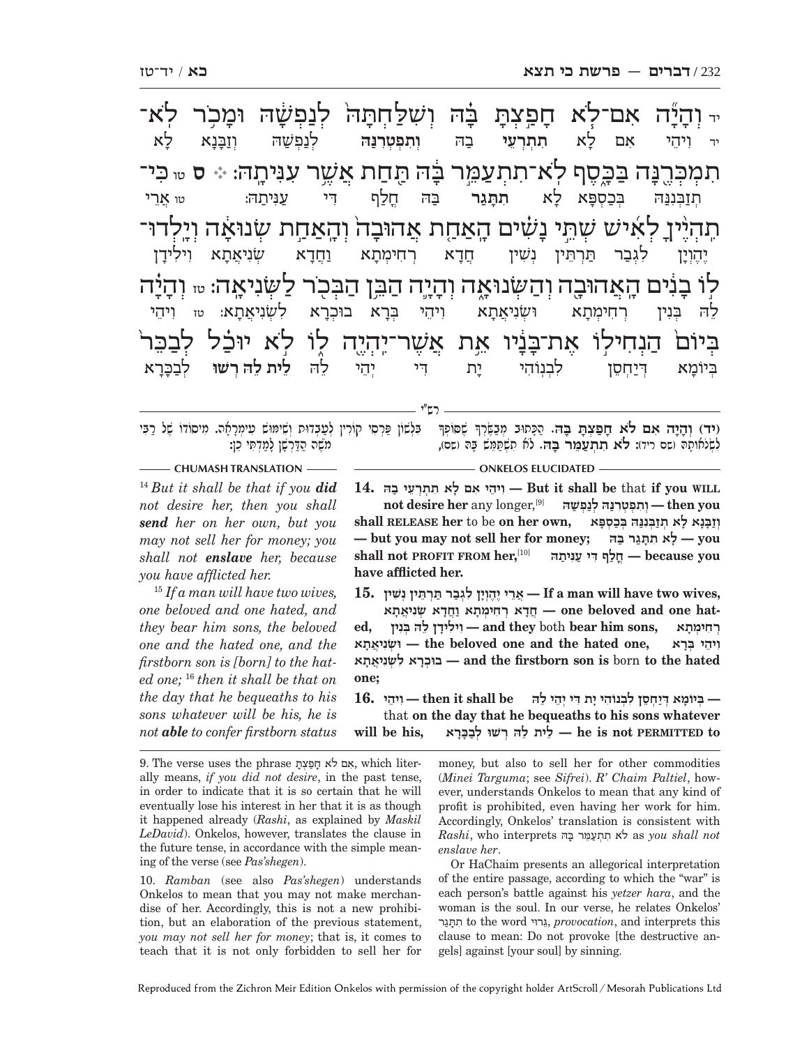יד וְהָיָה אִם־לֹא חָפַצְתָּ בָּהּ וְשִׁלַּחְתָּהּ לְנַפְשָׁהּ וּמָכֹר לֹא־תִמְכְּרֶנָּה בַּכָּסֶף לֹא־תִתְעַמֵּר בָּהּ תַּחַת אֲשֶׁר עִנִּיתָהּ: ס

יד וִיהֵי אִם לָא **תִתְרְעֵי** בַהּ **וְתִפְטְרִנַּהּ** לְנַפְשַׁהּ וְזַבָּנָא לָא תְזַבְּנִנַּהּ בְּכַסְפָּא לָא **תִתָּגַר** בַּהּ חֲלָף דִּי עַנֵּיתַהּ:

טו כִּי־תִהְיֶיןָ לְאִישׁ שְׁתֵּי נָשִׁים הָאַחַת אֲהוּבָה וְהָאַחַת שְׂנוּאָה וְיָלְדוּ־לוֹ בָנִים הָאֲהוּבָה וְהַשְּׂנוּאָה וְהָיָה הַבֵּן הַבְּכֹר לַשְּׂנִיאָה:

טו אֲרֵי יֶהֶוְיָן לִגְבַר תַּרְתֵּין נְשִׁין חֲדָא רְחִימְתָא וַחֲדָא שְׂנִיאֲתָא וִילִידָן לֵהּ בְּנִין רְחִימְתָא וּשְׂנִיאֲתָא וִיהֵי בְּרָא בוּכְרָא לִשְׂנִיאֲתָא:

טז וְהָיָה בְּיוֹם הַנְחִילוֹ אֶת־בָּנָיו אֵת אֲשֶׁר־יִהְיֶה לוֹ לֹא יוּכַל לְבַכֵּר

טז וִיהֵי בְּיוֹמָא דְּיַחְסֵן לִבְנוֹהִי יָת דִּי יְהֵי לֵהּ **לֵית לֵהּ רְשׁוּ** לְבַכָּרָא

רש״י

(יד) וְהָיָה אִם לֹא חָפַצְתָּ בָּהּ. הַכָּתוּב מְבַשֶּׂרְךָ שֶׁסּוֹפְךָ לִשְׂנֹאתָהּ (שם ו־יד): לֹא תִתְעַמֵּר בָּהּ. לֹא תִשְׁתַּמֵּשׁ בָּהּ (שם), בִּלְשׁוֹן פָּרְסִי קוֹרִין לַעֲבָדוּת וְשִׁמּוּשׁ עִימְרָאָה. מִיסוֹדוֹ שֶׁל רַבִּי מֹשֶׁה הַדַּרְשָׁן לָמַדְתִּי כֵן:

**ONKELOS ELUCIDATED**

**14.** וִיהֵי אִם לָא תִתְרְעֵי בַהּ — **But it shall be** that **if you WILL not desire her** any longer,[9] וְתִפְטְרִנַּהּ לְנַפְשַׁהּ — **then you shall RELEASE her** to be **on her own,** וְזַבָּנָא לָא תְזַבְּנִנַּהּ בְּכַסְפָּא — **but you may not sell her for money;** לָא תִתָּגַר בַּהּ — **you shall not PROFIT FROM her,**[10] חֲלָף דִּי עַנֵּיתַהּ — **because you have afflicted her.**

**15.** אֲרֵי יֶהֶוְיָן לִגְבַר תַּרְתֵּין נְשִׁין — **If a man will have two wives,** חֲדָא רְחִימְתָא וַחֲדָא שְׂנִיאֲתָא — **one beloved and one hated,** וִילִידָן לֵהּ בְּנִין — **and they** both **bear him sons,** רְחִימְתָא וּשְׂנִיאֲתָא — **the beloved one and the hated one,** וִיהֵי בְּרָא בוּכְרָא לִשְׂנִיאֲתָא — **and the firstborn son is** born **to the hated one;**

**16.** וִיהֵי — **then it shall be** that בְּיוֹמָא דְּיַחְסֵן לִבְנוֹהִי יָת דִּי יְהֵי לֵהּ — **on the day that he bequeaths to his sons whatever will be his,** לֵית לֵהּ רְשׁוּ לְבַכָּרָא — **he is not PERMITTED to**

**CHUMASH TRANSLATION**

[14] *But it shall be that if you* ***did*** *not desire her, then you shall* ***send*** *her on her own, but you may not sell her for money; you shall not* ***enslave*** *her, because you have afflicted her.*

[15] *If a man will have two wives, one beloved and one hated, and they bear him sons, the beloved one and the hated one, and the firstborn son is [born] to the hated one;* [16] *then it shall be that on the day that he bequeaths to his sons whatever will be his, he is not* ***able*** *to confer firstborn status*

---

9. The verse uses the phrase אִם לֹא חָפַצְתָּ, which literally means, *if you did not desire*, in the past tense, in order to indicate that it is so certain that he will eventually lose his interest in her that it is as though it happened already (*Rashi*, as explained by *Maskil LeDavid*). Onkelos, however, translates the clause in the future tense, in accordance with the simple meaning of the verse (see *Pas'shegen*).

10. *Ramban* (see also *Pas'shegen*) understands Onkelos to mean that you may not make merchandise of her. Accordingly, this is not a new prohibition, but an elaboration of the previous statement, *you may not sell her for money*; that is, it comes to teach that it is not only forbidden to sell her for money, but also to sell her for other commodities (*Minei Targuma*; see *Sifrei*). *R' Chaim Paltiel*, however, understands Onkelos to mean that any kind of profit is prohibited, even having her work for him. Accordingly, Onkelos' translation is consistent with *Rashi*, who interprets לֹא תִתְעַמֵּר בָּהּ as *you shall not enslave her*.

Or HaChaim presents an allegorical interpretation of the entire passage, according to which the "war" is each person's battle against his *yetzer hara*, and the woman is the soul. In our verse, he relates Onkelos' תִּתָּגַר to the word גֵּרוּי, *provocation*, and interprets this clause to mean: Do not provoke [the destructive angels] against [your soul] by sinning.

Reproduced from the Zichron Meir Edition Onkelos with permission of the copyright holder ArtScroll / Mesorah Publications Ltd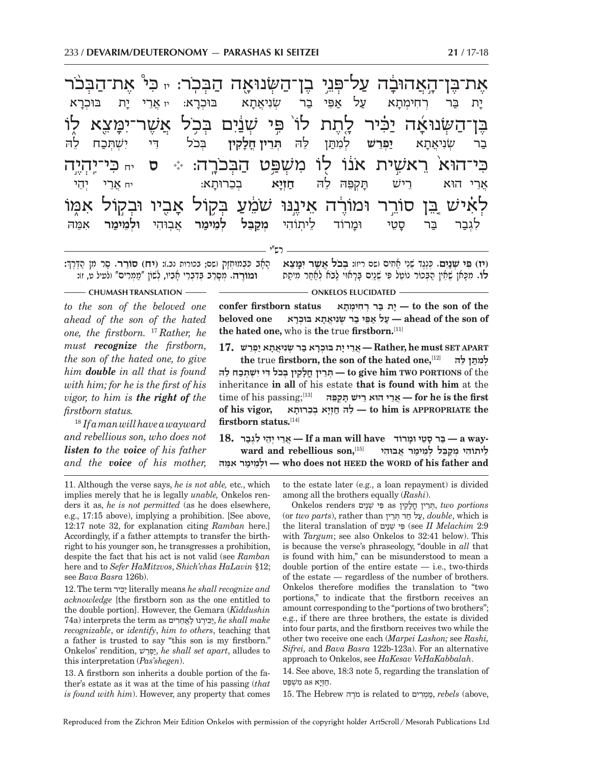אֶת־בֶּן־הָאֲהוּבָה עַל־פְּנֵי בֶן־הַשְּׂנוּאָה הַבְּכֹר: יז כִּי אֶת־הַבְּכֹר
יָת בַּר רְחִימְתָא עַל אַפֵּי בַר שְׂנִיאֲתָא בּוּכְרָא: יז אֱרֵי יָת בּוּכְרָא

בֶּן־הַשְּׂנוּאָה יַכִּיר לָתֶת לוֹ פִּי שְׁנַיִם בְּכֹל אֲשֶׁר־יִמָּצֵא לוֹ
בַר שְׂנִיאֲתָא **יַפְרֵשׁ** לְמִתַּן לֵהּ **תְּרֵין חֻלָקִין** בְּכֹל דִּי יִשְׁתְּכַח לֵהּ

כִּי־הוּא רֵאשִׁית אֹנוֹ לוֹ מִשְׁפַּט הַבְּכֹרָה: ס יח כִּי־יִהְיֶה
אֲרֵי הוּא רֵישׁ תָּקְפֵּהּ לֵהּ **חָזְיָא** בְּכֵרוּתָא: יח אֲרֵי יְהֵי

לְאִישׁ בֵּן סוֹרֵר וּמוֹרֶה אֵינֶנּוּ שֹׁמֵעַ בְּקוֹל אָבִיו וּבְקוֹל אִמּוֹ
לִגְבַר בַּר סָטֵי וּמָרוֹד לֵיתוֹהִי **מְקַבֵּל** **לְמֵימַר** אֲבוּהִי **וּלְמֵימַר** אִמֵּהּ

רש"י

**(יז) פִּי שְׁנַיִם.** כְּנֶגֶד שְׁנֵי אַחִים (שם ריז): **בְּכֹל אֲשֶׁר יִמָּצֵא לוֹ.** מִכָּאן שֶׁאֵין הַבְּכוֹר נוֹטֵל פִּי שְׁנַיִם בָּרָאוּי לָבֹא לְאַחַר מִיתַת הָאָב כְּבַמֻּחְזָק (שם; בכורות נב.): **(יח) סוֹרֵר.** סָר מִן הַדֶּרֶךְ: **וּמוֹרֶה.** מְסָרֵב בְּדִבְרֵי אָבִיו, לְשׁוֹן "מַמְרִים" (לעיל ט, ז):

**CHUMASH TRANSLATION**

*to the son of the beloved one ahead of the son of the hated one, the firstborn.* [17] *Rather, he must **recognize** the firstborn, the son of the hated one, to give him **double** in all that is found with him; for he is the first of his vigor, to him is **the right of** the firstborn status.*

[18] *If a man will have a wayward and rebellious son, who does not **listen to** the **voice** of his father and the **voice** of his mother,*

**ONKELOS ELUCIDATED**

**confer firstborn status** יָת בַּר רְחִימְתָא **— to the son of the beloved one** עַל אַפֵּי בַר שְׂנִיאֲתָא בּוּכְרָא **— ahead of the son of the hated one,** who is **the** true **firstborn.**[11]

**17.** אֲרֵי יָת בּוּכְרָא בַר שְׂנִיאֲתָא יַפְרֵשׁ **— Rather, he must SET APART the** true **firstborn, the son of the hated one,**[12] לְמִתַּן לֵהּ תְּרֵין חֻלָקִין בְּכֹל דִּי יִשְׁתְּכַח לֵהּ **— to give him TWO PORTIONS** of the inheritance **in all** of his estate **that is found with him** at the time of his passing;[13] אֲרֵי הוּא רֵישׁ תָּקְפֵּהּ **— for he is the first of his vigor,** לֵהּ חָזְיָא בְּכֵרוּתָא **— to him is APPROPRIATE the firstborn status.**[14]

**18.** אֲרֵי יְהֵי לִגְבַר **— If a man will have** בַּר סָטֵי וּמָרוֹד **— a wayward and rebellious son,**[15] לֵיתוֹהִי מְקַבֵּל לְמֵימַר אֲבוּהִי וּלְמֵימַר אִמֵּהּ **— who does not HEED the WORD of his father and**

---

11. Although the verse says, *he is not able,* etc., which implies merely that he is legally *unable,* Onkelos renders it as, *he is not permitted* (as he does elsewhere, e.g., 17:15 above), implying a prohibition. [See above, 12:17 note 32, for explanation citing *Ramban* here.] Accordingly, if a father attempts to transfer the birthright to his younger son, he transgresses a prohibition, despite the fact that his act is not valid (see *Ramban* here and to *Sefer HaMitzvos*, *Shich'chas HaLavin* §12; see *Bava Basra* 126b).

12. The term יַכִּיר literally means *he shall recognize and acknowledge* [the firstborn son as the one entitled to the double portion]. However, the Gemara (*Kiddushin* 74a) interprets the term as יַכִּירֶנּוּ לַאֲחֵרִים, *he shall make recognizable*, or *identify*, *him to others*, teaching that a father is trusted to say "this son is my firstborn." Onkelos' rendition, יַפְרֵשׁ, *he shall set apart*, alludes to this interpretation (*Pas'shegen*).

13. A firstborn son inherits a double portion of the father's estate as it was at the time of his passing (*that is found with him*). However, any property that comes to the estate later (e.g., a loan repayment) is divided among all the brothers equally (*Rashi*).

Onkelos renders פִּי שְׁנַיִם as תְּרֵין חֻלָקִין, *two portions* (or *two parts*), rather than עַל חַד תְּרֵין, *double*, which is the literal translation of פִּי שְׁנַיִם (see *II Melachim* 2:9 with *Targum*; see also Onkelos to 32:41 below). This is because the verse's phraseology, "double in *all* that is found with him," can be misunderstood to mean a double portion of the entire estate — i.e., two-thirds of the estate — regardless of the number of brothers. Onkelos therefore modifies the translation to "two portions," to indicate that the firstborn receives an amount corresponding to the "portions of two brothers"; e.g., if there are three brothers, the estate is divided into four parts, and the firstborn receives two while the other two receive one each (*Marpei Lashon;* see *Rashi, Sifrei,* and *Bava Basra* 122b-123a). For an alternative approach to Onkelos, see *HaKesav VeHaKabbalah*.

14. See above, 18:3 note 5, regarding the translation of מִשְׁפַּט as חָזְיָא.

15. The Hebrew מוֹרֶה is related to מַמְרִים, *rebels* (above,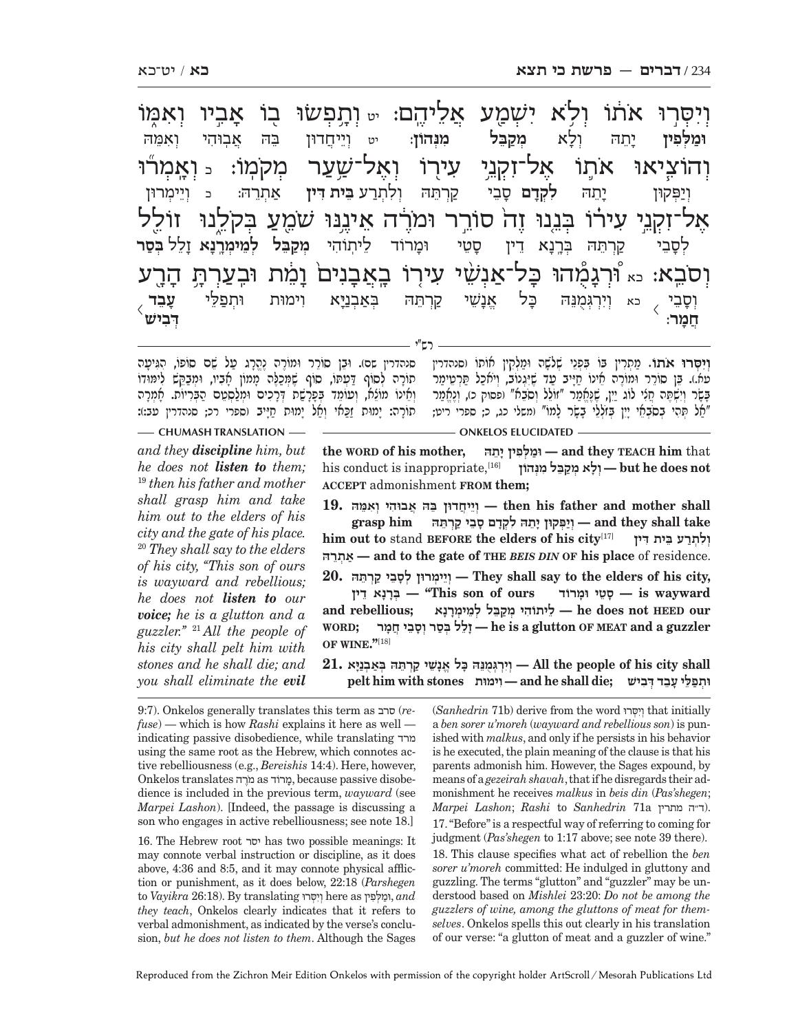וְיִסְּרוּ אֹתוֹ וְלֹא יִשְׁמַע אֲלֵיהֶם׃ יט וְתָפְשׂוּ בוֹ אָבִיו וְאִמּוֹ וְהוֹצִיאוּ אֹתוֹ אֶל־זִקְנֵי עִירוֹ וְאֶל־שַׁעַר מְקֹמוֹ׃ כ וְאָמְרוּ אֶל־זִקְנֵי עִירוֹ בְּנֵנוּ זֶה סוֹרֵר וּמֹרֶה אֵינֶנּוּ שֹׁמֵעַ בְּקֹלֵנוּ זוֹלֵל וְסֹבֵא׃ כא וּרְגָמֻהוּ כָּל־אַנְשֵׁי עִירוֹ בָאֲבָנִים וָמֵת וּבִעַרְתָּ הָרָע

וּמַלְּפִין יָתֵהּ וְלָא מְקַבֵּל מִנְּהוֹן׃ יט וְיֵיחֲדוּן בֵּהּ אֲבוּהִי וְאִמֵּהּ וְיַפְּקוּן יָתֵהּ לִקְדָם סָבֵי קַרְתֵּהּ וְלִתְרַע בֵּית דִּין אַתְרֵהּ׃ כ וְיֵימְרוּן לְסָבֵי קַרְתֵּהּ בְּרָנָא דֵין סָטֵי וּמָרוֹד לֵיתוֹהִי מְקַבֵּל לְמֵימְרָנָא זָלֵל בְּסַר וְסָבֵי חֲמָר׃ כא וְיִרְגְּמֻנֵּהּ כָּל אֱנָשֵׁי קַרְתֵּהּ בְּאַבְנַיָּא וִימוּת וּתְפַלֵּי עָבֵד דְּבִישׁ

**רש"י**

וְיִסְּרוּ אֹתוֹ. מַתְרִין בּוֹ בִּפְנֵי שְׁלֹשָׁה וּמַלְקִין אוֹתוֹ (סנהדרין עא.). בֵּן סוֹרֵר וּמוֹרֶה אֵינוֹ חַיָּיב עַד שֶׁיִּגְנוֹב, וְיֹאכַל תַּרְטֵימַר בָּשָׂר וְיִשְׁתֶּה חֲצִי לוֹג יַיִן, שֶׁנֶּאֱמַר "זוֹלֵל וְסֹבֵא" (פסוק כ), וְנֶאֱמַר "אַל תְּהִי בְסֹבְאֵי יָיִן בְּזֹלְלֵי בָשָׂר לָמוֹ" (משלי כג, כ; ספרי ריט; סנהדרין סט). וּבֵן סוֹרֵר וּמוֹרֶה נֶהֱרָג עַל שֵׁם סוֹפוֹ, הִגִּיעָה תּוֹרָה לְסוֹף דַּעְתּוֹ, סוֹף שֶׁמְּכַלֶּה מָמוֹן אָבִיו, וּמְבַקֵּשׁ לִימּוּדוֹ וְאֵינוֹ מוֹצֵא, וְעוֹמֵד בְּפָרָשַׁת דְּרָכִים וּמְלַסְטֵם הַבְּרִיּוֹת. אָמְרָה תּוֹרָה: יָמוּת זַכַּאי וְאַל יָמוּת חַיָּיב (ספרי רכ; סנהדרין עב.):

**CHUMASH TRANSLATION**

*and they* ***discipline*** *him, but he does not* ***listen to*** *them;* [19] *then his father and mother shall grasp him and take him out to the elders of his city and the gate of his place.* [20] *They shall say to the elders of his city, "This son of ours is wayward and rebellious; he does not* ***listen to*** *our* ***voice;*** *he is a glutton and a guzzler."* [21] *All the people of his city shall pelt him with stones and he shall die; and you shall eliminate the* ***evil***

**ONKELOS ELUCIDATED**

**the WORD of his mother, וּמַלְּפִין יָתֵהּ — and they TEACH him** that his conduct is inappropriate,[16] **וְלָא מְקַבֵּל מִנְּהוֹן — but he does not ACCEPT** admonishment **FROM them;**

**19. וְיֵיחֲדוּן בֵּהּ אֲבוּהִי וְאִמֵּהּ — then his father and mother shall grasp him וְיַפְּקוּן יָתֵהּ לִקְדָם סָבֵי קַרְתֵּהּ — and they shall take him out to** stand **BEFORE the elders of his city**[17] **וְלִתְרַע בֵּית דִּין אַתְרֵהּ — and to the gate of THE *BEIS DIN* OF his place** of residence.

**20. וְיֵימְרוּן לְסָבֵי קַרְתֵּהּ — They shall say to the elders of his city, בְּרָנָא דֵין — "This son of ours סָטֵי וּמָרוֹד — is wayward and rebellious; לֵיתוֹהִי מְקַבֵּל לְמֵימְרָנָא — he does not HEED our WORD; זָלֵל בְּסַר וְסָבֵי חֲמָר — he is a glutton OF MEAT and a guzzler OF WINE."**[18]

**21. וְיִרְגְּמֻנֵּהּ כָּל אֱנָשֵׁי קַרְתֵּהּ בְּאַבְנַיָּא — All the people of his city shall pelt him with stones וִימוּת — and he shall die; וּתְפַלֵּי עָבֵד דְּבִישׁ**

---

9:7). Onkelos generally translates this term as סרב (*refuse*) — which is how *Rashi* explains it here as well — indicating passive disobedience, while translating מרד using the same root as the Hebrew, which connotes active rebelliousness (e.g., *Bereishis* 14:4). Here, however, Onkelos translates מֹרֶה as מָרוֹד, because passive disobedience is included in the previous term, *wayward* (see *Marpei Lashon*). [Indeed, the passage is discussing a son who engages in active rebelliousness; see note 18.]

16. The Hebrew root יסר has two possible meanings: It may connote verbal instruction or discipline, as it does above, 4:36 and 8:5, and it may connote physical affliction or punishment, as it does below, 22:18 (*Parshegen* to *Vayikra* 26:18). By translating וְיִסְּרוּ here as וּמַלְּפִין, *and they teach*, Onkelos clearly indicates that it refers to verbal admonishment, as indicated by the verse's conclusion, *but he does not listen to them*. Although the Sages (*Sanhedrin* 71b) derive from the word וְיִסְּרוּ that initially a *ben sorer u'moreh* (*wayward and rebellious son*) is punished with *malkus*, and only if he persists in his behavior is he executed, the plain meaning of the clause is that his parents admonish him. However, the Sages expound, by means of a *gezeirah shavah*, that if he disregards their admonishment he receives *malkus* in *beis din* (*Pas'shegen*; *Marpei Lashon*; *Rashi* to *Sanhedrin* 71a ד״ה מתרין).

17. "Before" is a respectful way of referring to coming for judgment (*Pas'shegen* to 1:17 above; see note 39 there).

18. This clause specifies what act of rebellion the *ben sorer u'moreh* committed: He indulged in gluttony and guzzling. The terms "glutton" and "guzzler" may be understood based on *Mishlei* 23:20: *Do not be among the guzzlers of wine, among the gluttons of meat for themselves*. Onkelos spells this out clearly in his translation of our verse: "a glutton of meat and a guzzler of wine."

Reproduced from the Zichron Meir Edition Onkelos with permission of the copyright holder ArtScroll / Mesorah Publications Ltd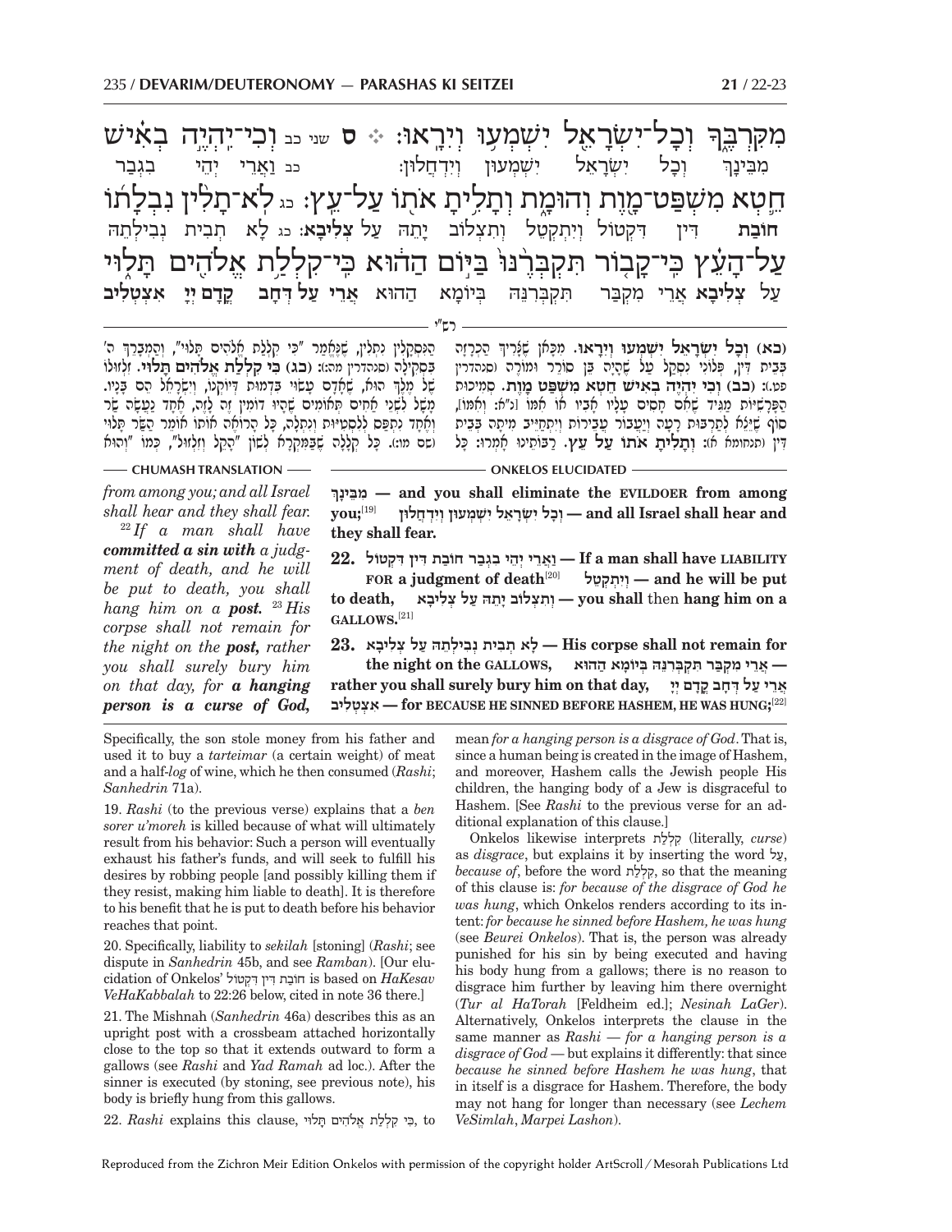מִקִּרְבֶּ֑ךָ וְכָל־יִשְׂרָאֵ֖ל יִשְׁמְע֥וּ וְיִרָֽאוּ׃ ס שני כב וְכִי־יִהְיֶ֣ה בְאִ֗ישׁ חֵ֛טְא מִשְׁפַּט־מָ֖וֶת וְהוּמָ֑ת וְתָלִ֥יתָ אֹת֖וֹ עַל־עֵֽץ׃ כג לֹא־תָלִ֨ין נִבְלָת֜וֹ עַל־הָעֵ֗ץ כִּֽי־קָב֤וֹר תִּקְבְּרֶ֙נּוּ֙ בַּיּ֣וֹם הַה֔וּא כִּֽי־קִלְלַ֥ת אֱלֹהִ֖ים תָּל֑וּי

מִבֵּינָךְ וְכָל יִשְׂרָאֵל יִשְׁמְעוּן וְיִדְחֲלוּן: כב וַאֲרֵי יְהֵי בִגְבַר **חוֹבַת** דִּין דִּקְטוֹל וְיִתְקְטֵל וְתִצְלוֹב יָתֵהּ עַל **צְלִיבָא**: כג לָא תְבִית נְבִילְתֵהּ עַל **צְלִיבָא** אֲרֵי מִקְבַּר תִּקְבְּרִנֵּהּ בְּיוֹמָא הַהוּא **אֲרֵי עַל דְּחָב** קֳדָם יְיָ **אִצְטְלִיב**

רש"י

**(כא) וְכָל יִשְׂרָאֵל יִשְׁמְעוּ וְיִרָאוּ.** מִכָּאן שֶׁצָּרִיךְ הַכְרָזָה בְּבֵית דִּין, פְּלוֹנִי נִסְקַל עַל שֶׁהָיָה בֵּן סוֹרֵר וּמוֹרֶה (סנהדרין פט.): **(כב) וְכִי יִהְיֶה בְאִישׁ חֵטְא מִשְׁפַּט מָוֶת.** סְמִיכוּת הַפָּרָשִׁיּוֹת מַגִּיד שֶׁאִם חָסִים עָלָיו אָבִיו וְאִמּוֹ [נ"א: וְתָמוֹ], סוֹף שֶׁיֵּצֵא לְתַרְבּוּת רָעָה וְיַעֲבוֹר עֲבֵירוֹת וְיִתְחַיֵּיב מִיתָה בְּבֵית דִּין (תנחומא ח): **וְתָלִיתָ אֹתוֹ עַל עֵץ.** רַבּוֹתֵינוּ אָמְרוּ: כָּל הַנִּסְקָלִין נִתְלִין, שֶׁנֶּאֱמַר "כִּי קִלְלַת אֱלֹהִים תָּלוּי", וְהַמְבָרֵךְ אֶת ה' בִּסְקִילָה (סנהדרין מה:): **(כג) כִּי קִלְלַת אֱלֹהִים תָּלוּי.** זִלְזוּלוֹ שֶׁל מֶלֶךְ הוּא, שֶׁאָדָם עָשׂוּי בִּדְמוּת דְּיוֹקְנוֹ, וְיִשְׂרָאֵל הֵם בָּנָיו. מָשָׁל לִשְׁנֵי אַחִים תְּאוֹמִים שֶׁהָיוּ דוֹמִין זֶה לָזֶה, אֶחָד נַעֲשָׂה שַׂר וְאֶחָד נִתְפַּס לְלִסְטִיּוּת וְנִתְלָה, כָּל הָרוֹאֶה אוֹתוֹ אוֹמֵר הַשַּׂר תָּלוּי (שם מו:). כָּל קְלָלָה שֶׁבַּמִּקְרָא לְשׁוֹן "הָקֵל וְזִלְזוּל", כְּמוֹ "וְהוּא

— CHUMASH TRANSLATION —

*from among you; and all Israel shall hear and they shall fear.*

[22] *If a man shall have* ***committed a sin with*** *a judgment of death, and he will be put to death, you shall hang him on a* ***post.*** [23] *His corpse shall not remain for the night on the* ***post,*** *rather you shall surely bury him on that day, for* ***a hanging person is a curse of God,***

— ONKELOS ELUCIDATED —

**מִבֵּינָךְ — and you shall eliminate the EVILDOER from among you;**[19] **וְכָל יִשְׂרָאֵל יִשְׁמְעוּן וְיִדְחֲלוּן — and all Israel shall hear and they shall fear.**

**22. וַאֲרֵי יְהֵי בִגְבַר חוֹבַת דִּין דִּקְטוֹל — If a man shall have LIABILITY FOR a judgment of death**[20] **וְיִתְקְטֵל — and he will be put to death, וְתִצְלוֹב יָתֵהּ עַל צְלִיבָא — you shall** then **hang him on a GALLOWS.**[21]

**23. לָא תְבִית נְבִילְתֵהּ עַל צְלִיבָא — His corpse shall not remain for the night on the GALLOWS, אֲרֵי מִקְבַּר תִּקְבְּרִנֵּהּ בְּיוֹמָא הַהוּא — rather you shall surely bury him on that day, אֲרֵי עַל דְּחָב קֳדָם יְיָ אִצְטְלִיב — for BECAUSE HE SINNED BEFORE HASHEM, HE WAS HUNG;**[22]

Specifically, the son stole money from his father and used it to buy a *tarteimar* (a certain weight) of meat and a half-*log* of wine, which he then consumed (*Rashi*; *Sanhedrin* 71a).

19. *Rashi* (to the previous verse) explains that a *ben sorer u'moreh* is killed because of what will ultimately result from his behavior: Such a person will eventually exhaust his father's funds, and will seek to fulfill his desires by robbing people [and possibly killing them if they resist, making him liable to death]. It is therefore to his benefit that he is put to death before his behavior reaches that point.

20. Specifically, liability to *sekilah* [stoning] (*Rashi*; see dispute in *Sanhedrin* 45b, and see *Ramban*). [Our elucidation of Onkelos' חוֹבַת דִּין דִּקְטוֹל is based on *HaKesav VeHaKabbalah* to 22:26 below, cited in note 36 there.]

21. The Mishnah (*Sanhedrin* 46a) describes this as an upright post with a crossbeam attached horizontally close to the top so that it extends outward to form a gallows (see *Rashi* and *Yad Ramah* ad loc.). After the sinner is executed (by stoning, see previous note), his body is briefly hung from this gallows.

22. *Rashi* explains this clause, כִּי קִלְלַת אֱלֹהִים תָּלוּי, to mean *for a hanging person is a disgrace of God*. That is, since a human being is created in the image of Hashem, and moreover, Hashem calls the Jewish people His children, the hanging body of a Jew is disgraceful to Hashem. [See *Rashi* to the previous verse for an additional explanation of this clause.]

Onkelos likewise interprets קִלְלַת (literally, *curse*) as *disgrace*, but explains it by inserting the word עַל, *because of*, before the word קִלְלַת, so that the meaning of this clause is: *for because of the disgrace of God he was hung*, which Onkelos renders according to its intent: *for because he sinned before Hashem, he was hung* (see *Beurei Onkelos*). That is, the person was already punished for his sin by being executed and having his body hung from a gallows; there is no reason to disgrace him further by leaving him there overnight (*Tur al HaTorah* [Feldheim ed.]; *Nesinah LaGer*). Alternatively, Onkelos interprets the clause in the same manner as *Rashi* — *for a hanging person is a disgrace of God* — but explains it differently: that since *because he sinned before Hashem he was hung*, that in itself is a disgrace for Hashem. Therefore, the body may not hang for longer than necessary (see *Lechem VeSimlah*, *Marpei Lashon*).

Reproduced from the Zichron Meir Edition Onkelos with permission of the copyright holder ArtScroll/Mesorah Publications Ltd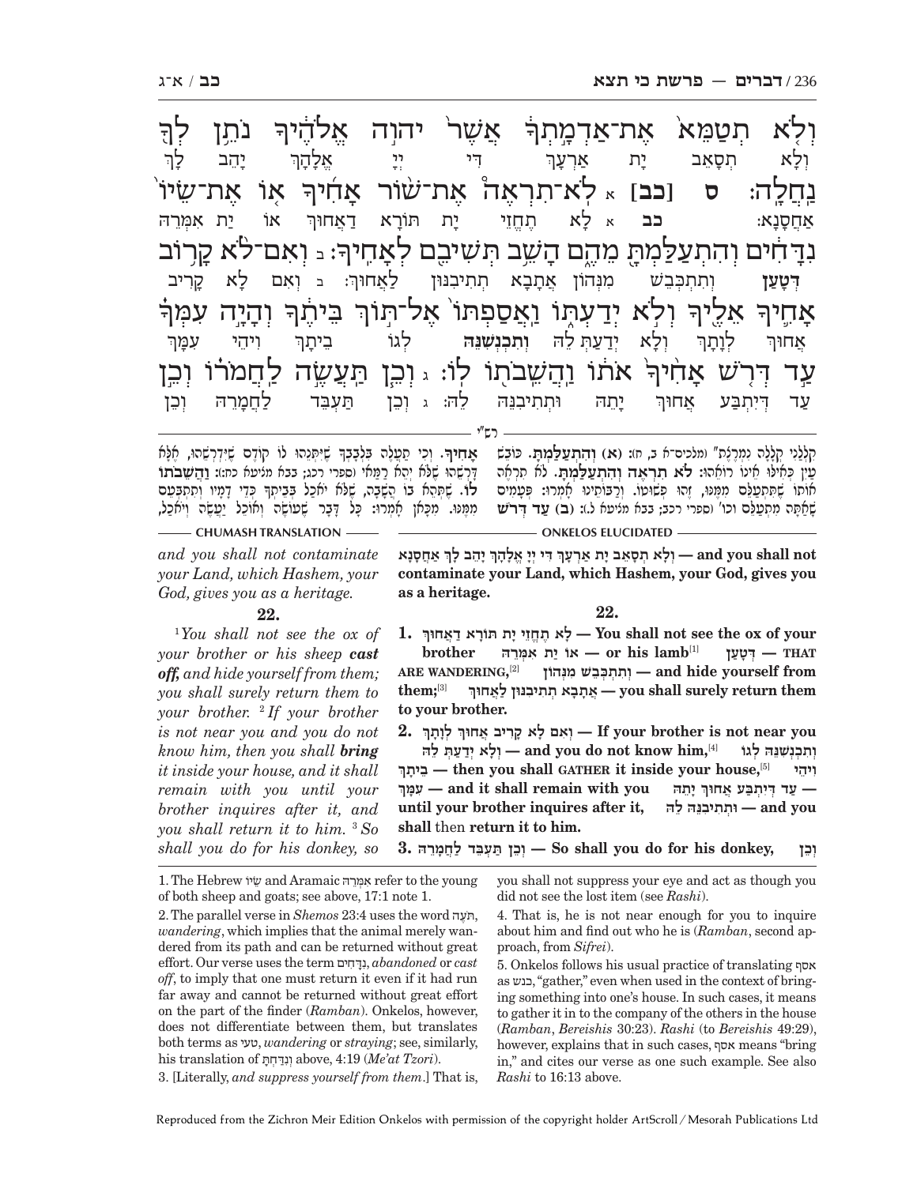וְלֹא תְטַמֵּא אֶת־אַדְמָתְךָ אֲשֶׁר יהוה אֱלֹהֶיךָ נֹתֵן לְךָ נַחֲלָה: ס

וְלָא תְסָאֵב יָת אַרְעָךְ דִּי יְיָ אֱלָהָךְ יָהֵב לָךְ אַחֲסָנָא:

**[כב]** א לֹא־תִרְאֶה אֶת־שׁוֹר אָחִיךָ אוֹ אֶת־שֵׂיוֹ נִדָּחִים וְהִתְעַלַּמְתָּ מֵהֶם הָשֵׁב תְּשִׁיבֵם לְאָחִיךָ: ב וְאִם־לֹא קָרוֹב אָחִיךָ אֵלֶיךָ וְלֹא יְדַעְתּוֹ וַאֲסַפְתּוֹ אֶל־תּוֹךְ בֵּיתֶךָ וְהָיָה עִמְּךָ עַד דְּרֹשׁ אָחִיךָ אֹתוֹ וַהֲשֵׁבֹתוֹ לוֹ: ג וְכֵן תַּעֲשֶׂה לַחֲמֹרוֹ וְכֵן

**כב** א לָא תֶחֱזֵי יָת תּוֹרָא דַאֲחוּךְ אוֹ יַת אִמְּרֵהּ **דְּטָעַן** וְתִתְכְּבֵשׁ מִנְּהוֹן אֲתָבָא תְתִיבִנּוּן לַאֲחוּךְ: ב וְאִם לָא קָרִיב אֲחוּךְ לְוָתָךְ וְלָא יְדַעְתְּ לֵהּ **וְתִכְנְשִׁנֵּהּ** לְגוֹ בֵיתָךְ וִיהֵי עִמָּךְ עַד דְּיִתְבַּע אֲחוּךְ יָתֵהּ וּתְתִיבִנֵּהּ לֵהּ: ג וְכֵן תַּעְבֵּד לַחֲמָרֵהּ וְכֵן

רש"י

קִלְלַנִי קְלָלָה נִמְרֶצֶת" (מלכים־א ב, ח): **(א) וְהִתְעַלַּמְתָּ.** כּוֹבֵשׁ עַיִן כְּאִלּוּ אֵינוֹ רוֹאֵהוּ: **לֹא תִרְאֶה וְהִתְעַלַּמְתָּ.** לֹא תִרְאֶה אוֹתוֹ שֶׁתִּתְעַלֵּם מִמֶּנּוּ, זֶהוּ פְּשׁוּטוֹ. וְרַבּוֹתֵינוּ אָמְרוּ: פְּעָמִים שֶׁאַתָּה מִתְעַלֵּם וכו' (ספרי רכב; בבא מציעא ל.): **(ב) עַד דְּרֹשׁ אָחִיךָ.** וְכִי תַעֲלֶה בְּדַעְתְּךָ שֶׁיִּתְּנֶנּוּ לוֹ קוֹדֶם שֶׁיִּדְרְשֵׁהוּ, אֶלָּא דָּרְשֵׁהוּ שֶׁלֹּא יְהֵא רַמַּאי (ספרי רכג; בבא מציעא כח:): **וַהֲשֵׁבֹתוֹ לוֹ.** שֶׁתְּהֵא בוֹ הֲשָׁבָה, שֶׁלֹּא יֹאכַל בְּבֵיתְךָ כְּדֵי דָמָיו וְתִתְבָּעֵם מִמֶּנּוּ. מִכָּאן אָמְרוּ: כָּל דָּבָר שֶׁעוֹשֶׂה וְאוֹכֵל יַעֲשֶׂה וְיֹאכַל,

**CHUMASH TRANSLATION**

*and you shall not contaminate your Land, which Hashem, your God, gives you as a heritage.*

**22.**

[1]*You shall not see the ox of your brother or his sheep* ***cast off,*** *and hide yourself from them; you shall surely return them to your brother.* [2]*If your brother is not near you and you do not know him, then you shall* ***bring*** *it inside your house, and it shall remain with you until your brother inquires after it, and you shall return it to him.* [3]*So shall you do for his donkey, so*

**ONKELOS ELUCIDATED**

**וְלָא תְסָאֵב יָת אַרְעָךְ דִּי יְיָ אֱלָהָךְ יָהֵב לָךְ אַחֲסָנָא — and you shall not contaminate your Land, which Hashem, your God, gives you as a heritage.**

**22.**

**1. לָא תֶחֱזֵי יָת תּוֹרָא דַאֲחוּךְ — You shall not see the ox of your brother אוֹ יַת אִמְּרֵהּ — or his lamb**[1] **דְּטָעַן — THAT ARE WANDERING,**[2] **וְתִתְכְּבֵשׁ מִנְּהוֹן — and hide yourself from them;**[3] **אֲתָבָא תְתִיבִנּוּן לַאֲחוּךְ — you shall surely return them to your brother.**

**2. וְאִם לָא קָרִיב אֲחוּךְ לְוָתָךְ — If your brother is not near you וְלָא יְדַעְתְּ לֵהּ — and you do not know him,**[4] **וְתִכְנְשִׁנֵּהּ לְגוֹ בֵיתָךְ — then you shall GATHER it inside your house,**[5] **וִיהֵי עִמָּךְ — and it shall remain with you עַד דְּיִתְבַּע אֲחוּךְ יָתֵהּ — until your brother inquires after it, וּתְתִיבִנֵּהּ לֵהּ — and you shall** then **return it to him.**

**3. וְכֵן תַּעְבֵּד לַחֲמָרֵהּ — So shall you do for his donkey, וְכֵן**

---

1. The Hebrew שֶׂיוֹ and Aramaic אִמְּרֵהּ refer to the young of both sheep and goats; see above, 17:1 note 1.

2. The parallel verse in *Shemos* 23:4 uses the word תֹּעֶה, *wandering*, which implies that the animal merely wandered from its path and can be returned without great effort. Our verse uses the term נִדָּחִים, *abandoned* or *cast off*, to imply that one must return it even if it had run far away and cannot be returned without great effort on the part of the finder (*Ramban*). Onkelos, however, does not differentiate between them, but translates both terms as טעי, *wandering* or *straying*; see, similarly, his translation of וְנִדַּחְתָּ above, 4:19 (*Me'at Tzori*).

3. [Literally, *and suppress yourself from them.*] That is, you shall not suppress your eye and act as though you did not see the lost item (see *Rashi*).

4. That is, he is not near enough for you to inquire about him and find out who he is (*Ramban*, second approach, from *Sifrei*).

5. Onkelos follows his usual practice of translating אסף as כנש, "gather," even when used in the context of bringing something into one's house. In such cases, it means to gather it in to the company of the others in the house (*Ramban*, *Bereishis* 30:23). *Rashi* (to *Bereishis* 49:29), however, explains that in such cases, אסף means "bring in," and cites our verse as one such example. See also *Rashi* to 16:13 above.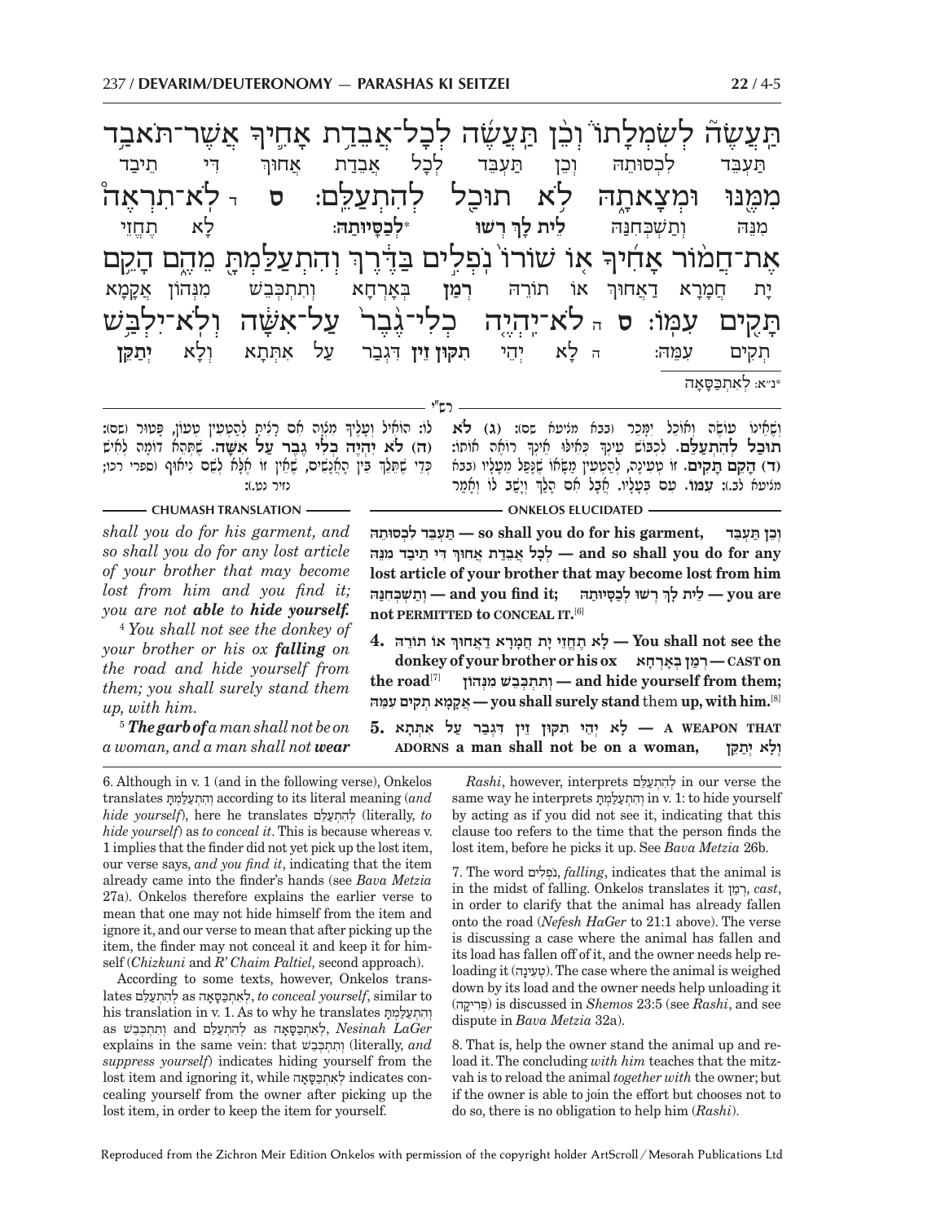תַּעֲשֶׂה לְשִׂמְלָתוֹ וְכֵן תַּעֲשֶׂה לְכָל־אֲבֵדַת אָחִיךָ אֲשֶׁר־תֹּאבַד מִמֶּנּוּ וּמְצָאתָהּ לֹא תוּכַל לְהִתְעַלֵּם: ס ד לֹא־תִרְאֶה אֶת־חֲמוֹר אָחִיךָ אוֹ שׁוֹרוֹ נֹפְלִים בַּדֶּרֶךְ וְהִתְעַלַּמְתָּ מֵהֶם הָקֵם תָּקִים עִמּוֹ: ס ה לֹא־יִהְיֶה כְלִי־גֶבֶר עַל־אִשָּׁה וְלֹא־יִלְבַּשׁ

תַּעְבֵּד לִכְסוּתֵהּ וְכֵן תַּעְבֵּד לְכָל אֲבֵדַת אֲחוּךְ דִּי תֵיבַד מִנֵּהּ וְתַשְׁכְּחִנַּהּ לֵית לָךְ רְשׁוּ *לְכַסָּיוּתַהּ: ד לָא תֶחֱזֵי יָת חֲמָרָא דַאֲחוּךְ אוֹ תוֹרֵהּ רְמַן בְּאָרְחָא וְתִתְכְּבֵשׁ מִנְּהוֹן אֲקָמָא תְקִים עִמֵּהּ: ה לָא יְהֵי תִקּוּן זֵין דִּגְבַר עַל אִתְּתָא וְלָא יְתַקַּן

*נ״א: לְאִתְכַּסָּאָה

רש״י

וְשָׂאִינוֹ עוֹשֶׂה וְאוֹכֵל יִמָּכֵר (בבא מציעא שם): (ג) לֹא תוּכַל לְהִתְעַלֵּם. לִכְבּוֹשׁ עֵינְךָ כְּאִלּוּ אֵינְךָ רוֹאֶה אוֹתוֹ: (ד) הָקֵם תָּקִים. זוֹ טְעִינָה, לְהַטְעִין מַשָּׂאוֹ שֶׁנָּפַל מֵעָלָיו (בבא מציעא לב.): עִמּוֹ. עִם בְּעָלָיו. אֲבָל אִם הָלַךְ וְיָשַׁב לוֹ וְאָמַר לוֹ: הוֹאִיל וְעָלֶיךָ מִצְוָה אִם רָצִיתָ לְהַטְעִין טְעוֹן, פָּטוּר (שם): (ה) לֹא יִהְיֶה כְלִי גֶבֶר עַל אִשָּׁה. שֶׁתְּהֵא דוֹמָה לְאִישׁ כְּדֵי שֶׁתֵּלֵךְ בֵּין הָאֲנָשִׁים, שֶׁאֵין זוֹ אֶלָּא לְשֵׁם נִיאוּף (ספרי רכו; נזיר נט.):

**CHUMASH TRANSLATION**

*shall you do for his garment, and so shall you do for any lost article of your brother that may become lost from him and you find it; you are not **able** to **hide yourself.***

[4] *You shall not see the donkey of your brother or his ox **falling** on the road and hide yourself from them; you shall surely stand them up, with him.*

[5] ***The garb of** a man shall not be on a woman, and a man shall not **wear***

**ONKELOS ELUCIDATED**

**וְכֵן תַּעְבֵּד לִכְסוּתֵהּ, — so shall you do for his garment, לְכָל אֲבֵדַת אֲחוּךְ דִּי תֵיבַד מִנֵּהּ — and so shall you do for any lost article of your brother that may become lost from him וְתַשְׁכְּחִנַּהּ — and you find it; לֵית לָךְ רְשׁוּ לְכַסָּיוּתַהּ — you are not PERMITTED to CONCEAL IT.**[6]

**4. לָא תֶחֱזֵי יָת חֲמָרָא דַאֲחוּךְ אוֹ תוֹרֵהּ — You shall not see the donkey of your brother or his ox רְמַן בְּאָרְחָא — CAST on the road**[7] **וְתִתְכְּבֵשׁ מִנְּהוֹן — and hide yourself from them; אֲקָמָא תְקִים עִמֵּהּ — you shall surely stand** them **up, with him.**[8]

**5. לָא יְהֵי תִקּוּן זֵין דִּגְבַר עַל אִתְּתָא — A WEAPON THAT ADORNS a man shall not be on a woman, וְלָא יְתַקַּן**

6. Although in v. 1 (and in the following verse), Onkelos translates וְהִתְעַלַּמְתָּ according to its literal meaning (*and hide yourself*), here he translates לְהִתְעַלֵּם (literally, *to hide yourself*) as *to conceal it*. This is because whereas v. 1 implies that the finder did not yet pick up the lost item, our verse says, *and you find it*, indicating that the item already came into the finder's hands (see *Bava Metzia* 27a). Onkelos therefore explains the earlier verse to mean that one may not hide himself from the item and ignore it, and our verse to mean that after picking up the item, the finder may not conceal it and keep it for himself (*Chizkuni* and *R' Chaim Paltiel,* second approach).

According to some texts, however, Onkelos translates לְהִתְעַלֵּם as לְאִתְכַּסָּאָה, *to conceal yourself*, similar to his translation in v. 1. As to why he translates וְהִתְעַלַּמְתָּ as וְתִתְכְּבֵשׁ and לְהִתְעַלֵּם as לְאִתְכַּסָּאָה, *Nesinah LaGer* explains in the same vein: that וְתִתְכְּבֵשׁ (literally, *and suppress yourself*) indicates hiding yourself from the lost item and ignoring it, while לְאִתְכַּסָּאָה indicates concealing yourself from the owner after picking up the lost item, in order to keep the item for yourself.

*Rashi*, however, interprets לְהִתְעַלֵּם in our verse the same way he interprets וְהִתְעַלַּמְתָּ in v. 1: to hide yourself by acting as if you did not see it, indicating that this clause too refers to the time that the person finds the lost item, before he picks it up. See *Bava Metzia* 26b.

7. The word נֹפְלִים, *falling*, indicates that the animal is in the midst of falling. Onkelos translates it רְמַן, *cast*, in order to clarify that the animal has already fallen onto the road (*Nefesh HaGer* to 21:1 above). The verse is discussing a case where the animal has fallen and its load has fallen off of it, and the owner needs help reloading it (טְעִינָה). The case where the animal is weighed down by its load and the owner needs help unloading it (פְּרִיקָה) is discussed in *Shemos* 23:5 (see *Rashi*, and see dispute in *Bava Metzia* 32a).

8. That is, help the owner stand the animal up and reload it. The concluding *with him* teaches that the mitzvah is to reload the animal *together with* the owner; but if the owner is able to join the effort but chooses not to do so, there is no obligation to help him (*Rashi*).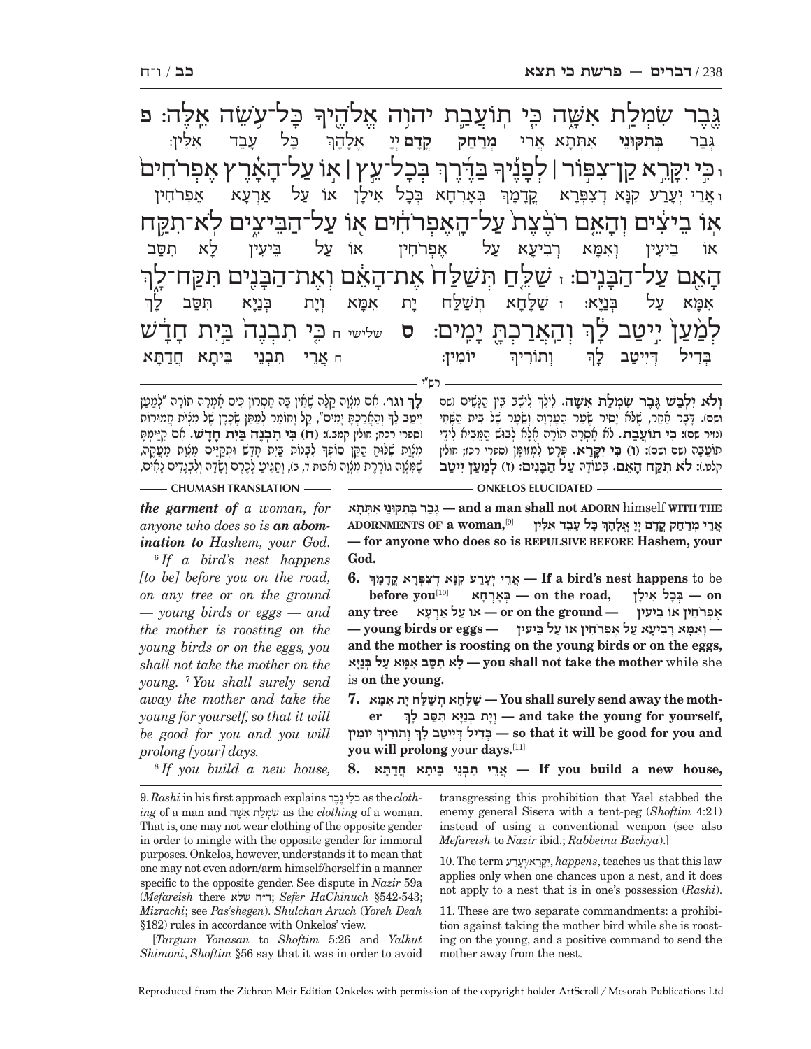גֶּ֑בֶר שִׂמְלַ֣ת אִשָּׁ֑ה כִּ֧י תוֹעֲבַ֛ת יְהֹוָ֥ה אֱלֹהֶ֖יךָ כׇּל־עֹ֥שֵׂה אֵֽלֶּה׃ **פ**
גְּבַר **בְּתִקּוּנֵי** אִתְּתָא אֲרֵי **מְרַחַק** **קֳדָם** יְיָ אֱלָהָךְ כָּל עָבֵד אִלֵּין׃

ו כִּ֣י יִקָּרֵ֣א קַן־צִפּ֣וֹר ׀ לְפָנֶ֡יךָ בַּדֶּ֜רֶךְ בְּכׇל־עֵ֣ץ ׀ א֣וֹ עַל־הָאָ֗רֶץ אֶפְרֹחִים֙
ו אֲרֵי יְעָרַע קִנָּא דְצִפְּרָא קֳדָמָךְ בְּאָרְחָא בְּכָל אִילָן אוֹ עַל אַרְעָא אֶפְרוֹחִין
א֣וֹ בֵיצִ֔ים וְהָאֵ֤ם רֹבֶ֙צֶת֙ עַל־הָֽאֶפְרֹחִ֔ים א֖וֹ עַל־הַבֵּיצִ֑ים לֹא־תִקַּ֥ח
אוֹ בֵיעִין וְאִמָּא רְבִיעָא עַל אֶפְרוֹחִין אוֹ עַל בֵּיעִין לָא תִסַּב
הָאֵ֖ם עַל־הַבָּנִֽים׃ ז שַׁלֵּ֤חַ תְּשַׁלַּח֙ אֶת־הָאֵ֔ם וְאֶת־הַבָּנִ֖ים תִּֽקַּֽח־לָ֑ךְ
אִמָּא עַל בְּנַיָּא׃ ז שַׁלָּחָא תְשַׁלַּח יָת אִמָּא וְיָת בְּנַיָּא תִּסַּב לָךְ
לְמַ֙עַן֙ יִ֣יטַב לָ֔ךְ וְהַאֲרַכְתָּ֖ יָמִֽים׃ **ס** שלישי ח כִּ֤י תִבְנֶה֙ בַּ֣יִת חָדָ֔שׁ
בְּדִיל דְּיֵיטַב לָךְ וְתוֹרִיךְ יוֹמִין׃ ח אֲרֵי תִבְנֵי בֵּיתָא חֲדַתָּא

רש״י

**וְלֹא יִלְבַּשׁ גֶּבֶר שִׂמְלַת אִשָּׁה.** לֵילֵךְ לֵישֵׁב בֵּין הַנָּשִׁים (שם ושם). דָּבָר אַחֵר, שֶׁלֹּא יָסִיר שֵׂעַר הָעֶרְוָה וְשֵׂעַר שֶׁל בֵּית הַשֶּׁחִי (נזיר שם): **כִּי תוֹעֲבַת.** לֹא אָסְרָה תוֹרָה אֶלָּא לְבוּשׁ הַמֵּבִיא לִידֵי תוֹעֵבָה (שם ושם): **(ו) כִּי יִקָּרֵא.** פְּרָט לַמְּזֻמָּן (ספרי רכז; חולין קלט:): **לֹא תִקַּח הָאֵם.** בְּעוֹדָהּ **עַל הַבָּנִים: (ז) לְמַעַן יִיטַב לָךְ וגו׳.** אִם מִצְוָה קַלָּה שֶׁאֵין בָּהּ חֶסְרוֹן כִּיס אָמְרָה תוֹרָה "לְמַעַן יִיטַב לָךְ וְהַאֲרַכְתָּ יָמִים", קַל וָחוֹמֶר לְמַתַּן שְׂכָרָן שֶׁל מִצְוֹת חֲמוּרוֹת (ספרי רכח; חולין קמב.): **(ח) כִּי תִבְנֶה בַּיִת חָדָשׁ.** אִם קִיַּמְתָּ מִצְוַת שִׁלּוּחַ הַקֵּן סוֹפְךָ לִבְנוֹת בַּיִת חָדָשׁ וּתְקַיֵּים מִצְוַת מַעֲקֶה, שֶׁמִּצְוָה גוֹרֶרֶת מִצְוָה (אבות ד, ב), וְתַגִּיעַ לְכֶרֶם וְשָׂדֶה וּלְבַגְדִים נָאִים,

**ONKELOS ELUCIDATED**

**גְּבַר בְּתִקּוּנֵי אִתְּתָא — and a man shall not ADORN** himself **WITH THE ADORNMENTS OF a woman,**[9] **אֲרֵי מְרַחַק קֳדָם יְיָ אֱלָהָךְ כָּל עָבֵד אִלֵּין — for anyone who does so is REPULSIVE BEFORE Hashem, your God.**

**6.** **אֲרֵי יְעָרַע קִנָּא דְצִפְּרָא קֳדָמָךְ — If a bird's nest happens** to be **before you**[10] **בְּאָרְחָא — on the road,** **בְּכָל אִילָן — on any tree** **אוֹ עַל אַרְעָא — or on the ground** **אֶפְרוֹחִין אוֹ בֵיעִין — young birds or eggs —** **וְאִמָּא רְבִיעָא עַל אֶפְרוֹחִין אוֹ עַל בֵּיעִין — and the mother is roosting on the young birds or on the eggs,** **לָא תִסַּב אִמָּא עַל בְּנַיָּא — you shall not take the mother** while she is **on the young.**

**7.** **שַׁלָּחָא תְשַׁלַּח יָת אִמָּא — You shall surely send away the mother** **וְיָת בְּנַיָּא תִּסַּב לָךְ — and take the young for yourself,** **בְּדִיל דְּיֵיטַב לָךְ וְתוֹרִיךְ יוֹמִין — so that it will be good for you and you will prolong** your **days.**[11]

**8.** **אֲרֵי תִבְנֵי בֵּיתָא חֲדַתָּא — If you build a new house,**

**CHUMASH TRANSLATION**

*the garment of a woman, for anyone who does so is **an abomination to** Hashem, your God.*

[6] *If a bird's nest happens [to be] before you on the road, on any tree or on the ground — young birds or eggs — and the mother is roosting on the young birds or on the eggs, you shall not take the mother on the young.* [7] *You shall surely send away the mother and take the young for yourself, so that it will be good for you and you will prolong [your] days.*

[8] *If you build a new house,*

---

9. *Rashi* in his first approach explains כְּלִי גֶבֶר as the *clothing* of a man and שִׂמְלַת אִשָּׁה as the *clothing* of a woman. That is, one may not wear clothing of the opposite gender in order to mingle with the opposite gender for immoral purposes. Onkelos, however, understands it to mean that one may not even adorn/arm himself/herself in a manner specific to the opposite gender. See dispute in *Nazir* 59a (*Mefareish* there ד״ה שלא; *Sefer HaChinuch* §542-543; *Mizrachi*; see *Pas'shegen*). *Shulchan Aruch* (*Yoreh Deah* §182) rules in accordance with Onkelos' view.

[*Targum Yonasan* to *Shoftim* 5:26 and *Yalkut Shimoni*, *Shoftim* §56 say that it was in order to avoid transgressing this prohibition that Yael stabbed the enemy general Sisera with a tent-peg (*Shoftim* 4:21) instead of using a conventional weapon (see also *Mefareish* to *Nazir* ibid.; *Rabbeinu Bachya*).]

10. The term יִקָּרֵא/יְעָרַע, *happens*, teaches us that this law applies only when one chances upon a nest, and it does not apply to a nest that is in one's possession (*Rashi*).

11. These are two separate commandments: a prohibition against taking the mother bird while she is roosting on the young, and a positive command to send the mother away from the nest.

Reproduced from the Zichron Meir Edition Onkelos with permission of the copyright holder ArtScroll / Mesorah Publications Ltd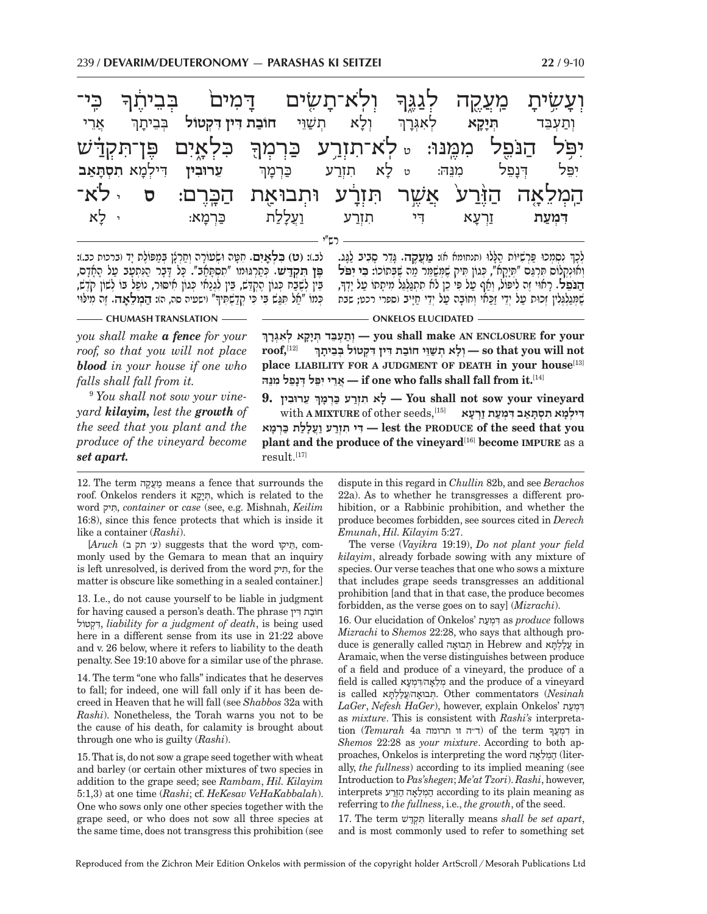וְעָשִׂ֥יתָ מַעֲקֶ֖ה לְגַגֶּ֑ךָ וְלֹֽא־תָשִׂ֤ים דָּמִים֙ בְּבֵיתֶ֔ךָ כִּֽי־יִפֹּ֥ל הַנֹּפֵ֖ל מִמֶּֽנּוּ׃ ט לֹֽא־תִזְרַ֥ע כַּרְמְךָ֖ כִּלְאָ֑יִם פֶּן־תִּקְדַּ֗שׁ הַֽמְלֵאָ֤ה הַזֶּ֙רַע֙ אֲשֶׁ֣ר תִּזְרָ֔ע וּתְבוּאַ֖ת הַכָּֽרֶם׃ ס י לֹֽא־

וְתַעְבֵּד **תְּיָקָא** לְאִגָּרָךְ וְלָא תְשַׁוֵּי **חוֹבַת דִּין דִּקְטוֹל** בְּבֵיתָךְ אֲרֵי יִפֵּל דְּנָפֵל מִנֵּהּ: ט לָא תִזְרַע כַּרְמָךְ **עֵרוּבִין** דִּילְמָא **תִסְתְּאַב** **דִּמְעַת** זַרְעָא דִּי תִזְרַע וַעֲלָלַת כַּרְמָא: י לָא

— רש"י —

לְךָ נִכְסְיוּ פַּרְשִׁיּוֹת הַלָּלוּ (תנחומא א): **מַעֲקֶה.** גָּדֵר סָבִיב לַגָּג. וְאוּנְקְלוֹס תִּרְגֵּם "תְּיָקָא", כְּגוֹן תִּיק שֶׁמְּשַׁמֵּר מַה שֶּׁבְּתוֹכוֹ: **כִּי יִפֹּל הַנֹּפֵל.** רָאוּי זֶה לִיפּוֹל, וְאַף עַל פִּי כֵן לֹא תִתְגַּלְגֵּל מִיתָתוֹ עַל יָדְךָ, שֶׁמְּגַלְגְּלִין זְכוּת עַל יְדֵי זַכַּאי וְחוֹבָה עַל יְדֵי חַיָּיב (ספרי רכט; שבת לב.): **(ט) כִּלְאָיִם.** חִטָּה וּשְׂעוֹרָה וְחַרְצָן בְּמַפּוֹלֶת יָד (ברכות כב.): **פֶּן תִּקְדַּשׁ.** כְּתַרְגּוּמוֹ "תִסְתְּאַב". כָּל דָּבָר הַנִּתְעָב עַל הָאָדָם, בֵּין לְשֶׁבַח כְּגוֹן הֶקְדֵּשׁ, בֵּין לִגְנַאי כְּגוֹן אִיסּוּר, נוֹפֵל בּוֹ לְשׁוֹן קֹדֶשׁ, כְּמוֹ "אַל תִּגַּשׁ בִּי כִּי קְדַשְׁתִּיךָ" (ישעיה סה, ה): **הַמְלֵאָה.** זֶה מִלּוּי

— CHUMASH TRANSLATION —

*you shall make **a fence** for your roof, so that you will not place **blood** in your house if one who falls shall fall from it.*

[9] *You shall not sow your vineyard **kilayim,** lest the **growth** of the seed that you plant and the produce of the vineyard become **set apart.***

— ONKELOS ELUCIDATED —

**וְתַעְבֵּד תְּיָקָא לְאִגָּרָךְ — you shall make AN ENCLOSURE for your roof,**[12] **וְלָא תְשַׁוֵּי חוֹבַת דִּין דִּקְטוֹל בְּבֵיתָךְ — so that you will not place LIABILITY FOR A JUDGMENT OF DEATH in your house**[13] **אֲרֵי יִפֵּל דְּנָפֵל מִנֵּהּ — if one who falls shall fall from it.**[14]

**9. לָא תִזְרַע כַּרְמָךְ עֵרוּבִין — You shall not sow your vineyard** with **A MIXTURE** of other seeds,[15] **דִּילְמָא תִסְתְּאַב דִּמְעַת זַרְעָא דִּי תִזְרַע וַעֲלָלַת כַּרְמָא — lest the PRODUCE of the seed that you plant and the produce of the vineyard**[16] **become IMPURE** as a result.[17]

---

12. The term מַעֲקֶה means a fence that surrounds the roof. Onkelos renders it תְּיָקָא, which is related to the word תִּיק, *container* or *case* (see, e.g. Mishnah, *Keilim* 16:8), since this fence protects that which is inside it like a container (*Rashi*).

[*Aruch* (ע׳ תק ב) suggests that the word תֵּיקוּ, commonly used by the Gemara to mean that an inquiry is left unresolved, is derived from the word תִּיק, for the matter is obscure like something in a sealed container.]

13. I.e., do not cause yourself to be liable in judgment for having caused a person's death. The phrase חוֹבַת דִּין דִּקְטוֹל, *liability for a judgment of death*, is being used here in a different sense from its use in 21:22 above and v. 26 below, where it refers to liability to the death penalty. See 19:10 above for a similar use of the phrase.

14. The term "one who falls" indicates that he deserves to fall; for indeed, one will fall only if it has been decreed in Heaven that he will fall (see *Shabbos* 32a with *Rashi*). Nonetheless, the Torah warns you not to be the cause of his death, for calamity is brought about through one who is guilty (*Rashi*).

15. That is, do not sow a grape seed together with wheat and barley (or certain other mixtures of two species in addition to the grape seed; see *Rambam*, *Hil. Kilayim* 5:1,3) at one time (*Rashi*; cf. *HeKesav VeHaKabbalah*). One who sows only one other species together with the grape seed, or who does not sow all three species at the same time, does not transgress this prohibition (see dispute in this regard in *Chullin* 82b, and see *Berachos* 22a). As to whether he transgresses a different prohibition, or a Rabbinic prohibition, and whether the produce becomes forbidden, see sources cited in *Derech Emunah*, *Hil. Kilayim* 5:27.

The verse (*Vayikra* 19:19), *Do not plant your field kilayim*, already forbade sowing with any mixture of species. Our verse teaches that one who sows a mixture that includes grape seeds transgresses an additional prohibition [and that in that case, the produce becomes forbidden, as the verse goes on to say] (*Mizrachi*).

16. Our elucidation of Onkelos' דִּמְעַת as *produce* follows *Mizrachi* to *Shemos* 22:28, who says that although produce is generally called תְּבוּאָה in Hebrew and עֲלַלְתָּא in Aramaic, when the verse distinguishes between produce of a field and produce of a vineyard, the produce of a field is called מְלֵאָה/דִּמְעָא and the produce of a vineyard is called תְּבוּאָה/עֲלַלְתָּא. Other commentators (*Nesinah LaGer*, *Nefesh HaGer*), however, explain Onkelos' דִּמְעַת as *mixture*. This is consistent with *Rashi's* interpretation (*Temurah* 4a ד״ה וו תרומה) of the term דִּמְעֲךָ in *Shemos* 22:28 as *your mixture*. According to both approaches, Onkelos is interpreting the word הַמְלֵאָה (literally, *the fullness*) according to its implied meaning (see Introduction to *Pas'shegen*; *Me'at Tzori*). *Rashi*, however, interprets הַמְלֵאָה הַזֶּרַע according to its plain meaning as referring to *the fullness*, i.e., *the growth*, of the seed.

17. The term תִּקְדַּשׁ literally means *shall be set apart*, and is most commonly used to refer to something set

Reproduced from the Zichron Meir Edition Onkelos with permission of the copyright holder ArtScroll / Mesorah Publications Ltd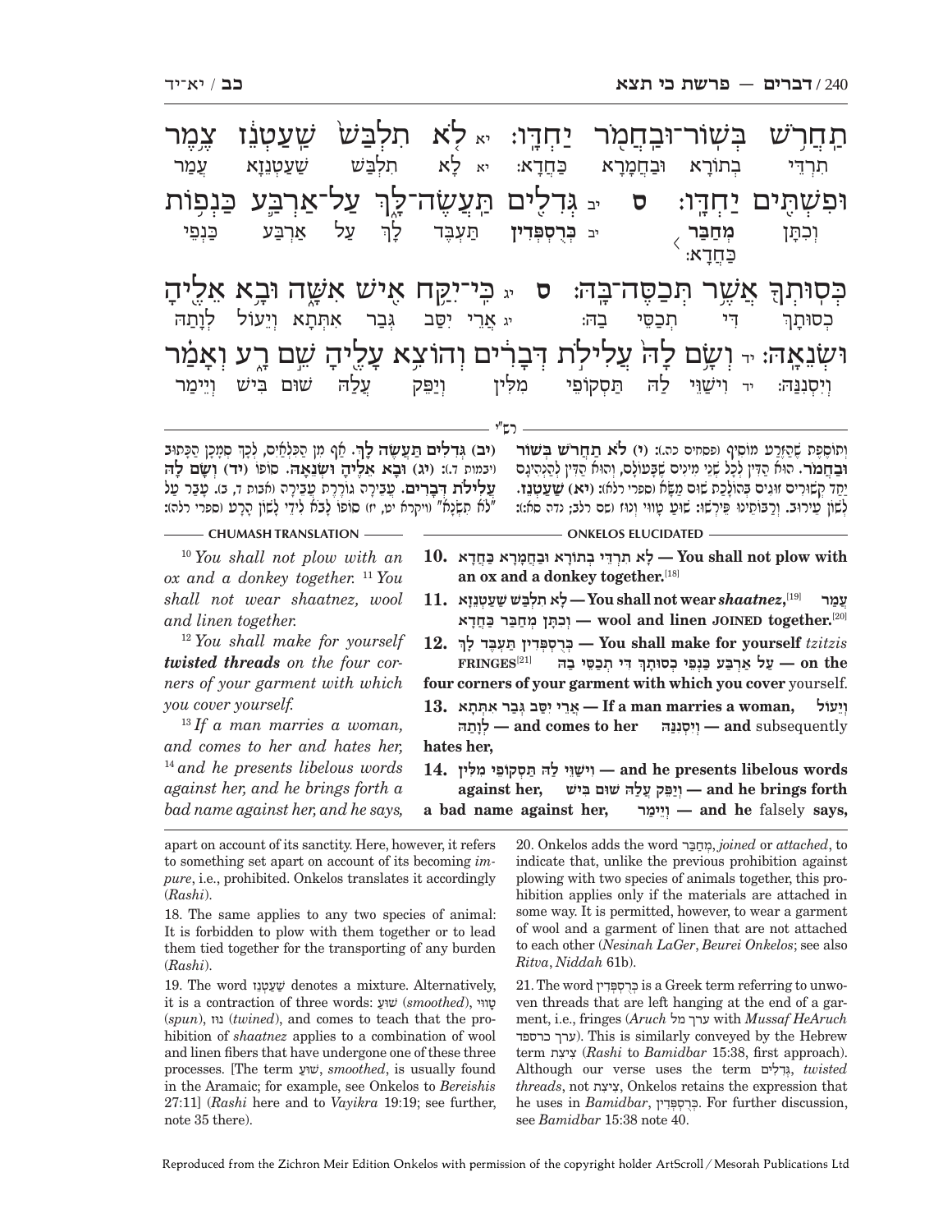תַחֲרֹ֥שׁ בְּשׁוֹר־וּבַחֲמֹ֖ר יַחְדָּֽו׃ יא לֹ֤א תִלְבַּשׁ֙ שַֽׁעַטְנֵ֔ז צֶ֥מֶר וּפִשְׁתִּ֖ים יַחְדָּֽו׃ ס יב גְּדִלִ֖ים תַּעֲשֶׂה־לָּ֑ךְ עַל־אַרְבַּ֛ע כַּנְפ֥וֹת כְּסוּתְךָ֖ אֲשֶׁ֥ר תְּכַסֶּה־בָּֽהּ׃ ס יג כִּֽי־יִקַּ֥ח אִ֖ישׁ אִשָּׁ֑ה וּבָ֥א אֵלֶ֖יהָ וּשְׂנֵאָֽהּ׃ יד וְשָׂ֥ם לָהּ֙ עֲלִילֹ֣ת דְּבָרִ֔ים וְהוֹצִ֥א עָלֶ֖יהָ שֵׁ֣ם רָ֑ע וְאָמַ֗ר

תרְדֵי בְּתוֹרָא וּבַחֲמָרָא כַּחֲדָא: יא לָא תִלְבַּשׁ שַׁעַטְנֵזָא עֲמַר וְכִתָּן מְחַבַּר כַּחֲדָא: יב כְּרֻסְפְּדִין תַּעְבֵּד לָךְ עַל אַרְבַּע כַּנְפֵי כְסוּתָךְ דִּי תְכַסֵּי בַהּ: יג אֲרֵי יִסַּב גְּבַר אִתְּתָא וְיֵעוֹל לְוָתַהּ וְיִסְנְנַהּ: יד וִישַׁוֵּי לַהּ תַּסְקוֹפֵי מִלִּין וְיַפֵּק עֲלַהּ שׁוּם בִּישׁ וְיֵימַר

### רש"י

וְתוֹסֶפֶת שֶׁהַזֶּרַע מוֹסִיף (פסחים כה.): **(י) לֹא תַחֲרֹשׁ בְּשׁוֹר וּבַחֲמֹר.** הוּא הַדִּין לְכָל שְׁנֵי מִינִים שֶׁבָּעוֹלָם, וְהוּא הַדִּין לְהַנְהִיגָם יַחַד קְשׁוּרִים זוּגִים בְּהוֹלָכַת שׁוּם מַשָּׂא (ספרי רלא): **(יא) שַׁעַטְנֵז.** לְשׁוֹן עֵירוּב. וְרַבּוֹתֵינוּ פֵּירְשׁוּ: שׁוּעַ טָווּי וְנוּז (שם רלב; נדה סא:): **(יב) גְּדִלִים תַּעֲשֶׂה לָּךְ.** אַף מִן הַכִּלְאַיִם, לְכָךְ סְמָכָן הַכָּתוּב (יבמות ד.): **(יג) וּבָא אֵלֶיהָ וּשְׂנֵאָהּ.** סוֹפוֹ **(יד) וְשָׂם לָהּ עֲלִילֹת דְּבָרִים.** עֲבֵירָה גוֹרֶרֶת עֲבֵירָה (אבות ד, ב). עָבַר עַל "לֹא תִשְׂנָא" (ויקרא יט, יז) סוֹפוֹ לָבֹא לִידֵי לָשׁוֹן הָרָע (ספרי רלה):

### CHUMASH TRANSLATION

[10] *You shall not plow with an ox and a donkey together.* [11] *You shall not wear shaatnez, wool and linen together.*

[12] *You shall make for yourself **twisted threads** on the four corners of your garment with which you cover yourself.*

[13] *If a man marries a woman, and comes to her and hates her,* [14] *and he presents libelous words against her, and he brings forth a bad name against her, and he says,*

### ONKELOS ELUCIDATED

**10.** לָא תרְדֵי בְּתוֹרָא וּבַחֲמָרָא כַּחֲדָא — **You shall not plow with an ox and a donkey together.**[18]

**11.** לָא תִלְבַּשׁ שַׁעַטְנֵזָא — **You shall not wear** ***shaatnez,***[19] עֲמַר וְכִתָּן מְחַבַּר כַּחֲדָא — **wool and linen JOINED together.**[20]

**12.** כְּרֻסְפְּדִין תַּעְבֵּד לָךְ — **You shall make for yourself** *tzitzis* **FRINGES**[21] עַל אַרְבַּע כַּנְפֵי כְסוּתָךְ דִּי תְכַסֵּי בַהּ — **on the four corners of your garment with which you cover** yourself.

**13.** אֲרֵי יִסַּב גְּבַר אִתְּתָא — **If a man marries a woman,** וְיֵעוֹל לְוָתַהּ — **and comes to her** וְיִסְנְנַהּ — **and** subsequently **hates her,**

**14.** וִישַׁוֵּי לַהּ תַּסְקוֹפֵי מִלִּין — **and he presents libelous words against her,** וְיַפֵּק עֲלַהּ שׁוּם בִּישׁ — **and he brings forth a bad name against her,** וְיֵימַר — **and he** falsely **says,**

---

apart on account of its sanctity. Here, however, it refers to something set apart on account of its becoming *impure*, i.e., prohibited. Onkelos translates it accordingly (*Rashi*).

18. The same applies to any two species of animal: It is forbidden to plow with them together or to lead them tied together for the transporting of any burden (*Rashi*).

19. The word שַׁעַטְנֵז denotes a mixture. Alternatively, it is a contraction of three words: שׁוּעַ (*smoothed*), טָווּי (*spun*), נוּז (*twined*), and comes to teach that the prohibition of *shaatnez* applies to a combination of wool and linen fibers that have undergone one of these three processes. [The term שׁוּעַ, *smoothed*, is usually found in the Aramaic; for example, see Onkelos to *Bereishis* 27:11] (*Rashi* here and to *Vayikra* 19:19; see further, note 35 there).

20. Onkelos adds the word מְחַבַּר, *joined* or *attached*, to indicate that, unlike the previous prohibition against plowing with two species of animals together, this prohibition applies only if the materials are attached in some way. It is permitted, however, to wear a garment of wool and a garment of linen that are not attached to each other (*Nesinah LaGer*, *Beurei Onkelos*; see also *Ritva*, *Niddah* 61b).

21. The word כְּרֻסְפְּדִין is a Greek term referring to unwoven threads that are left hanging at the end of a garment, i.e., fringes (*Aruch* ערך מל with *Mussaf HeAruch* ערך כרספד). This is similarly conveyed by the Hebrew term ציצת (*Rashi* to *Bamidbar* 15:38, first approach). Although our verse uses the term גְּדִלִים, *twisted threads*, not ציצת, Onkelos retains the expression that he uses in *Bamidbar*, כְּרֻסְפְּדִין. For further discussion, see *Bamidbar* 15:38 note 40.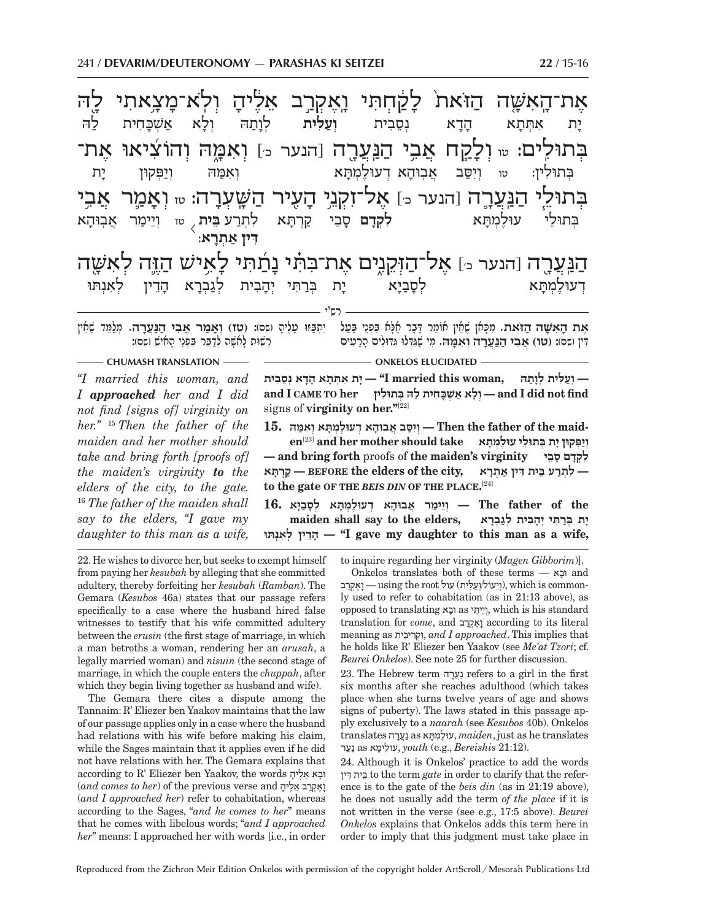אֶת־הָאִשָּׁה הַזֹּאת לָקַחְתִּי וָאֶקְרַב אֵלֶיהָ וְלֹא־מָצָאתִי לָהּ בְּתוּלִים: טו וְלָקַח אֲבִי הַנַּעֲרָ (הנער כ׳) וְאִמָּהּ וְהוֹצִיאוּ אֶת־בְּתוּלֵי הַנַּעֲרָ (הנער כ׳) אֶל־זִקְנֵי הָעִיר הַשָּׁעְרָה: טז וְאָמַר אֲבִי הַנַּעֲרָ (הנער כ׳) אֶל־הַזְּקֵנִים אֶת־בִּתִּי נָתַתִּי לָאִישׁ הַזֶּה לְאִשָּׁה

יָת אִתְּתָא הָדָא נְסֵבִית **וְעַלִּית** לְוָתַהּ וְלָא אַשְׁכָּחִית לַהּ בְּתוּלִין: טו וְיִסַּב אֲבוּהָא דְעוּלֶמְתָּא וְאִמַּהּ וְיַפְּקוּן יָת בְּתוּלֵי עוּלֶמְתָּא **לִקְדָם** סָבֵי קַרְתָּא לִתְרַע **בֵּית דִּין אַתְרָא**: טז וְיֵימַר אֲבוּהָא דְעוּלֶמְתָּא לְסָבַיָּא יָת בְּרַתִּי יְהָבִית לְגַבְרָא הָדֵין לְאִנְתּוּ

**רש״י**

**אֶת הָאִשָּׁה הַזֹּאת.** מִכָּאן שֶׁאֵין אוֹמֵר דָּבָר אֶלָּא בִּפְנֵי בַּעַל דִּין (ספ): **(טו) אֲבִי הַנַּעֲרָ וְאִמָּהּ.** מִי שֶׁגִּדְּלוּ גִּדּוּלִים הָרָעִים יִתְבַּזּוּ עָלֶיהָ (ספ): **(טז) וְאָמַר אֲבִי הַנַּעֲרָה.** מְלַמֵּד שֶׁאֵין רְשׁוּת לָאִשָּׁה לְדַבֵּר בִּפְנֵי הָאִישׁ (ספ):

**CHUMASH TRANSLATION**

*"I married this woman, and I **approached** her and I did not find [signs of] virginity on her."* [15] *Then the father of the maiden and her mother should take and bring forth [proofs of] the maiden's virginity **to** the elders of the city, to the gate.* [16] *The father of the maiden shall say to the elders, "I gave my daughter to this man as a wife,*

**ONKELOS ELUCIDATED**

**יָת אִתְּתָא הָדָא נְסֵבִית — "I married this woman, וְעַלִּית לְוָתַהּ — and I CAME TO her וְלָא אַשְׁכָּחִית לַהּ בְּתוּלִין — and I did not find** signs of **virginity on her."**[22]

**15. וְיִסַּב אֲבוּהָא דְעוּלֶמְתָּא וְאִמַּהּ — Then the father of the maiden**[23] **and her mother should take וְיַפְּקוּן יָת בְּתוּלֵי עוּלֶמְתָּא — and bring forth** proofs of **the maiden's virginity לִקְדָם סָבֵי קַרְתָּא — BEFORE the elders of the city, לִתְרַע בֵּית דִּין אַתְרָא — to the gate OF THE *BEIS DIN* OF THE PLACE.**[24]

**16. וְיֵימַר אֲבוּהָא דְעוּלֶמְתָּא לְסָבַיָּא — The father of the maiden shall say to the elders, יָת בְּרַתִּי יְהָבִית לְגַבְרָא הָדֵין לְאִנְתּוּ — "I gave my daughter to this man as a wife,**

---

22. He wishes to divorce her, but seeks to exempt himself from paying her *kesubah* by alleging that she committed adultery, thereby forfeiting her *kesubah* (*Ramban*). The Gemara (*Kesubos* 46a) states that our passage refers specifically to a case where the husband hired false witnesses to testify that his wife committed adultery between the *erusin* (the first stage of marriage, in which a man betroths a woman, rendering her an *arusah*, a legally married woman) and *nisuin* (the second stage of marriage, in which the couple enters the *chuppah*, after which they begin living together as husband and wife).

The Gemara there cites a dispute among the Tannaim: R' Eliezer ben Yaakov maintains that the law of our passage applies only in a case where the husband had relations with his wife before making his claim, while the Sages maintain that it applies even if he did not have relations with her. The Gemara explains that according to R' Eliezer ben Yaakov, the words וּבָא אֵלֶיהָ (*and comes to her*) of the previous verse and וָאֶקְרַב אֵלֶיהָ (*and I approached her*) refer to cohabitation, whereas according to the Sages, "*and he comes to her*" means that he comes with libelous words; "*and I approached her*" means: I approached her with words [i.e., in order to inquire regarding her virginity (*Magen Gibborim*)].

Onkelos translates both of these terms — וּבָא and וָאֶקְרַב — using the root עול (וְיֵיעוֹל/וְעַלִּית), which is commonly used to refer to cohabitation (as in 21:13 above), as opposed to translating וּבָא as וְיֵיתֵי, which is his standard translation for *come*, and וָאֶקְרַב according to its literal meaning as וּקְרֵיבִית, *and I approached*. This implies that he holds like R' Eliezer ben Yaakov (see *Me'at Tzori*; cf. *Beurei Onkelos*). See note 25 for further discussion.

23. The Hebrew term נַעֲרָה refers to a girl in the first six months after she reaches adulthood (which takes place when she turns twelve years of age and shows signs of puberty). The laws stated in this passage apply exclusively to a *naarah* (see *Kesubos* 40b). Onkelos translates נַעֲרָה as עוּלֶמְתָּא, *maiden*, just as he translates נַעַר as עוּלֵימָא, *youth* (e.g., *Bereishis* 21:12).

24. Although it is Onkelos' practice to add the words בֵּית דִּין to the term *gate* in order to clarify that the reference is to the gate of the *beis din* (as in 21:19 above), he does not usually add the term *of the place* if it is not written in the verse (see e.g., 17:5 above). *Beurei Onkelos* explains that Onkelos adds this term here in order to imply that this judgment must take place in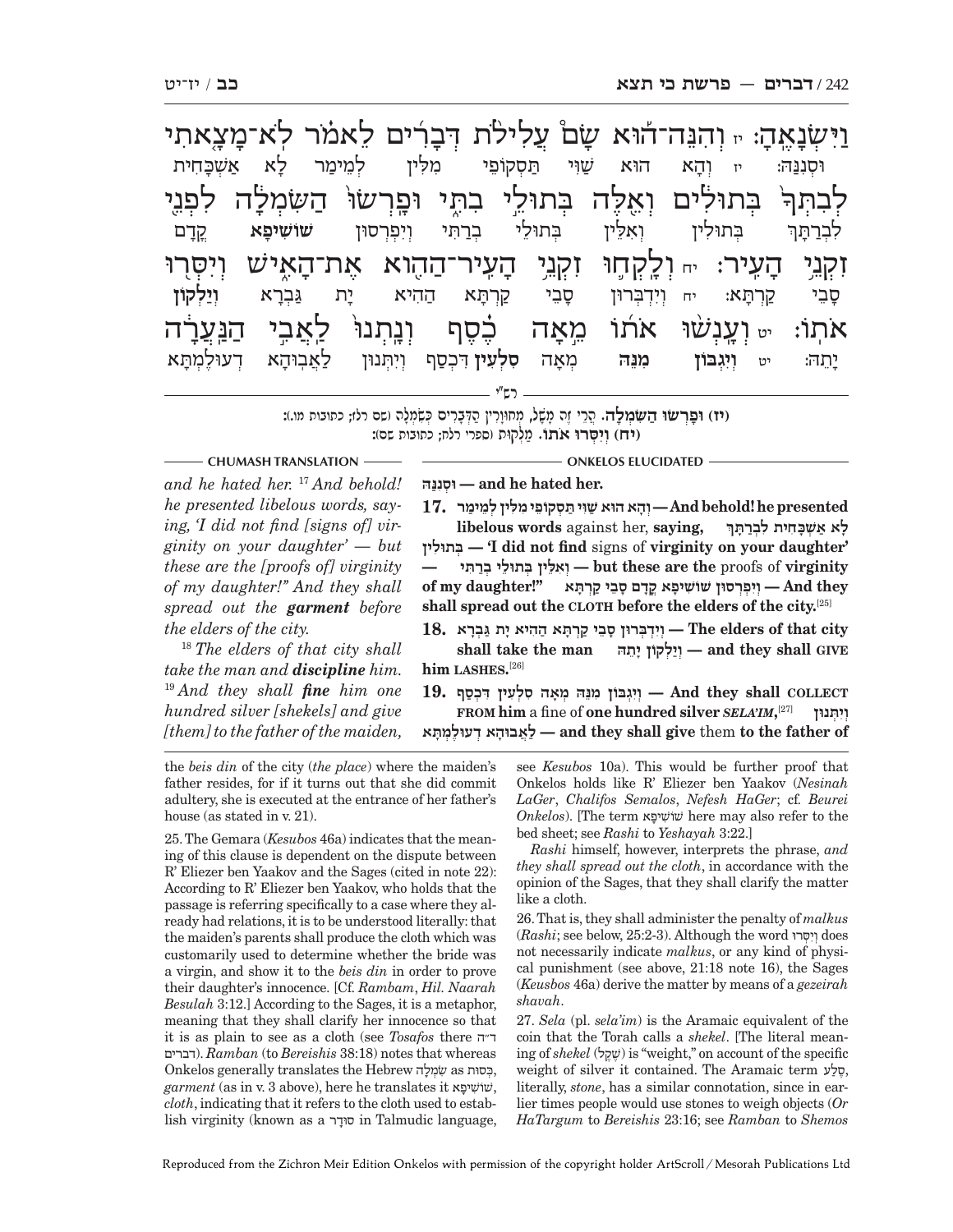וַיִּשְׂנָאֶהָ: יז וְהִנֵּה־הוּא שָׂם עֲלִילֹת דְּבָרִים לֵאמֹר לֹא־מָצָאתִי לְבִתְּךָ בְּתוּלִים וְאֵלֶּה בְּתוּלֵי בִתִּי וּפָרְשׂוּ הַשִּׂמְלָה לִפְנֵי זִקְנֵי הָעִיר: יח וְלָקְחוּ זִקְנֵי הָעִיר־הַהִוא אֶת־הָאִישׁ וְיִסְּרוּ אֹתוֹ: יט וְעָנְשׁוּ אֹתוֹ מֵאָה כֶסֶף וְנָתְנוּ לַאֲבִי הַנַּעֲרָה

וּסְנַנַהּ: יז וְהָא הוּא שַׁוִּי תַּסְקוֹפֵי מִלִּין לְמֵימַר לָא אַשְׁכָּחִית לִבְרַתָּךְ בְּתוּלִין וְאִלֵּין בְּתוּלֵי בְרַתִּי וְיִפְרְסוּן **שׁוֹשִׁיפָא** קֳדָם סָבֵי קַרְתָּא: יח וְיִדְבְּרוּן סָבֵי קַרְתָּא הַהִיא יָת גַּבְרָא **וְיַלְקוּן** יָתֵהּ: יט **וְיִגְבּוּן** **מִנֵּהּ** מְאָה **סִלְעִין** דִּכְסַף וְיִתְּנוּן לַאֲבוּהָא דְעוּלֶמְתָּא

רש"י

**(יז) וּפָרְשׂוּ הַשִּׂמְלָה.** הֲרֵי זֶה מָשָׁל, מְחֻוָּרִין הַדְּבָרִים כְּשִׂמְלָה (שם רלז; כתובות מו.): **(יח) וְיִסְּרוּ אֹתוֹ.** מַלְקוּת (ספרי רלח; כתובות שם):

**CHUMASH TRANSLATION**

*and he hated her.* [17] *And behold! he presented libelous words, saying, 'I did not find [signs of] virginity on your daughter' — but these are the [proofs of] virginity of my daughter!" And they shall spread out the* ***garment*** *before the elders of the city.*

[18] *The elders of that city shall take the man and* ***discipline*** *him.* [19] *And they shall* ***fine*** *him one hundred silver [shekels] and give [them] to the father of the maiden,*

**ONKELOS ELUCIDATED**

**וּסְנַנַהּ — and he hated her.**

**17. וְהָא הוּא שַׁוִּי תַּסְקוֹפֵי מִלִּין לְמֵימַר — And behold! he presented libelous words** against her, **saying, לָא אַשְׁכָּחִית לִבְרַתָּךְ בְּתוּלִין — 'I did not find** signs of **virginity on your daughter' — וְאִלֵּין בְּתוּלֵי בְרַתִּי — but these are the** proofs of **virginity of my daughter!" וְיִפְרְסוּן שׁוֹשִׁיפָא קֳדָם סָבֵי קַרְתָּא — And they shall spread out the CLOTH before the elders of the city.**[25]

**18. וְיִדְבְּרוּן סָבֵי קַרְתָּא הַהִיא יָת גַּבְרָא — The elders of that city shall take the man וְיַלְקוּן יָתֵהּ — and they shall GIVE him LASHES.**[26]

**19. וְיִגְבּוּן מִנֵּהּ מְאָה סִלְעִין דִּכְסַף — And they shall COLLECT FROM him** a fine of **one hundred silver** ***SELA'IM,***[27] **וְיִתְּנוּן לַאֲבוּהָא דְעוּלֶמְתָּא — and they shall give** them **to the father of**

---

the *beis din* of the city (*the place*) where the maiden's father resides, for if it turns out that she did commit adultery, she is executed at the entrance of her father's house (as stated in v. 21).

25. The Gemara (*Kesubos* 46a) indicates that the meaning of this clause is dependent on the dispute between R' Eliezer ben Yaakov and the Sages (cited in note 22): According to R' Eliezer ben Yaakov, who holds that the passage is referring specifically to a case where they already had relations, it is to be understood literally: that the maiden's parents shall produce the cloth which was customarily used to determine whether the bride was a virgin, and show it to the *beis din* in order to prove their daughter's innocence. [Cf. *Rambam*, *Hil. Naarah Besulah* 3:12.] According to the Sages, it is a metaphor, meaning that they shall clarify her innocence so that it is as plain to see as a cloth (see *Tosafos* there ד״ה דברים). *Ramban* (to *Bereishis* 38:18) notes that whereas Onkelos generally translates the Hebrew שִׂמְלָה as כְּסוּת, *garment* (as in v. 3 above), here he translates it שׁוֹשִׁיפָא, *cloth*, indicating that it refers to the cloth used to establish virginity (known as a סוּדָר in Talmudic language, see *Kesubos* 10a). This would be further proof that Onkelos holds like R' Eliezer ben Yaakov (*Nesinah LaGer*, *Chalifos Semalos*, *Nefesh HaGer*; cf. *Beurei Onkelos*). [The term שׁוֹשִׁיפָא here may also refer to the bed sheet; see *Rashi* to *Yeshayah* 3:22.]

*Rashi* himself, however, interprets the phrase, *and they shall spread out the cloth*, in accordance with the opinion of the Sages, that they shall clarify the matter like a cloth.

26. That is, they shall administer the penalty of *malkus* (*Rashi*; see below, 25:2-3). Although the word וְיִסְּרוּ does not necessarily indicate *malkus*, or any kind of physical punishment (see above, 21:18 note 16), the Sages (*Keusbos* 46a) derive the matter by means of a *gezeirah shavah*.

27. *Sela* (pl. *sela'im*) is the Aramaic equivalent of the coin that the Torah calls a *shekel*. [The literal meaning of *shekel* (שֶׁקֶל) is "weight," on account of the specific weight of silver it contained. The Aramaic term סְלַע, literally, *stone*, has a similar connotation, since in earlier times people would use stones to weigh objects (*Or HaTargum* to *Bereishis* 23:16; see *Ramban* to *Shemos*

Reproduced from the Zichron Meir Edition Onkelos with permission of the copyright holder ArtScroll / Mesorah Publications Ltd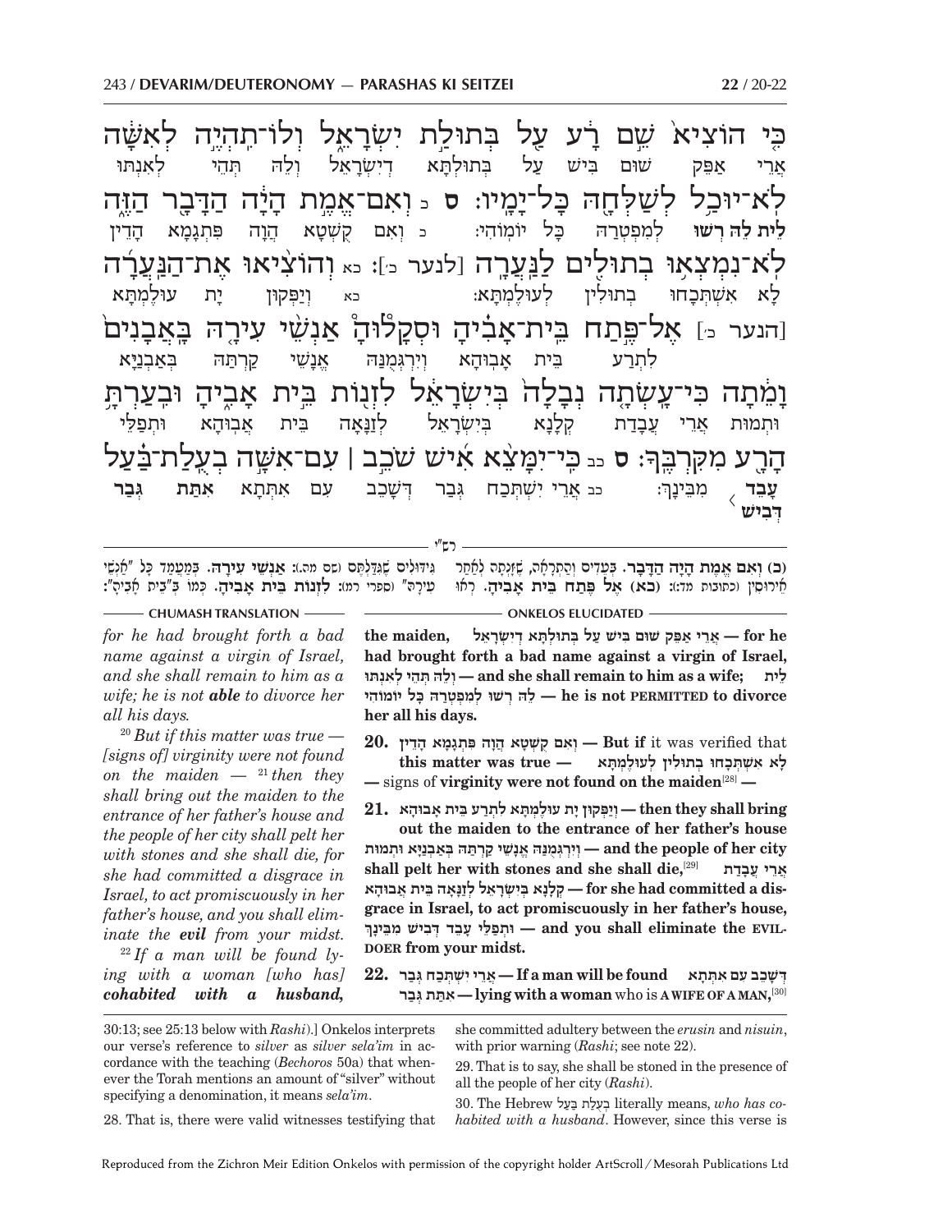כִּי הוֹצִיא֙ שֵׁ֣ם רָ֔ע עַ֖ל בְּתוּלַ֣ת יִשְׂרָאֵ֑ל וְלוֹ־תִהְיֶ֣ה לְאִשָּׁ֔ה
אֲרֵי אַפֵּק שׁוּם בִּישׁ עַל בְּתוּלְתָּא דְיִשְׂרָאֵל וְלֵהּ תְּהֵי לְאִנְתּוּ

לֹא־יוּכַ֥ל לְשַׁלְּחָ֖הּ כָּל־יָמָֽיו׃ ס כ וְאִם־אֱמֶ֣ת הָיָ֔ה הַדָּבָ֖ר הַזֶּ֑ה
**לֵית לֵהּ רְשׁוּ** לְמִפְטְרַהּ כָּל יוֹמוֹהִי: כ וְאִם קֻשְׁטָא הֲוָה פִּתְגָמָא הָדֵין

לֹא־נִמְצְא֥וּ בְתוּלִ֖ים לַֽנַּעֲרָֽה [לנער כ׳]: כא וְהוֹצִ֨יאוּ אֶת־הַֽנַּעֲרָ֜ה
לָא אִשְׁתְּכָחוּ בְתוּלִין לְעוּלֶמְתָּא: כא וְיַפְּקוּן יָת עוּלֶמְתָּא

[הנער כ׳] אֶל־פֶּ֣תַח בֵּית־אָבִ֗יהָ וּסְקָלוּהָ֩ אַנְשֵׁ֨י עִירָ֤הּ בָּאֲבָנִים֙
לִתְרַע בֵּית אֲבוּהָא וְיִרְגְּמֻנַּהּ אֱנָשֵׁי קַרְתַּהּ בְּאַבְנַיָּא

וָמֵ֔תָה כִּֽי־עָשְׂתָ֤ה נְבָלָה֙ בְּיִשְׂרָאֵ֔ל לִזְנ֖וֹת בֵּ֣ית אָבִ֑יהָ וּבִֽעַרְתָּ֥
וּתְמוּת אֲרֵי עֲבַדַת קְלָנָא בְּיִשְׂרָאֵל לְזַנָּאָה בֵּית אֲבוּהָא וּתְפַלֵּי

הָרָ֖ע מִקִּרְבֶּֽךָ׃ ס כב כִּֽי־יִמָּצֵ֨א אִ֜ישׁ שֹׁכֵ֣ב ׀ עִם־אִשָּׁ֣ה בְעֻֽלַת־בַּ֗עַל
**עָבֵד דְּבִישׁ** מִבֵּינָךְ: כב אֲרֵי יִשְׁתְּכַח גְּבַר דְּשָׁכֵב עִם אִתְּתָא **אִתַּת גְּבַר**

רש״י

**(כ) וְאִם אֱמֶת הָיָה הַדָּבָר.** בְּעֵדִים וְהַתְרָאָה, שֶׁזִּנְּתָה לְאַחַר אֵירוּסִין (כתובות מד:): **(כא) אֶל פֶּתַח בֵּית אָבִיהָ.** רְאוּ גִּדּוּלִים שֶׁגִּדַּלְתֶּם (שם מה.): **אַנְשֵׁי עִירָהּ.** בְּמַעֲמַד כָּל ״אַנְשֵׁי עִירָהּ״ (ספרי רמ): **לִזְנוֹת בֵּית אָבִיהָ.** כְּמוֹ בְּ״בֵית אָבִיהָ״:

**CHUMASH TRANSLATION**

*for he had brought forth a bad name against a virgin of Israel, and she shall remain to him as a wife; he is not* ***able*** *to divorce her all his days.*

[20] *But if this matter was true — [signs of] virginity were not found on the maiden —* [21] *then they shall bring out the maiden to the entrance of her father's house and the people of her city shall pelt her with stones and she shall die, for she had committed a disgrace in Israel, to act promiscuously in her father's house, and you shall eliminate the* ***evil*** *from your midst.*

[22] *If a man will be found lying with a woman [who has]* ***cohabited with a husband,***

**ONKELOS ELUCIDATED**

**אֲרֵי אַפֵּק שׁוּם בִּישׁ עַל בְּתוּלְתָּא דְיִשְׂרָאֵל — for he had brought forth a bad name against a virgin of Israel, the maiden, וְלֵהּ תְּהֵי לְאִנְתּוּ — and she shall remain to him as a wife; לֵית לֵהּ רְשׁוּ לְמִפְטְרַהּ כָּל יוֹמוֹהִי — he is not PERMITTED to divorce her all his days.**

**20. וְאִם קֻשְׁטָא הֲוָה פִּתְגָמָא הָדֵין — But if** it was verified that **this matter was true — לָא אִשְׁתְּכָחוּ בְתוּלִין לְעוּלֶמְתָּא —** signs of **virginity were not found on the maiden**[28] **—**

**21. וְיַפְּקוּן יָת עוּלֶמְתָּא לִתְרַע בֵּית אֲבוּהָא — then they shall bring out the maiden to the entrance of her father's house וְיִרְגְּמֻנַּהּ אֱנָשֵׁי קַרְתַּהּ בְּאַבְנַיָּא וּתְמוּת — and the people of her city shall pelt her with stones and she shall die,**[29] **אֲרֵי עֲבַדַת קְלָנָא בְּיִשְׂרָאֵל לְזַנָּאָה בֵּית אֲבוּהָא — for she had committed a disgrace in Israel, to act promiscuously in her father's house, וּתְפַלֵּי עָבֵד דְּבִישׁ מִבֵּינָךְ — and you shall eliminate the EVIL-DOER from your midst.**

**22. אֲרֵי יִשְׁתְּכַח גְּבַר דְּשָׁכֵב עִם אִתְּתָא — If a man will be found lying with a woman** who is **אִתַּת גְּבַר — A WIFE OF A MAN,**[30]

30:13; see 25:13 below with *Rashi*).] Onkelos interprets our verse's reference to *silver* as *silver sela'im* in accordance with the teaching (*Bechoros* 50a) that whenever the Torah mentions an amount of "silver" without specifying a denomination, it means *sela'im*.

28. That is, there were valid witnesses testifying that she committed adultery between the *erusin* and *nisuin*, with prior warning (*Rashi*; see note 22).

29. That is to say, she shall be stoned in the presence of all the people of her city (*Rashi*).

30. The Hebrew בְּעֻלַת בַּעַל literally means, *who has cohabited with a husband*. However, since this verse is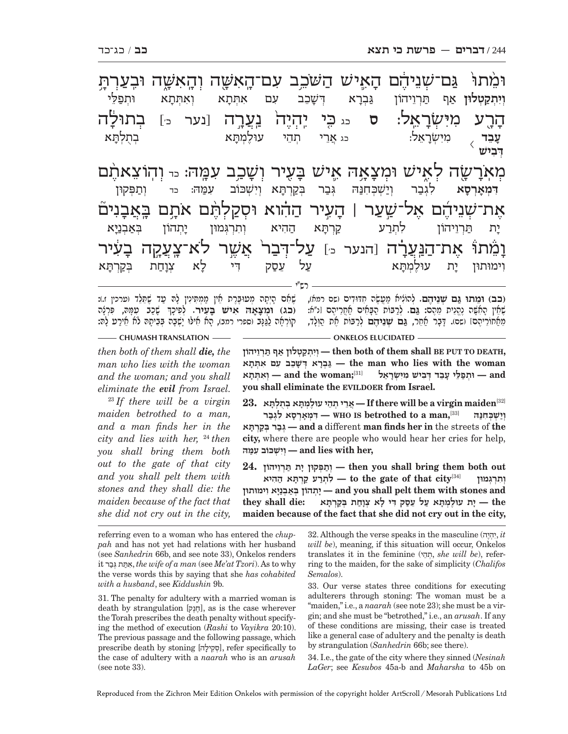וּמֵ֙תוּ֙ גַּם־שְׁנֵיהֶ֔ם הָאִ֛ישׁ הַשֹּׁכֵ֥ב עִם־הָאִשָּׁ֖ה וְהָאִשָּׁ֑ה וּבִעַרְתָּ֥
**וְיִתְקַטְלוּן** אַף תַּרְוֵיהוֹן גַּבְרָא דִּשְׁכֵב עִם אִתְּתָא וְאִתְּתָא וּתְפַלֵּי

הָרָ֖ע מִיִּשְׂרָאֵֽל׃ ס כג כִּ֤י יִהְיֶה֙ נַעֲרָ֣ה [נער כ׳] בְתוּלָ֔ה
**עָבֵד דְּבִישׁ** מִיִּשְׂרָאֵל׃ כג אֲרֵי תְהֵי עוּלֶמְתָּא בְתֻלְתָּא

מְאֹרָשָׂ֖ה לְאִ֑ישׁ וּמְצָאָ֥הּ אִ֛ישׁ בָּעִ֖יר וְשָׁכַ֥ב עִמָּֽהּ׃ כד וְהוֹצֵאתֶ֨ם
**דִּמְאָרְסָא** לִגְבַר וְיַשְׁכְּחִנַּהּ גְּבַר בְּקַרְתָּא וְיִשְׁכּוֹב עִמַּהּ׃ כד וְתַפְּקוּן

אֶת־שְׁנֵיהֶ֜ם אֶל־שַׁ֣עַר ׀ הָעִ֣יר הַהִ֗וא וּסְקַלְתֶּ֨ם אֹתָ֥ם בָּאֲבָנִים֮
יָת תַּרְוֵיהוֹן לִתְרַע קַרְתָּא הַהִיא וְתִרְגְּמוּן יָתְהוֹן בְּאַבְנַיָּא

וָמֵתוּ֒ אֶת־הַֽנַּעֲרָ֗ה [הנער כ׳] עַל־דְּבַר֙ אֲשֶׁ֣ר לֹא־צָעֲקָ֣ה בָעִ֔יר
וִימוּתוּן יָת עוּלֶמְתָּא עַל עֵסַק דִּי לָא צְוָחַת בְּקַרְתָּא

רש״י

**(כב) וּמֵתוּ גַּם שְׁנֵיהֶם.** לְהוֹצִיא מַעֲשֵׂה חִדּוּדִים (שם רמח), שֶׁאֵין הָאִשָּׁה נֶהֱנֵית מֵהֶם: **גַּם.** לְרַבּוֹת הַבָּאִים אַחֲרֵיהֶם [נ״א: מֵאַחוֹרֵיהֶם] (שם). דָּבָר אַחֵר, **גַּם שְׁנֵיהֶם** לְרַבּוֹת אֶת הַוָּלָד, שֶׁאִם הָיְתָה מְעוּבֶּרֶת אֵין מַמְתִּינִין לָהּ עַד שֶׁתֵּלֵד (ערכין ז.): **(כג) וּמְצָאָהּ אִישׁ בָּעִיר.** לְפִיכָךְ שָׁכַב עִמָּהּ, פִּרְצָה קוֹרְאָה לַגַּנָּב (ספרי רמב), הָא אִילּוּ יָשְׁבָה בְּבֵיתָהּ לֹא אֵירַע לָהּ:

**ONKELOS ELUCIDATED**

**וְיִתְקַטְלוּן אַף תַּרְוֵיהוֹן — then both of them shall BE PUT TO DEATH, גַּבְרָא דִּשְׁכֵב עִם אִתְּתָא — the man who lies with the woman and וְאִתְּתָא — and the woman;**[31] **וּתְפַלֵּי עָבֵד דְּבִישׁ מִיִּשְׂרָאֵל — you shall eliminate the EVILDOER from Israel.**

**23. אֲרֵי תְהֵי עוּלֶמְתָּא בְתֻלְתָּא — If there will be a virgin maiden**[32] **דִּמְאָרְסָא לִגְבַר — WHO IS betrothed to a man,**[33] **וְיַשְׁכְּחִנַּהּ גְּבַר בְּקַרְתָּא — and a** different **man finds her in** the streets of **the city,** where there are people who would hear her cries for help, **וְיִשְׁכּוֹב עִמַּהּ — and lies with her,**

**24. וְתַפְּקוּן יָת תַּרְוֵיהוֹן — then you shall bring them both out לִתְרַע קַרְתָּא הַהִיא — to the gate of that city**[34] **וְתִרְגְּמוּן יָתְהוֹן בְּאַבְנַיָּא וִימוּתוּן — and you shall pelt them with stones and they shall die: יָת עוּלֶמְתָּא עַל עֵסַק דִּי לָא צְוָחַת בְּקַרְתָּא — the maiden because of the fact that she did not cry out in the city,**

**CHUMASH TRANSLATION**

*then both of them shall* ***die,*** *the man who lies with the woman and the woman; and you shall eliminate the* ***evil*** *from Israel.*

[23] *If there will be a virgin maiden betrothed to a man, and a man finds her in the city and lies with her,* [24] *then you shall bring them both out to the gate of that city and you shall pelt them with stones and they shall die: the maiden because of the fact that she did not cry out in the city,*

---

referring even to a woman who has entered the *chuppah* and has not yet had relations with her husband (see *Sanhedrin* 66b, and see note 33), Onkelos renders it אִתַּת גְּבַר, *the wife of a man* (see *Me'at Tzori*). As to why the verse words this by saying that she *has cohabited with a husband*, see *Kiddushin* 9b.

31. The penalty for adultery with a married woman is death by strangulation [חֶנֶק], as is the case wherever the Torah prescribes the death penalty without specifying the method of execution (*Rashi* to *Vayikra* 20:10). The previous passage and the following passage, which prescribe death by stoning [סְקִילָה], refer specifically to the case of adultery with a *naarah* who is an *arusah* (see note 33).

32. Although the verse speaks in the masculine (יִהְיֶה, *it will be*), meaning, if this situation will occur, Onkelos translates it in the feminine (תְהֵי, *she will be*), referring to the maiden, for the sake of simplicity (*Chalifos Semalos*).

33. Our verse states three conditions for executing adulterers through stoning: The woman must be a "maiden," i.e., a *naarah* (see note 23); she must be a virgin; and she must be "betrothed," i.e., an *arusah*. If any of these conditions are missing, their case is treated like a general case of adultery and the penalty is death by strangulation (*Sanhedrin* 66b; see there).

34. I.e., the gate of the city where they sinned (*Nesinah LaGer*; see *Kesubos* 45a-b and *Maharsha* to 45b on

Reproduced from the Zichron Meir Edition Onkelos with permission of the copyright holder ArtScroll / Mesorah Publications Ltd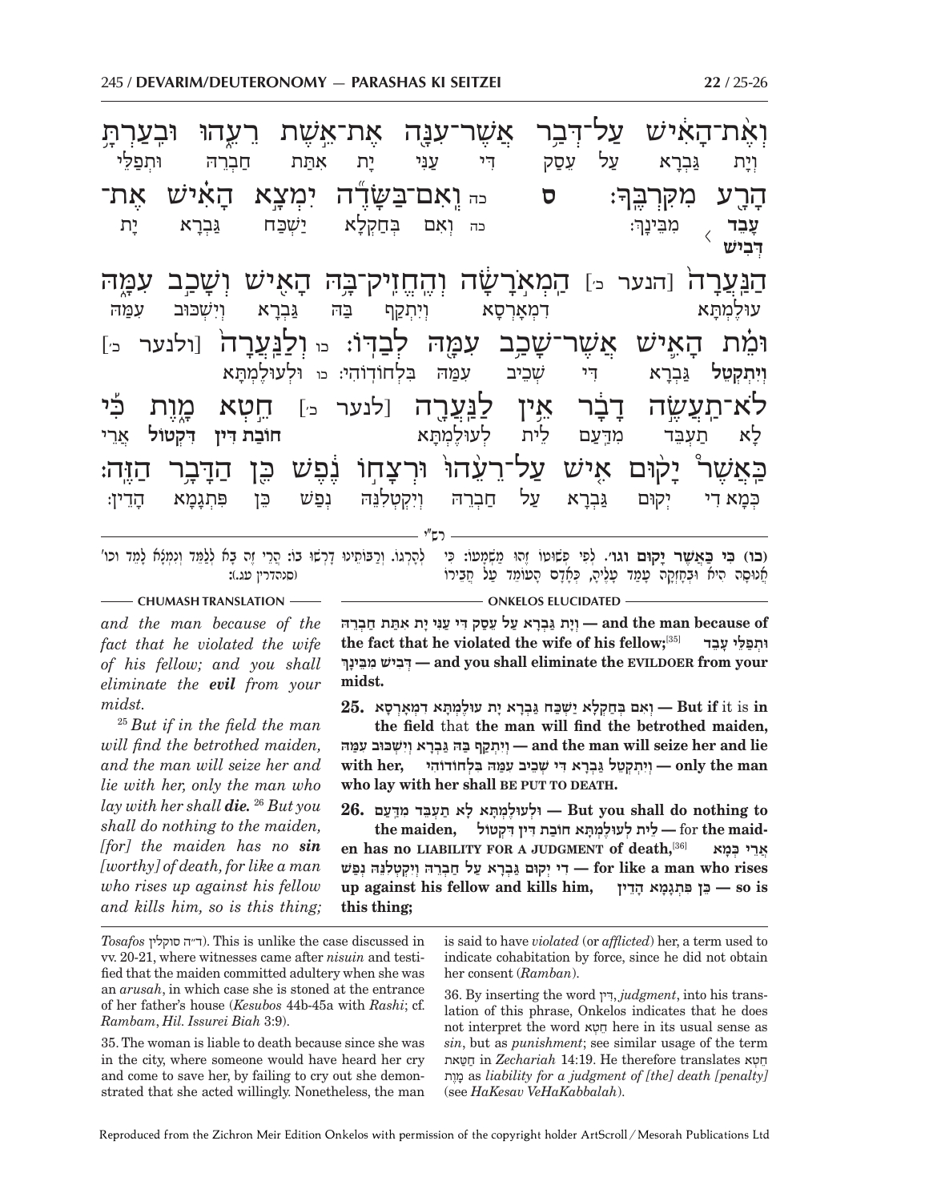וְאֶת־הָאִ֕ישׁ עַל־דְּבַ֥ר אֲשֶׁר־עִנָּ֖ה אֶת־אֵ֣שֶׁת רֵעֵ֑הוּ וּבִעַרְתָּ֥ הָרָ֖ע מִקִּרְבֶּֽךָ׃ ס

וְיָת גַּבְרָא עַל עֵסַק דִּי עַנִּי יָת אִתַּת חַבְרֵהּ וּתְפַלֵּי **עָבֵד דְּבִישׁ** מִבֵּינָךְ׃

כה וְאִם־בַּשָּׂדֶה֙ יִמְצָ֣א הָאִ֔ישׁ אֶת־הַנַּעֲרָ֖ה [הנער כ׳] הַמְאֹ֣רָשָׂ֑ה וְהֶחֱזִֽיק־בָּ֥הּ הָאִ֖ישׁ וְשָׁכַ֣ב עִמָּ֑הּ וּמֵ֗ת הָאִ֛ישׁ אֲשֶׁר־שָׁכַ֥ב עִמָּ֖הּ לְבַדּֽוֹ׃

כה וְאִם בְּחַקְלָא יַשְׁכַּח גַּבְרָא יָת עוּלֶמְתָּא דִּמְאָרְסָא וְיִתְקַף בַּהּ גַּבְרָא וְיִשְׁכּוּב עִמַּהּ **וְיִתְקְטֵל** גַּבְרָא דִּי שְׁכֵיב עִמַּהּ בִּלְחוֹדוֹהִי׃

כו וְלַֽנַּעֲרָ֙ [ולנער כ׳] לֹא־תַעֲשֶׂ֣ה דָבָ֔ר אֵ֥ין לַֽנַּעֲרָ֖ה [לנער כ׳] חֵ֣טְא מָ֑וֶת כִּ֡י כַּאֲשֶׁר֩ יָק֨וּם אִ֤ישׁ עַל־רֵעֵ֙הוּ֙ וּרְצָח֣וֹ נֶ֔פֶשׁ כֵּ֖ן הַדָּבָ֥ר הַזֶּֽה׃

כו וּלְעוּלֶמְתָּא לָא תַעְבֵּד מִדַּעַם לֵית לְעוּלֶמְתָּא **חוֹבַת דִּין דִּקְטוֹל** אֲרֵי כְּמָא דִי יְקוּם גַּבְרָא עַל חַבְרֵהּ וְיִקְטְלִנֵּהּ נְפַשׁ כֵּן פִּתְגָמָא הָדֵין׃

**רש״י**

**(כו) כִּי כַּאֲשֶׁר יָקוּם וגו׳.** לְפִי פְּשׁוּטוֹ זֶהוּ מַשְׁמָעוֹ: כִּי אֲנוּסָה הִיא וּבְחָזְקָה עָמַד עָלֶיהָ, כְּאָדָם הָעוֹמֵד עַל חֲבֵרוֹ לְהָרְגוֹ. וְרַבּוֹתֵינוּ דָּרְשׁוּ בוֹ: הֲרֵי זֶה בָּא לְלַמֵּד וְנִמְצָא לָמֵד וכו׳ (סנהדרין עג.):

**CHUMASH TRANSLATION**

*and the man because of the fact that he violated the wife of his fellow; and you shall eliminate the **evil** from your midst.*

[25] *But if in the field the man will find the betrothed maiden, and the man will seize her and lie with her, only the man who lay with her shall **die.*** [26] *But you shall do nothing to the maiden, [for] the maiden has no **sin** [worthy] of death, for like a man who rises up against his fellow and kills him, so is this thing;*

**ONKELOS ELUCIDATED**

**וְיָת גַּבְרָא עַל עֵסַק דִּי עַנִּי יָת אִתַּת חַבְרֵהּ — and the man because of the fact that he violated the wife of his fellow;**[35] **וּתְפַלֵּי עָבֵד דְּבִישׁ מִבֵּינָךְ — and you shall eliminate the EVILDOER from your midst.**

**25. וְאִם בְּחַקְלָא יַשְׁכַּח גַּבְרָא יָת עוּלֶמְתָּא דִּמְאָרְסָא — But if** it is **in the field** that **the man will find the betrothed maiden, וְיִתְקַף בַּהּ גַּבְרָא וְיִשְׁכּוּב עִמַּהּ — and the man will seize her and lie with her, וְיִתְקְטֵל גַּבְרָא דִּי שְׁכֵיב עִמַּהּ בִּלְחוֹדוֹהִי — only the man who lay with her shall BE PUT TO DEATH.**

**26. וּלְעוּלֶמְתָּא לָא תַעְבֵּד מִדַּעַם — But you shall do nothing to the maiden, לֵית לְעוּלֶמְתָּא חוֹבַת דִּין דִּקְטוֹל —** for **the maiden has no LIABILITY FOR A JUDGMENT of death,**[36] **אֲרֵי כְּמָא דִי יְקוּם גַּבְרָא עַל חַבְרֵהּ וְיִקְטְלִנֵּהּ נְפַשׁ — for like a man who rises up against his fellow and kills him, כֵּן פִּתְגָמָא הָדֵין — so is this thing;**

---

*Tosafos* (ד״ה סוקלין). This is unlike the case discussed in vv. 20-21, where witnesses came after *nisuin* and testified that the maiden committed adultery when she was an *arusah*, in which case she is stoned at the entrance of her father's house (*Kesubos* 44b-45a with *Rashi*; cf. *Rambam*, *Hil. Issurei Biah* 3:9).

35. The woman is liable to death because since she was in the city, where someone would have heard her cry and come to save her, by failing to cry out she demonstrated that she acted willingly. Nonetheless, the man is said to have *violated* (or *afflicted*) her, a term used to indicate cohabitation by force, since he did not obtain her consent (*Ramban*).

36. By inserting the word דִּין, *judgment*, into his translation of this phrase, Onkelos indicates that he does not interpret the word חֵטְא here in its usual sense as *sin*, but as *punishment*; see similar usage of the term חַטַּאת in *Zechariah* 14:19. He therefore translates חֵטְא מָוֶת as *liability for a judgment of [the] death [penalty]* (see *HaKesav VeHaKabbalah*).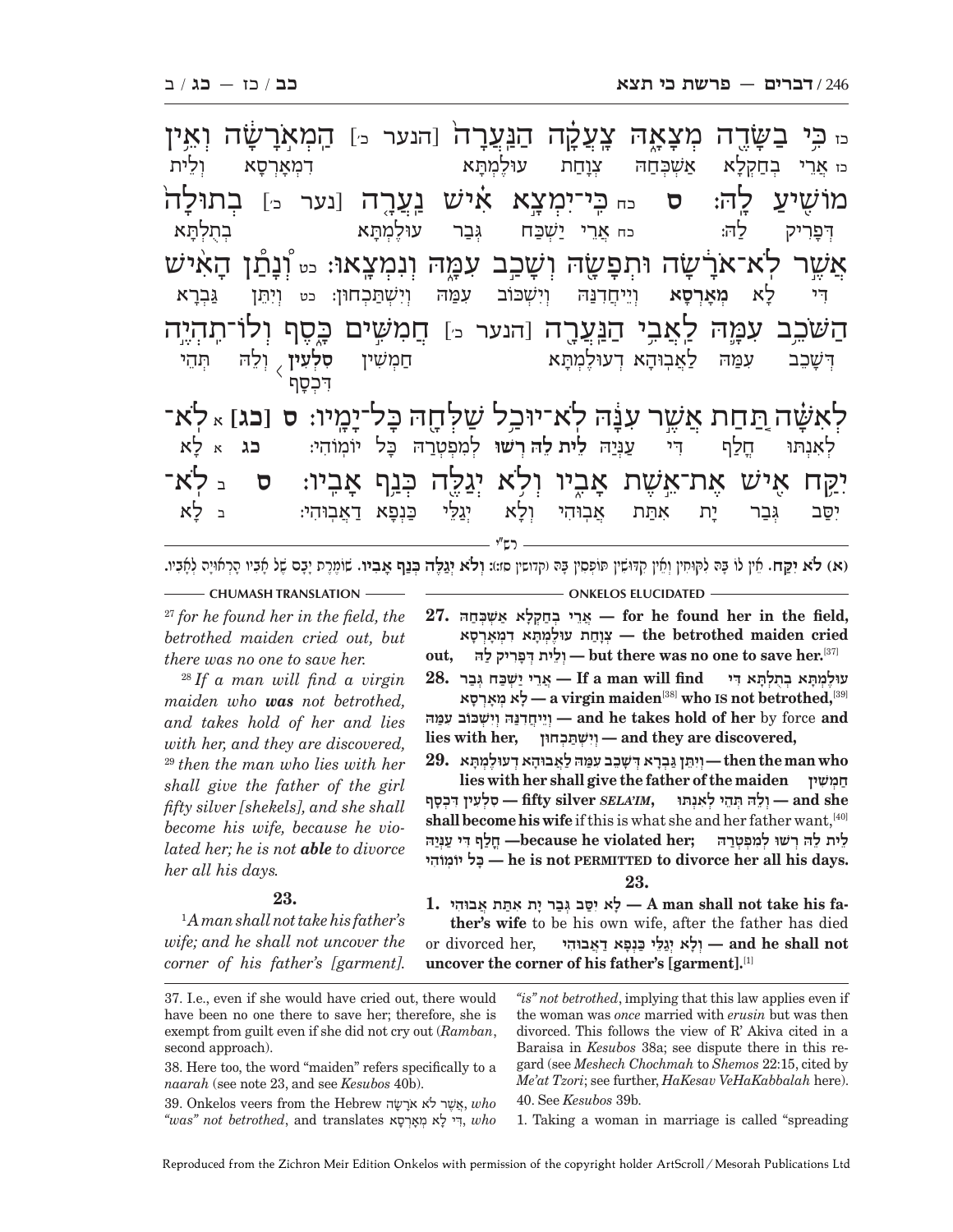כז כִּי בַשָּׂדֶה מְצָאָהּ צָעֲקָה הַנַּעֲרָ֙ [הנער כ׳] הַמְאֹרָשָׂה וְאֵין מוֹשִׁיעַ לָהּ׃ ס

כז אֲרֵי בְחַקְלָא אַשְׁכְּחַהּ צְוָחַת עוּלֵמְתָּא דִמְאָרְסָא וְלֵית דְּפָרִיק לַהּ׃

כח כִּי־יִמְצָא אִישׁ נַעֲרָה [נער כ׳] בְתוּלָה֙ אֲשֶׁר לֹא־אֹרָ֔שָׂה וּתְפָשָׂהּ וְשָׁכַב עִמָּהּ וְנִמְצָאוּ׃

כח אֲרֵי יַשְׁכַּח גְּבַר עוּלֵמְתָּא בְתֻלְתָּא דִּי לָא מְאָרְסָא וְיֵיחֲדִנַּהּ וְיִשְׁכּוּב עִמַּהּ וְיִשְׁתַּכְחוּן׃

כט וְנָתַן הָאִישׁ הַשֹּׁכֵב עִמָּהּ לַאֲבִי הַנַּעֲרָ [הנער כ׳] חֲמִשִּׁים כָּסֶף וְלוֹ־תִהְיֶה לְאִשָּׁה תַּחַת אֲשֶׁר עִנָּהּ לֹא־יוּכַל שַׁלְּחָהּ כָּל־יָמָיו׃ ס

כט וְיִתֵּן גַּבְרָא דְּשָׁכֵב עִמַּהּ לַאֲבוּהָא דְעוּלֵמְתָּא חַמְשִׁין סִלְעִין דִּכְסַף וְלֵהּ תְּהֵי לְאִנְתּוּ חֲלַף דִּי עַנְּיַהּ לֵית לֵהּ רְשׁוּ לְמִפְטְרַהּ כָּל יוֹמוֹהִי׃

[כג] א לֹא־יִקַּח אִישׁ אֶת־אֵשֶׁת אָבִיו וְלֹא יְגַלֶּה כְּנַף אָבִיו׃ ס ב לֹא־

כג א לָא יִסַּב גְּבַר יָת אִתַּת אֲבוּהִי וְלָא יְגַלֵּי כַּנְפָא דַאֲבוּהִי׃ ב לָא

רש״י

**(א) לֹא יִקַּח.** אֵין לוֹ בָּהּ לְקוּחִין וְאֵין קִדּוּשִׁין תּוֹפְסִין בָּהּ (קדושין סז:): **וְלֹא יְגַלֶּה כְּנַף אָבִיו.** שׁוֹמֶרֶת יָבָם שֶׁל אָבִיו הָרְאוּיָה לְאָבִיו.

## CHUMASH TRANSLATION

[27] *for he found her in the field, the betrothed maiden cried out, but there was no one to save her.*

[28] *If a man will find a virgin maiden who **was** not betrothed, and takes hold of her and lies with her, and they are discovered,* [29] *then the man who lies with her shall give the father of the girl fifty silver [shekels], and she shall become his wife, because he violated her; he is not **able** to divorce her all his days.*

### 23.

[1] *A man shall not take his father's wife; and he shall not uncover the corner of his father's [garment].*

## ONKELOS ELUCIDATED

**27. אֲרֵי בְחַקְלָא אַשְׁכְּחַהּ — for he found her in the field, צְוָחַת עוּלֵמְתָּא דִמְאָרְסָא — the betrothed maiden cried out, וְלֵית דְּפָרִיק לַהּ — but there was no one to save her.**[37]

**28. אֲרֵי יַשְׁכַּח גְּבַר — If a man will find עוּלֵמְתָּא בְתֻלְתָּא דִּי לָא מְאָרְסָא — a virgin maiden**[38] **who IS not betrothed,**[39] **וְיֵיחֲדִנַּהּ וְיִשְׁכּוּב עִמַּהּ — and he takes hold of her** by force **and lies with her, וְיִשְׁתַּכְחוּן — and they are discovered,**

**29. וְיִתֵּן גַּבְרָא דְּשָׁכֵב עִמַּהּ לַאֲבוּהָא דְעוּלֵמְתָּא — then the man who lies with her shall give the father of the maiden חַמְשִׁין סִלְעִין דִּכְסַף — fifty silver *SELA'IM*, וְלֵהּ תְּהֵי לְאִנְתּוּ — and she shall become his wife** if this is what she and her father want,[40] **חֲלַף דִּי עַנְּיַהּ — because he violated her; לֵית לֵהּ רְשׁוּ לְמִפְטְרַהּ כָּל יוֹמוֹהִי — he is not PERMITTED to divorce her all his days.**

### 23.

**1. לָא יִסַּב גְּבַר יָת אִתַּת אֲבוּהִי — A man shall not take his father's wife** to be his own wife, after the father has died or divorced her, **וְלָא יְגַלֵּי כַּנְפָא דַאֲבוּהִי — and he shall not uncover the corner of his father's [garment].**[1]

---

37. I.e., even if she would have cried out, there would have been no one there to save her; therefore, she is exempt from guilt even if she did not cry out (*Ramban*, second approach).

38. Here too, the word "maiden" refers specifically to a *naarah* (see note 23, and see *Kesubos* 40b).

39. Onkelos veers from the Hebrew אֲשֶׁר לֹא אֹרָשָׂה, *who "was" not betrothed*, and translates דִּי לָא מְאָרְסָא, *who "is" not betrothed*, implying that this law applies even if the woman was *once* married with *erusin* but was then divorced. This follows the view of R' Akiva cited in a Baraisa in *Kesubos* 38a; see dispute there in this regard (see *Meshech Chochmah* to *Shemos* 22:15, cited by *Me'at Tzori*; see further, *HaKesav VeHaKabbalah* here).

40. See *Kesubos* 39b.

1. Taking a woman in marriage is called "spreading

Reproduced from the Zichron Meir Edition Onkelos with permission of the copyright holder ArtScroll / Mesorah Publications Ltd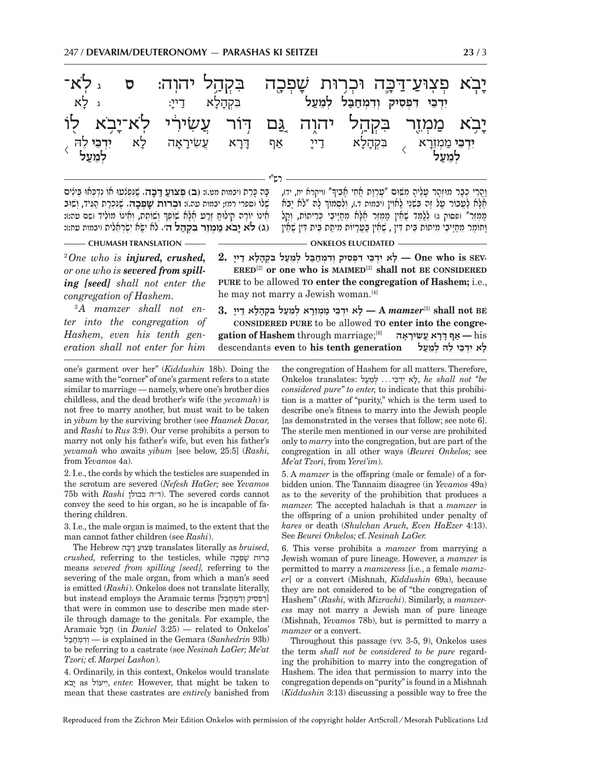יָבֹ֧א פְצֽוּעַ־דַּכָּ֛א וּכְר֥וּת שָׁפְכָ֖ה בִּקְהַ֣ל יְהֹוָ֑ה׃ ס ג לֹֽא־יָבֹ֥א מַמְזֵ֖ר בִּקְהַ֣ל יְהֹוָ֑ה גַּ֚ם דּ֣וֹר עֲשִׂירִ֔י לֹֽא־יָ֥בֹא ל֖וֹ

יִדְכֵּי דִפְסִיק וּדְמְחַבַּל לְמֵעַל בִּקְהָלָא דַייָ׃ ג לָא יִדְכֵּי מַמְזֵרָא לְמֵעַל בִּקְהָלָא דַייָ אַף דָּרָא עֲשִׂירָאָה לָא יִדְכֵּי לֵהּ לְמֵעַל

### רש"י

וַהֲרֵי כְּבָר מוּזְהָר עָלֶיהָ מִשּׁוּם "עֶרְוַת אֲחִי אָבִיךָ" (ויקרא יח, יד), אֶלָּא לַעֲבוֹר עַל זֶה בִּשְׁנֵי לָאוִין (יבמות ד.), וְלִסְמוֹךְ לָהּ "לֹא יָבֹא מַמְזֵר" (פסוק ג) לְלַמֵּד שֶׁאֵין מַמְזֵר אֶלָּא מֵחַיָּבֵי כְּרֵיתוֹת, וְקַל וָחוֹמֶר מֵחַיָּבֵי מִיתוֹת בֵּית דִּין, שֶׁאֵין בַּעֲרָיוֹת מִיתַת בֵּית דִּין שֶׁאֵין בָּהּ כָּרֵת (יבמות מט.): **(ב) פְּצוּעַ דַּכָּא.** שֶׁנִּפְצְעוּ אוֹ נִדְכְּאוּ בֵּיצָיו שֶׁלּוֹ (ספרי רמז; יבמות עה.): **וּכְרוּת שָׁפְכָה.** שֶׁנִּכְרַת הַגִּיד, וְשׁוּב אֵינוֹ יוֹרֶה קִילּוּחַ זֶרַע אֶלָּא שׁוֹפֵךְ וְשׁוֹתֵת, וְאֵינוֹ מוֹלִיד (שם עה:): **(ג) לֹא יָבֹא מַמְזֵר בִּקְהַל ה'.** לֹא יִשָּׂא יִשְׂרְאֵלִית (יבמות עח:):

### CHUMASH TRANSLATION

[2] *One who is **injured, crushed,** or one who is **severed from spilling [seed]** shall not enter the congregation of Hashem.*

[3] *A mamzer shall not enter into the congregation of Hashem, even his tenth generation shall not enter for him*

### ONKELOS ELUCIDATED

**2. לָא יִדְכֵּי דִפְסִיק וּדְמְחַבַּל לְמֵעַל בִּקְהָלָא דַייָ — One who is SEVERED**[2] **or one who is MAIMED**[3] **shall not BE CONSIDERED PURE** to be allowed **TO enter the congregation of Hashem;** i.e., he may not marry a Jewish woman.[4]

**3. לָא יִדְכֵּי מַמְזֵרָא לְמֵעַל בִּקְהָלָא דַייָ — A *mamzer***[5] **shall not BE CONSIDERED PURE** to be allowed **TO enter into the congregation of Hashem** through marriage;[6] **אַף דָּרָא עֲשִׂירָאָה** — his descendants **even** to **his tenth generation לָא יִדְכֵּי לֵהּ לְמֵעַל**

---

one's garment over her" (*Kiddushin* 18b). Doing the same with the "corner" of one's garment refers to a state similar to marriage — namely, where one's brother dies childless, and the dead brother's wife (the *yevamah*) is not free to marry another, but must wait to be taken in *yibum* by the surviving brother (see *Haamek Davar,* and *Rashi* to *Rus* 3:9). Our verse prohibits a person to marry not only his father's wife, but even his father's *yevamah* who awaits *yibum* [see below, 25:5] (*Rashi,* from *Yevamos* 4a).

2. I.e., the cords by which the testicles are suspended in the scrotum are severed (*Nefesh HaGer;* see *Yevamos* 75b with *Rashi* ד״ה בכולן). The severed cords cannot convey the seed to his organ, so he is incapable of fathering children.

3. I.e., the male organ is maimed, to the extent that the man cannot father children (see *Rashi*).

The Hebrew פְּצוּעַ דַּכָּה translates literally as *bruised, crushed,* referring to the testicles, while כְּרוּת שָׁפְכָה means *severed from spilling [seed],* referring to the severing of the male organ, from which a man's seed is emitted (*Rashi*). Onkelos does not translate literally, but instead employs the Aramaic terms [דִּפְסִיק וּדְמְחַבַּל] that were in common use to describe men made sterile through damage to the genitals. For example, the Aramaic חֲבָל (in *Daniel* 3:25) — related to Onkelos' וּדְמְחַבַּל — is explained in the Gemara (*Sanhedrin* 93b) to be referring to a castrate (see *Nesinah LaGer; Me'at Tzori;* cf. *Marpei Lashon*).

4. Ordinarily, in this context, Onkelos would translate יָבֹא as יֵיעוֹל, *enter.* However, that might be taken to mean that these castrates are *entirely* banished from the congregation of Hashem for all matters. Therefore, Onkelos translates: לָא יִדְכֵּי... לְמֵעַל, *he shall not "be considered pure" to enter,* to indicate that this prohibition is a matter of "purity," which is the term used to describe one's fitness to marry into the Jewish people [as demonstrated in the verses that follow; see note 6]. The sterile men mentioned in our verse are prohibited only to *marry* into the congregation, but are part of the congregation in all other ways (*Beurei Onkelos;* see *Me'at Tzori,* from *Yerei'im*).

5. A *mamzer* is the offspring (male or female) of a forbidden union. The Tannaim disagree (in *Yevamos* 49a) as to the severity of the prohibition that produces a *mamzer.* The accepted halachah is that a *mamzer* is the offspring of a union prohibited under penalty of *kares* or death (*Shulchan Aruch, Even HaEzer* 4:13). See *Beurei Onkelos;* cf. *Nesinah LaGer.*

6. This verse prohibits a *mamzer* from marrying a Jewish woman of pure lineage. However, a *mamzer* is permitted to marry a *mamzeress* [i.e., a female *mamzer*] or a convert (Mishnah, *Kiddushin* 69a), because they are not considered to be of the "congregation of Hashem" (*Rashi,* with *Mizrachi*). Similarly, a *mamzeress* may not marry a Jewish man of pure lineage (Mishnah, *Yevamos* 78b), but is permitted to marry a *mamzer* or a convert.

Throughout this passage (vv. 3-5, 9), Onkelos uses the term *shall not be considered to be pure* regarding the prohibition to marry into the congregation of Hashem. The idea that permission to marry into the congregation depends on "purity" is found in a Mishnah (*Kiddushin* 3:13) discussing a possible way to free the

Reproduced from the Zichron Meir Edition Onkelos with permission of the copyright holder ArtScroll / Mesorah Publications Ltd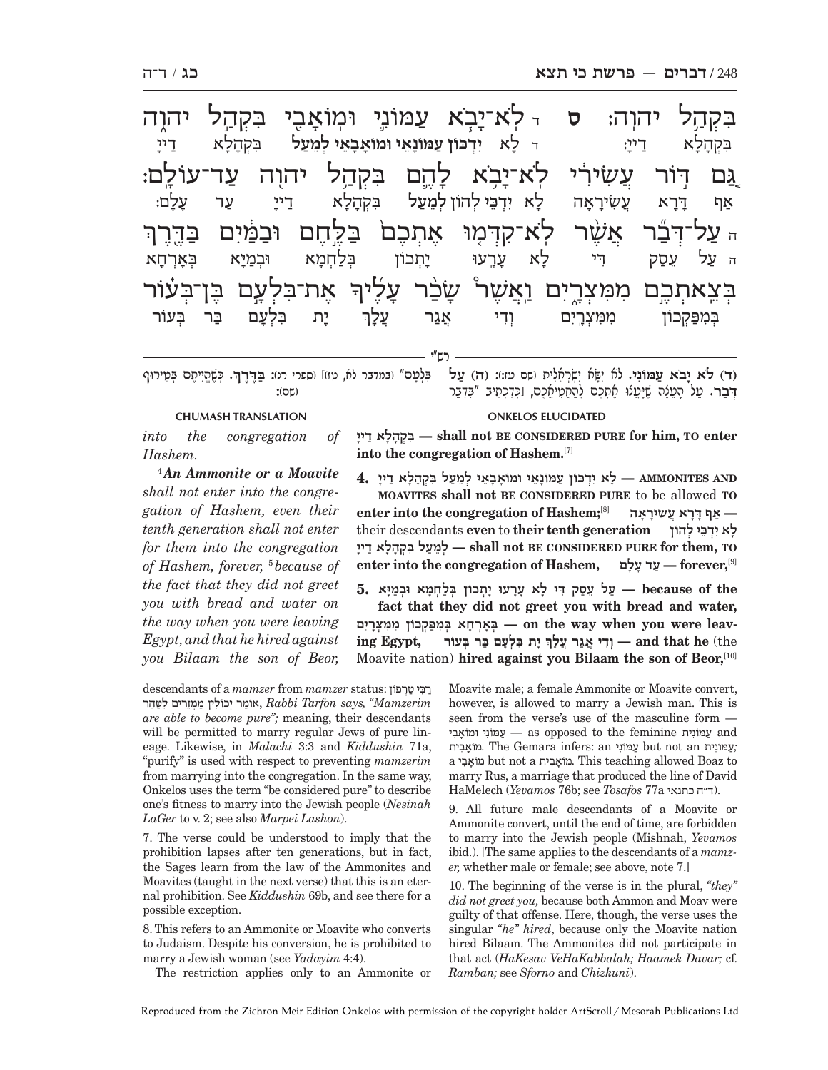בִּקְהַל יְהוָה: ס ד לֹא־יָבֹא עַמּוֹנִי וּמוֹאָבִי בִּקְהַל יְהוָה גַּם דּוֹר עֲשִׂירִי לֹא־יָבֹא לָהֶם בִּקְהַל יְהוָה עַד־עוֹלָם: ה עַל־דְּבַר אֲשֶׁר לֹא־קִדְּמוּ אֶתְכֶם בַּלֶּחֶם וּבַמַּיִם בַּדֶּרֶךְ בְּצֵאתְכֶם מִמִּצְרָיִם וַאֲשֶׁר שָׂכַר עָלֶיךָ אֶת־בִּלְעָם בֶּן־בְּעוֹר

בִּקְהָלָא דַייָ: ד לָא יִדְכּוֹן עַמּוֹנָאֵי וּמוֹאֲבָאֵי לְמֵעַל בִּקְהָלָא דַייָ אַף דָּרָא עֲשִׂירָאָה לָא יִדְכֵּי לְהוֹן לְמֵעַל בִּקְהָלָא דַייָ עַד עָלָם: ה עַל עֵסַק דִּי לָא עָרַעוּ יָתְכוֹן בְּלַחְמָא וּבְמַיָּא בְּאָרְחָא בְּמִפַּקְכוֹן מִמִּצְרָיִם וְדִי אֲגַר עֲלָךְ יָת בִּלְעָם בַּר בְּעוֹר

**רש"י**

**(ד) לֹא יָבֹא עַמּוֹנִי.** לֹא יִשָּׂא יִשְׂרְאֵלִית (שם עז:): **(ה) עַל דְּבַר.** עַל הָעֵצָה שֶׁיִּעֲצוּ אֶתְכֶם לְהַחֲטִיאֲכֶם, [כְּדִכְתִיב "בִּדְבַר בִּלְעָם" (במדבר לא, טז)] (ספרי רנ): **בַּדֶּרֶךְ.** כְּשֶׁהֱיִיתֶם בְּטֵירוּף (שם):

**CHUMASH TRANSLATION**

*into the congregation of Hashem.*

[4]*An Ammonite or a Moavite shall not enter into the congregation of Hashem, even their tenth generation shall not enter for them into the congregation of Hashem, forever,* [5]*because of the fact that they did not greet you with bread and water on the way when you were leaving Egypt, and that he hired against you Bilaam the son of Beor,*

**ONKELOS ELUCIDATED**

**בִּקְהָלָא דַייָ — shall not BE CONSIDERED PURE for him, TO enter into the congregation of Hashem.**[7]

**4. לָא יִדְכּוֹן עַמּוֹנָאֵי וּמוֹאֲבָאֵי לְמֵעַל בִּקְהָלָא דַייָ — AMMONITES AND MOAVITES shall not BE CONSIDERED PURE** to be allowed **TO enter into the congregation of Hashem;**[8] **אַף דָּרָא עֲשִׂירָאָה —** their descendants **even** to **their tenth generation לָא יִדְכֵּי לְהוֹן לְמֵעַל בִּקְהָלָא דַייָ — shall not BE CONSIDERED PURE for them, TO enter into the congregation of Hashem, עַד עָלָם — forever,**[9]

**5. עַל עֵסַק דִּי לָא עָרַעוּ יָתְכוֹן בְּלַחְמָא וּבְמַיָּא — because of the fact that they did not greet you with bread and water, בְּאָרְחָא בְּמִפַּקְכוֹן מִמִּצְרָיִם — on the way when you were leaving Egypt, וְדִי אֲגַר עֲלָךְ יָת בִּלְעָם בַּר בְּעוֹר — and that he** (the Moavite nation) **hired against you Bilaam the son of Beor,**[10]

descendants of a *mamzer* from *mamzer* status: רַבִּי טַרְפוֹן אוֹמֵר יְכוֹלִין מַמְזֵרִים לִטַּהֵר, *Rabbi Tarfon says, "Mamzerim are able to become pure";* meaning, their descendants will be permitted to marry regular Jews of pure lineage. Likewise, in *Malachi* 3:3 and *Kiddushin* 71a, "purify" is used with respect to preventing *mamzerim* from marrying into the congregation. In the same way, Onkelos uses the term "be considered pure" to describe one's fitness to marry into the Jewish people (*Nesinah LaGer* to v. 2; see also *Marpei Lashon*).

7. The verse could be understood to imply that the prohibition lapses after ten generations, but in fact, the Sages learn from the law of the Ammonites and Moavites (taught in the next verse) that this is an eternal prohibition. See *Kiddushin* 69b, and see there for a possible exception.

8. This refers to an Ammonite or Moavite who converts to Judaism. Despite his conversion, he is prohibited to marry a Jewish woman (see *Yadayim* 4:4).

The restriction applies only to an Ammonite or Moavite male; a female Ammonite or Moavite convert, however, is allowed to marry a Jewish man. This is seen from the verse's use of the masculine form — עַמּוֹנִי וּמוֹאָבִי — as opposed to the feminine עַמּוֹנִית and מוֹאָבִית. The Gemara infers: an עַמּוֹנִי but not an עַמּוֹנִית; a מוֹאָבִי but not a מוֹאָבִית. This teaching allowed Boaz to marry Rus, a marriage that produced the line of David HaMelech (*Yevamos* 76b; see *Tosafos* 77a ד״ה כתנאי).

9. All future male descendants of a Moavite or Ammonite convert, until the end of time, are forbidden to marry into the Jewish people (Mishnah, *Yevamos* ibid.). [The same applies to the descendants of a *mamzer,* whether male or female; see above, note 7.]

10. The beginning of the verse is in the plural, *"they" did not greet you,* because both Ammon and Moav were guilty of that offense. Here, though, the verse uses the singular *"he" hired*, because only the Moavite nation hired Bilaam. The Ammonites did not participate in that act (*HaKesav VeHaKabbalah; Haamek Davar;* cf. *Ramban;* see *Sforno* and *Chizkuni*).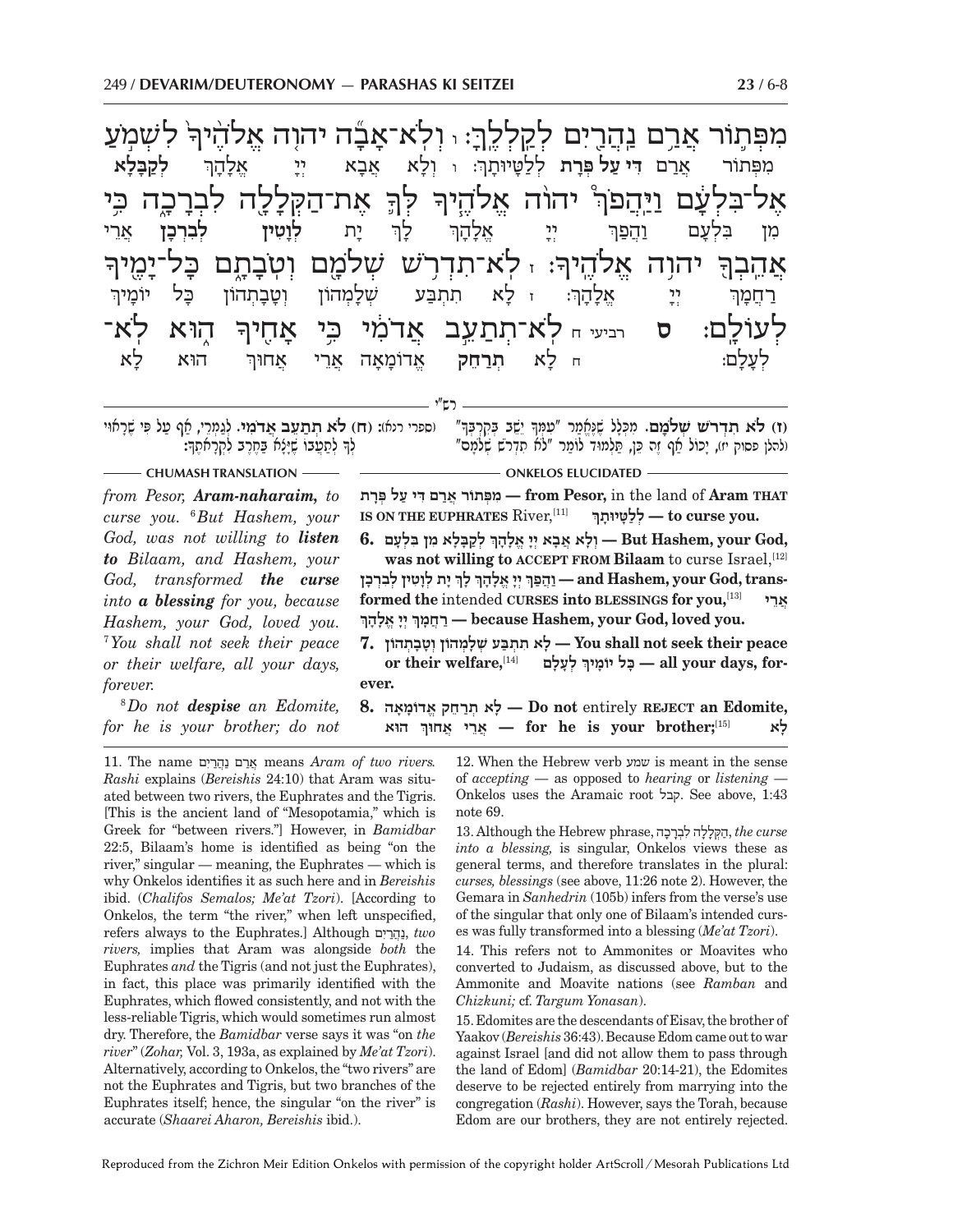מִפְּת֛וֹר אֲרַ֥ם נַֽהֲרַ֖יִם לְקַֽלְלֶֽךָּ׃ ו וְלֹֽא־אָבָ֞ה יהוה אֱלֹהֶ֙יךָ֙ לִשְׁמֹ֣עַ אֶל־בִּלְעָ֔ם וַיַּהֲפֹךְ֩ יהוה אֱלֹהֶ֨יךָ לְּךָ֜ אֶת־הַקְּלָלָ֖ה לִבְרָכָ֑ה כִּ֥י אֲהֵֽבְךָ֖ יהוה אֱלֹהֶֽיךָ׃ ז לֹֽא־תִדְרֹ֥שׁ שְׁלֹמָ֖ם וְטֹֽבָתָ֑ם כָּל־יָמֶ֖יךָ לְעוֹלָֽם׃ ס רביעי ח לֹֽא־תְתַעֵ֣ב אֲדֹמִ֔י כִּ֥י אָחִ֖יךָ ה֑וּא לֹֽא־

מִפְּתוֹר אֲרַם **דִּי עַל פְּרָת** לְלַטָּיוּתָךְ: ו וְלָא אֲבָא יְיָ אֱלָהָךְ **לְקַבָּלָא** מִן בִּלְעָם וַהֲפַךְ יְיָ אֱלָהָךְ לָךְ יָת **לְוָטִין לִבְרְכָן** אֲרֵי רַחֲמָךְ יְיָ אֱלָהָךְ: ז לָא תִתְבַּע שְׁלָמְהוֹן וְטָבָתְהוֹן כָּל יוֹמָיךְ לְעָלָם: ח לָא **תְרַחֵק** אֱדוֹמָאָה אֲרֵי אֲחוּךְ הוּא לָא

---

רש"י

**(ז) לֹא תִדְרֹשׁ שְׁלֹמָם.** מִכְּלָל שֶׁנֶּאֱמַר "עִמְּךָ יֵשֵׁב בְּקִרְבְּךָ" (להלן פסוק יז), יָכוֹל אַף זֶה כֵּן, תַּלְמוּד לוֹמַר "לֹא תִדְרֹשׁ שְׁלֹמָם" (ספרי רנא): **(ח) לֹא תְתַעֵב אֲדֹמִי.** לְגַמְרֵי, אַף עַל פִּי שֶׁרָאוּי לְךָ לְתַעֲבוֹ שֶׁיָּצָא בַּחֶרֶב לִקְרָאתֶךָ:

---

### CHUMASH TRANSLATION

*from Pesor, **Aram-naharaim,** to curse you.* [6]*But Hashem, your God, was not willing to **listen to** Bilaam, and Hashem, your God, transformed **the curse** into **a blessing** for you, because Hashem, your God, loved you.* [7]*You shall not seek their peace or their welfare, all your days, forever.*

[8]*Do not **despise** an Edomite, for he is your brother; do not*

### ONKELOS ELUCIDATED

**מִפְּתוֹר אֲרַם דִּי עַל פְּרָת — from Pesor,** in the land of **Aram THAT IS ON THE EUPHRATES** River,[11] **לְלַטָּיוּתָךְ — to curse you.**

**6. וְלָא אֲבָא יְיָ אֱלָהָךְ לְקַבָּלָא מִן בִּלְעָם — But Hashem, your God, was not willing to ACCEPT FROM Bilaam** to curse Israel,[12] **וַהֲפַךְ יְיָ אֱלָהָךְ לָךְ יָת לְוָטִין לִבְרְכָן — and Hashem, your God, transformed the** intended **CURSES into BLESSINGS for you,**[13] **אֲרֵי רַחֲמָךְ יְיָ אֱלָהָךְ — because Hashem, your God, loved you.**

**7. לָא תִתְבַּע שְׁלָמְהוֹן וְטָבָתְהוֹן — You shall not seek their peace or their welfare,**[14] **כָּל יוֹמָיךְ לְעָלָם — all your days, forever.**

**8. לָא תְרַחֵק אֱדוֹמָאָה — Do not** entirely **REJECT an Edomite, אֲרֵי אֲחוּךְ הוּא — for he is your brother;**[15] **לָא**

---

11. The name אֲרַם נַהֲרַיִם means *Aram of two rivers. Rashi* explains (*Bereishis* 24:10) that Aram was situated between two rivers, the Euphrates and the Tigris. [This is the ancient land of "Mesopotamia," which is Greek for "between rivers."] However, in *Bamidbar* 22:5, Bilaam's home is identified as being "on the river," singular — meaning, the Euphrates — which is why Onkelos identifies it as such here and in *Bereishis* ibid. (*Chalifos Semalos; Me'at Tzori*). [According to Onkelos, the term "the river," when left unspecified, refers always to the Euphrates.] Although נַהֲרַיִם, *two rivers,* implies that Aram was alongside *both* the Euphrates *and* the Tigris (and not just the Euphrates), in fact, this place was primarily identified with the Euphrates, which flowed consistently, and not with the less-reliable Tigris, which would sometimes run almost dry. Therefore, the *Bamidbar* verse says it was "on *the river*" (*Zohar,* Vol. 3, 193a, as explained by *Me'at Tzori*). Alternatively, according to Onkelos, the "two rivers" are not the Euphrates and Tigris, but two branches of the Euphrates itself; hence, the singular "on the river" is accurate (*Shaarei Aharon, Bereishis* ibid.).

12. When the Hebrew verb שמע is meant in the sense of *accepting* — as opposed to *hearing* or *listening* — Onkelos uses the Aramaic root קבל. See above, 1:43 note 69.

13. Although the Hebrew phrase, הַקְּלָלָה לִבְרָכָה, *the curse into a blessing,* is singular, Onkelos views these as general terms, and therefore translates in the plural: *curses, blessings* (see above, 11:26 note 2). However, the Gemara in *Sanhedrin* (105b) infers from the verse's use of the singular that only one of Bilaam's intended curses was fully transformed into a blessing (*Me'at Tzori*).

14. This refers not to Ammonites or Moavites who converted to Judaism, as discussed above, but to the Ammonite and Moavite nations (see *Ramban* and *Chizkuni;* cf. *Targum Yonasan*).

15. Edomites are the descendants of Eisav, the brother of Yaakov (*Bereishis* 36:43). Because Edom came out to war against Israel [and did not allow them to pass through the land of Edom] (*Bamidbar* 20:14-21), the Edomites deserve to be rejected entirely from marrying into the congregation (*Rashi*). However, says the Torah, because Edom are our brothers, they are not entirely rejected.

Reproduced from the Zichron Meir Edition Onkelos with permission of the copyright holder ArtScroll / Mesorah Publications Ltd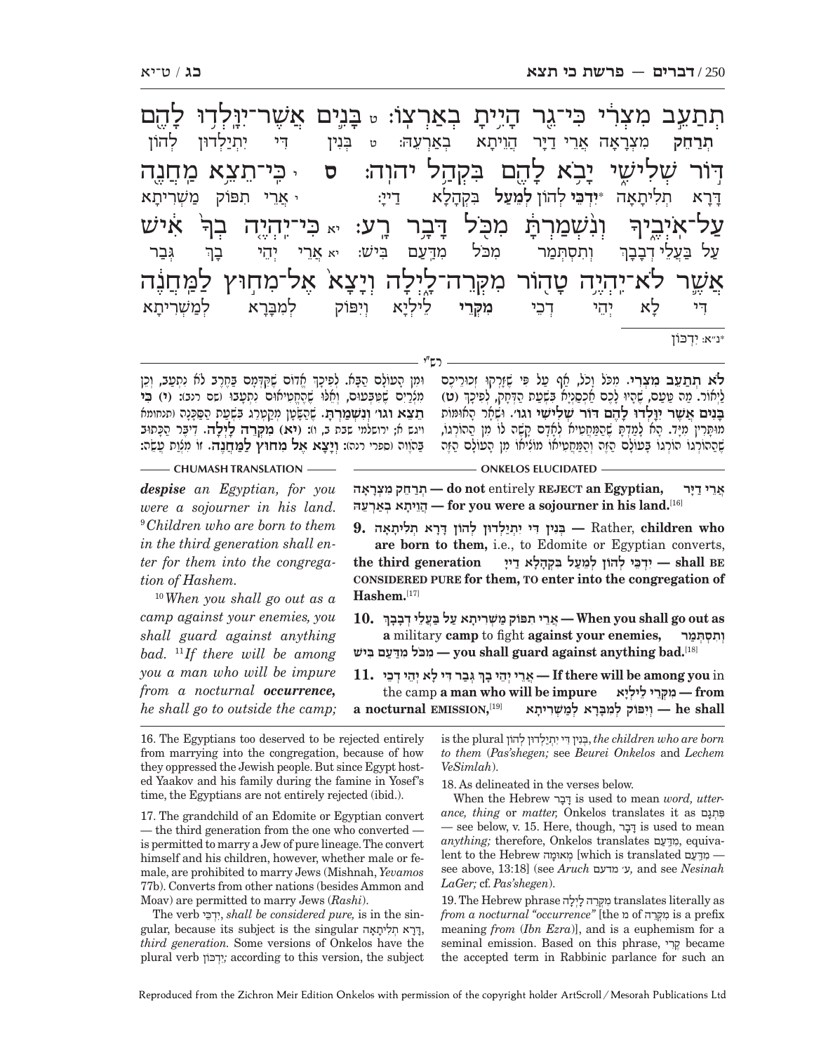תְתַעֵב מִצְרִי כִּי־גֵר הָיִיתָ בְאַרְצוֹ: ט בָּנִים אֲשֶׁר־יִוָּלְדוּ לָהֶם דּוֹר שְׁלִישִׁי יָבֹא לָהֶם בִּקְהַל יהוה: ס י כִּי־תֵצֵא מַחֲנֶה עַל־אֹיְבֶיךָ וְנִשְׁמַרְתָּ מִכֹּל דָּבָר רָע: יא כִּי־יִהְיֶה בְךָ אִישׁ אֲשֶׁר לֹא־יִהְיֶה טָהוֹר מִקְּרֵה־לָיְלָה וְיָצָא אֶל־מִחוּץ לַמַּחֲנֶה

תְרַחֵק מִצְרָאָה אֲרֵי דַיָּר הֲוֵיתָא בְּאַרְעֵהּ: ט בְּנִין דִּי יִתְיַלְדוּן לְהוֹן דָּרָא תְלִיתָאָה *יִדְכֵּי לְהוֹן לְמֵעַל בִּקְהָלָא דַייָ: י אֲרֵי תִפּוֹק מַשְׁרִיתָא עַל בַּעֲלֵי דְבָבָךְ וְתִסְתְּמַר מִכֹּל מִדַּעַם בִּישׁ: יא אֲרֵי יְהֵי בָךְ גְּבַר דִּי לָא יְהֵי דְכֵי מִקְּרֵי לֵילְיָא וְיִפּוֹק לְמִבָּרָא לְמַשְׁרִיתָא

*נ"א: יִדְכּוֹן

## רש"י

**לֹא תְתַעֵב מִצְרִי.** מִכֹּל וָכֹל, אַף עַל פִּי שֶׁזָּרְקוּ זְכוּרֵיכֶם לַיְאוֹר. מַה טַּעַם, שֶׁהָיוּ לָכֶם אַכְסַנְיָא בִּשְׁעַת הַדֹּחַק, לְפִיכָךְ **(ט) בָּנִים אֲשֶׁר יִוָּלְדוּ לָהֶם דּוֹר שְׁלִישִׁי וגו'.** וּשְׁאָר הָאֻמּוֹת מֻתָּרִין מִיָּד. הָא לָמַדְתָּ שֶׁהַמַּחֲטִיא לָאָדָם קָשֶׁה לוֹ מִן הַהוֹרְגוֹ, שֶׁהַהוֹרְגוֹ הוֹרְגוֹ בָּעוֹלָם הַזֶּה וְהַמַּחֲטִיאוֹ מוֹצִיאוֹ מִן הָעוֹלָם הַזֶּה וּמִן הָעוֹלָם הַבָּא. לְפִיכָךְ אֱדוֹם שֶׁקִּדְּמָם בַּחֶרֶב לֹא נִתְעַב, וְכֵן מִצְרַיִם שֶׁטִּבְּעוּם, וְאֵלּוּ שֶׁהֶחֱטִיאוּם נִתְעֲבוּ (שם רנג): **(י) כִּי תֵצֵא וגו' וְנִשְׁמַרְתָּ.** שֶׁהַשָּׂטָן מְקַטְרֵג בִּשְׁעַת הַסַּכָּנָה (תנחומא ויגש א; ירושלמי שבת ב, ו): **(יא) מִקְּרֵה לָיְלָה.** דִּבֵּר הַכָּתוּב בַּהוֹוֶה (ספרי רנה): **וְיָצָא אֶל מִחוּץ לַמַּחֲנֶה.** זוֹ מִצְוַת עֲשֵׂה:

## ONKELOS ELUCIDATED

**תְרַחֵק מִצְרָאָה, אֲרֵי דַיָּר** — do not entirely **REJECT an Egyptian,** **הֲוֵיתָא בְּאַרְעֵהּ** — **for you were a sojourner in his land.**[16]

**9. בְּנִין דִּי יִתְיַלְדוּן לְהוֹן דָּרָא תְלִיתָאָה** — Rather, **children who are born to them,** i.e., to Edomite or Egyptian converts, **the third generation יִדְכֵּי לְהוֹן לְמֵעַל בִּקְהָלָא דַייָ** — **shall BE CONSIDERED PURE for them, TO enter into the congregation of Hashem.**[17]

**10. אֲרֵי תִפּוֹק מַשְׁרִיתָא עַל בַּעֲלֵי דְבָבָךְ** — **When you shall go out as a** military **camp** to fight **against your enemies, וְתִסְתְּמַר מִכֹּל מִדַּעַם בִּישׁ** — **you shall guard against anything bad.**[18]

**11. אֲרֵי יְהֵי בָךְ גְּבַר דִּי לָא יְהֵי דְכֵי** — **If there will be among you** in the camp **a man who will be impure מִקְּרֵי לֵילְיָא** — **from a nocturnal EMISSION,**[19] **וְיִפּוֹק לְמִבָּרָא לְמַשְׁרִיתָא** — **he shall**

## CHUMASH TRANSLATION

*despise an Egyptian, for you were a sojourner in his land.* [9]*Children who are born to them in the third generation shall enter for them into the congregation of Hashem.*

[10]*When you shall go out as a camp against your enemies, you shall guard against anything bad.* [11]*If there will be among you a man who will be impure from a nocturnal* ***occurrence,*** *he shall go to outside the camp;*

---

16. The Egyptians too deserved to be rejected entirely from marrying into the congregation, because of how they oppressed the Jewish people. But since Egypt hosted Yaakov and his family during the famine in Yosef's time, the Egyptians are not entirely rejected (ibid.).

17. The grandchild of an Edomite or Egyptian convert — the third generation from the one who converted — is permitted to marry a Jew of pure lineage. The convert himself and his children, however, whether male or female, are prohibited to marry Jews (Mishnah, *Yevamos* 77b). Converts from other nations (besides Ammon and Moav) are permitted to marry Jews (*Rashi*).

The verb יִדְכֵּי, *shall be considered pure,* is in the singular, because its subject is the singular דָּרָא תְלִיתָאָה, *third generation.* Some versions of Onkelos have the plural verb יִדְכּוֹן; according to this version, the subject is the plural בְּנִין דִּי יִתְיַלְדוּן לְהוֹן, *the children who are born to them* (*Pas'shegen;* see *Beurei Onkelos* and *Lechem VeSimlah*).

18. As delineated in the verses below.

When the Hebrew דָּבָר is used to mean *word, utterance, thing* or *matter,* Onkelos translates it as פִּתְגָם — see below, v. 15. Here, though, דָּבָר is used to mean *anything;* therefore, Onkelos translates מִדַּעַם, equivalent to the Hebrew מְאוּמָה [which is translated מִדַּעַם — see above, 13:18] (see *Aruch* ע' מדעם, and see *Nesinah LaGer;* cf. *Pas'shegen*).

19. The Hebrew phrase מִקְּרֵה לָיְלָה translates literally as *from a nocturnal "occurrence"* [the מ of מִקְּרֵה is a prefix meaning *from* (*Ibn Ezra*)], and is a euphemism for a seminal emission. Based on this phrase, קֶרִי became the accepted term in Rabbinic parlance for such an

Reproduced from the Zichron Meir Edition Onkelos with permission of the copyright holder ArtScroll / Mesorah Publications Ltd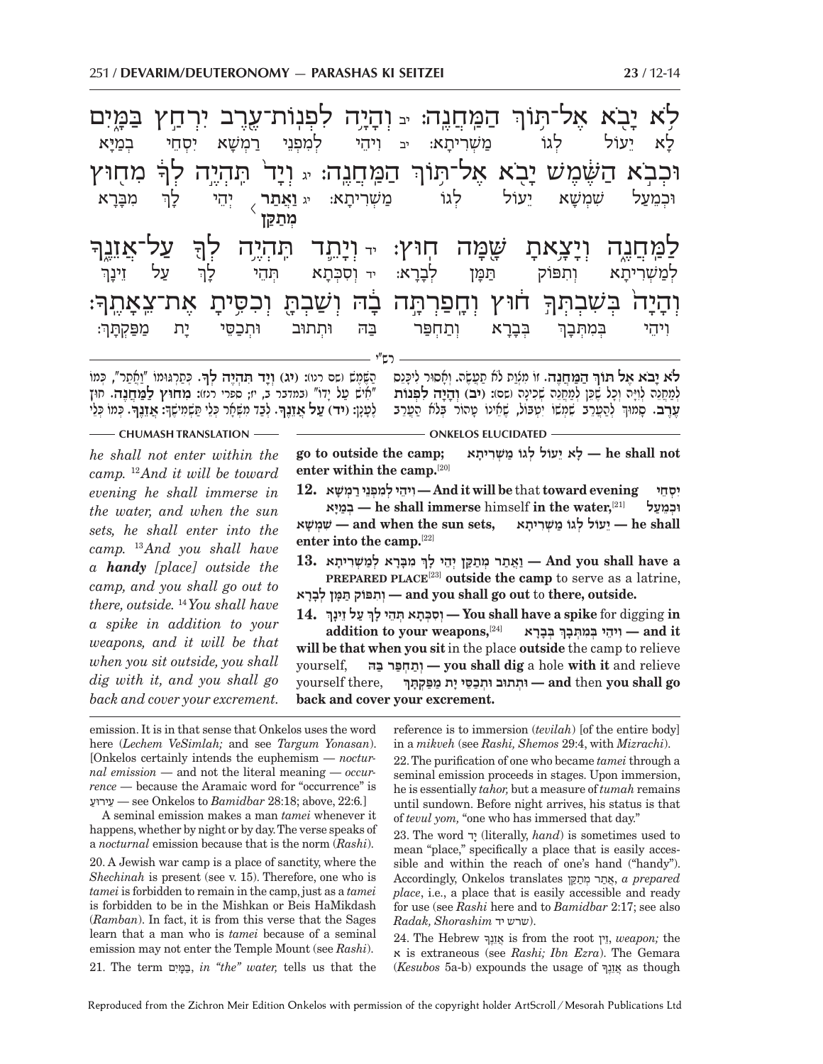לֹא יָבֹא אֶל־תּוֹךְ הַמַּחֲנֶה: יב וְהָיָה לִפְנוֹת־עֶרֶב יִרְחַץ בַּמָּיִם
לָא יֵעוֹל לְגוֹ מַשְׁרִיתָא: יב וִיהֵי לְמִפְנֵי רַמְשָׁא יַסְחֵי בְּמַיָּא

וּכְבֹא הַשֶּׁמֶשׁ יָבֹא אֶל־תּוֹךְ הַמַּחֲנֶה: יג וְיָד תִּהְיֶה לְךָ מִחוּץ
וּכְמֵעַל שִׁמְשָׁא יֵעוֹל לְגוֹ מַשְׁרִיתָא: יג וַאֲתַר מְתַקַּן יְהֵי לָךְ מִבָּרָא

לַמַּחֲנֶה וְיָצָאתָ שָׁמָּה חוּץ: יד וְיָתֵד תִּהְיֶה לְךָ עַל־אֲזֵנֶךָ
לְמַשְׁרִיתָא וְתִפּוֹק תַּמָּן לְבָרָא: יד וְסִכְתָא תְּהֵי לָךְ עַל זֵינָךְ

וְהָיָה בְּשִׁבְתְּךָ חוּץ וְחָפַרְתָּה בָהּ וְשַׁבְתָּ וְכִסִּיתָ אֶת־צֵאָתֶךָ:
וִיהֵי בְּמִתְּבָךְ בְּבָרָא וְתַחְפַּר בַּהּ וּתְתוּב וּתְכַסֵּי יָת מַפַּקְתָּךְ:

— רש"י —

**לֹא יָבֹא אֶל תּוֹךְ הַמַּחֲנֶה.** זוֹ מִצְוַת לֹא תַעֲשֶׂה. וְאָסוּר לִיכָּנֵס לְמַחֲנֵה לְוִיָּה וְכָל שֶׁכֵּן לְמַחֲנֵה שְׁכִינָה (שם): **(יב) וְהָיָה לִפְנוֹת עֶרֶב.** סָמוּךְ לְהַעֲרֵב שִׁמְשׁוֹ יִטְבּוֹל, שֶׁאֵינוֹ טָהוֹר בְּלֹא הַעֲרֵב הַשֶּׁמֶשׁ (שם רנו): **(יג) וְיָד תִּהְיֶה לְךָ.** כְּתַרְגּוּמוֹ "וַאֲתַר", כְּמוֹ "אִישׁ עַל יָדוֹ" (במדבר ב, יז; ספרי רנז): **מִחוּץ לַמַּחֲנֶה.** חוּץ לֶעָנָן: **(יד) עַל אֲזֵנֶךָ.** לְבַד מִשְּׁאָר כְּלֵי תַּשְׁמִישֶׁךָ: **אֲזֵנֶךָ.** כְּמוֹ כְּלֵי

**CHUMASH TRANSLATION**

*he shall not enter within the camp.* [12] *And it will be toward evening he shall immerse in the water, and when the sun sets, he shall enter into the camp.* [13] *And you shall have a* ***handy*** *[place] outside the camp, and you shall go out to there, outside.* [14] *You shall have a spike in addition to your weapons, and it will be that when you sit outside, you shall dig with it, and you shall go back and cover your excrement.*

**ONKELOS ELUCIDATED**

**לָא יֵעוֹל לְגוֹ מַשְׁרִיתָא — he shall not go to outside the camp;** **enter within the camp.**[20]

**12. וִיהֵי לְמִפְנֵי רַמְשָׁא — And it will be** that **toward evening** **יַסְחֵי בְּמַיָּא — he shall immerse** himself **in the water,**[21] **וּכְמֵעַל שִׁמְשָׁא — and when the sun sets,** **יֵעוֹל לְגוֹ מַשְׁרִיתָא — he shall enter into the camp.**[22]

**13. וַאֲתַר מְתַקַּן יְהֵי לָךְ מִבָּרָא לְמַשְׁרִיתָא — And you shall have a PREPARED PLACE**[23] **outside the camp** to serve as a latrine, **וְתִפּוֹק תַּמָּן לְבָרָא — and you shall go out** to **there, outside.**

**14. וְסִכְתָא תְּהֵי לָךְ עַל זֵינָךְ — You shall have a spike** for digging **in addition to your weapons,**[24] **וִיהֵי בְּמִתְּבָךְ בְּבָרָא — and it will be that when you sit** in the place **outside** the camp to relieve yourself, **וְתַחְפַּר בַּהּ — you shall dig** a hole **with it** and relieve yourself there, **וּתְתוּב וּתְכַסֵּי יָת מַפַּקְתָּךְ — and** then **you shall go back and cover your excrement.**

---

emission. It is in that sense that Onkelos uses the word here (*Lechem VeSimlah;* and see *Targum Yonasan*). [Onkelos certainly intends the euphemism — *nocturnal emission* — and not the literal meaning — *occurrence* — because the Aramaic word for "occurrence" is עֵירוּעַ — see Onkelos to *Bamidbar* 28:18; above, 22:6.]

A seminal emission makes a man *tamei* whenever it happens, whether by night or by day. The verse speaks of a *nocturnal* emission because that is the norm (*Rashi*).

20. A Jewish war camp is a place of sanctity, where the *Shechinah* is present (see v. 15). Therefore, one who is *tamei* is forbidden to remain in the camp, just as a *tamei* is forbidden to be in the Mishkan or Beis HaMikdash (*Ramban*). In fact, it is from this verse that the Sages learn that a man who is *tamei* because of a seminal emission may not enter the Temple Mount (see *Rashi*).

21. The term בַּמָּיִם, *in "the" water,* tells us that the reference is to immersion (*tevilah*) [of the entire body] in a *mikveh* (see *Rashi, Shemos* 29:4, with *Mizrachi*).

22. The purification of one who became *tamei* through a seminal emission proceeds in stages. Upon immersion, he is essentially *tahor,* but a measure of *tumah* remains until sundown. Before night arrives, his status is that of *tevul yom,* "one who has immersed that day."

23. The word יָד (literally, *hand*) is sometimes used to mean "place," specifically a place that is easily accessible and within the reach of one's hand ("handy"). Accordingly, Onkelos translates אֲתַר מְתַקַּן, *a prepared place*, i.e., a place that is easily accessible and ready for use (see *Rashi* here and to *Bamidbar* 2:17; see also *Radak, Shorashim* שרש יד).

24. The Hebrew אֲזֵנֶךָ is from the root זין, *weapon;* the א is extraneous (see *Rashi; Ibn Ezra*). The Gemara (*Kesubos* 5a-b) expounds the usage of אֲזֵנֶךָ as though

Reproduced from the Zichron Meir Edition Onkelos with permission of the copyright holder ArtScroll / Mesorah Publications Ltd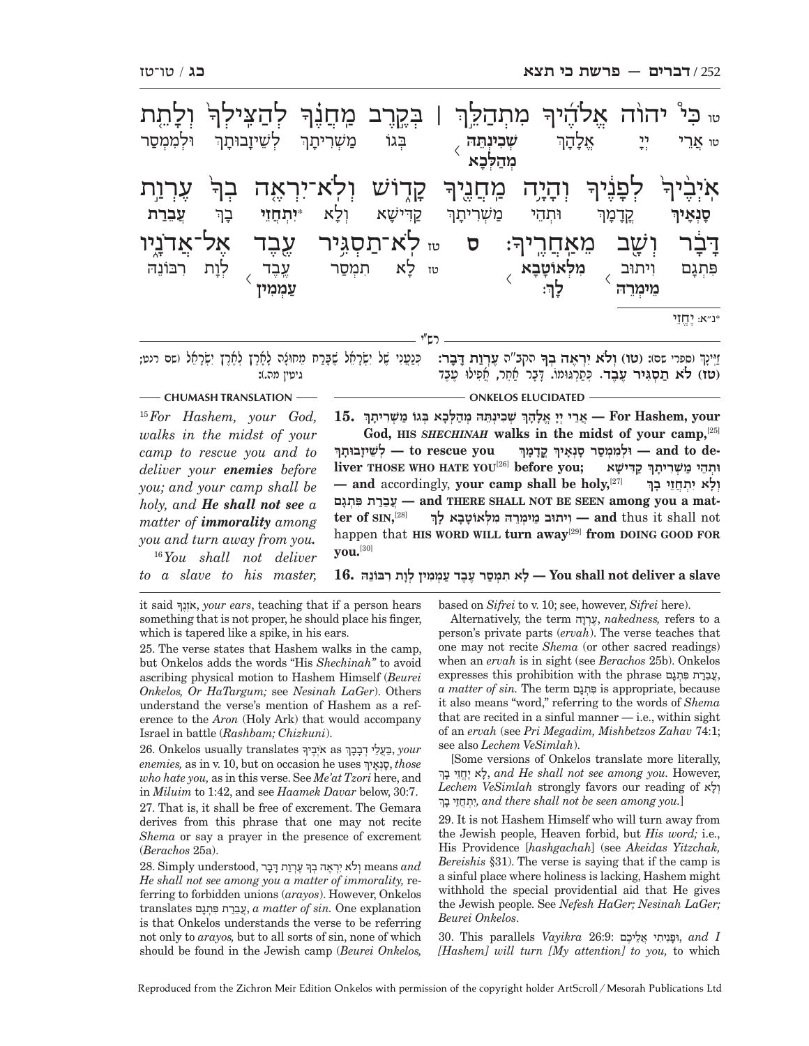טו כִּי יְהוָה אֱלֹהֶיךָ מִתְהַלֵּךְ | בְּקֶרֶב מַחֲנֶךָ לְהַצִּילְךָ וְלָתֵת אֹיְבֶיךָ לְפָנֶיךָ וְהָיָה מַחֲנֶיךָ קָדוֹשׁ וְלֹא־יִרְאֶה בְךָ עֶרְוַת דָּבָר וְשָׁב מֵאַחֲרֶיךָ: ס טז לֹא־תַסְגִּיר עֶבֶד אֶל־אֲדֹנָיו

טו אֲרֵי יְיָ אֱלָהָךְ **שְׁכִינְתֵּהּ מְהַלְּכָא** בְּגוֹ מַשְׁרִיתָךְ לְשֵׁיזָבוּתָךְ וּלְמִמְסַר **סָנְאָיךְ** קֳדָמָךְ וּתְהֵי מַשְׁרִיתָךְ קַדִּישָׁא וְלָא *יִתְחֲזֵי בָךְ **עֲבֵרַת פִּתְגָם** וִיתוּב **מֵימְרֵהּ מִלְּאוֹטָבָא לָךְ**: טז לָא תִמְסַר עֶבֶד **עַמְמִין** לְוָת רִבּוֹנֵהּ

*נ"א: יֶחֱזֵי

רש"י

זְיָינָךְ (ספרי שם): (טו) **וְלֹא יִרְאֶה בְךָ** הקב"ה **עֶרְוַת דָּבָר:** (טז) **לֹא תַסְגִּיר עֶבֶד.** כְּתַרְגּוּמוֹ. דָּבָר אַחֵר, אֲפִילוּ עֶבֶד כְּנַעֲנִי שֶׁל יִשְׂרָאֵל שֶׁבָּרַח מִחוּצָה לָאָרֶץ לְאֶרֶץ יִשְׂרָאֵל (שם רנט; גיטין מה.):

**CHUMASH TRANSLATION**

[15] *For Hashem, your God, walks in the midst of your camp to rescue you and to deliver your* ***enemies*** *before you; and your camp shall be holy, and* ***He shall not see*** *a matter of* ***immorality*** *among you and turn away from you.*

[16] *You shall not deliver to a slave to his master,*

**ONKELOS ELUCIDATED**

**15. אֲרֵי יְיָ אֱלָהָךְ שְׁכִינְתֵּהּ מְהַלְּכָא בְּגוֹ מַשְׁרִיתָךְ — For Hashem, your God, HIS *SHECHINAH* walks in the midst of your camp,**[25] **לְשֵׁיזָבוּתָךְ — to rescue you וּלְמִמְסַר סָנְאָיךְ קֳדָמָךְ — and to deliver THOSE WHO HATE YOU**[26] **before you; וּתְהֵי מַשְׁרִיתָךְ קַדִּישָׁא — and** accordingly, **your camp shall be holy,**[27] **וְלָא יִתְחֲזֵי בָךְ עֲבֵרַת פִּתְגָם — and THERE SHALL NOT BE SEEN among you a matter of SIN,**[28] **וִיתוּב מֵימְרֵהּ מִלְּאוֹטָבָא לָךְ — and** thus it shall not happen that **HIS WORD WILL turn away**[29] **from DOING GOOD FOR you.**[30]

**16. לָא תִמְסַר עֶבֶד עַמְמִין לְוָת רִבּוֹנֵהּ — You shall not deliver a slave**

it said אָזְנֶךָ, *your ears*, teaching that if a person hears something that is not proper, he should place his finger, which is tapered like a spike, in his ears.

25. The verse states that Hashem walks in the camp, but Onkelos adds the words "His *Shechinah*" to avoid ascribing physical motion to Hashem Himself (*Beurei Onkelos, Or HaTargum;* see *Nesinah LaGer*). Others understand the verse's mention of Hashem as a reference to the *Aron* (Holy Ark) that would accompany Israel in battle (*Rashbam; Chizkuni*).

26. Onkelos usually translates אֹיְבֶיךָ as בַּעֲלֵי דְבָבָךְ, *your enemies,* as in v. 10, but on occasion he uses סָנְאָיךְ, *those who hate you,* as in this verse. See *Me'at Tzori* here, and in *Miluim* to 1:42, and see *Haamek Davar* below, 30:7.

27. That is, it shall be free of excrement. The Gemara derives from this phrase that one may not recite *Shema* or say a prayer in the presence of excrement (*Berachos* 25a).

28. Simply understood, וְלֹא יִרְאֶה בְךָ עֶרְוַת דָּבָר means *and He shall not see among you a matter of immorality,* referring to forbidden unions (*arayos*). However, Onkelos translates עֲבֵרַת פִּתְגָם, *a matter of sin.* One explanation is that Onkelos understands the verse to be referring not only to *arayos,* but to all sorts of sin, none of which should be found in the Jewish camp (*Beurei Onkelos,* based on *Sifrei* to v. 10; see, however, *Sifrei* here).

Alternatively, the term עֶרְוָה, *nakedness,* refers to a person's private parts (*ervah*). The verse teaches that one may not recite *Shema* (or other sacred readings) when an *ervah* is in sight (see *Berachos* 25b). Onkelos expresses this prohibition with the phrase עֲבֵרַת פִּתְגָם, *a matter of sin.* The term פִּתְגָם is appropriate, because it also means "word," referring to the words of *Shema* that are recited in a sinful manner — i.e., within sight of an *ervah* (see *Pri Megadim, Mishbetzos Zahav* 74:1; see also *Lechem VeSimlah*).

[Some versions of Onkelos translate more literally, לָא יֶחֱזֵי בָךְ, *and He shall not see among you.* However, *Lechem VeSimlah* strongly favors our reading of וְלָא יִתְחֲזֵי בָךְ, *and there shall not be seen among you.*]

29. It is not Hashem Himself who will turn away from the Jewish people, Heaven forbid, but *His word;* i.e., His Providence [*hashgachah*] (see *Akeidas Yitzchak, Bereishis* §31). The verse is saying that if the camp is a sinful place where holiness is lacking, Hashem might withhold the special providential aid that He gives the Jewish people. See *Nefesh HaGer; Nesinah LaGer; Beurei Onkelos*.

30. This parallels *Vayikra* 26:9: וּפָנִיתִי אֲלֵיכֶם, *and I [Hashem] will turn [My attention] to you,* to which

Reproduced from the Zichron Meir Edition Onkelos with permission of the copyright holder ArtScroll / Mesorah Publications Ltd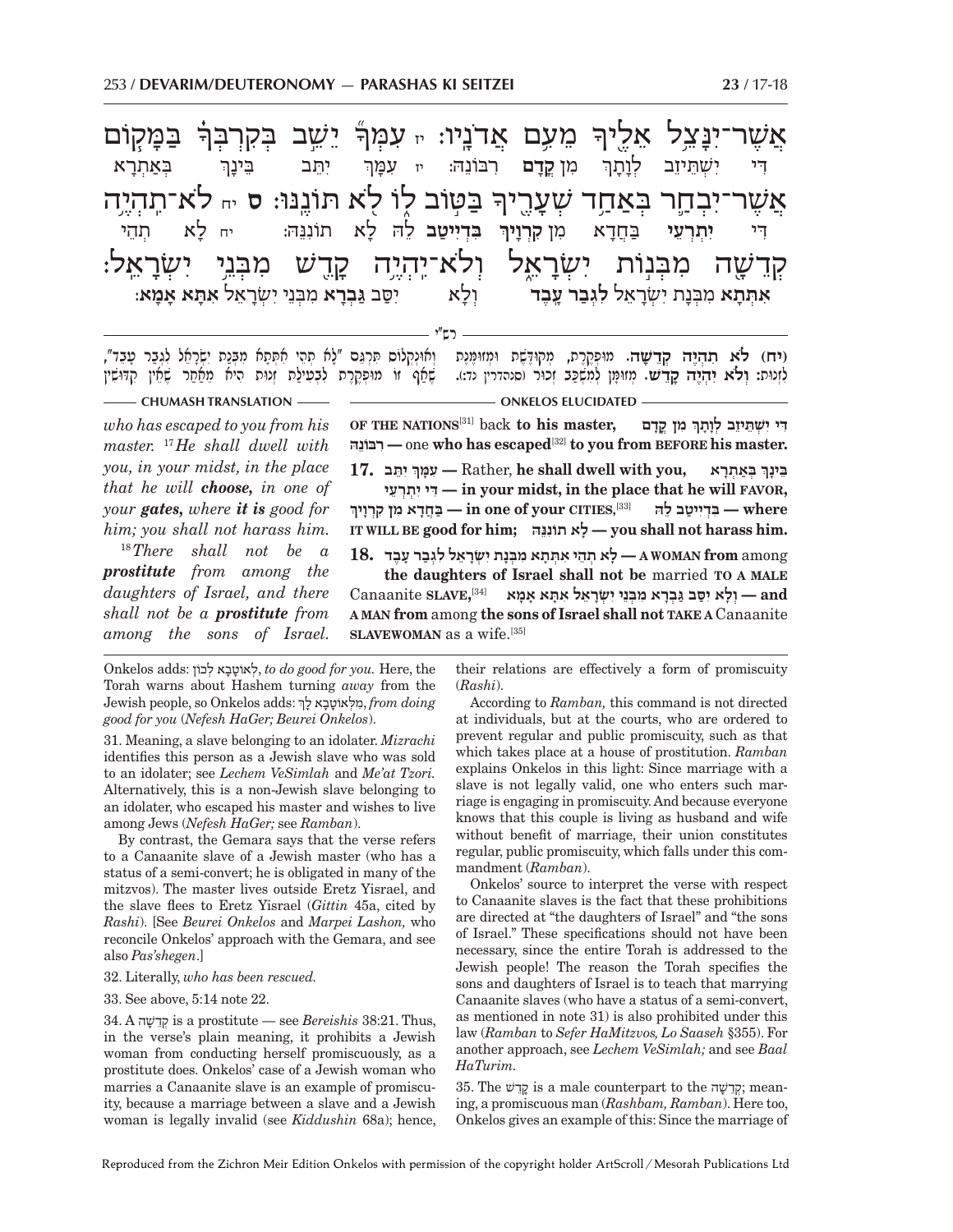אֲשֶׁר־יִנָּצֵל אֵלֶיךָ מֵעִם אֲדֹנָיו: יז עִמְּךָ יֵשֵׁב בְּקִרְבְּךָ בַּמָּקוֹם
דִּי יִשְׁתֵּיזֵב לְוָתָךְ מִן קֳדָם רִבּוֹנֵהּ: יז עִמָּךְ יִתֵּב בֵּינָךְ בְּאַתְרָא

אֲשֶׁר־יִבְחַר בְּאַחַד שְׁעָרֶיךָ בַּטּוֹב לוֹ לֹא תּוֹנֶנּוּ: ס יח לֹא־תִהְיֶה
דִּי יִתְרְעֵי בַּחֲדָא מִן קִרְוָיךְ בִּדְיֵיטַב לֵהּ לָא תוֹנְנֵהּ: יח לָא תְהֵי

קְדֵשָׁה מִבְּנוֹת יִשְׂרָאֵל וְלֹא־יִהְיֶה קָדֵשׁ מִבְּנֵי יִשְׂרָאֵל:
אִתְּתָא מִבְּנָת יִשְׂרָאֵל לִגְבַר עֲבֵד וְלָא יִסַּב גַּבְרָא מִבְּנֵי יִשְׂרָאֵל אִתְּתָא אֲמָא:

רש"י

(יח) לֹא תִהְיֶה קְדֵשָׁה. מוּפְקֶרֶת, מְקוּדֶּשֶׁת וּמְזוּמֶּנֶת לִזְנוּת: וְלֹא יִהְיֶה קָדֵשׁ. מְזוּמָּן לְמִשְׁכַּב זָכוּר (סנהדרין נד:). וְאוּנְקְלוֹס תִּרְגֵּם "לָא תְהֵי אִתְּתָא מִבְּנָת יִשְׂרָאֵל לִגְבַר עֲבֵד", שֶׁאַף זוֹ מוּפְקֶרֶת לִבְעִילַת זְנוּת הִיא, מֵאַחַר שֶׁאֵין קִדּוּשִׁין

## CHUMASH TRANSLATION

*who has escaped to you from his master.* [17]*He shall dwell with you, in your midst, in the place that he will **choose,** in one of your **gates,** where **it is** good for him; you shall not harass him.*

[18]*There shall not be a **prostitute** from among the daughters of Israel, and there shall not be a **prostitute** from among the sons of Israel.*

## ONKELOS ELUCIDATED

**OF THE NATIONS**[31] back **to his master,** דִּי יִשְׁתֵּיזֵב לְוָתָךְ מִן קֳדָם רִבּוֹנֵהּ — one **who has escaped**[32] **to you from BEFORE his master.**

**17.** עִמָּךְ יִתֵּב — Rather, **he shall dwell with you,** בֵּינָךְ בְּאַתְרָא דִּי יִתְרְעֵי — **in your midst, in the place that he will FAVOR,** בַּחֲדָא מִן קִרְוָיךְ — **in one of your CITIES,**[33] בִּדְיֵיטַב לֵהּ — **where IT WILL BE good for him;** לָא תוֹנְנֵהּ — **you shall not harass him.**

**18.** לָא תְהֵי אִתְּתָא מִבְּנָת יִשְׂרָאֵל לִגְבַר עֲבֵד — **A WOMAN from** among **the daughters of Israel shall not be** married **TO A MALE** Canaanite **SLAVE,**[34] וְלָא יִסַּב גַּבְרָא מִבְּנֵי יִשְׂרָאֵל אִתְּתָא אֲמָא — **and A MAN from** among **the sons of Israel shall not TAKE A** Canaanite **SLAVEWOMAN** as a wife.[35]

---

Onkelos adds: לְאוֹטָבָא לְכוֹן, *to do good for you.* Here, the Torah warns about Hashem turning *away* from the Jewish people, so Onkelos adds: מִלְּאוֹטָבָא לָךְ, *from doing good for you* (*Nefesh HaGer; Beurei Onkelos*).

31. Meaning, a slave belonging to an idolater. *Mizrachi* identifies this person as a Jewish slave who was sold to an idolater; see *Lechem VeSimlah* and *Me'at Tzori.* Alternatively, this is a non-Jewish slave belonging to an idolater, who escaped his master and wishes to live among Jews (*Nefesh HaGer;* see *Ramban*).

By contrast, the Gemara says that the verse refers to a Canaanite slave of a Jewish master (who has a status of a semi-convert; he is obligated in many of the mitzvos). The master lives outside Eretz Yisrael, and the slave flees to Eretz Yisrael (*Gittin* 45a, cited by *Rashi*). [See *Beurei Onkelos* and *Marpei Lashon,* who reconcile Onkelos' approach with the Gemara, and see also *Pas'shegen*.]

32. Literally, *who has been rescued.*

33. See above, 5:14 note 22.

34. A קְדֵשָׁה is a prostitute — see *Bereishis* 38:21. Thus, in the verse's plain meaning, it prohibits a Jewish woman from conducting herself promiscuously, as a prostitute does. Onkelos' case of a Jewish woman who marries a Canaanite slave is an example of promiscuity, because a marriage between a slave and a Jewish woman is legally invalid (see *Kiddushin* 68a); hence, their relations are effectively a form of promiscuity (*Rashi*).

According to *Ramban,* this command is not directed at individuals, but at the courts, who are ordered to prevent regular and public promiscuity, such as that which takes place at a house of prostitution. *Ramban* explains Onkelos in this light: Since marriage with a slave is not legally valid, one who enters such marriage is engaging in promiscuity. And because everyone knows that this couple is living as husband and wife without benefit of marriage, their union constitutes regular, public promiscuity, which falls under this commandment (*Ramban*).

Onkelos' source to interpret the verse with respect to Canaanite slaves is the fact that these prohibitions are directed at "the daughters of Israel" and "the sons of Israel." These specifications should not have been necessary, since the entire Torah is addressed to the Jewish people! The reason the Torah specifies the sons and daughters of Israel is to teach that marrying Canaanite slaves (who have a status of a semi-convert, as mentioned in note 31) is also prohibited under this law (*Ramban* to *Sefer HaMitzvos, Lo Saaseh* §355). For another approach, see *Lechem VeSimlah;* and see *Baal HaTurim.*

35. The קָדֵשׁ is a male counterpart to the קְדֵשָׁה; meaning, a promiscuous man (*Rashbam, Ramban*). Here too, Onkelos gives an example of this: Since the marriage of

Reproduced from the Zichron Meir Edition Onkelos with permission of the copyright holder ArtScroll / Mesorah Publications Ltd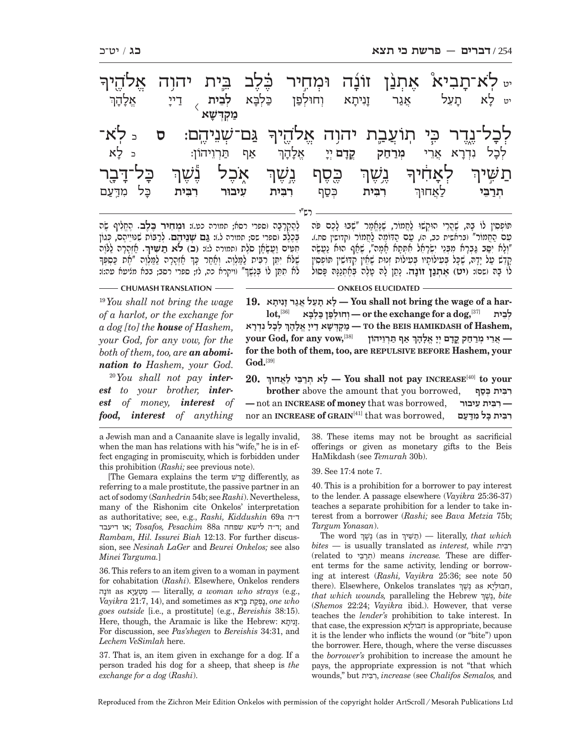יט לֹא־תָבִיא אֶתְנַן זוֹנָה וּמְחִיר כֶּלֶב בֵּית יהוה אֱלֹהֶיךָ לְכָל־נֶדֶר כִּי תוֹעֲבַת יהוה אֱלֹהֶיךָ גַּם־שְׁנֵיהֶם: ס כ לֹא־תַשִּׁיךְ לְאָחִיךָ נֶשֶׁךְ כֶּסֶף נֶשֶׁךְ אֹכֶל נֶשֶׁךְ כָּל־דָּבָר

יט לָא תָעֵל אֲגַר זָנִיתָא וְחוּלְפַן כַּלְבָּא **לְבֵית מַקְדְּשָׁא** דַיְיָ אֱלָהָךְ לְכָל נִדְרָא אֲרֵי **מְרַחַק קֳדָם** יְיָ אֱלָהָךְ אַף תַּרְוֵיהוֹן: כ לָא **תְרַבֵּי** לַאֲחוּךְ **רִבִּית** כְּסַף **רִבִּית עִיבוּר רִבִּית** כָּל מִדַּעַם

רש״י

תּוֹפְסִין לוֹ בָּהּ, שֶׁהֲרֵי הוּקְשׁוּ לַחֲמוֹר, שֶׁנֶּאֱמַר "שְׁבוּ לָכֶם פֹּה עִם הַחֲמוֹר" (בראשית כב, ה), עַם הַדּוֹמֶה לַחֲמוֹר (קדושין סח.). "וְלֹא יִהְיֶה קָדֵשׁ מִבְּנֵי יִשְׂרָאֵל" אַזְהָרָה לְבַעַל אִשָּׁה, שֶׁאַף הוּא נַעֲשֶׂה קָדֵשׁ עַל יָדָהּ, שֶׁכָּל בְּעִילוֹתָיו בְּעִילוֹת זְנוּת שֶׁאֵין קִדּוּשִׁין תּוֹפְסִין לוֹ בָּהּ (שם): **(יט) אֶתְנַן זוֹנָה.** נָתַן לָהּ טָלֶה בְּאֶתְנַנָּהּ פָּסוּל לְהַקְרָבָה (ספרי רסא; תמורה כט.): **וּמְחִיר כֶּלֶב.** הֶחֱלִיף שֶׂה בְּכֶלֶב (ספרי שם; תמורה ל.): **גַּם שְׁנֵיהֶם.** לְרַבּוֹת שִׁנּוּיֵיהֶם, כְּגוֹן חִטִּים וַעֲשָׂאָן סֹלֶת (תמורה ל:): **(כ) לֹא תַשִּׁיךְ.** אַזְהָרָה לַלֹּוֶה שֶׁלֹּא יִתֵּן רִבִּית לַמַּלְוֶה. וְאַחַר כָּךְ אַזְהָרָה לַמַּלְוֶה "אֶת כַּסְפְּךָ לֹא תִתֵּן לוֹ בְּנֶשֶׁךְ" (ויקרא כה, לז; ספרי רסב; בבא מציעא עה:):

**CHUMASH TRANSLATION**

[19]*You shall not bring the wage of a harlot, or the exchange for a dog [to] the* ***house*** *of Hashem, your God, for any vow, for the both of them, too, are* ***an abomination*** *to Hashem, your God.*

[20]*You shall not pay* ***interest*** *to your brother,* ***interest*** *of money,* ***interest*** *of* ***food, interest*** *of anything*

**ONKELOS ELUCIDATED**

**19. לָא תָעֵל אֲגַר זָנִיתָא — You shall not bring the wage of a harlot,**[36] **וְחוּלְפַן כַּלְבָּא — or the exchange for a dog,**[37] **לְבֵית מַקְדְּשָׁא דַיְיָ אֱלָהָךְ לְכָל נִדְרָא — TO the BEIS HAMIKDASH of Hashem, your God, for any vow,**[38] **אֲרֵי מְרַחַק קֳדָם יְיָ אֱלָהָךְ אַף תַּרְוֵיהוֹן — for the both of them, too, are REPULSIVE BEFORE Hashem, your God.**[39]

**20. לָא תְרַבֵּי לַאֲחוּךְ — You shall not pay INCREASE**[40] **to your brother** above the amount that you borrowed, **רִבִּית כְּסַף — not an INCREASE of money** that was borrowed, **רִבִּית עִיבוּר** nor an **INCREASE of GRAIN**[41] that was borrowed, **רִבִּית כָּל מִדַּעַם**

a Jewish man and a Canaanite slave is legally invalid, when the man has relations with his "wife," he is in effect engaging in promiscuity, which is forbidden under this prohibition (*Rashi;* see previous note).

[The Gemara explains the term קָדֵשׁ differently, as referring to a male prostitute, the passive partner in an act of sodomy (*Sanhedrin* 54b; see *Rashi*). Nevertheless, many of the Rishonim cite Onkelos' interpretation as authoritative; see, e.g., *Rashi, Kiddushin* 69a ד״ה או דיעבד; *Tosafos, Pesachim* 88a ד״ה לישא שפחה; and *Rambam, Hil. Issurei Biah* 12:13. For further discussion, see *Nesinah LaGer* and *Beurei Onkelos;* see also *Minei Targuma.*]

36. This refers to an item given to a woman in payment for cohabitation (*Rashi*). Elsewhere, Onkelos renders זוֹנָה as מַטְעֲיָא — literally, *a woman who strays* (e.g., *Vayikra* 21:7, 14), and sometimes as נָפְקַת בָּרָא, *one who goes outside* [i.e., a prostitute] (e.g., *Bereishis* 38:15). Here, though, the Aramaic is like the Hebrew: זָנִיתָא. For discussion, see *Pas'shegen* to *Bereishis* 34:31, and *Lechem VeSimlah* here.

37. That is, an item given in exchange for a dog. If a person traded his dog for a sheep, that sheep is *the exchange for a dog* (*Rashi*).

38. These items may not be brought as sacrificial offerings or given as monetary gifts to the Beis HaMikdash (see *Temurah* 30b).

39. See 17:4 note 7.

40. This is a prohibition for a borrower to pay interest to the lender. A passage elsewhere (*Vayikra* 25:36-37) teaches a separate prohibition for a lender to take interest from a borrower (*Rashi;* see *Bava Metzia* 75b; *Targum Yonasan*).

The word נֶשֶׁךְ (as in תַשִּׁיךְ) — literally, *that which bites* — is usually translated as *interest,* while רִבִּית (related to תְרַבֵּי) means *increase.* These are different terms for the same activity, lending or borrowing at interest (*Rashi, Vayikra* 25:36; see note 50 there). Elsewhere, Onkelos translates נֶשֶׁךְ as חֲבוּלְיָא, *that which wounds,* paralleling the Hebrew נֶשֶׁךְ, *bite* (*Shemos* 22:24; *Vayikra* ibid.). However, that verse teaches the *lender's* prohibition to take interest. In that case, the expression חֲבוּלְיָא is appropriate, because it is the lender who inflicts the wound (or "bite") upon the borrower. Here, though, where the verse discusses the *borrower's* prohibition to increase the amount he pays, the appropriate expression is not "that which wounds," but רִבִּית, *increase* (see *Chalifos Semalos,* and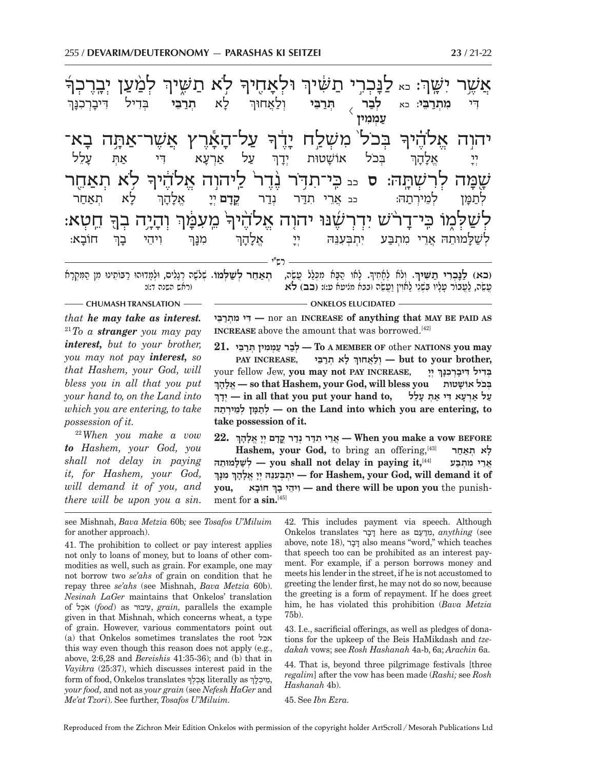אֲשֶׁר יִשָּׁךְ: כא לַנָּכְרִי תַשִּׁיךְ וּלְאָחִיךָ לֹא תַשִּׁיךְ לְמַעַן יְבָרֶכְךָ

דִּי מִתְרַבֵּי: כא לְבַר עַמְמִין תְּרַבֵּי וְלַאֲחוּךְ לָא תְרַבֵּי בְּדִיל דִּיבָרְכִנָּךְ

יהוה אֱלֹהֶיךָ בְּכֹל מִשְׁלַח יָדֶךָ עַל־הָאָרֶץ אֲשֶׁר־אַתָּה בָא־

יְיָ אֱלָהָךְ בְּכֹל אוֹשָׁטוּת יְדָךְ עַל אַרְעָא דִּי אַתְּ עָלֵל

שָׁמָּה לְרִשְׁתָּהּ: ס כב כִּי־תִדֹּר נֶדֶר לַיהוה אֱלֹהֶיךָ לֹא תְאַחֵר

לְתַמָּן לְמֵירְתַהּ: כב אֲרֵי תִדַּר נְדַר קֳדָם יְיָ אֱלָהָךְ לָא תְאַחַר

לְשַׁלְּמוֹ כִּי־דָרֹשׁ יִדְרְשֶׁנּוּ יהוה אֱלֹהֶיךָ מֵעִמָּךְ וְהָיָה בְךָ חֵטְא:

לְשַׁלָּמוּתֵהּ אֲרֵי מִתְבַּע יִתְבְּעִנֵּהּ יְיָ אֱלָהָךְ מִנָּךְ וִיהֵי בָךְ חוֹבָא:

רש"י

(כא) לַנָּכְרִי תַשִּׁיךְ. וְלֹא לְאָחִיךָ. לָאו הַבָּא מִכְּלַל עֲשֵׂה, עֲשֵׂה, לַעֲבוֹר עָלָיו בִּשְׁנֵי לָאוִין וַעֲשֵׂה (כבא מציעא ע:): (כב) לֹא תְאַחֵר לְשַׁלְּמוֹ. שְׁלֹשָׁה רְגָלִים, וּלְמְדוּהוּ רַבּוֹתֵינוּ מִן הַמִּקְרָא (ראש השנה ד:):

**CHUMASH TRANSLATION**

*that **he may take as interest.***

[21]*To a **stranger** you may pay **interest**, but to your brother, you may not pay **interest**, so that Hashem, your God, will bless you in all that you put your hand to, on the Land into which you are entering, to take possession of it.*

[22]*When you make a vow **to** Hashem, your God, you shall not delay in paying it, for Hashem, your God, will demand it of you, and there will be upon you a sin.*

**ONKELOS ELUCIDATED**

**דִּי מִתְרַבֵּי** — nor an **INCREASE of anything that MAY BE PAID AS INCREASE** above the amount that was borrowed.[42]

**21. לְבַר עַמְמִין תְּרַבֵּי** — **To A MEMBER OF** other **NATIONS you may PAY INCREASE, וְלַאֲחוּךְ לָא תְרַבֵּי** — **but to your brother,** your fellow Jew, **you may not PAY INCREASE, בְּדִיל דִּיבָרְכִנָּךְ יְיָ אֱלָהָךְ** — **so that Hashem, your God, will bless you בְּכֹל אוֹשָׁטוּת יְדָךְ** — **in all that you put your hand to, עַל אַרְעָא דִּי אַתְּ עָלֵל לְתַמָּן לְמֵירְתַהּ** — **on the Land into which you are entering, to take possession of it.**

**22. אֲרֵי תִדַּר נְדַר קֳדָם יְיָ אֱלָהָךְ** — **When you make a vow BEFORE Hashem, your God,** to bring an offering,[43] **לָא תְאַחַר לְשַׁלָּמוּתֵהּ** — **you shall not delay in paying it,**[44] **אֲרֵי מִתְבַּע יִתְבְּעִנֵּהּ יְיָ אֱלָהָךְ מִנָּךְ** — **for Hashem, your God, will demand it of you, וִיהֵי בָךְ חוֹבָא** — **and there will be upon you** the punishment for **a sin.**[45]

---

see Mishnah, *Bava Metzia* 60b*;* see *Tosafos U'Miluim* for another approach).

41. The prohibition to collect or pay interest applies not only to loans of money, but to loans of other commodities as well, such as grain. For example, one may not borrow two *se'ahs* of grain on condition that he repay three *se'ahs* (see Mishnah, *Bava Metzia* 60b). *Nesinah LaGer* maintains that Onkelos' translation of אכל (*food*) as עיבור, *grain,* parallels the example given in that Mishnah, which concerns wheat, a type of grain. However, various commentators point out (a) that Onkelos sometimes translates the root אכל this way even though this reason does not apply (e.g., above, 2:6,28 and *Bereishis* 41:35-36); and (b) that in *Vayikra* (25:37), which discusses interest paid in the form of food, Onkelos translates אָכְלְךָ literally as מֵיכְלָךְ, *your food,* and not as *your grain* (see *Nefesh HaGer* and *Me'at Tzori*). See further, *Tosafos U'Miluim.*

42. This includes payment via speech. Although Onkelos translates דָּבָר here as מִדַּעַם, *anything* (see above, note 18), דָּבָר also means "word," which teaches that speech too can be prohibited as an interest payment. For example, if a person borrows money and meets his lender in the street, if he is not accustomed to greeting the lender first, he may not do so now, because the greeting is a form of repayment. If he does greet him, he has violated this prohibition (*Bava Metzia* 75b).

43. I.e., sacrificial offerings, as well as pledges of donations for the upkeep of the Beis HaMikdash and *tzedakah* vows; see *Rosh Hashanah* 4a-b, 6a; *Arachin* 6a.

44. That is, beyond three pilgrimage festivals [three *regalim*] after the vow has been made (*Rashi;* see *Rosh Hashanah* 4b).

45. See *Ibn Ezra.*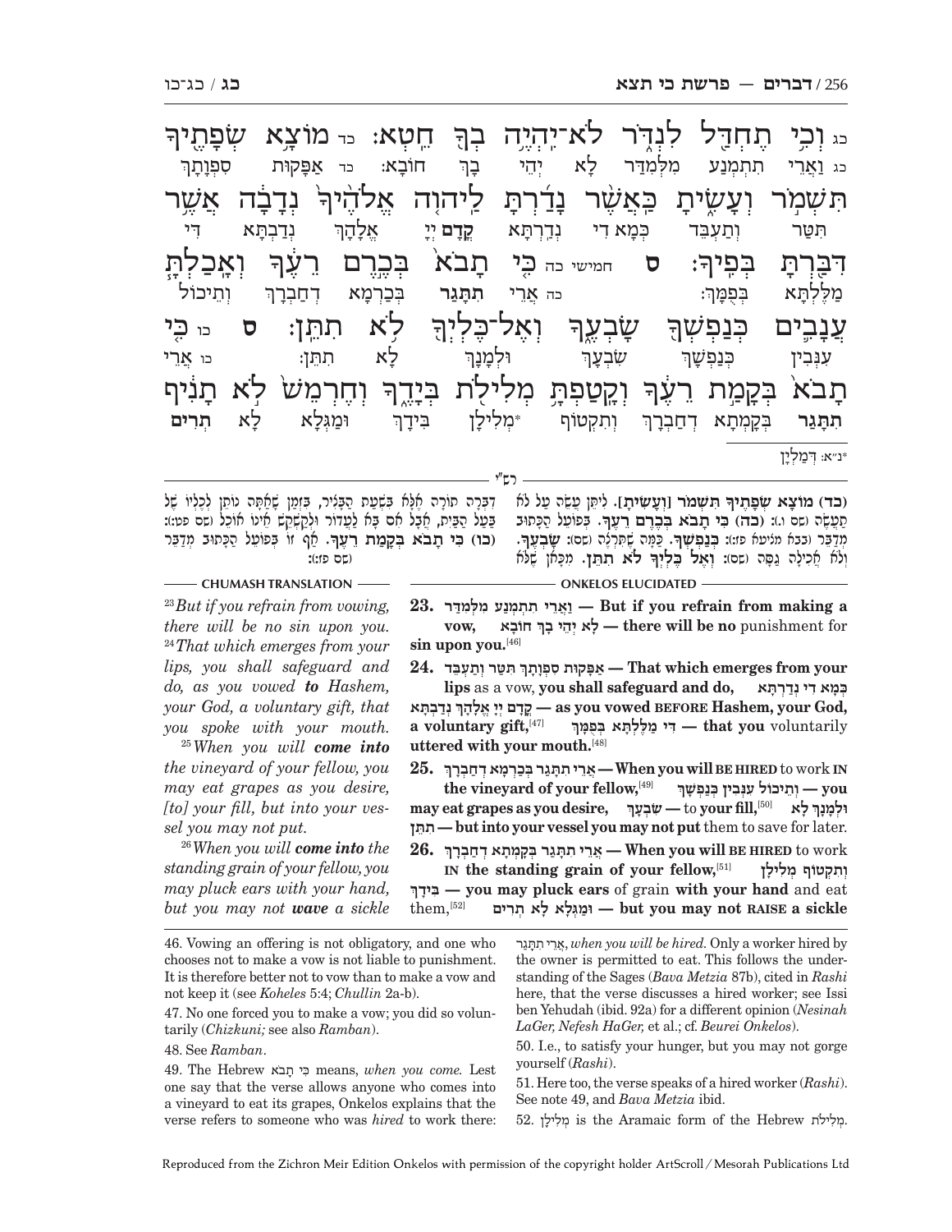כג וְכִי תֶחְדַּל לִנְדֹּר לֹא־יִהְיֶה בְךָ חֵטְא: כד מוֹצָא שְׂפָתֶיךָ תִּשְׁמֹר וְעָשִׂיתָ כַּאֲשֶׁר נָדַרְתָּ לַיהוָה אֱלֹהֶיךָ נְדָבָה אֲשֶׁר דִּבַּרְתָּ בְּפִיךָ: ס חמישי כה כִּי תָבֹא בְּכֶרֶם רֵעֶךָ וְאָכַלְתָּ עֲנָבִים כְּנַפְשְׁךָ שָׂבְעֶךָ וְאֶל־כֶּלְיְךָ לֹא תִתֵּן: ס כו כִּי תָבֹא בְּקָמַת רֵעֶךָ וְקָטַפְתָּ מְלִילֹת בְּיָדֶךָ וְחֶרְמֵשׁ לֹא תָנִיף

כג וַאֲרֵי תִתְמְנַע מִלְּמִדַּר לָא יְהֵי בָךְ חוֹבָא: כד אַפָּקוּת סִפְוָתָךְ תִּטַּר וְתַעְבֵּד כְּמָא דִי נְדַרְתָּא קֳדָם יְיָ אֱלָהָךְ נְדַבְתָּא דִּי מַלֶּלְתָּא בְּפֻמָּךְ: כה אֲרֵי תִתְּגַר בְּכַרְמָא דְחַבְרָךְ וְתֵיכוֹל עִנְּבִין כְּנַפְשָׁךְ שִׂבְעָךְ וּלְמָנָךְ לָא תִתֵּן: כו אֲרֵי תִתְּגַר בְּקָמְתָא דְחַבְרָךְ וְתִקְטוֹף *מְלִילָן בִּידָךְ וּמַגְּלָא לָא תְרִים

*נ״א: דְּמַלְיָן

**רש״י**

(כד) מוֹצָא שְׂפָתֶיךָ תִּשְׁמֹר [וְעָשִׂיתָ]. לִיתֵּן עֲשֵׂה עַל לֹא תַעֲשֶׂה (שם ו.): (כה) כִּי תָבֹא בְּכֶרֶם רֵעֶךָ. בְּפוֹעֵל הַכָּתוּב מְדַבֵּר (בבא מציעא פז:): כְּנַפְשְׁךָ. כַּמָּה שֶׁתִּרְצֶה (שם): שָׂבְעֶךָ. וְלֹא אֲכִילָה גַּסָּה (שם): וְאֶל כֶּלְיְךָ לֹא תִתֵּן. מִכָּאן שֶׁלֹּא דִבְּרָה תוֹרָה אֶלָּא בִּשְׁעַת הַבָּצִיר, בִּזְמַן שֶׁאַתָּה נוֹתֵן לְכֵלָיו שֶׁל בַּעַל הַבַּיִת, אֲבָל אִם בָּא לַעֲדוֹר וּלְקַשְׁקֵשׁ אֵינוֹ אוֹכֵל (שם פט:): (כו) כִּי תָבֹא בְּקָמַת רֵעֶךָ. אַף זוֹ בְּפוֹעֵל הַכָּתוּב מְדַבֵּר (שם פז:):

**CHUMASH TRANSLATION**

[23] *But if you refrain from vowing, there will be no sin upon you.* [24] *That which emerges from your lips, you shall safeguard and do, as you vowed* ***to*** *Hashem, your God, a voluntary gift, that you spoke with your mouth.* [25] *When you will* ***come into*** *the vineyard of your fellow, you may eat grapes as you desire, [to] your fill, but into your vessel you may not put.* [26] *When you will* ***come into*** *the standing grain of your fellow, you may pluck ears with your hand, but you may not* ***wave*** *a sickle*

**ONKELOS ELUCIDATED**

**23. וַאֲרֵי תִתְמְנַע מִלְּמִדַּר — But if you refrain from making a vow, לָא יְהֵי בָךְ חוֹבָא — there will be no** punishment for **sin upon you.**[46]

**24. אַפָּקוּת סִפְוָתָךְ תִּטַּר וְתַעְבֵּד — That which emerges from your lips** as a vow, **you shall safeguard and do, כְּמָא דִי נְדַרְתָּא — as you vowed, קֳדָם יְיָ אֱלָהָךְ נְדַבְתָּא — BEFORE Hashem, your God, a voluntary gift,**[47] **דִּי מַלֶּלְתָּא בְּפֻמָּךְ — that you** voluntarily **uttered with your mouth.**[48]

**25. אֲרֵי תִתְּגַר בְּכַרְמָא דְחַבְרָךְ — When you will BE HIRED** to work **IN the vineyard of your fellow,**[49] **וְתֵיכוֹל עִנְּבִין כְּנַפְשָׁךְ — you may eat grapes as you desire, שִׂבְעָךְ —** to **your fill,**[50] **וּלְמָנָךְ לָא תִתֵּן — but into your vessel you may not put** them to save for later.

**26. אֲרֵי תִתְּגַר בְּקָמְתָא דְחַבְרָךְ — When you will BE HIRED** to work **IN the standing grain of your fellow,**[51] **וְתִקְטוֹף מְלִילָן בִּידָךְ — you may pluck ears** of grain **with your hand** and eat them,[52] **וּמַגְּלָא לָא תְרִים — but you may not RAISE a sickle**

46. Vowing an offering is not obligatory, and one who chooses not to make a vow is not liable to punishment. It is therefore better not to vow than to make a vow and not keep it (see *Koheles* 5:4; *Chullin* 2a-b).

47. No one forced you to make a vow; you did so voluntarily (*Chizkuni;* see also *Ramban*).

48. See *Ramban*.

49. The Hebrew כִּי תָבֹא means, *when you come.* Lest one say that the verse allows anyone who comes into a vineyard to eat its grapes, Onkelos explains that the verse refers to someone who was *hired* to work there: אֲרֵי תִתְּגַר, *when you will be hired.* Only a worker hired by the owner is permitted to eat. This follows the understanding of the Sages (*Bava Metzia* 87b), cited in *Rashi* here, that the verse discusses a hired worker; see Issi ben Yehudah (ibid. 92a) for a different opinion (*Nesinah LaGer, Nefesh HaGer,* et al.; cf. *Beurei Onkelos*).

50. I.e., to satisfy your hunger, but you may not gorge yourself (*Rashi*).

51. Here too, the verse speaks of a hired worker (*Rashi*). See note 49, and *Bava Metzia* ibid.

52. מְלִילָן is the Aramaic form of the Hebrew מְלִילֹת.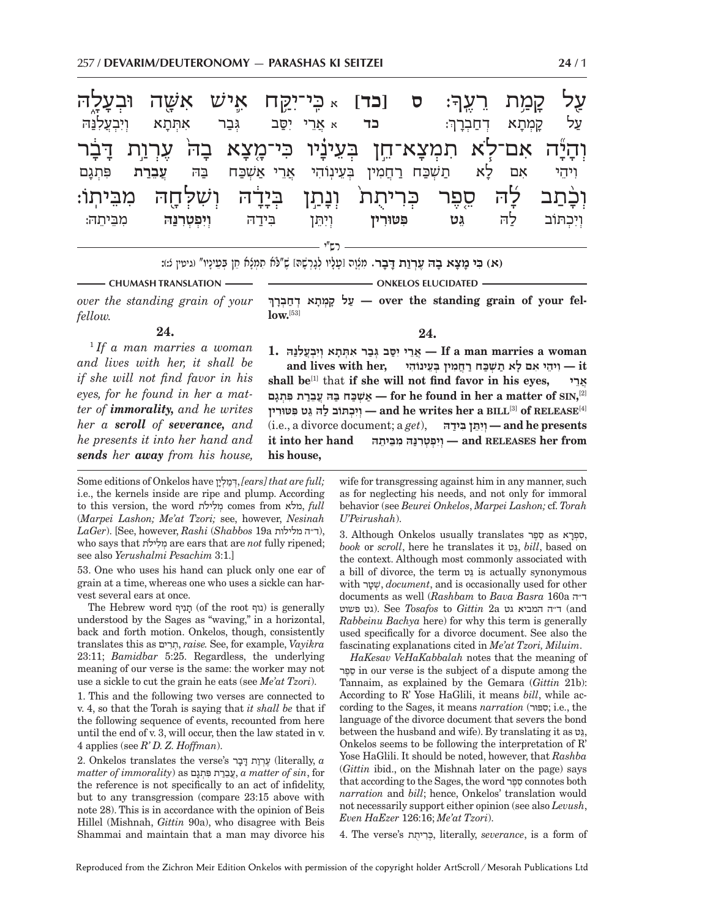עַל קָמַת רֵעֶךָ: ס **[כד]** א כִּי־יִקַּח אִישׁ אִשָּׁה וּבְעָלָהּ
עַל קָמְתָא דְחַבְרָךְ: **כד** א אֲרֵי יִסַּב גְּבַר אִתְּתָא וְיִבְעֲלִנַּהּ

וְהָיָה אִם־לֹא תִמְצָא־חֵן בְּעֵינָיו כִּי־מָצָא בָהּ עֶרְוַת דָּבָר
וִיהֵי אִם לָא תַשְׁכַּח רַחֲמִין בְּעֵינוֹהִי אֲרֵי אַשְׁכַּח בַּהּ **עֲבֵרַת** פִּתְגָם

וְכָתַב לָהּ סֵפֶר כְּרִיתֻת וְנָתַן בְּיָדָהּ וְשִׁלְּחָהּ מִבֵּיתוֹ:
וְיִכְתּוֹב לַהּ **גֵּט** **פִּטּוּרִין** וְיִתֵּן בִּידַהּ **וְיִפְטְרִנַּהּ** מִבֵּיתֵהּ:

רש״י

**(א) כִּי מָצָא בָהּ עֶרְוַת דָּבָר.** מִצְוָה [עָלָיו לְגָרְשָׁהּ] שֶׁ״לֹּא תִמְצָא חֵן בְּעֵינָיו״ (גיטין צ:):

**CHUMASH TRANSLATION**

*over the standing grain of your fellow.*

**24.**

[1] *If a man marries a woman and lives with her, it shall be if she will not find favor in his eyes, for he found in her a matter of **immorality,** and he writes her a **scroll** of **severance,** and he presents it into her hand and **sends** her **away** from his house,*

**ONKELOS ELUCIDATED**

**עַל קָמְתָא דְחַבְרָךְ — over the standing grain of your fellow.**[53]

**24.**

**1. אֲרֵי יִסַּב גְּבַר אִתְּתָא וְיִבְעֲלִנַּהּ — If a man marries a woman and lives with her, וִיהֵי אִם לָא תַשְׁכַּח רַחֲמִין בְּעֵינוֹהִי — it shall be**[1] **that if she will not find favor in his eyes, אֲרֵי אַשְׁכַּח בַּהּ עֲבֵרַת פִּתְגָם — for he found in her a matter of SIN,**[2] **וְיִכְתּוֹב לַהּ גֵּט פִּטּוּרִין — and he writes her a BILL**[3] **of RELEASE**[4] (i.e., a divorce document; a *get*), **וְיִתֵּן בִּידַהּ — and he presents it into her hand וְיִפְטְרִנַּהּ מִבֵּיתֵהּ — and RELEASES her from his house,**

---

Some editions of Onkelos have דְּמַלְיָן, *[ears] that are full;* i.e., the kernels inside are ripe and plump. According to this version, the word מְלִילֹת comes from מלא, *full* (*Marpei Lashon; Me'at Tzori;* see, however, *Nesinah LaGer*). [See, however, *Rashi* (*Shabbos* 19a ד״ה מלילות), who says that מְלִילֹת are ears that are *not* fully ripened; see also *Yerushalmi Pesachim* 3:1.]

53. One who uses his hand can pluck only one ear of grain at a time, whereas one who uses a sickle can harvest several ears at once.

The Hebrew word תָּנִיף (of the root נוף) is generally understood by the Sages as "waving," in a horizontal, back and forth motion. Onkelos, though, consistently translates this as תְּרִים, *raise.* See, for example, *Vayikra* 23:11; *Bamidbar* 5:25. Regardless, the underlying meaning of our verse is the same: the worker may not use a sickle to cut the grain he eats (see *Me'at Tzori*).

1. This and the following two verses are connected to v. 4, so that the Torah is saying that *it shall be* that if the following sequence of events, recounted from here until the end of v. 3, will occur, then the law stated in v. 4 applies (see *R' D. Z. Hoffman*).

2. Onkelos translates the verse's עֶרְוַת דָּבָר (literally, *a matter of immorality*) as עֲבֵרַת פִּתְגָם, *a matter of sin*, for the reference is not specifically to an act of infidelity, but to any transgression (compare 23:15 above with note 28). This is in accordance with the opinion of Beis Hillel (Mishnah, *Gittin* 90a), who disagree with Beis Shammai and maintain that a man may divorce his wife for transgressing against him in any manner, such as for neglecting his needs, and not only for immoral behavior (see *Beurei Onkelos*, *Marpei Lashon;* cf. *Torah U'Peirushah*).

3. Although Onkelos usually translates סֵפֶר as סִפְרָא, *book* or *scroll*, here he translates it גֵּט, *bill*, based on the context. Although most commonly associated with a bill of divorce, the term גֵּט is actually synonymous with שְׁטָר, *document*, and is occasionally used for other documents as well (*Rashbam* to *Bava Basra* 160a ד״ה גט פשוט). See *Tosafos* to *Gittin* 2a ד״ה המביא גט (and *Rabbeinu Bachya* here) for why this term is generally used specifically for a divorce document. See also the fascinating explanations cited in *Me'at Tzori, Miluim*.

*HaKesav VeHaKabbalah* notes that the meaning of סֵפֶר in our verse is the subject of a dispute among the Tannaim, as explained by the Gemara (*Gittin* 21b): According to R' Yose HaGlili, it means *bill*, while according to the Sages, it means *narration* (סִפּוּר; i.e., the language of the divorce document that severs the bond between the husband and wife). By translating it as גֵּט, Onkelos seems to be following the interpretation of R' Yose HaGlili. It should be noted, however, that *Rashba* (*Gittin* ibid., on the Mishnah later on the page) says that according to the Sages, the word סֵפֶר connotes both *narration* and *bill*; hence, Onkelos' translation would not necessarily support either opinion (see also *Levush*, *Even HaEzer* 126:16; *Me'at Tzori*).

4. The verse's כְּרִיתֻת, literally, *severance*, is a form of

Reproduced from the Zichron Meir Edition Onkelos with permission of the copyright holder ArtScroll / Mesorah Publications Ltd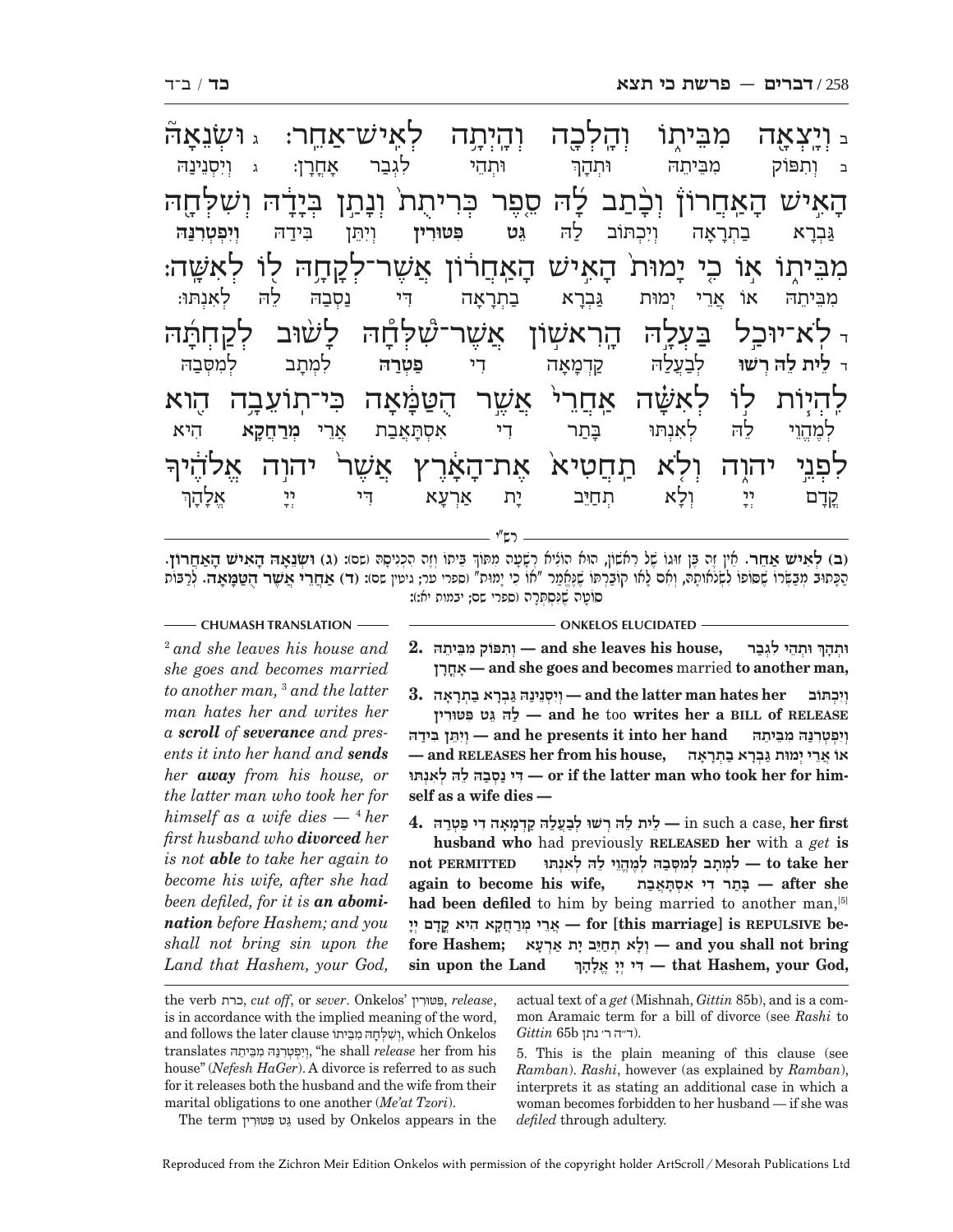ב וְיָצְאָה מִבֵּיתוֹ וְהָלְכָה וְהָיְתָה לְאִישׁ־אַחֵר: ג וּשְׂנֵאָהּ הָאִישׁ הָאַחֲרוֹן וְכָתַב לָהּ סֵפֶר כְּרִיתֻת וְנָתַן בְּיָדָהּ וְשִׁלְּחָהּ מִבֵּיתוֹ אוֹ כִי יָמוּת הָאִישׁ הָאַחֲרוֹן אֲשֶׁר־לְקָחָהּ לוֹ לְאִשָּׁה: ד לֹא־יוּכַל בַּעְלָהּ הָרִאשׁוֹן אֲשֶׁר־שִׁלְּחָהּ לָשׁוּב לְקַחְתָּהּ לִהְיוֹת לוֹ לְאִשָּׁה אַחֲרֵי אֲשֶׁר הֻטַּמָּאָה כִּי־תוֹעֵבָה הִוא לִפְנֵי יהוה וְלֹא תַחֲטִיא אֶת־הָאָרֶץ אֲשֶׁר יהוה אֱלֹהֶיךָ

ב וְתִפּוֹק מִבֵּיתֵהּ וּתְהָךְ וּתְהֵי לִגְבַר אָחֳרָן: ג וְיִסְנֵינַהּ גַּבְרָא בָתְרָאָה וְיִכְתּוֹב לַהּ **גֵּט פִּטּוּרִין** וְיִתֵּן בִּידַהּ **וְיִפְטְרִנַּהּ** מִבֵּיתֵהּ אוֹ אֲרֵי יְמוּת גַּבְרָא בָתְרָאָה דִּי נַסְבַהּ לֵהּ לְאִנְתּוּ: ד **לֵית לַהּ רְשׁוּ** לְבַעְלַהּ קַדְמָאָה דִּי **פַּטְרַהּ** לְמִתַּב לְמִסְּבַהּ לְמֶהֱוֵי לֵהּ לְאִנְתּוּ בָּתַר דִּי אִסְתָּאֲבַת אֲרֵי **מְרַחֲקָא** הִיא קֳדָם יְיָ וְלָא תְחַיֵּב יָת אַרְעָא דִּי יְיָ אֱלָהָךְ

רש"י

**(ב) לְאִישׁ אַחֵר.** אֵין זֶה בֶּן זוּגוֹ שֶׁל רִאשׁוֹן, הוּא הוֹצִיא רְשָׁעָה מִתּוֹךְ בֵּיתוֹ וְזֶה הִכְנִיסָהּ (שם): **(ג) וּשְׂנֵאָהּ הָאִישׁ הָאַחֲרוֹן.** הַכָּתוּב מְבַשְּׂרוֹ שֶׁסּוֹפוֹ לִשְׂנֹאתָהּ, וְאִם לָאו קוֹבַרְתּוֹ שֶׁנֶּאֱמַר "אוֹ כִי יָמוּת" (ספרי שם; גיטין שם): **(ד) אַחֲרֵי אֲשֶׁר הֻטַּמָּאָה.** לְרַבּוֹת סוֹטָה שֶׁנִּסְתְּרָה (ספרי שם; יבמות יא:):

**CHUMASH TRANSLATION**

[2] *and she leaves his house and she goes and becomes married to another man,* [3] *and the latter man hates her and writes her a* ***scroll*** *of* ***severance*** *and presents it into her hand and* ***sends*** *her* ***away*** *from his house, or the latter man who took her for himself as a wife dies —* [4] *her first husband who* ***divorced*** *her is not* ***able*** *to take her again to become his wife, after she had been defiled, for it is* ***an abomination*** *before Hashem; and you shall not bring sin upon the Land that Hashem, your God,*

**ONKELOS ELUCIDATED**

**2. וּתְהָךְ וּתְהֵי לִגְבַר ,וְתִפּוֹק מִבֵּיתֵהּ — and she leaves his house, אָחֳרָן — and she goes and becomes** married **to another man,**

**3. וְיִכְתּוֹב — and the latter man hates her וְיִסְנֵינַהּ גַּבְרָא בָתְרָאָה לַהּ גֵּט פִּטּוּרִין — and he** too **writes her a BILL of RELEASE וְיִפְטְרִנַּהּ מִבֵּיתֵהּ — and he presents it into her hand וְיִתֵּן בִּידַהּ — and RELEASES her from his house, אוֹ אֲרֵי יְמוּת גַּבְרָא בָתְרָאָה דִּי נַסְבַהּ לֵהּ לְאִנְתּוּ — or if the latter man who took her for himself as a wife dies —**

**4. לֵית לַהּ רְשׁוּ לְבַעְלַהּ קַדְמָאָה דִּי פַּטְרַהּ —** in such a case, **her first husband who** had previously **RELEASED her** with a *get* **is not PERMITTED לְמִתַּב לְמִסְּבַהּ לְמֶהֱוֵי לֵהּ לְאִנְתּוּ — to take her again to become his wife, בָּתַר דִּי אִסְתָּאֲבַת — after she had been defiled** to him by being married to another man,[5] **אֲרֵי מְרַחֲקָא הִיא קֳדָם יְיָ — for [this marriage] is REPULSIVE before Hashem; וְלָא תְחַיֵּב יָת אַרְעָא — and you shall not bring sin upon the Land דִּי יְיָ אֱלָהָךְ — that Hashem, your God,**

the verb כרת, *cut off*, or *sever*. Onkelos' פִּטּוּרִין, *release*, is in accordance with the implied meaning of the word, and follows the later clause וְשִׁלְּחָהּ מִבֵּיתוֹ, which Onkelos translates וְיִפְטְרִנַּהּ מִבֵּיתֵהּ, "he shall *release* her from his house" (*Nefesh HaGer*). A divorce is referred to as such for it releases both the husband and the wife from their marital obligations to one another (*Me'at Tzori*).

The term גֵּט פִּטּוּרִין used by Onkelos appears in the actual text of a *get* (Mishnah, *Gittin* 85b), and is a common Aramaic term for a bill of divorce (see *Rashi* to *Gittin* 65b ד״ה ר׳ נתן).

5. This is the plain meaning of this clause (see *Ramban*). *Rashi*, however (as explained by *Ramban*), interprets it as stating an additional case in which a woman becomes forbidden to her husband — if she was *defiled* through adultery.

Reproduced from the Zichron Meir Edition Onkelos with permission of the copyright holder ArtScroll / Mesorah Publications Ltd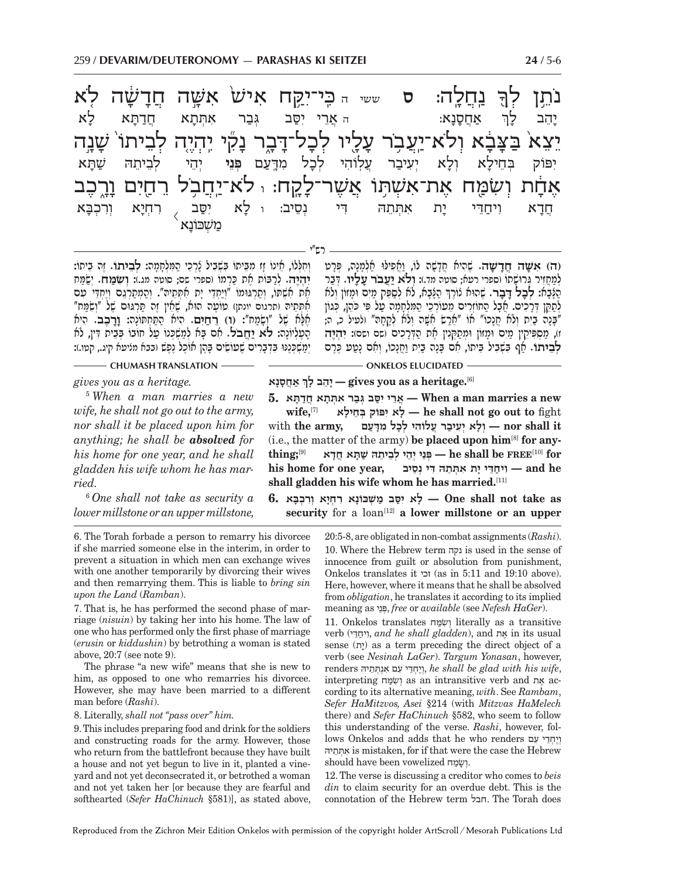נֹתֵ֥ן לְךָ֖ נַחֲלָֽה׃ ס ששי ה כִּֽי־יִקַּ֥ח אִישׁ֙ אִשָּׁ֣ה חֲדָשָׁ֔ה לֹ֤א יֵצֵא֙ בַּצָּבָ֔א וְלֹא־יַעֲבֹ֥ר עָלָ֖יו לְכָל־דָּבָ֑ר נָקִ֞י יִהְיֶ֤ה לְבֵיתוֹ֙ שָׁנָ֣ה אֶחָ֔ת וְשִׂמַּ֖ח אֶת־אִשְׁתּ֥וֹ אֲשֶׁר־לָקָֽח׃ ו לֹא־יַחֲבֹ֥ל רֵחַ֖יִם וָרָ֑כֶב

יָהֵב לָךְ אַחֲסָנָא: ה אֲרֵי יִסַּב גְּבַר אִתְּתָא חֲדַתָּא לָא יִפּוֹק בְּחֵילָא וְלָא יְעִיבַר עֲלוֹהִי לְכָל מִדָּעַם פְּנֵי יְהֵי לְבֵיתֵהּ שַׁתָּא חֲדָא וִיחַדֵּי יָת אִתְּתֵהּ דִּי נְסֵיב: ו לָא יִסַּב רִחְיָא וְרִכְבָּא מַשְׁכּוֹנָא

**רש"י**

(ה) **אשה חדשה.** שֶׁהִיא חֲדָשָׁה לוֹ, וַאֲפִילוּ אַלְמָנָה, פְּרָט לְמַחֲזִיר גְּרוּשָׁתוֹ (ספרי רעא; סוטה מד.): **ולא יעבר עליו.** דְּבַר הַצָּבָא: **לכל דבר.** שֶׁהוּא צֹרֶךְ הַצָּבָא, לֹא לְסַפֵּק מַיִם וּמָזוֹן וְלֹא לְתַקֵּן דְּרָכִים. אֲבָל הַחוֹזְרִים מֵעוֹרְכֵי הַמִּלְחָמָה עַל פִּי כֹּהֵן, כְּגוֹן "בָּנָה בַיִת וְלֹא חֲנָכוֹ" אוֹ "אֵרַשׂ אִשָּׁה וְלֹא לְקָחָהּ" (לעיל כ, ה; ז), מְסַפְּקִין מַיִם וּמָזוֹן וּמְתַקְּנִין אֶת הַדְּרָכִים (שם ושם): **יהיה לביתו.** אַף בִּשְׁבִיל בֵּיתוֹ, אִם בָּנָה בַיִת וַחֲנָכוֹ, וְאִם נָטַע כֶּרֶם וְחִלְּלוֹ, אֵינוֹ זָז מִבֵּיתוֹ בִּשְׁבִיל צָרְכֵי הַמִּלְחָמָה: **לביתו.** זֶה בֵּיתוֹ: **יהיה.** לְרַבּוֹת אֶת כַּרְמוֹ (ספרי שם; סוטה מג.): **ושמח.** יְשַׂמַּח אֶת אִשְׁתּוֹ, וְתַרְגּוּמוֹ "וְיַחֲדֵי יָת אִתְּתֵיהּ". וְהַמְתַרְגֵּם "וְיֶחְדֵי עִם אִתְּתֵיהּ" (תרגום יונתן) טוֹעֶה הוּא, שֶׁאֵין זֶה תַּרְגּוּם שֶׁל "וְשָׂמַח" אֶלָּא שֶׁל "וְשָׂמַח": (ו) **רחים.** הִיא הַתַּחְתּוֹנָה: **ורכב.** הִיא הָעֶלְיוֹנָה: **לא יחבל.** אִם בָּא לְמַשְׁכְּנוֹ עַל חוֹבוֹ בְּבֵית דִּין, לֹא יְמַשְׁכְּנֶנּוּ בִּדְבָרִים שֶׁעוֹשִׂים בָּהֶן אוֹכֶל נֶפֶשׁ (בבא מציעא קיג., קטו.):

**CHUMASH TRANSLATION**

*gives you as a heritage.*

[5] *When a man marries a new wife, he shall not go out to the army, nor shall it be placed upon him for anything; he shall be* ***absolved*** *for his home for one year, and he shall gladden his wife whom he has married.*

[6] *One shall not take as security a lower millstone or an upper millstone,*

**ONKELOS ELUCIDATED**

**יָהֵב לָךְ אַחֲסָנָא — gives you as a heritage.**[6]

**5. אֲרֵי יִסַּב גְּבַר אִתְּתָא חֲדַתָּא — When a man marries a new wife,**[7] **לָא יִפּוֹק בְּחֵילָא — he shall not go out to** fight with **the army,** **וְלָא יְעִיבַר עֲלוֹהִי לְכָל מִדָּעַם — nor shall it** (i.e., the matter of the army) **be placed upon him**[8] **for anything;**[9] **פְּנֵי יְהֵי לְבֵיתֵהּ שַׁתָּא חֲדָא — he shall be FREE**[10] **for his home for one year,** **וִיחַדֵּי יָת אִתְּתֵהּ דִּי נְסֵיב — and he shall gladden his wife whom he has married.**[11]

**6. לָא יִסַּב מַשְׁכּוֹנָא רִחְיָא וְרִכְבָּא — One shall not take as security** for a loan[12] **a lower millstone or an upper**

---

6. The Torah forbade a person to remarry his divorcee if she married someone else in the interim, in order to prevent a situation in which men can exchange wives with one another temporarily by divorcing their wives and then remarrying them. This is liable to *bring sin upon the Land* (*Ramban*).

7. That is, he has performed the second phase of marriage (*nisuin*) by taking her into his home. The law of one who has performed only the first phase of marriage (*erusin* or *kiddushin*) by betrothing a woman is stated above, 20:7 (see note 9).

The phrase "a new wife" means that she is new to him, as opposed to one who remarries his divorcee. However, she may have been married to a different man before (*Rashi*).

8. Literally, *shall not "pass over" him.*

9. This includes preparing food and drink for the soldiers and constructing roads for the army. However, those who return from the battlefront because they have built a house and not yet begun to live in it, planted a vineyard and not yet deconsecrated it, or betrothed a woman and not yet taken her [or because they are fearful and softhearted (*Sefer HaChinuch* §581)], as stated above, 20:5-8, are obligated in non-combat assignments (*Rashi*).

10. Where the Hebrew term נקה is used in the sense of innocence from guilt or absolution from punishment, Onkelos translates it זכי (as in 5:11 and 19:10 above). Here, however, where it means that he shall be absolved from *obligation*, he translates it according to its implied meaning as פְּנֵי, *free* or *available* (see *Nefesh HaGer*).

11. Onkelos translates וְשִׂמַּח literally as a transitive verb (ויחדי, *and he shall gladden*), and אֶת in its usual sense (יָת) as a term preceding the direct object of a verb (see *Nesinah LaGer*). *Targum Yonasan*, however, renders וְיֶחְדֵי עִם אִנְתְּתֵיהּ, *he shall be glad with his wife*, interpreting וְשִׂמַּח as an intransitive verb and אֶת according to its alternative meaning, *with*. See *Rambam*, *Sefer HaMitzvos, Asei* §214 (with *Mitzvas HaMelech* there) and *Sefer HaChinuch* §582, who seem to follow this understanding of the verse. *Rashi*, however, follows Onkelos and adds that he who renders וְיֶחְדֵי עִם אִתְּתֵיהּ is mistaken, for if that were the case the Hebrew should have been vowelized וְשָׂמַח.

12. The verse is discussing a creditor who comes to *beis din* to claim security for an overdue debt. This is the connotation of the Hebrew term חבל. The Torah does

Reproduced from the Zichron Meir Edition Onkelos with permission of the copyright holder ArtScroll / Mesorah Publications Ltd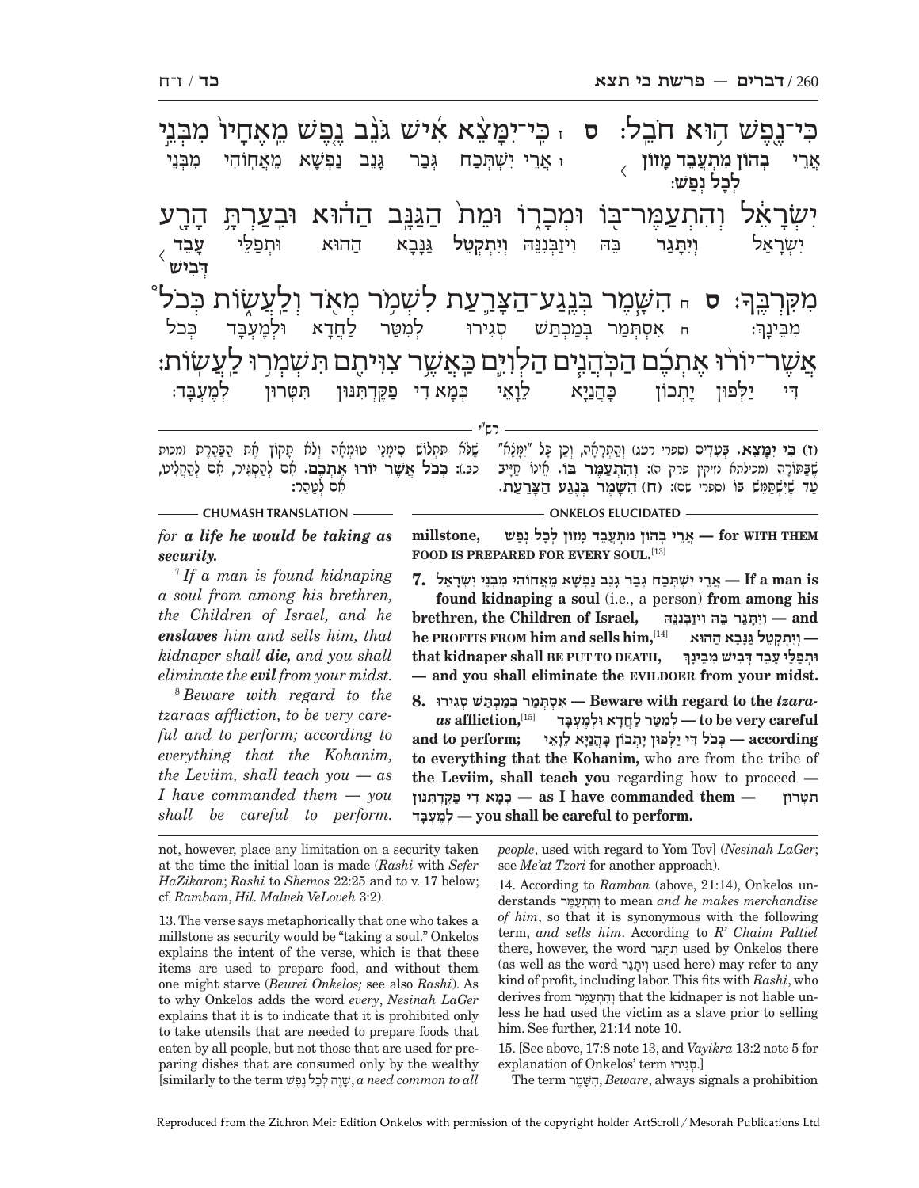כִּי־נֶפֶשׁ הוּא חֹבֵל: ס ז כִּי־יִמָּצֵא אִישׁ גֹּנֵב נֶפֶשׁ מֵאֶחָיו מִבְּנֵי

אֲרֵי **בְהוֹן מִתְעֲבֵד מְזוֹן לְכָל נְפַשׁ**: ז אֲרֵי יִשְׁתְּכַח גְּבַר גָּנֵב נַפְשָׁא מֵאֲחוֹהִי מִבְּנֵי

יִשְׂרָאֵל וְהִתְעַמֶּר־בּוֹ וּמְכָרוֹ וּמֵת הַגַּנָּב הַהוּא וּבִעַרְתָּ הָרָע

יִשְׂרָאֵל **וְיִתַּגַּר** בֵּהּ וִיזַבְּנִנֵּהּ **וְיִתְקְטִל** גַּנָּבָא הַהוּא וּתְפַלֵּי **עָבֵד דְּבִישׁ**

מִקִּרְבֶּךָ: ס ח הִשָּׁמֶר בְּנֶגַע־הַצָּרַעַת לִשְׁמֹר מְאֹד וְלַעֲשׂוֹת כְּכֹל

מִבֵּינָךְ: ח אִסְתְּמַר בְּמַכְתַּשׁ סְגִירוּ לְמִטַּר לַחֲדָא וּלְמֶעְבַּד כְּכֹל

אֲשֶׁר־יוֹרוּ אֶתְכֶם הַכֹּהֲנִים הַלְוִיִּם כַּאֲשֶׁר צִוִּיתִם תִּשְׁמְרוּ לַעֲשׂוֹת:

דִּי יַלְּפוּן יָתְכוֹן כָּהֲנַיָּא לֵוָאֵי כְּמָא דִי פַקֵּדְתִּנּוּן תִּטְּרוּן לְמֶעְבַּד:

רש"י

**(ז) כִּי יִמָּצֵא.** בְּעֵדִים (ספרי רעג) וְהַתְרָאָה, וְכֵן כָּל "יִמָּצֵא" שֶׁבַּתּוֹרָה (מכילתא נזיקין פרק ה): **וְהִתְעַמֶּר בּוֹ.** אֵינוֹ חַיָּיב עַד שֶׁיִּשְׁתַּמֵּשׁ בּוֹ (ספרי שם): **(ח) הִשָּׁמֶר בְּנֶגַע הַצָּרַעַת.** שֶׁלֹּא תִתְלוֹשׁ סִימָנֵי טוּמְאָה וְלֹא תָקוֹץ אֶת הַבַּהֶרֶת (מכות כב.): **כְּכֹל אֲשֶׁר יוֹרוּ אֶתְכֶם.** אִם לְהַסְגִּיר, אִם לְהַחְלִיט, אִם לְטַהֵר:

## ONKELOS ELUCIDATED

millstone, אֲרֵי בְהוֹן מִתְעֲבֵד מְזוֹן לְכָל נְפַשׁ — for WITH THEM FOOD IS PREPARED FOR EVERY SOUL.[13]

**7.** אֲרֵי יִשְׁתְּכַח גְּבַר גָּנֵב נַפְשָׁא מֵאֲחוֹהִי מִבְּנֵי יִשְׂרָאֵל — **If a man is found kidnaping a soul** (i.e., a person) **from among his brethren, the Children of Israel,** וְיִתַּגַּר בֵּהּ וִיזַבְּנִנֵּהּ — **and he PROFITS FROM him and sells him,**[14] וְיִתְקְטִל גַּנָּבָא הַהוּא — **that kidnaper shall BE PUT TO DEATH,** וּתְפַלֵּי עָבֵד דְּבִישׁ מִבֵּינָךְ — **and you shall eliminate the EVILDOER from your midst.**

**8.** אִסְתְּמַר בְּמַכְתַּשׁ סְגִירוּ — **Beware with regard to the** ***tzaraas*** **affliction,**[15] לְמִטַּר לַחֲדָא וּלְמֶעְבַּד — **to be very careful and to perform;** כְּכֹל דִּי יַלְּפוּן יָתְכוֹן כָּהֲנַיָּא לֵוָאֵי — **according to everything that the Kohanim,** who are from the tribe of **the Leviim, shall teach you** regarding how to proceed — כְּמָא דִי פַקֵּדְתִּנּוּן — **as I have commanded them** — תִּטְּרוּן לְמֶעְבַּד — **you shall be careful to perform.**

## CHUMASH TRANSLATION

*for* ***a life he would be taking as security.***

[7] *If a man is found kidnaping a soul from among his brethren, the Children of Israel, and he* ***enslaves*** *him and sells him, that kidnaper shall* ***die,*** *and you shall eliminate the* ***evil*** *from your midst.*

[8] *Beware with regard to the tzaraas affliction, to be very careful and to perform; according to everything that the Kohanim, the Leviim, shall teach you — as I have commanded them — you shall be careful to perform.*

---

not, however, place any limitation on a security taken at the time the initial loan is made (*Rashi* with *Sefer HaZikaron*; *Rashi* to *Shemos* 22:25 and to v. 17 below; cf. *Rambam*, *Hil. Malveh VeLoveh* 3:2).

13. The verse says metaphorically that one who takes a millstone as security would be "taking a soul." Onkelos explains the intent of the verse, which is that these items are used to prepare food, and without them one might starve (*Beurei Onkelos;* see also *Rashi*). As to why Onkelos adds the word *every*, *Nesinah LaGer* explains that it is to indicate that it is prohibited only to take utensils that are needed to prepare foods that eaten by all people, but not those that are used for preparing dishes that are consumed only by the wealthy [similarly to the term שָׁוֶה לְכָל נֶפֶשׁ, *a need common to all people*, used with regard to Yom Tov] (*Nesinah LaGer*; see *Me'at Tzori* for another approach).

14. According to *Ramban* (above, 21:14), Onkelos understands וְהִתְעַמֶּר to mean *and he makes merchandise of him*, so that it is synonymous with the following term, *and sells him*. According to *R' Chaim Paltiel* there, however, the word תַּגַּר used by Onkelos there (as well as the word וְיִתַּגַּר used here) may refer to any kind of profit, including labor. This fits with *Rashi*, who derives from וְהִתְעַמֶּר that the kidnaper is not liable unless he had used the victim as a slave prior to selling him. See further, 21:14 note 10.

15. [See above, 17:8 note 13, and *Vayikra* 13:2 note 5 for explanation of Onkelos' term סְגִירוּ.]

The term הִשָּׁמֶר, *Beware*, always signals a prohibition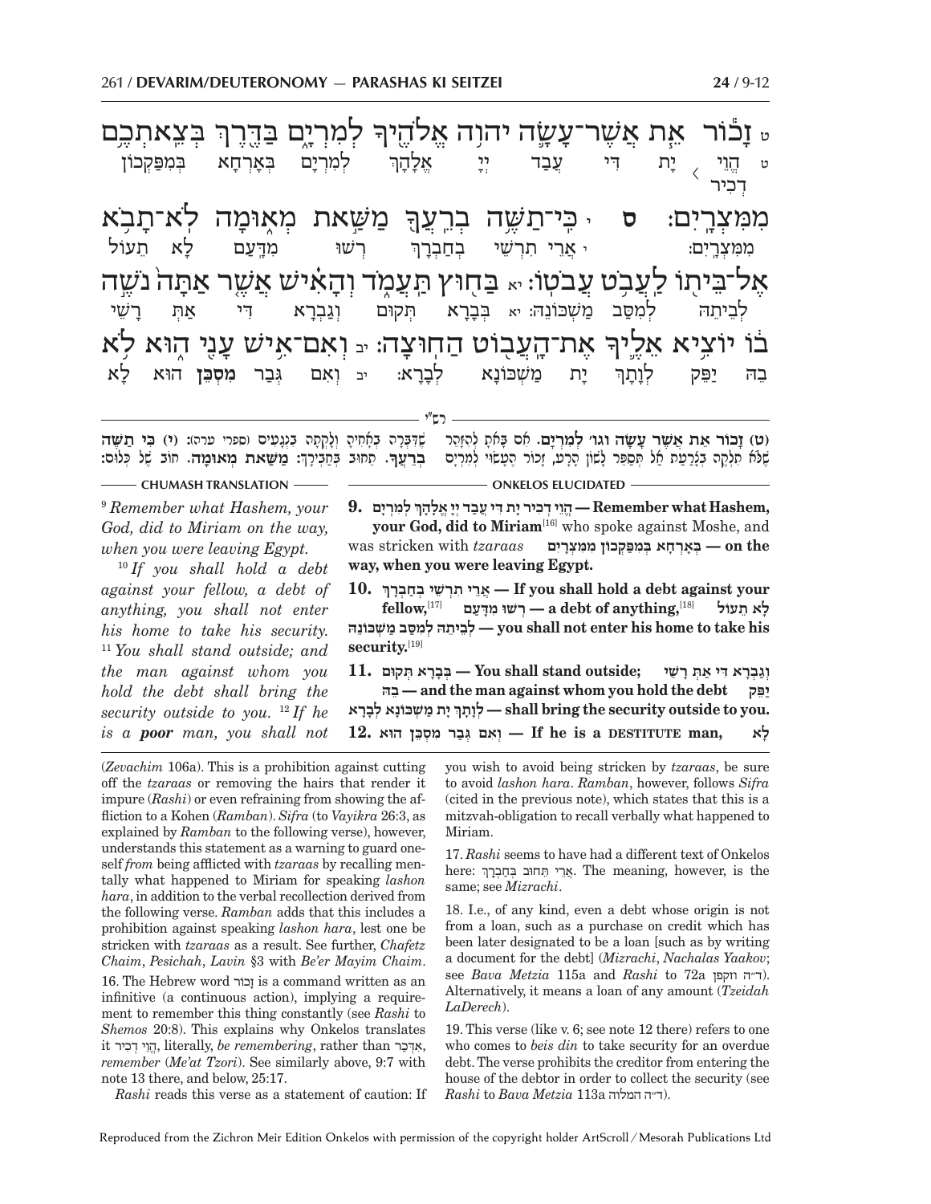ט זָכ֗וֹר אֵ֛ת אֲשֶׁר־עָשָׂ֛ה יהוָ֥ה אֱלֹהֶ֖יךָ לְמִרְיָ֑ם בַּדֶּ֖רֶךְ בְּצֵאתְכֶ֥ם מִמִּצְרָֽיִם׃ ס י כִּֽי־תַשֶּׁ֥ה בְרֵֽעֲךָ֖ מַשַּׁ֣את מְא֑וּמָה לֹא־תָבֹ֥א אֶל־בֵּית֖וֹ לַעֲבֹ֥ט עֲבֹטֽוֹ׃ יא בַּח֖וּץ תַּעֲמֹ֑ד וְהָאִ֗ישׁ אֲשֶׁ֤ר אַתָּה֙ נֹשֶׁ֣ה ב֔וֹ יוֹצִ֥יא אֵלֶ֛יךָ אֶת־הַעֲב֖וֹט הַחֽוּצָה׃ יב וְאִם־אִ֥ישׁ עָנִ֖י ה֑וּא לֹ֣א

ט הֱוֵי דְכִיר יָת דִּי עֲבַד יְיָ אֱלָהָךְ לְמִרְיָם בְּאָרְחָא בְּמִפַּקְכוֹן מִמִּצְרָיִם: י אֲרֵי תִרְשֵׁי בְּחַבְרָךְ רְשׁוּ מִדַּעַם לָא תֵעוֹל לְבֵיתֵהּ לְמִסַּב מַשְׁכּוֹנֵהּ: יא בְּבָרָא תְּקוּם וְגַבְרָא דִּי אַתְּ רָשֵׁי בֵהּ יַפֵּק לְוָתָךְ יָת מַשְׁכּוֹנָא לְבָרָא: יב וְאִם גְּבַר **מִסְכֵּן** הוּא לָא

רש״י

(ט) זָכוֹר אֵת אֲשֶׁר עָשָׂה וגו׳ לְמִרְיָם. אִם בָּאתָ לְהִזָּהֵר שֶׁלֹּא תִלְקֶה בְּצָרַעַת אַל תְּסַפֵּר לָשׁוֹן הָרָע, זְכֹר הֶעָשׂוּי לְמִרְיָם שֶׁדִּבְּרָה בְאָחִיהָ וְלָקְתָה בִנְגָעִים (ספרי טרה): (י) כִּי תַשֶּׁה בְרֵעֲךָ. תָּחוֹב בַּחֲבֵירְךָ: מַשַּׁאת מְאוּמָה. חוֹב שֶׁל כְּלוּם:

CHUMASH TRANSLATION

[9] *Remember what Hashem, your God, did to Miriam on the way, when you were leaving Egypt.*

[10] *If you shall hold a debt against your fellow, a debt of anything, you shall not enter his home to take his security.* [11] *You shall stand outside; and the man against whom you hold the debt shall bring the security outside to you.* [12] *If he is a* ***poor*** *man, you shall not*

ONKELOS ELUCIDATED

**9.** **הֱוֵי דְכִיר יָת דִּי עֲבַד יְיָ אֱלָהָךְ לְמִרְיָם — Remember what Hashem, your God, did to Miriam**[16] who spoke against Moshe, and was stricken with *tzaraas* **בְּאָרְחָא בְּמִפַּקְכוֹן מִמִּצְרָיִם — on the way, when you were leaving Egypt.**

**10.** **אֲרֵי תִרְשֵׁי בְּחַבְרָךְ — If you shall hold a debt against your fellow,**[17] **רְשׁוּ מִדַּעַם — a debt of anything,**[18] **לָא תֵעוֹל לְבֵיתֵהּ לְמִסַּב מַשְׁכּוֹנֵהּ — you shall not enter his home to take his security.**[19]

**11.** **בְּבָרָא תְּקוּם — You shall stand outside;** **וְגַבְרָא דִּי אַתְּ רָשֵׁי בֵהּ — and the man against whom you hold the debt** **יַפֵּק לְוָתָךְ יָת מַשְׁכּוֹנָא לְבָרָא — shall bring the security outside to you.**

**12.** **וְאִם גְּבַר מִסְכֵּן הוּא — If he is a DESTITUTE man,** **לָא**

(*Zevachim* 106a). This is a prohibition against cutting off the *tzaraas* or removing the hairs that render it impure (*Rashi*) or even refraining from showing the affliction to a Kohen (*Ramban*). *Sifra* (to *Vayikra* 26:3, as explained by *Ramban* to the following verse), however, understands this statement as a warning to guard oneself *from* being afflicted with *tzaraas* by recalling mentally what happened to Miriam for speaking *lashon hara*, in addition to the verbal recollection derived from the following verse. *Ramban* adds that this includes a prohibition against speaking *lashon hara*, lest one be stricken with *tzaraas* as a result. See further, *Chafetz Chaim*, *Pesichah*, *Lavin* §3 with *Be'er Mayim Chaim*.

16. The Hebrew word זָכוֹר is a command written as an infinitive (a continuous action), implying a requirement to remember this thing constantly (see *Rashi* to *Shemos* 20:8). This explains why Onkelos translates it הֱוֵי דְכִיר, literally, *be remembering*, rather than אִדְכַר, *remember* (*Me'at Tzori*). See similarly above, 9:7 with note 13 there, and below, 25:17.

*Rashi* reads this verse as a statement of caution: If you wish to avoid being stricken by *tzaraas*, be sure to avoid *lashon hara*. *Ramban*, however, follows *Sifra* (cited in the previous note), which states that this is a mitzvah-obligation to recall verbally what happened to Miriam.

17. *Rashi* seems to have had a different text of Onkelos here: אֲרֵי תָחוֹב בְּחַבְרָךְ. The meaning, however, is the same; see *Mizrachi*.

18. I.e., of any kind, even a debt whose origin is not from a loan, such as a purchase on credit which has been later designated to be a loan [such as by writing a document for the debt] (*Mizrachi*, *Nachalas Yaakov*; see *Bava Metzia* 115a and *Rashi* to 72a ד״ה וזקפן). Alternatively, it means a loan of any amount (*Tzeidah LaDerech*).

19. This verse (like v. 6; see note 12 there) refers to one who comes to *beis din* to take security for an overdue debt. The verse prohibits the creditor from entering the house of the debtor in order to collect the security (see *Rashi* to *Bava Metzia* 113a ד״ה המלוה).

Reproduced from the Zichron Meir Edition Onkelos with permission of the copyright holder ArtScroll / Mesorah Publications Ltd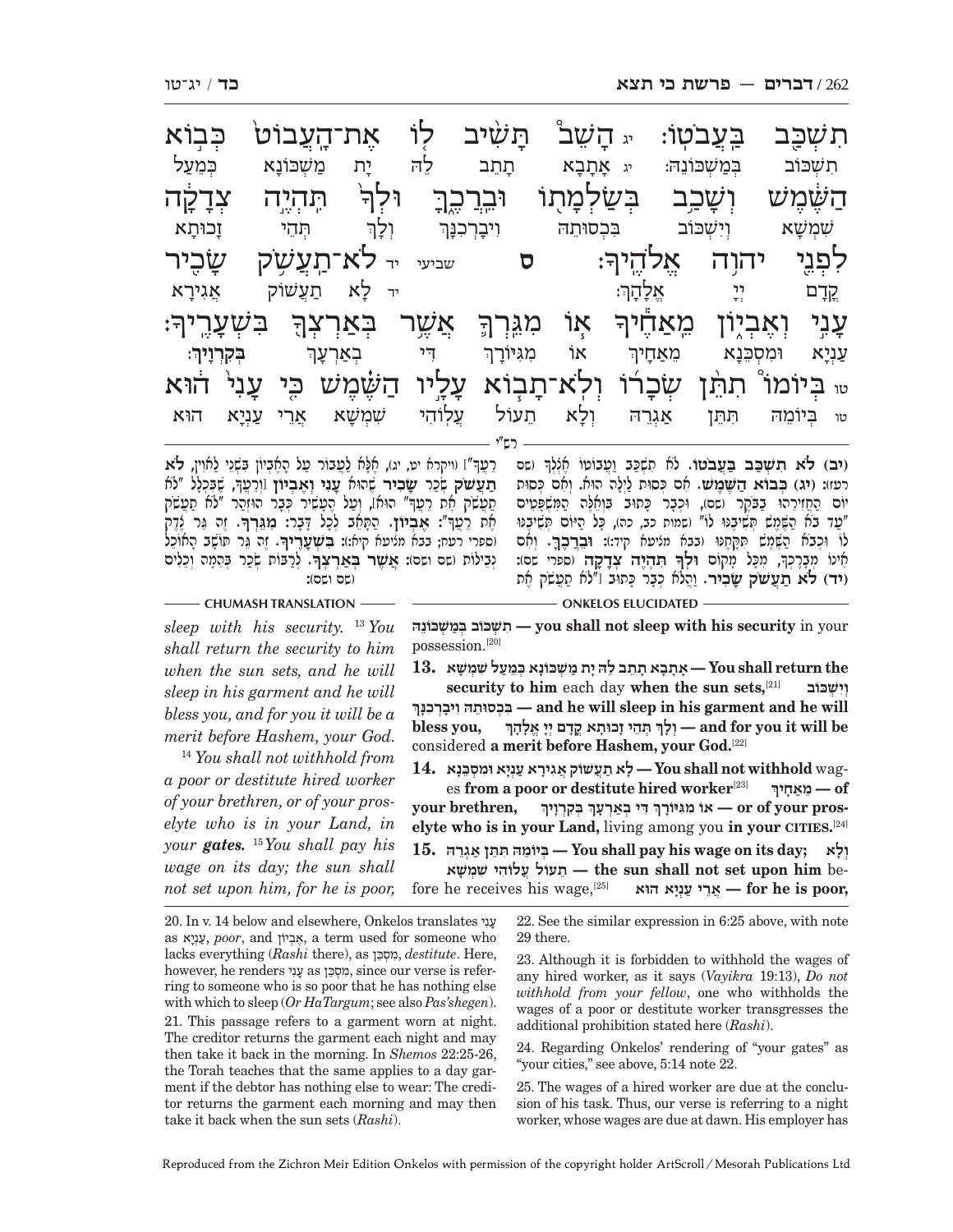תִשְׁכַּ֖ב בַּעֲבֹטֽוֹ׃ יג הָשֵׁב֩ תָּשִׁ֨יב ל֤וֹ אֶת־הַֽעֲבוֹט֙ כְּב֣וֹא
תִשְׁכּוֹב בְּמַשְׁכּוֹנֵהּ׃ יג אֲתָבָא תָתֵיב לֵהּ יָת מַשְׁכּוֹנָא כְּמֵעַל

הַשֶּׁ֔מֶשׁ וְשָׁכַ֥ב בְּשַׂלְמָת֖וֹ וּבֵֽרְכֶ֑ךָּ וּלְךָ֙ תִּהְיֶ֣ה צְדָקָ֔ה
שִׁמְשָׁא וְיִשְׁכּוֹב בִּכְסוּתֵהּ וִיבָרְכִנָּךְ וְלָךְ תְּהֵי זָכוּתָא

לִפְנֵ֖י יְהוָ֥ה אֱלֹהֶֽיךָ׃ ס שביעי יד לֹא־תַעֲשֹׁ֥ק שָׂכִ֖יר
קֳדָם יְיָ אֱלָהָךְ׃ יד לָא תַעֲשׁוֹק אֲגִירָא

עָנִ֣י וְאֶבְי֑וֹן מֵאַחֶ֕יךָ א֧וֹ מִגֵּרְךָ֛ אֲשֶׁ֥ר בְּאַרְצְךָ֖ בִּשְׁעָרֶֽיךָ׃
עַנְיָא וּמִסְכֵּנָא מֵאַחָיךְ אוֹ מִגִּיּוֹרָךְ דִּי בְאַרְעָךְ בְּקִרְוָיךְ׃

טו בְּיוֹמוֹ֩ תִתֵּ֨ן שְׂכָר֜וֹ וְלֹא־תָב֧וֹא עָלָ֣יו הַשֶּׁ֗מֶשׁ כִּ֤י עָנִי֙ ה֔וּא
טו בְּיוֹמֵהּ תִּתֵּן אַגְרֵהּ וְלָא תֵעוֹל עֲלוֹהִי שִׁמְשָׁא אֲרֵי עַנְיָא הוּא

**רש"י**

**(יב) לא תשכב בעבטו.** לא תשכב והעבוט אצלך (שם רעז): **(יג) כבוא השמש.** אם כסות לילה הוא. ואם כסות יום החזירהו בבקר (שם), וכבר כתוב בואלה המשפטים "עד בא השמש תשיבנו לו" (שמות כב, כה), כל היום תשיבנו לו ובבא השמש תקחנו (בבא מציעא קיד:): **וברכך.** ואם אינו מברכך, מכל מקום **ולך תהיה צדקה** (ספרי שם): **(יד) לא תעשק שכיר.** והלא כבר כתוב ["לא תעשק את רעך" (ויקרא יט, יג), אלא לעבור על האביון בשני לאוין, **לא תעשק** שכר **שכיר** שהוא **עני ואביון**, ובכלל "לא תעשק את רעך" הוא, ועל העשיר כבר הוזהר "לא תעשק את רעך": **אביון.** התאב לכל דבר: **מגרך.** זה גר צדק (ספרי רעח; בבא מציעא קיא:): **בשעריך.** זה גר תושב האוכל נבילות (שם ושם): **אשר בארצך.** לרבות שכר בהמה וכלים (שם ושם):

**ONKELOS ELUCIDATED**

**תִשְׁכּוֹב בְּמַשְׁכּוֹנֵהּ — you shall not sleep with his security** in your possession.[20]

**13. אֲתָבָא תָתֵיב לֵהּ יָת מַשְׁכּוֹנָא כְּמֵעַל שִׁמְשָׁא — You shall return the security to him** each day **when the sun sets,**[21] **וְיִשְׁכּוֹב בִּכְסוּתֵהּ וִיבָרְכִנָּךְ — and he will sleep in his garment and he will bless you, וְלָךְ תְּהֵי זָכוּתָא קֳדָם יְיָ אֱלָהָךְ — and for you it will be** considered **a merit before Hashem, your God.**[22]

**14. לָא תַעֲשׁוֹק אֲגִירָא עַנְיָא וּמִסְכֵּנָא — You shall not withhold** wages **from a poor or destitute hired worker**[23] **מֵאַחָיךְ — of your brethren, אוֹ מִגִּיּוֹרָךְ דִּי בְאַרְעָךְ בְּקִרְוָיךְ — or of your proselyte who is in your Land,** living among you **in your CITIES.**[24]

**15. בְּיוֹמֵהּ תִּתֵּן אַגְרֵהּ — You shall pay his wage on its day; וְלָא תֵעוֹל עֲלוֹהִי שִׁמְשָׁא — the sun shall not set upon him** before he receives his wage,[25] **אֲרֵי עַנְיָא הוּא — for he is poor,**

**CHUMASH TRANSLATION**

*sleep with his security.* [13] *You shall return the security to him when the sun sets, and he will sleep in his garment and he will bless you, and for you it will be a merit before Hashem, your God.*

[14] *You shall not withhold from a poor or destitute hired worker of your brethren, or of your proselyte who is in your Land, in your **gates.*** [15] *You shall pay his wage on its day; the sun shall not set upon him, for he is poor,*

---

20. In v. 14 below and elsewhere, Onkelos translates עָנִי as עַנְיָא, *poor*, and אֶבְיוֹן, a term used for someone who lacks everything (*Rashi* there), as מִסְכֵּן, *destitute*. Here, however, he renders עָנִי as מִסְכֵּן, since our verse is referring to someone who is so poor that he has nothing else with which to sleep (*Or HaTargum*; see also *Pas'shegen*).

21. This passage refers to a garment worn at night. The creditor returns the garment each night and may then take it back in the morning. In *Shemos* 22:25-26, the Torah teaches that the same applies to a day garment if the debtor has nothing else to wear: The creditor returns the garment each morning and may then take it back when the sun sets (*Rashi*).

22. See the similar expression in 6:25 above, with note 29 there.

23. Although it is forbidden to withhold the wages of any hired worker, as it says (*Vayikra* 19:13), *Do not withhold from your fellow*, one who withholds the wages of a poor or destitute worker transgresses the additional prohibition stated here (*Rashi*).

24. Regarding Onkelos' rendering of "your gates" as "your cities," see above, 5:14 note 22.

25. The wages of a hired worker are due at the conclusion of his task. Thus, our verse is referring to a night worker, whose wages are due at dawn. His employer has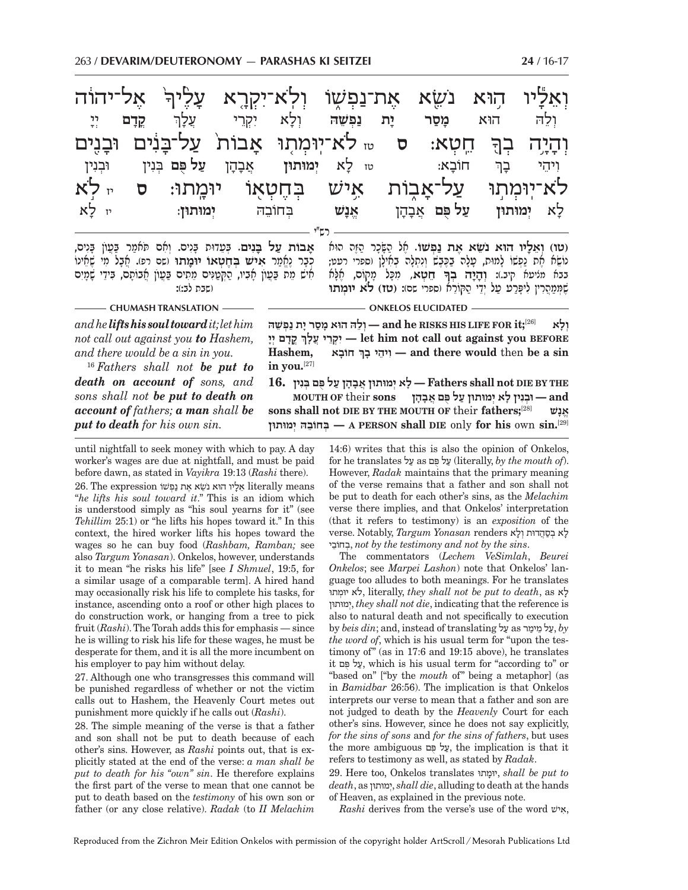וְאֵלָיו הוּא נֹשֵׂא אֶת־נַפְשׁוֹ וְלֹא־יִקְרָא עָלֶיךָ אֶל־יהוה
וְלֵהּ הוּא **מָסַר** יָת **נַפְשֵׁהּ** וְלָא יִקְרֵי עֲלָךְ **קֳדָם** יְיָ
וְהָיָה בְךָ חֵטְא: ס טז לֹא־יוּמְתוּ אָבוֹת עַל־בָּנִים וּבָנִים
וִיהֵי בָךְ חוֹבָא: טז לָא **יְמוּתוּן** אֲבָהָן **עַל פֻּם** בְּנִין וּבְנִין
לֹא־יוּמְתוּ עַל־אָבוֹת אִישׁ בְּחֶטְאוֹ יוּמָתוּ: ס יז לֹא
לָא **יְמוּתוּן** **עַל פֻּם** אֲבָהָן **אֱנָשׁ** בְּחוֹבֵהּ **יְמוּתוּן**: יז לָא

רש"י

**(טו) וְאֵלָיו הוּא נֹשֵׂא אֶת נַפְשׁוֹ.** אֶל הַשָּׂכָר הַזֶּה הוּא נוֹשֵׂא אֶת נַפְשׁוֹ לָמוּת, עָלָה בַכֶּבֶשׁ וְנִתְלָה בָּאִילָן (ספרי רעט; ב"מ קיב.): **וְהָיָה בְךָ חֵטְא.** מִכָּל מָקוֹם, אֶלָּא שֶׁמְּמַהֲרִין לִיפָּרַע עַל יְדֵי הַקּוֹרֵא (ספרי שם): **(טז) לֹא יוּמְתוּ אָבוֹת עַל בָּנִים.** בְּעֵדוּת בָּנִים. וְאִם תֹּאמַר בַּעֲוֹן בָּנִים, כְּבָר נֶאֱמַר אִישׁ בְּחֶטְאוֹ יוּמָתוּ (שם רפ). אֲבָל מִי שֶׁאֵינוֹ אִישׁ מֵת בַּעֲוֹן אָבִיו, הַקְּטַנִּים מֵתִים בַּעֲוֹן אֲבוֹתָם, בִּידֵי שָׁמַיִם (שבת לב:):

**CHUMASH TRANSLATION**

*and he **lifts his soul toward** it; let him not call out against you **to** Hashem, and there would be a sin in you.*

[16] *Fathers shall not **be put to death on account of** sons, and sons shall not **be put to death on account of** fathers; **a man** shall **be put to death** for his own sin.*

**ONKELOS ELUCIDATED**

**וְלֵהּ הוּא מָסַר יָת נַפְשֵׁהּ — and he RISKS HIS LIFE FOR it;**[26] **וְלָא יִקְרֵי עֲלָךְ קֳדָם יְיָ — let him not call out against you BEFORE Hashem, וִיהֵי בָךְ חוֹבָא — and there would** then **be a sin in you.**[27]

**16. לָא יְמוּתוּן אֲבָהָן עַל פֻּם בְּנִין — Fathers shall not DIE BY THE MOUTH OF** their **sons וּבְנִין לָא יְמוּתוּן עַל פֻּם אֲבָהָן — and sons shall not DIE BY THE MOUTH OF** their **fathers;**[28] **אֱנָשׁ בְּחוֹבֵהּ יְמוּתוּן — A PERSON shall DIE** only **for his** own **sin.**[29]

until nightfall to seek money with which to pay. A day worker's wages are due at nightfall, and must be paid before dawn, as stated in *Vayikra* 19:13 (*Rashi* there).

26. The expression אֵלָיו הוּא נֹשֵׂא אֶת נַפְשׁוֹ literally means "*he lifts his soul toward it*." This is an idiom which is understood simply as "his soul yearns for it" (see *Tehillim* 25:1) or "he lifts his hopes toward it." In this context, the hired worker lifts his hopes toward the wages so he can buy food (*Rashbam, Ramban;* see also *Targum Yonasan*). Onkelos, however, understands it to mean "he risks his life" [see *I Shmuel*, 19:5, for a similar usage of a comparable term]. A hired hand may occasionally risk his life to complete his tasks, for instance, ascending onto a roof or other high places to do construction work, or hanging from a tree to pick fruit (*Rashi*). The Torah adds this for emphasis — since he is willing to risk his life for these wages, he must be desperate for them, and it is all the more incumbent on his employer to pay him without delay.

27. Although one who transgresses this command will be punished regardless of whether or not the victim calls out to Hashem, the Heavenly Court metes out punishment more quickly if he calls out (*Rashi*).

28. The simple meaning of the verse is that a father and son shall not be put to death because of each other's sins. However, as *Rashi* points out, that is explicitly stated at the end of the verse: *a man shall be put to death for his "own" sin*. He therefore explains the first part of the verse to mean that one cannot be put to death based on the *testimony* of his own son or father (or any close relative). *Radak* (to *II Melachim* 14:6) writes that this is also the opinion of Onkelos, for he translates עַל as עַל פֻּם (literally, *by the mouth of*). However, *Radak* maintains that the primary meaning of the verse remains that a father and son shall not be put to death for each other's sins, as the *Melachim* verse there implies, and that Onkelos' interpretation (that it refers to testimony) is an *exposition* of the verse. Notably, *Targum Yonasan* renders לָא בְסַהֲדוּת וְלָא בְחוֹבֵי, *not by the testimony and not by the sins*.

The commentators (*Lechem VeSimlah*, *Beurei Onkelos*; see *Marpei Lashon*) note that Onkelos' language too alludes to both meanings. For he translates לֹא יוּמְתוּ, literally, *they shall not be put to death*, as לָא יְמוּתוּן, *they shall not die*, indicating that the reference is also to natural death and not specifically to execution by *beis din*; and, instead of translating עַל as עַל מֵימַר, *by the word of*, which is his usual term for "upon the testimony of" (as in 17:6 and 19:15 above), he translates it עַל פֻּם, which is his usual term for "according to" or "based on" ["by the *mouth* of" being a metaphor] (as in *Bamidbar* 26:56). The implication is that Onkelos interprets our verse to mean that a father and son are not judged to death by the *Heavenly* Court for each other's sins. However, since he does not say explicitly, *for the sins of sons* and *for the sins of fathers*, but uses the more ambiguous עַל פֻּם, the implication is that it refers to testimony as well, as stated by *Radak*.

29. Here too, Onkelos translates יוּמָתוּ, *shall be put to death*, as יְמוּתוּן, *shall die*, alluding to death at the hands of Heaven, as explained in the previous note.

*Rashi* derives from the verse's use of the word אִישׁ,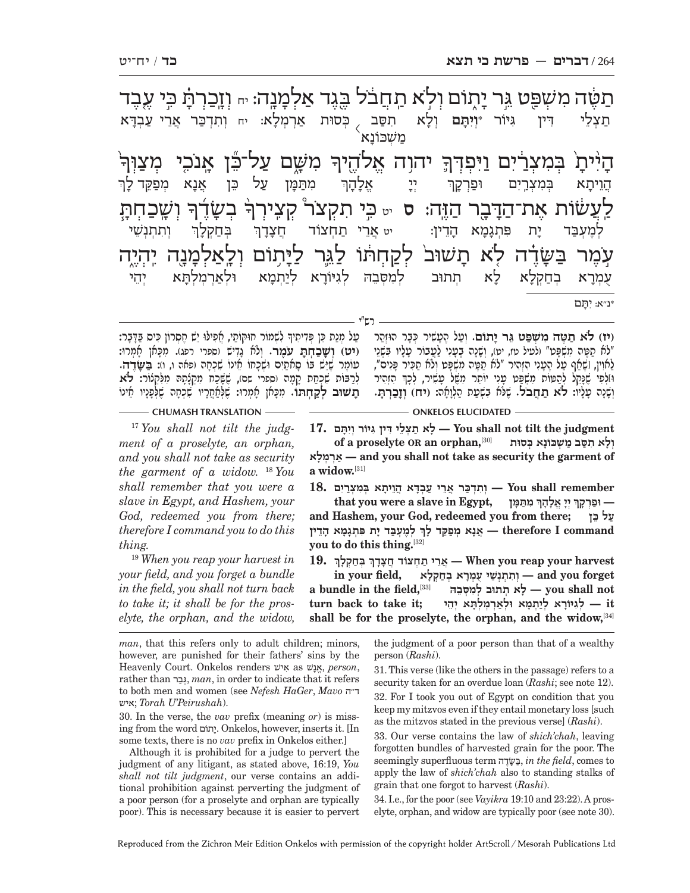תַטֶּה מִשְׁפַּט גֵּר יָתוֹם וְלֹא תַחֲבֹל בֶּגֶד אַלְמָנָה: יח וְזָכַרְתָּ כִּי עֶבֶד
תַצְלֵי דִּין גִּיּוֹר *וְיִתָּם וְלָא תִסַּב מַשְׁכּוֹנָא כְּסוּת אַרְמְלָא: יח וְתִדְכַּר אֲרֵי עַבְדָּא

הָיִיתָ בְּמִצְרַיִם וַיִּפְדְּךָ יהוה אֱלֹהֶיךָ מִשָּׁם עַל־כֵּן אָנֹכִי מְצַוְּךָ
הֲוֵיתָא בְּמִצְרַיִם וּפַרְקָךְ יְיָ אֱלָהָךְ מִתַּמָּן עַל כֵּן אֲנָא מְפַקֵּד לָךְ

לַעֲשׂוֹת אֶת־הַדָּבָר הַזֶּה: ס יט כִּי תִקְצֹר קְצִירְךָ בְשָׂדֶךָ וְשָׁכַחְתָּ
לְמֶעְבַּד יָת פִּתְגָּמָא הָדֵין: יט אֲרֵי תַחְצוֹד חֲצָדָךְ בְּחַקְלָךְ וְתִתְנְשֵׁי

עֹמֶר בַּשָּׂדֶה לֹא תָשׁוּב לְקַחְתּוֹ לַגֵּר לַיָּתוֹם וְלָאַלְמָנָה יִהְיֶה
עֻמְרָא בְּחַקְלָא לָא תְתוּב לְמִסְּבֵהּ לְגִיּוֹרָא לְיִתָּמָא וּלְאַרְמַלְתָּא יְהֵי

*נ״א: יִתָּם

רש״י

(יז) לֹא תַטֶּה מִשְׁפַּט גֵּר יָתוֹם. וְעַל הֶעָשִׁיר כְּבָר הוּזְהַר "לֹא תַטֶּה מִשְׁפָּט" (לעיל טז, יט), וְשָׁנָה בְּעָנִי לַעֲבוֹר עָלָיו בִּשְׁנֵי לָאוִין, וְשֶׁאַף עַל הֶעָנִי הִזְהִיר "לֹא תַטֶּה מִשְׁפָּט וְלֹא תַכִּיר פָּנִים", וּלְפִי שֶׁקַּל לְהַטּוֹת מִשְׁפַּט עָנִי יוֹתֵר מִשֶּׁל עָשִׁיר, לְכָךְ הִזְהִיר וְשָׁנָה עָלָיו: לֹא תַחֲבֹל. שֶׁלֹּא בִּשְׁעַת הַלְוָאָה: (יח) וְזָכַרְתָּ. עַל מְנַת כֵּן פְּדִיתִיךָ לִשְׁמוֹר חוּקּוֹתַי, אֲפִילּוּ יֵשׁ חֶסְרוֹן כִּיס בַּדָּבָר: (יט) וְשָׁכַחְתָּ עֹמֶר. וְלֹא גָדִישׁ (ספרי רפג). מִכָּאן אָמְרוּ: עוֹמֶר שֶׁיֵּשׁ בּוֹ סָאתַיִם וּשְׁכָחוֹ אֵינוֹ שִׁכְחָה (פאה ו, ו): בַּשָּׂדֶה. לְרַבּוֹת שִׁכְחַת קָמָה (ספרי שם), שֶׁשָּׁכַח מִקְצָתָהּ מִלִּקְצוֹר: לֹא תָשׁוּב לְקַחְתּוֹ. מִכָּאן אָמְרוּ: שֶׁלְּאַחֲרָיו שִׁכְחָה שֶׁלְּפָנָיו אֵינוֹ

**CHUMASH TRANSLATION**

[17] *You shall not tilt the judgment of a proselyte, an orphan, and you shall not take as security the garment of a widow.* [18] *You shall remember that you were a slave in Egypt, and Hashem, your God, redeemed you from there; therefore I command you to do this thing.*

[19] *When you reap your harvest in your field, and you forget a bundle in the field, you shall not turn back to take it; it shall be for the proselyte, the orphan, and the widow,*

**ONKELOS ELUCIDATED**

**17. לָא תַצְלֵי דִּין גִּיּוֹר וְיִתָּם — You shall not tilt the judgment of a proselyte OR an orphan,**[30] **וְלָא תִסַּב מַשְׁכּוֹנָא כְּסוּת אַרְמְלָא — and you shall not take as security the garment of a widow.**[31]

**18. וְתִדְכַּר אֲרֵי עַבְדָּא הֲוֵיתָא בְּמִצְרַיִם — You shall remember that you were a slave in Egypt, וּפַרְקָךְ יְיָ אֱלָהָךְ מִתַּמָּן — and Hashem, your God, redeemed you from there; עַל כֵּן אֲנָא מְפַקֵּד לָךְ לְמֶעְבַּד יָת פִּתְגָּמָא הָדֵין — therefore I command you to do this thing.**[32]

**19. אֲרֵי תַחְצוֹד חֲצָדָךְ בְּחַקְלָךְ — When you reap your harvest in your field, וְתִתְנְשֵׁי עֻמְרָא בְּחַקְלָא — and you forget a bundle in the field,**[33] **לָא תְתוּב לְמִסְּבֵהּ — you shall not turn back to take it; לְגִיּוֹרָא לְיִתָּמָא וּלְאַרְמַלְתָּא יְהֵי — it shall be for the proselyte, the orphan, and the widow,**[34]

*man*, that this refers only to adult children; minors, however, are punished for their fathers' sins by the Heavenly Court. Onkelos renders אִישׁ as אֱנָשׁ, *person*, rather than גְּבַר, *man*, in order to indicate that it refers to both men and women (see *Nefesh HaGer*, *Mavo* ד״ה איש; *Torah U'Peirushah*).

30. In the verse, the *vav* prefix (meaning *or*) is missing from the word יָתוֹם. Onkelos, however, inserts it. [In some texts, there is no *vav* prefix in Onkelos either.]

Although it is prohibited for a judge to pervert the judgment of any litigant, as stated above, 16:19, *You shall not tilt judgment*, our verse contains an additional prohibition against perverting the judgment of a poor person (for a proselyte and orphan are typically poor). This is necessary because it is easier to pervert the judgment of a poor person than that of a wealthy person (*Rashi*).

31. This verse (like the others in the passage) refers to a security taken for an overdue loan (*Rashi*; see note 12).

32. For I took you out of Egypt on condition that you keep my mitzvos even if they entail monetary loss [such as the mitzvos stated in the previous verse] (*Rashi*).

33. Our verse contains the law of *shich'chah*, leaving forgotten bundles of harvested grain for the poor. The seemingly superfluous term בַּשָּׂדֶה, *in the field*, comes to apply the law of *shich'chah* also to standing stalks of grain that one forgot to harvest (*Rashi*).

34. I.e., for the poor (see *Vayikra* 19:10 and 23:22). A proselyte, orphan, and widow are typically poor (see note 30).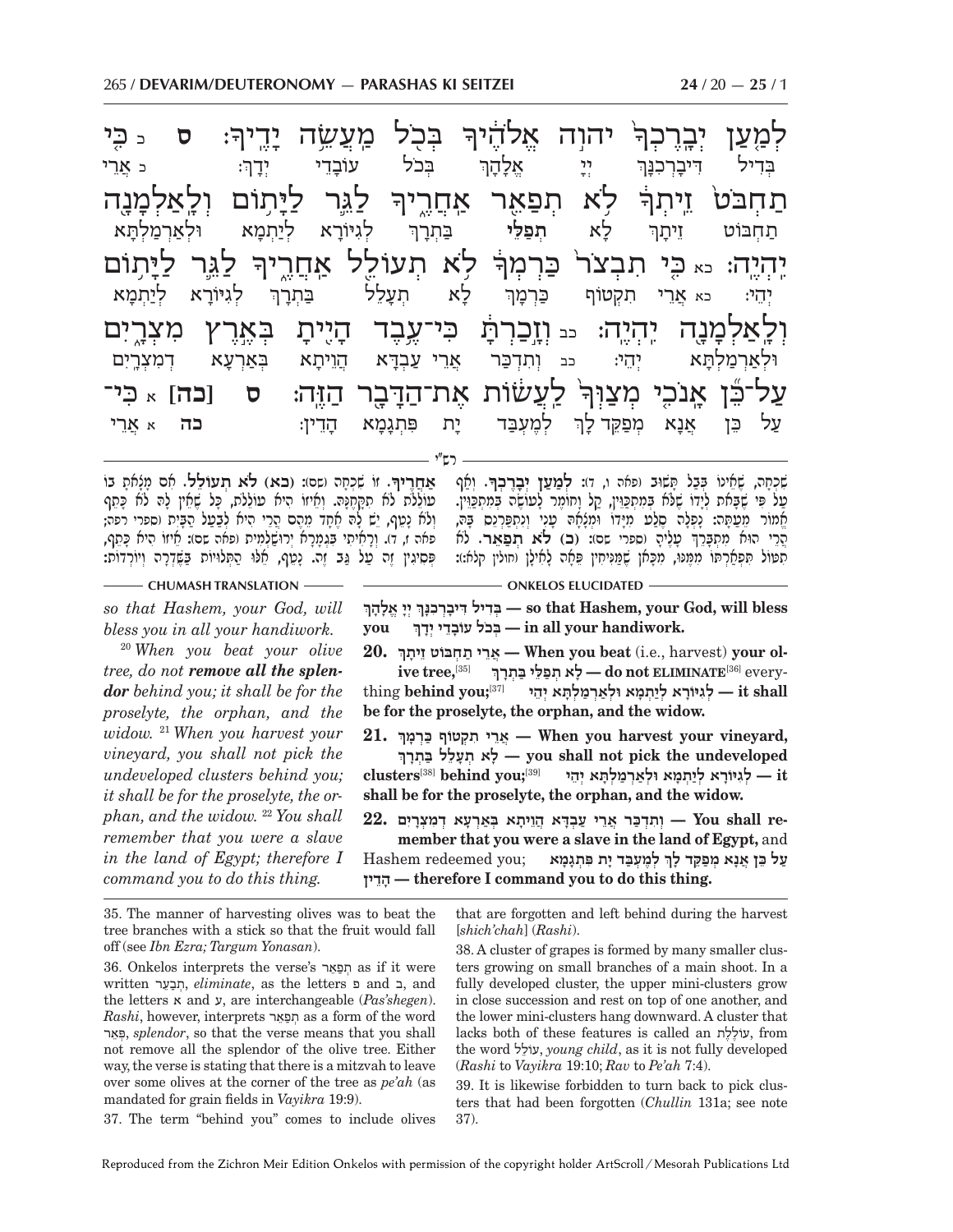לְמַעַן יְבָרֶכְךָ יהוה אֱלֹהֶיךָ בְּכֹל מַעֲשֵׂה יָדֶיךָ: ס כ כִּי
בְּדִיל דִּיבָרְכִנָּךְ יְיָ אֱלָהָךְ בְּכֹל עוֹבָדֵי יְדָךְ: כ אֲרֵי

תַחְבֹּט זֵיתְךָ לֹא תְפַאֵר אַחֲרֶיךָ לַגֵּר לַיָּתוֹם וְלָאַלְמָנָה
תַחְבּוֹט זֵיתָךְ לָא תְפַלֵּי בַּתְרָךְ לְגִיּוֹרָא לְיַתְמָא וּלְאַרְמַלְתָּא

יִהְיֶה: כא כִּי תִבְצֹר כַּרְמְךָ לֹא תְעוֹלֵל אַחֲרֶיךָ לַגֵּר לַיָּתוֹם
יְהֵי: כא אֲרֵי תִקְטוֹף כַּרְמָךְ לָא תְעַלֵּל בַּתְרָךְ לְגִיּוֹרָא לְיַתְמָא

וְלָאַלְמָנָה יִהְיֶה: כב וְזָכַרְתָּ כִּי־עֶבֶד הָיִיתָ בְּאֶרֶץ מִצְרָיִם
וּלְאַרְמַלְתָּא יְהֵי: כב וְתִדְכַּר אֲרֵי עַבְדָּא הֲוֵיתָא בְּאַרְעָא דְמִצְרָיִם

עַל־כֵּן אָנֹכִי מְצַוְּךָ לַעֲשׂוֹת אֶת־הַדָּבָר הַזֶּה: ס [כה] א כִּי־
עַל כֵּן אֲנָא מְפַקֵּד לָךְ לְמֶעְבַּד יָת פִּתְגָמָא הָדֵין: כה א אֲרֵי

רש"י

שִׁכְחָה, שֶׁאֵינוֹ בְּבַל תָּשׁוּב (פאה ו, ד): **לְמַעַן יְבָרֶכְךָ.** וְאַף עַל פִּי שֶׁבָּאת לְיָדוֹ שֶׁלֹּא בְּמִתְכַּוֵּן, קַל וָחוֹמֶר לְעוֹשֶׂה בְּמִתְכַּוֵּן. אֱמוֹר מֵעַתָּה: נָפְלָה סֶלַע מִיָּדוֹ וּמְצָאָהּ עָנִי וְנִתְפַּרְנֵס בָּהּ, הֲרֵי הוּא מִתְבָּרֵךְ עָלֶיהָ (ספרי שם): **(כ) לֹא תְפַאֵר.** לֹא תִטּוֹל תִּפְאַרְתּוֹ מִמֶּנּוּ, מִכָּאן שֶׁמַּנִּיחִין פֵּאָה לָאִילָן (חולין קלא.): **אַחֲרֶיךָ.** זוֹ שִׁכְחָה (שם): **(כא) לֹא תְעוֹלֵל.** אִם מָצָאתָ בּוֹ עוֹלְלוֹת לֹא תִקָּחֵם. וְאֵיזוֹ הִיא עוֹלֶלֶת, כֹּל שֶׁאֵין לָהּ לֹא כָתֵף וְלֹא נָטֵף, יֵשׁ לָהּ אֶחָד מֵהֶם הֲרֵי הִיא לְבַעַל הַבַּיִת (ספרי רפה; פאה ז, ד). וְרָאִיתִי בְּגְמָרָא יְרוּשַׁלְמִית (פאה שם): אֵיזוֹ הִיא כָּתֵף, פְּסִיגִין זֶה עַל גַּב זֶה. נָטֵף, אֵלּוּ הַתְּלוּיוֹת בַּשִּׁדְרָה וְיוֹרְדוֹת:

**CHUMASH TRANSLATION**

*so that Hashem, your God, will bless you in all your handiwork.*

[20] *When you beat your olive tree, do not **remove all the splendor** behind you; it shall be for the proselyte, the orphan, and the widow.* [21] *When you harvest your vineyard, you shall not pick the undeveloped clusters behind you; it shall be for the proselyte, the orphan, and the widow.* [22] *You shall remember that you were a slave in the land of Egypt; therefore I command you to do this thing.*

**ONKELOS ELUCIDATED**

**בְּדִיל דִּיבָרְכִנָּךְ יְיָ אֱלָהָךְ — so that Hashem, your God, will bless you בְּכֹל עוֹבָדֵי יְדָךְ — in all your handiwork.**

**20. אֲרֵי תַחְבּוֹט זֵיתָךְ — When you beat** (i.e., harvest) **your olive tree,**[35] **לָא תְפַלֵּי בַּתְרָךְ — do not ELIMINATE**[36] everything **behind you;**[37] **לְגִיּוֹרָא לְיַתְמָא וּלְאַרְמַלְתָּא יְהֵי — it shall be for the proselyte, the orphan, and the widow.**

**21. אֲרֵי תִקְטוֹף כַּרְמָךְ — When you harvest your vineyard, לָא תְעַלֵּל בַּתְרָךְ — you shall not pick the undeveloped clusters**[38] **behind you;**[39] **לְגִיּוֹרָא לְיַתְמָא וּלְאַרְמַלְתָּא יְהֵי — it shall be for the proselyte, the orphan, and the widow.**

**22. וְתִדְכַּר אֲרֵי עַבְדָּא הֲוֵיתָא בְּאַרְעָא דְמִצְרָיִם — You shall remember that you were a slave in the land of Egypt,** and Hashem redeemed you; **עַל כֵּן אֲנָא מְפַקֵּד לָךְ לְמֶעְבַּד יָת פִּתְגָמָא הָדֵין — therefore I command you to do this thing.**

---

35. The manner of harvesting olives was to beat the tree branches with a stick so that the fruit would fall off (see *Ibn Ezra; Targum Yonasan*).

36. Onkelos interprets the verse's תְּפַאֵר as if it were written תְּבַעֵר, *eliminate*, as the letters פ and ב, and the letters א and ע, are interchangeable (*Pas'shegen*). *Rashi*, however, interprets תְּפַאֵר as a form of the word פְּאֵר, *splendor*, so that the verse means that you shall not remove all the splendor of the olive tree. Either way, the verse is stating that there is a mitzvah to leave over some olives at the corner of the tree as *pe'ah* (as mandated for grain fields in *Vayikra* 19:9).

37. The term "behind you" comes to include olives that are forgotten and left behind during the harvest [*shich'chah*] (*Rashi*).

38. A cluster of grapes is formed by many smaller clusters growing on small branches of a main shoot. In a fully developed cluster, the upper mini-clusters grow in close succession and rest on top of one another, and the lower mini-clusters hang downward. A cluster that lacks both of these features is called an עוֹלֶלֶת, from the word עוֹלֵל, *young child*, as it is not fully developed (*Rashi* to *Vayikra* 19:10; *Rav* to *Pe'ah* 7:4).

39. It is likewise forbidden to turn back to pick clusters that had been forgotten (*Chullin* 131a; see note 37).

Reproduced from the Zichron Meir Edition Onkelos with permission of the copyright holder ArtScroll / Mesorah Publications Ltd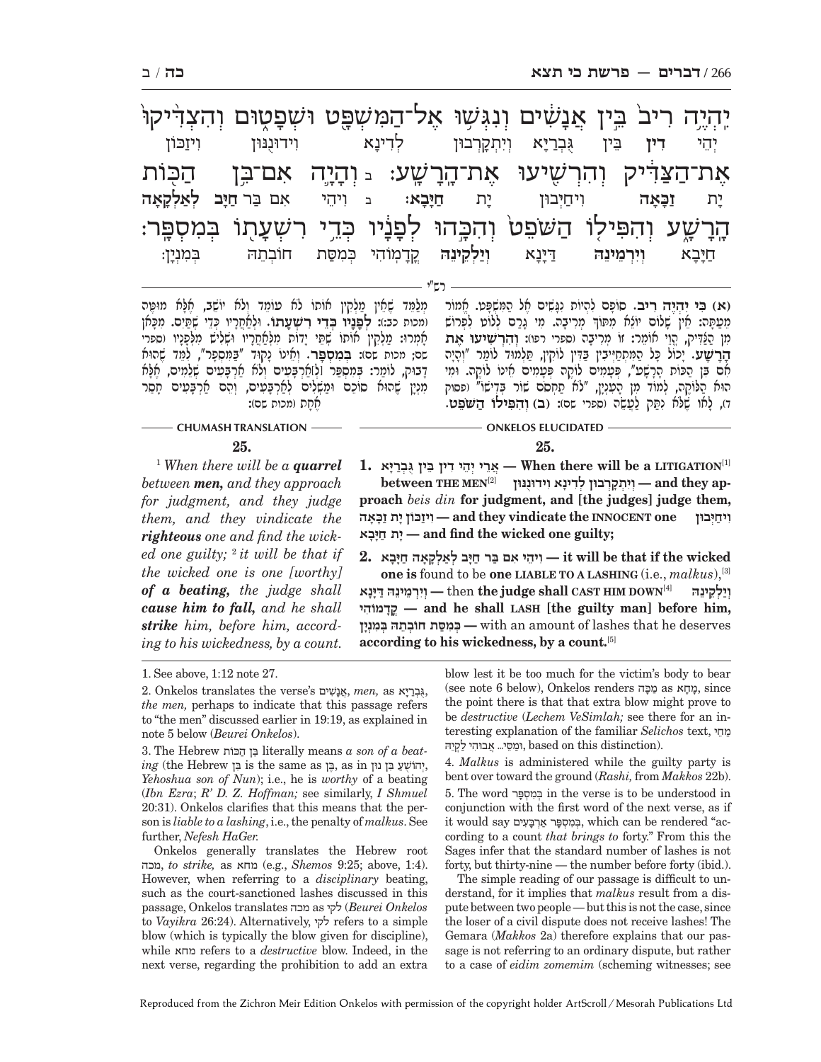יִהְיֶה רִיב בֵּין אֲנָשִׁים וְנִגְּשׁוּ אֶל־הַמִּשְׁפָּט וּשְׁפָטוּם וְהִצְדִּיקוּ
יְהֵי **דִין** בֵּין גֻּבְרַיָּא וְיִתְקָרְבוּן לְדִינָא וִידוּנִנּוּן וִיזַכּוֹן

אֶת־הַצַּדִּיק וְהִרְשִׁיעוּ אֶת־הָרָשָׁע׃ ב וְהָיָה אִם־בִּן הַכּוֹת
יָת **זַכָּאָה** וִיחַיְּבוּן יָת **חַיָּבָא׃** ב וִיהֵי אִם בַּר **חַיָּב לְאַלְקָאָה**

הָרָשָׁע וְהִפִּילוֹ הַשֹּׁפֵט וְהִכָּהוּ לְפָנָיו כְּדֵי רִשְׁעָתוֹ בְּמִסְפָּר׃
חַיָּבָא **וְיִרְמֵינֵהּ** דַּיָּנָא **וְיַלְקִינֵהּ** קֳדָמוֹהִי כְּמִסַּת חוֹבְתֵהּ בְּמִנְיָן׃

רש"י

**(א) כִּי יִהְיֶה רִיב.** סוֹפָם לִהְיוֹת נִגָּשִׁים אֶל הַמִּשְׁפָּט. אֱמוֹר מֵעַתָּה: אֵין שָׁלוֹם יוֹצֵא מִתּוֹךְ מְרִיבָה. מִי גָּרַם לְלוֹט לִפְרוֹשׁ מִן הַצַּדִּיק, הֱוֵי אוֹמֵר: זוֹ מְרִיבָה (ספרי רפו): **וְהִרְשִׁיעוּ אֶת הָרָשָׁע.** יָכוֹל כָּל הַמִּתְחַיְּיבִין בַּדִּין לוֹקִין, תַּלְמוּד לוֹמַר "וְהָיָה אִם בִּן הַכּוֹת הָרָשָׁע", פְּעָמִים לוֹקֶה פְּעָמִים אֵינוֹ לוֹקֶה. וּמִי הוּא הַלּוֹקֶה, לָמַדְנוּ מִן הָעִנְיָן, "לֹא תַחְסֹם שׁוֹר בְּדִישׁוֹ" (פסוק ד), לָאו שֶׁלֹּא נִתַּק לַעֲשֵׂה (ספרי שם): **(ב) וְהִפִּילוֹ הַשֹּׁפֵט.** מְלַמֵּד שֶׁאֵין מַלְקִין אוֹתוֹ לֹא עוֹמֵד וְלֹא יוֹשֵׁב, אֶלָּא מוּטֶּה (מכות כב:): **לְפָנָיו כְּדֵי רִשְׁעָתוֹ.** וּלְאַחֲרָיו כְּדֵי שְׁתַּיִם. מִכָּאן אָמְרוּ: מַלְקִין אוֹתוֹ שְׁתֵּי יָדוֹת מִלְּאַחֲרָיו וּשְׁלִישׁ מִלְּפָנָיו (ספרי שם; מכות שם): **בְּמִסְפָּר.** וְאֵינוֹ נָקוּד "כַּמִּסְפָּר", לִמֵּד שֶׁהוּא דָבוּק, לוֹמַר: בְּמִסְפָּר [וְ]אַרְבָּעִים וְלֹא אַרְבָּעִים שְׁלֵמִים, אֶלָּא מִנְיָן שֶׁהוּא סוֹכֵם וּמַשְׁלִים לְאַרְבָּעִים, וְהֵם אַרְבָּעִים חָסֵר אַחַת (מכות שם):

**ONKELOS ELUCIDATED**

**25.**

**1.** **אֲרֵי יְהֵי דִין בֵּין גֻּבְרַיָּא — When there will be a LITIGATION[1] between THE MEN[2] וְיִתְקָרְבוּן לְדִינָא וִידוּנִנּוּן — and they approach** *beis din* **for judgment, and [the judges] judge them, וִיזַכּוֹן יָת זַכָּאָה — and they vindicate the INNOCENT one וִיחַיְּבוּן יָת חַיָּבָא — and find the wicked one guilty;**

**2.** **וִיהֵי אִם בַּר חַיָּב לְאַלְקָאָה חַיָּבָא — it will be that if the wicked one is** found to be **one LIABLE TO A LASHING** (i.e., *malkus*),[3] **וְיִרְמֵינֵהּ דַּיָּנָא —** then **the judge shall CAST HIM DOWN[4] וְיַלְקִינֵהּ קֳדָמוֹהִי — and he shall LASH [the guilty man] before him, כְּמִסַּת חוֹבְתֵהּ בְּמִנְיָן —** with an amount of lashes that he deserves **according to his wickedness, by a count.[5]**

**CHUMASH TRANSLATION**

**25.**

[1] *When there will be a* ***quarrel*** *between* ***men,*** *and they approach for judgment, and they judge them, and they vindicate the* ***righteous*** *one and find the wicked one guilty;* [2] *it will be that if the wicked one is one [worthy]* ***of a beating,*** *the judge shall* ***cause him to fall,*** *and he shall* ***strike*** *him, before him, according to his wickedness, by a count.*

---

1. See above, 1:12 note 27.

2. Onkelos translates the verse's אֲנָשִׁים, *men,* as גֻּבְרַיָּא, *the men,* perhaps to indicate that this passage refers to "the men" discussed earlier in 19:19, as explained in note 5 below (*Beurei Onkelos*).

3. The Hebrew בִּן הַכּוֹת literally means *a son of a beating* (the Hebrew בִּן is the same as בֶּן, as in יְהוֹשֻׁעַ בִּן נוּן, *Yehoshua son of Nun*); i.e., he is *worthy* of a beating (*Ibn Ezra*; *R' D. Z. Hoffman;* see similarly, *I Shmuel* 20:31). Onkelos clarifies that this means that the person is *liable to a lashing*, i.e., the penalty of *malkus*. See further, *Nefesh HaGer.*

Onkelos generally translates the Hebrew root מכה, *to strike,* as מחא (e.g., *Shemos* 9:25; above, 1:4). However, when referring to a *disciplinary* beating, such as the court-sanctioned lashes discussed in this passage, Onkelos translates מכה as לקי (*Beurei Onkelos* to *Vayikra* 26:24). Alternatively, לקי refers to a simple blow (which is typically the blow given for discipline), while מחא refers to a *destructive* blow. Indeed, in the next verse, regarding the prohibition to add an extra blow lest it be too much for the victim's body to bear (see note 6 below), Onkelos renders מַכָּה as מָחָא, since the point there is that that extra blow might prove to be *destructive* (*Lechem VeSimlah;* see there for an interesting explanation of the familiar *Selichos* text, מַחֵי וּמַסֵּי... אֲבוּהִי לָקְיֵהּ, based on this distinction).

4. *Malkus* is administered while the guilty party is bent over toward the ground (*Rashi,* from *Makkos* 22b).

5. The word בְּמִסְפָּר in the verse is to be understood in conjunction with the first word of the next verse, as if it would say בְּמִסְפָּר אַרְבָּעִים, which can be rendered "according to a count *that brings to* forty." From this the Sages infer that the standard number of lashes is not forty, but thirty-nine — the number before forty (ibid.).

The simple reading of our passage is difficult to understand, for it implies that *malkus* result from a dispute between two people — but this is not the case, since the loser of a civil dispute does not receive lashes! The Gemara (*Makkos* 2a) therefore explains that our passage is not referring to an ordinary dispute, but rather to a case of *eidim zomemim* (scheming witnesses; see

Reproduced from the Zichron Meir Edition Onkelos with permission of the copyright holder ArtScroll / Mesorah Publications Ltd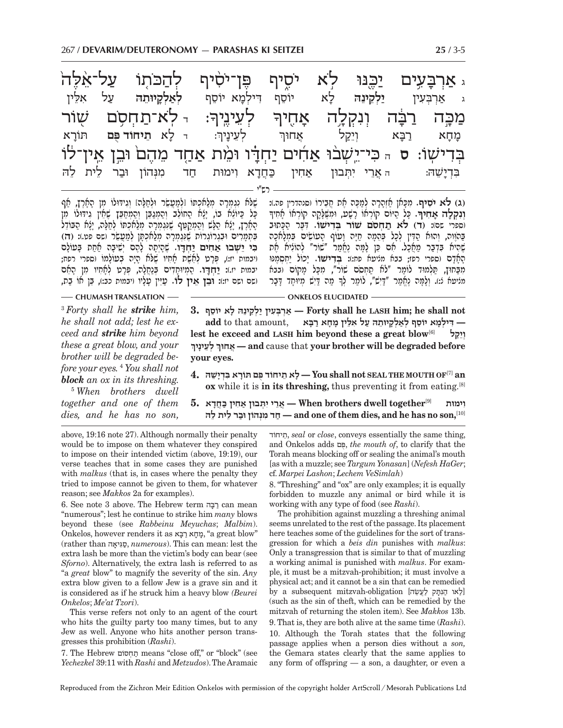ג אַרְבָּעִים יַכֶּנּוּ לֹא יֹסִיף פֶּן־יֹסִיף לְהַכֹּתוֹ עַל־אֵלֶּה מַכָּה רַבָּה וְנִקְלָה אָחִיךָ לְעֵינֶיךָ: ד לֹא־תַחְסֹם שׁוֹר בְּדִישׁוֹ: ס ה כִּי־יֵשְׁבוּ אַחִים יַחְדָּו וּמֵת אַחַד מֵהֶם וּבֵן אֵין־לוֹ

ג אַרְבְּעִין יַלְקֵינֵּהּ לָא יוֹסֵף דִּילְמָא יוֹסֵף **לְאַלְקָיוּתֵהּ** עַל אִלֵּין מָחָא רַבָּא וְיֵקַל אֲחוּךְ לְעֵינָךְ: ד לָא **תֵיחוֹד פֻּם** תּוֹרָא בְּדִישֵׁהּ: ה אֲרֵי יִתְּבוּן אַחִין כַּחֲדָא וִימוּת חַד מִנְּהוֹן וּבַר לֵית לֵהּ

רש"י

**(ג) לא יסיף.** מִכָּאן אַזְהָרָה לְמַכֶּה אֶת חֲבֵירוֹ (סנהדרין פה.): **ונקלה אחיך.** כָּל הַיּוֹם קוֹרְאוֹ רָשָׁע, וּמִשֶּׁלָּקָה קוֹרְאוֹ אָחִיךָ (ספרי רפו): **(ד) לא תחסם שור בדישו.** דִּבֵּר הַכָּתוּב בַּהוֹוֶה, וְהוּא הַדִּין לְכָל בְּהֵמָה חַיָּה וָעוֹף הָעוֹשִׂים בִּמְלָאכָה שֶׁהִיא בְּדָבָר מַאֲכָל. אִם כֵּן לָמָּה נֶאֱמַר "שׁוֹר" לְהוֹצִיא אֶת הָאָדָם (ספרי רפז; ב"מ צ:): **בדישו.** יָכוֹל יַחְסְמֶנּוּ מִבַּחוּץ, תַּלְמוּד לוֹמַר "לֹא תַחְסֹם שׁוֹר", מִכָּל מָקוֹם (ב"מ צ:). וְלָמָּה נֶאֱמַר "דַּיִשׁ", לוֹמַר לְךָ מַה דַּיִשׁ מְיוּחָד דָּבָר שֶׁלֹּא נִגְמְרָה מְלַאכְתּוֹ [לְמַעֲשֵׂר וּלְחַלָּה] וְגִידּוּלוֹ מִן הָאָרֶץ, אַף כָּל כַּיּוֹצֵא בוֹ, יָצָא הַחוֹלֵב וְהַמְגַבֵּן וְהַמְחַבֵּץ שֶׁאֵין גִּידּוּלוֹ מִן הָאָרֶץ, יָצָא הַלָּשׁ וְהַמְקַטֵּף שֶׁנִּגְמְרָה מְלַאכְתּוֹ לְחַלָּה, יָצָא הַבּוֹדֵל בִּתְמָרִים וּבִגְרוֹגָרוֹת שֶׁנִּגְמְרָה מְלַאכְתָּן לְמַעֲשֵׂר (שם פט.): **(ה) כי ישבו אחים יחדו.** שֶׁהָיְתָה לָהֶם יְשִׁיבָה אַחַת בָּעוֹלָם (יבמות יז:), פְּרָט לְאֵשֶׁת אָחִיו שֶׁלֹּא הָיָה בְּעוֹלָמוֹ (ספרי רפח; יבמות יז:): **יחדו.** הַמְיוּחָדִים בְּנַחֲלָה, פְּרָט לְאָחִיו מִן הָאֵם (שם ושם יז:): **ובן אין לו.** עַיֵּין עָלָיו (יבמות כב:), בֵּן אוֹ בַּת,

— CHUMASH TRANSLATION —

[3] *Forty shall he **strike** him, he shall not add; lest he exceed and **strike** him beyond these a great blow, and your brother will be degraded before your eyes.* [4] *You shall not **block** an ox in its threshing.* [5] *When brothers dwell together and one of them dies, and he has no son,*

— ONKELOS ELUCIDATED —

**3. אַרְבְּעִין יַלְקֵינֵּהּ לָא יוֹסֵף — Forty shall he LASH him; he shall not add** to that amount, **דִּילְמָא יוֹסֵף לְאַלְקָיוּתֵהּ עַל אִלֵּין מָחָא רַבָּא — lest he exceed and LASH him beyond these a great blow**[6] **וְיֵקַל אֲחוּךְ לְעֵינָךְ — and** cause that **your brother will be degraded before your eyes.**

**4. לָא תֵיחוֹד פֻּם תּוֹרָא בְּדִישֵׁהּ — You shall not SEAL THE MOUTH OF**[7] **an ox** while it is **in its threshing,** thus preventing it from eating.[8]

**5. אֲרֵי יִתְּבוּן אַחִין כַּחֲדָא — When brothers dwell together**[9] **וִימוּת חַד מִנְּהוֹן וּבַר לֵית לֵהּ — and one of them dies, and he has no son,**[10]

above, 19:16 note 27). Although normally their penalty would be to impose on them whatever they conspired to impose on their intended victim (above, 19:19), our verse teaches that in some cases they are punished with *malkus* (that is, in cases where the penalty they tried to impose cannot be given to them, for whatever reason; see *Makkos* 2a for examples).

6. See note 3 above. The Hebrew term רַבָּה can mean "numerous"; lest he continue to strike him *many* blows beyond these (see *Rabbeinu Meyuchas*; *Malbim*). Onkelos, however renders it as מָחָא רַבָּא, "a great blow" (rather than סַגִּיאָה, *numerous*). This can mean: lest the extra lash be more than the victim's body can bear (see *Sforno*). Alternatively, the extra lash is referred to as "a *great* blow" to magnify the severity of the sin. *Any* extra blow given to a fellow Jew is a grave sin and it is considered as if he struck him a heavy blow *(Beurei Onkelos*; *Me'at Tzori*).

This verse refers not only to an agent of the court who hits the guilty party too many times, but to any Jew as well. Anyone who hits another person transgresses this prohibition (*Rashi*).

7. The Hebrew תַחְסֹם means "close off," or "block" (see *Yechezkel* 39:11 with *Rashi* and *Metzudos*). The Aramaic תֵיחוֹד, *seal* or *close*, conveys essentially the same thing, and Onkelos adds פֻּם, *the mouth of*, to clarify that the Torah means blocking off or sealing the animal's mouth [as with a muzzle; see *Targum Yonasan*] (*Nefesh HaGer*; cf. *Marpei Lashon*; *Lechem VeSimlah*)

8. "Threshing" and "ox" are only examples; it is equally forbidden to muzzle any animal or bird while it is working with any type of food (see *Rashi*).

The prohibition against muzzling a threshing animal seems unrelated to the rest of the passage. Its placement here teaches some of the guidelines for the sort of transgression for which a *beis din* punishes with *malkus*: Only a transgression that is similar to that of muzzling a working animal is punished with *malkus*. For example, it must be a mitzvah-prohibition; it must involve a physical act; and it cannot be a sin that can be remedied by a subsequent mitzvah-obligation [לָאו הַנִּתָּק לַעֲשֵׂה] (such as the sin of theft, which can be remedied by the mitzvah of returning the stolen item). See *Makkos* 13b.

9. That is, they are both alive at the same time (*Rashi*).

10. Although the Torah states that the following passage applies when a person dies without a *son,* the Gemara states clearly that the same applies to any form of offspring — a son, a daughter, or even a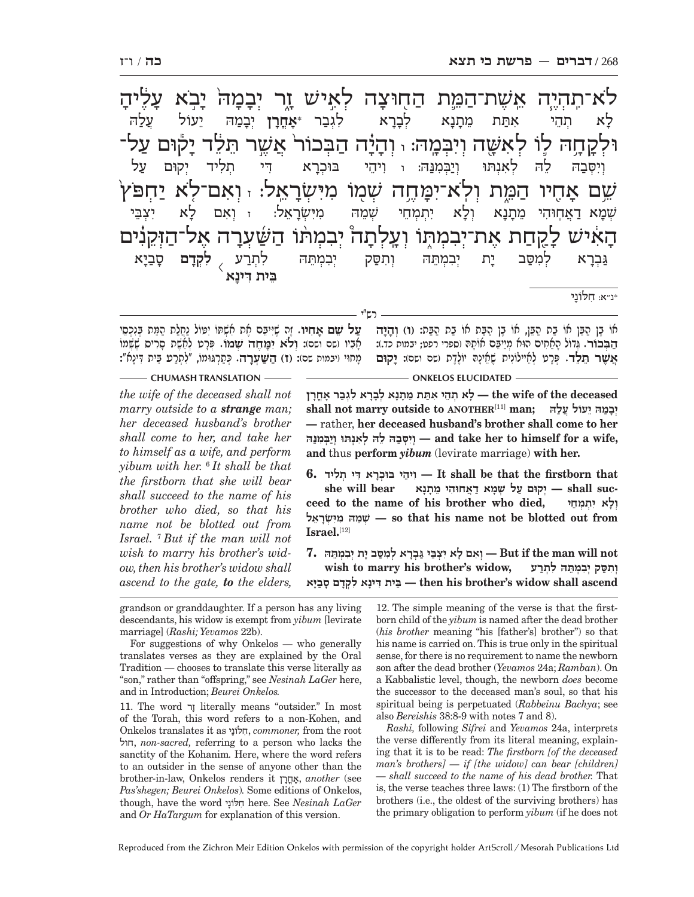לֹא־תִהְיֶה אֵשֶׁת־הַמֵּת הַחוּצָה לְאִישׁ זָר יְבָמָהּ יָבֹא עָלֶיהָ
לָא תְהֵי אִתַּת מֵתָנָא לְבָרָא לִגְבַר *אָחֳרָן יְבָמַהּ יֵעוֹל עֲלַהּ

וּלְקָחָהּ לוֹ לְאִשָּׁה וְיִבְּמָהּ: ו וְהָיָה הַבְּכוֹר אֲשֶׁר תֵּלֵד יָקוּם עַל־
וְיִסְּבַהּ לֵהּ לְאִנְתּוּ וְיַבְּמִנַּהּ: ו וִיהֵי בּוּכְרָא דִּי תְלִיד יְקוּם עַל

שֵׁם אָחִיו הַמֵּת וְלֹא־יִמָּחֶה שְׁמוֹ מִיִּשְׂרָאֵל: ז וְאִם־לֹא יַחְפֹּץ
שְׁמָא דַאֲחוּהִי מֵתָנָא וְלָא יִתְמְחֵי שְׁמֵהּ מִיִּשְׂרָאֵל: ז וְאִם לָא יִצְבֵּי

הָאִישׁ לָקַחַת אֶת־יְבִמְתּוֹ וְעָלְתָה יְבִמְתּוֹ הַשַּׁעְרָה אֶל־הַזְּקֵנִים
גַּבְרָא לְמִסַּב יָת יְבִמְתֵּהּ וְתִסַּק יְבִמְתֵּהּ לִתְרַע ‹ בֵּית דִּינָא › לִקְדָם סָבַיָּא

*נ״א: חִלּוֹנַי

**רש״י**

אוֹ בֶּן הַבֵּן, אוֹ בַּת הַבֵּן, אוֹ בֶּן הַבַּת אוֹ בַּת הַבַּת: (ו) **וְהָיָה הַבְּכוֹר.** גְּדוֹל הָאַחִים הוּא מְיַיבֵּם אוֹתָהּ (ספרי רפט; יבמות כד.): **אֲשֶׁר תֵּלֵד.** פְּרָט לְאַיְילוֹנִית שֶׁאֵינָהּ יוֹלֶדֶת (שם ושם): **יָקוּם עַל שֵׁם אָחִיו.** זֶה שֶׁיִּיבֵּם אֶת אֵשֶׁת אָחִיו יִטּוֹל נַחֲלַת הַמֵּת בְּנִכְסֵי אָבִיו (שם ושם): **וְלֹא יִמָּחֶה שְׁמוֹ.** פְּרָט לְאֵשֶׁת סָרִיס שֶׁשְּׁמוֹ מָחוּי (יבמות שם): (ז) **הַשַּׁעְרָה.** כְּתַרְגּוּמוֹ, "לִתְרַע בֵּית דִּינָא":

**CHUMASH TRANSLATION**

*the wife of the deceased shall not marry outside to a **strange** man; her deceased husband's brother shall come to her, and take her to himself as a wife, and perform yibum with her.* [6] *It shall be that the firstborn that she will bear shall succeed to the name of his brother who died, so that his name not be blotted out from Israel.* [7] *But if the man will not wish to marry his brother's widow, then his brother's widow shall ascend to the gate, **to** the elders,*

**ONKELOS ELUCIDATED**

**לָא תְהֵי אִתַּת מֵתָנָא לְבָרָא לִגְבַר אָחֳרָן — the wife of the deceased shall not marry outside to ANOTHER**[11] **man; יְבָמַהּ יֵעוֹל עֲלַהּ —** rather, **her deceased husband's brother shall come to her וְיִסְּבַהּ לֵהּ לְאִנְתּוּ וְיַבְּמִנַּהּ — and take her to himself for a wife, and** thus **perform** ***yibum*** (levirate marriage) **with her.**

**6. וִיהֵי בּוּכְרָא דִּי תְלִיד — It shall be that the firstborn that she will bear יְקוּם עַל שְׁמָא דַאֲחוּהִי מֵתָנָא — shall succeed to the name of his brother who died, וְלָא יִתְמְחֵי שְׁמֵהּ מִיִּשְׂרָאֵל — so that his name not be blotted out from Israel.**[12]

**7. וְאִם לָא יִצְבֵּי גַּבְרָא לְמִסַּב יָת יְבִמְתֵּהּ — But if the man will not wish to marry his brother's widow, וְתִסַּק יְבִמְתֵּהּ לִתְרַע בֵּית דִּינָא לִקְדָם סָבַיָּא — then his brother's widow shall ascend**

grandson or granddaughter. If a person has any living descendants, his widow is exempt from *yibum* [levirate marriage] (*Rashi; Yevamos* 22b).

For suggestions of why Onkelos — who generally translates verses as they are explained by the Oral Tradition — chooses to translate this verse literally as "son," rather than "offspring," see *Nesinah LaGer* here, and in Introduction; *Beurei Onkelos.*

11. The word זָר literally means "outsider." In most of the Torah, this word refers to a non-Kohen, and Onkelos translates it as חִלּוֹנַי, *commoner,* from the root חול, *non-sacred,* referring to a person who lacks the sanctity of the Kohanim. Here, where the word refers to an outsider in the sense of anyone other than the brother-in-law, Onkelos renders it אָחֳרָן, *another* (see *Pas'shegen; Beurei Onkelos*). Some editions of Onkelos, though, have the word חִלּוֹנַי here. See *Nesinah LaGer* and *Or HaTargum* for explanation of this version.

12. The simple meaning of the verse is that the firstborn child of the *yibum* is named after the dead brother (*his brother* meaning "his [father's] brother") so that his name is carried on. This is true only in the spiritual sense, for there is no requirement to name the newborn son after the dead brother (*Yevamos* 24a; *Ramban*). On a Kabbalistic level, though, the newborn *does* become the successor to the deceased man's soul, so that his spiritual being is perpetuated (*Rabbeinu Bachya*; see also *Bereishis* 38:8-9 with notes 7 and 8).

*Rashi,* following *Sifrei* and *Yevamos* 24a, interprets the verse differently from its literal meaning, explaining that it is to be read: *The firstborn [of the deceased man's brothers] — if [the widow] can bear [children] — shall succeed to the name of his dead brother.* That is, the verse teaches three laws: (1) The firstborn of the brothers (i.e., the oldest of the surviving brothers) has the primary obligation to perform *yibum* (if he does not

Reproduced from the Zichron Meir Edition Onkelos with permission of the copyright holder ArtScroll / Mesorah Publications Ltd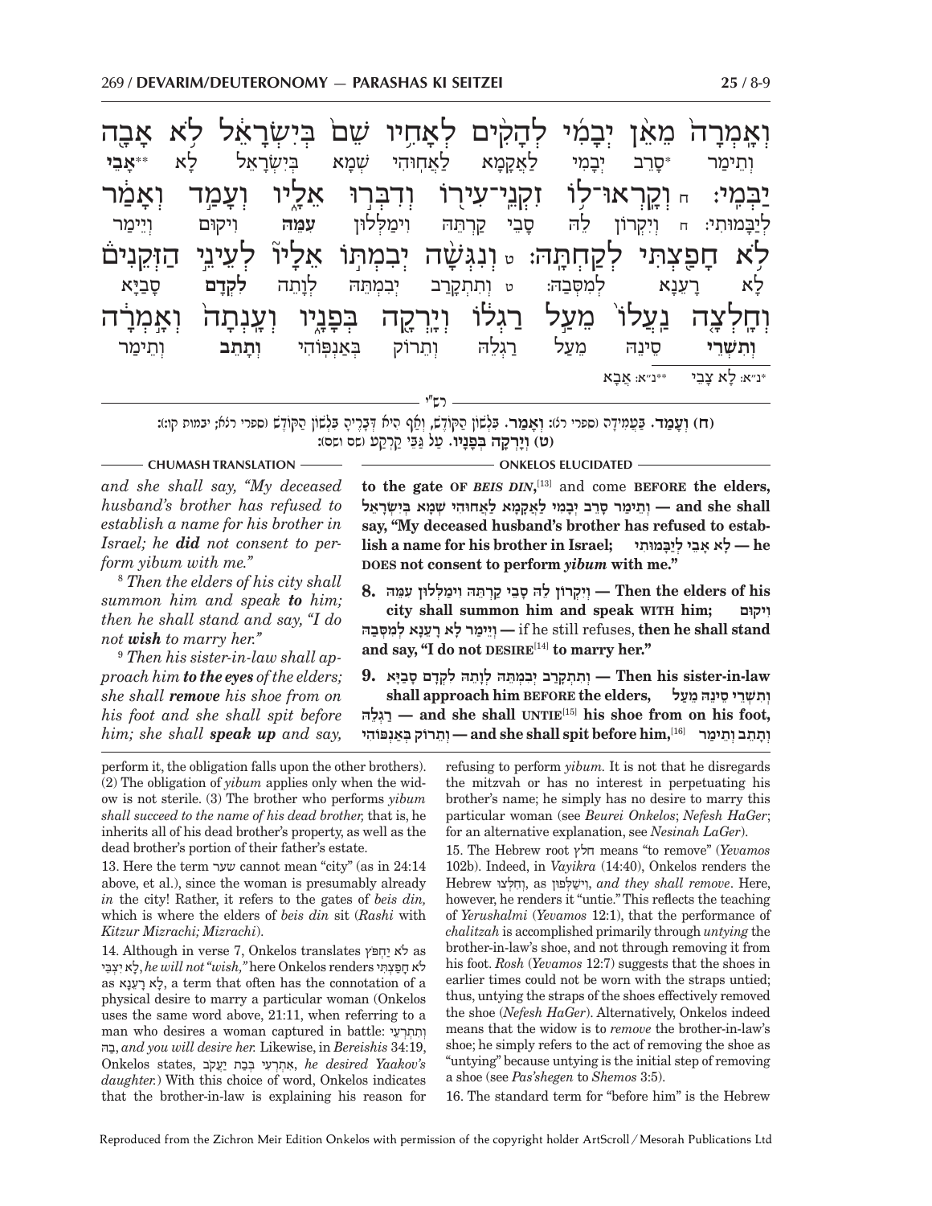וְאָמְרָה מֵאֵין יְבָמִי לְהָקִים לְאָחִיו שֵׁם בְּיִשְׂרָאֵל לֹא אָבָה
וְתֵימַר *סָרֵב יְבָמִי לַאֲקָמָא לַאֲחוּהִי שְׁמָא בְּיִשְׂרָאֵל לָא **אָבֵי

יַבְּמִי: ח וְקָרְאוּ־לוֹ זִקְנֵי־עִירוֹ וְדִבְּרוּ אֵלָיו וְעָמַד וְאָמַר
לְיַבָּמוּתִי: ח וְיִקְרוֹן לֵהּ סָבֵי קַרְתֵּהּ וִימַלְּלוּן **עִמֵּהּ** וִיקוּם וְיֵימַר

לֹא חָפַצְתִּי לְקַחְתָּהּ: ט וְנִגְּשָׁה יְבִמְתּוֹ אֵלָיו לְעֵינֵי הַזְּקֵנִים
לָא רָעֵנָא לְמִסְּבַהּ: ט וְתִתְקָרַב יְבִמְתֵּהּ לְוָתֵהּ **לִקְדָם** סָבַיָּא

וְחָלְצָה נַעֲלוֹ מֵעַל רַגְלוֹ וְיָרְקָה בְּפָנָיו וְעָנְתָה וְאָמְרָה
**וְתִשְׁרֵי** סֵינֵהּ מֵעַל רַגְלֵהּ וְתֵרוֹק בְּאַנְפּוֹהִי **וְתָתֵב** וְתֵימַר

*נ״א: לָא צָבֵי **נ״א: אֲבָא

רש״י

(ח) וְעָמַד. בַּעֲמִידָה (ספרי רג): וְאָמַר. בִּלְשׁוֹן הַקֹּדֶשׁ, וְאַף הִיא דְּבָרֶיהָ בִּלְשׁוֹן הַקֹּדֶשׁ (ספרי רגה; יבמות קו:):
(ט) וְיָרְקָה בְּפָנָיו. עַל גַּבֵּי קַרְקַע (סם וסס):

**CHUMASH TRANSLATION**

*and she shall say, "My deceased husband's brother has refused to establish a name for his brother in Israel; he **did** not consent to perform yibum with me."*

[8] *Then the elders of his city shall summon him and speak **to** him; then he shall stand and say, "I do not **wish** to marry her."*

[9] *Then his sister-in-law shall approach him **to the eyes** of the elders; she shall **remove** his shoe from on his foot and she shall spit before him; she shall **speak up** and say,*

**ONKELOS ELUCIDATED**

**to the gate OF *BEIS DIN*,**[13] and come **BEFORE the elders,** וְתֵימַר סָרֵב יְבָמִי לַאֲקָמָא לַאֲחוּהִי שְׁמָא בְּיִשְׂרָאֵל **— and she shall say, "My deceased husband's brother has refused to establish a name for his brother in Israel;** לָא אָבֵי לְיַבָּמוּתִי **— he DOES not consent to perform *yibum* with me."**

**8.** וְיִקְרוֹן לֵהּ סָבֵי קַרְתֵּהּ וִימַלְּלוּן עִמֵּהּ **— Then the elders of his city shall summon him and speak WITH him;** וִיקוּם וְיֵימַר לָא רָעֵנָא לְמִסְּבַהּ **—** if he still refuses, **then he shall stand and say, "I do not DESIRE**[14] **to marry her."**

**9.** וְתִתְקָרַב יְבִמְתֵּהּ לְוָתֵהּ לִקְדָם סָבַיָּא **— Then his sister-in-law shall approach him BEFORE the elders,** וְתִשְׁרֵי סֵינֵהּ מֵעַל רַגְלֵהּ **— and she shall UNTIE**[15] **his shoe from on his foot,** וְתֵרוֹק בְּאַנְפּוֹהִי **— and she shall spit before him,**[16] וְתָתֵב וְתֵימַר

perform it, the obligation falls upon the other brothers). (2) The obligation of *yibum* applies only when the widow is not sterile. (3) The brother who performs *yibum shall succeed to the name of his dead brother,* that is, he inherits all of his dead brother's property, as well as the dead brother's portion of their father's estate.

13. Here the term שער cannot mean "city" (as in 24:14 above, et al.), since the woman is presumably already *in* the city! Rather, it refers to the gates of *beis din,* which is where the elders of *beis din* sit (*Rashi* with *Kitzur Mizrachi; Mizrachi*).

14. Although in verse 7, Onkelos translates לֹא יַחְפֹּץ as לָא יִצְבֵּי, *he will not "wish,"* here Onkelos renders לֹא חָפַצְתִּי as לָא רָעֵנָא, a term that often has the connotation of a physical desire to marry a particular woman (Onkelos uses the same word above, 21:11, when referring to a man who desires a woman captured in battle: וְתִתְרְעֵי בַהּ, *and you will desire her.* Likewise, in *Bereishis* 34:19, Onkelos states, אִתְרְעִי בְּבַת יַעֲקֹב, *he desired Yaakov's daughter.*) With this choice of word, Onkelos indicates that the brother-in-law is explaining his reason for refusing to perform *yibum.* It is not that he disregards the mitzvah or has no interest in perpetuating his brother's name; he simply has no desire to marry this particular woman (see *Beurei Onkelos*; *Nefesh HaGer*; for an alternative explanation, see *Nesinah LaGer*).

15. The Hebrew root חלץ means "to remove" (*Yevamos* 102b). Indeed, in *Vayikra* (14:40), Onkelos renders the Hebrew וְחִלְּצוּ, as וִישַׁלְּפוּן, *and they shall remove*. Here, however, he renders it "untie." This reflects the teaching of *Yerushalmi* (*Yevamos* 12:1), that the performance of *chalitzah* is accomplished primarily through *untying* the brother-in-law's shoe, and not through removing it from his foot. *Rosh* (*Yevamos* 12:7) suggests that the shoes in earlier times could not be worn with the straps untied; thus, untying the straps of the shoes effectively removed the shoe (*Nefesh HaGer*). Alternatively, Onkelos indeed means that the widow is to *remove* the brother-in-law's shoe; he simply refers to the act of removing the shoe as "untying" because untying is the initial step of removing a shoe (see *Pas'shegen* to *Shemos* 3:5).

16. The standard term for "before him" is the Hebrew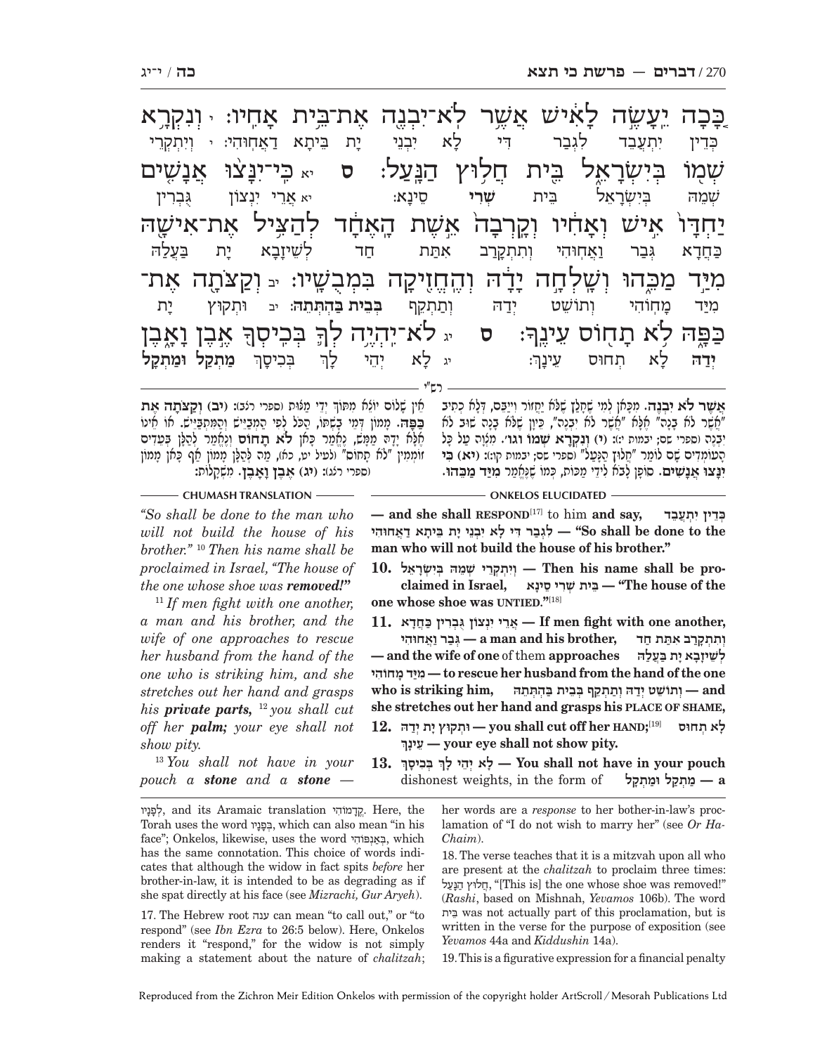כָּ֚כָה יֵעָשֶׂ֣ה לָאִ֔ישׁ אֲשֶׁ֥ר לֹא־יִבְנֶ֖ה אֶת־בֵּ֥ית אָחִֽיו׃ י וְנִקְרָ֥א
כְּדֵין יִתְעֲבֵד לְגֻבְרָא דִּי לָא יִבְנֵי יָת בֵּיתָא דַאֲחוּהִי׃ י וְיִתְקְרֵי

שְׁמ֖וֹ בְּיִשְׂרָאֵ֑ל בֵּ֖ית חֲל֥וּץ הַנָּֽעַל׃ ס יא כִּֽי־יִנָּצ֨וּ אֲנָשִׁ֜ים
שְׁמֵהּ בְּיִשְׂרָאֵל בֵּית **שְׁרֵי** סֵינָא׃ יא אֲרֵי יִנְצוֹן גֻּבְרִין

יַחְדָּו֙ אִ֣ישׁ וְאָחִ֔יו וְקָֽרְבָה֙ אֵ֣שֶׁת הָֽאֶחָ֔ד לְהַצִּ֥יל אֶת־אִישָׁ֖הּ
כַּחֲדָא גְּבַר וַאֲחוּהִי וְתִתְקָרַב אִתַּת חַד לְשֵׁיזָבָא יָת בַּעֲלַהּ

מִיַּ֣ד מַכֵּ֑הוּ וְשָׁלְחָ֣ה יָדָ֔הּ וְהֶחֱזִ֖יקָה בִּמְבֻשָֽׁיו׃ יב וְקַצֹּתָ֖ה אֶת־
מִיַּד מָחוֹהִי וְתוֹשֵׁט יְדַהּ וְתַתְקֵף **בְּבֵית בַּהְתְּתֵהּ**׃ יב וּתְקוּץ יָת

כַּפָּ֑הּ לֹ֥א תָח֖וֹס עֵינֶֽךָ׃ ס יג לֹא־יִהְיֶ֥ה לְךָ֛ בְּכִֽיסְךָ֖ אֶ֣בֶן וָאָ֑בֶן
**יְדַהּ** לָא תְחוּס עֵינָךְ׃ יג לָא יְהֵי לָךְ בְּכִיסָךְ **מַתְקַל וּמַתְקַל**

---

**רש"י**

**אֲשֶׁר לֹא יִבְנֶה.** מִכָּאן לְמִי שֶׁחָלַץ שֶׁלֹּא יַחֲזוֹר וְיִיַבֵּם, דְּלָא כְתִיב "אֲשֶׁר לֹא בָנָה" אֶלָּא "אֲשֶׁר לֹא יִבְנֶה", כֵּיוָן שֶׁלֹּא בָנָה שׁוּב לֹא יִבְנֶה (ספרי סס; יבמות י:): **(י) וְנִקְרָא שְׁמוֹ וגו'.** מִצְוָה עַל כָּל הָעוֹמְדִים שָׁם לוֹמַר "חֲלוּץ הַנַּעַל" (ספרי סס; יבמות קו:): **(יא) כִּי יִנָּצוּ אֲנָשִׁים.** סוֹפָן לָבֹא לִידֵי מַכּוֹת, כְּמוֹ שֶׁנֶּאֱמַר מִיַּד מַכֵּהוּ. אֵין שָׁלוֹם יוֹצֵא מִתּוֹךְ יְדֵי מַצּוּת (ספרי רנב): **(יב) וְקַצֹּתָה אֶת כַּפָּהּ.** מָמוֹן דְּמֵי בָשְׁתּוֹ, הַכֹּל לְפִי הַמְבַיֵּשׁ וְהַמִּתְבַּיֵּשׁ. אוֹ אֵינוֹ אֶלָּא יָדָהּ מַמָּשׁ, נֶאֱמַר כָּאן **לֹא תָחוֹס** וְנֶאֱמַר לְהַלָּן בְּעֵדִים זוֹמְמִין "לֹא תָחוֹס" (לעיל יט, כא), מַה לְּהַלָּן מָמוֹן אַף כָּאן מָמוֹן (ספרי רנג): **(יג) אֶבֶן וָאָבֶן.** מִשְׁקָלוֹת:

---

**ONKELOS ELUCIDATED**

**— and she shall RESPOND**[17] to him **and say,** כְּדֵין יִתְעֲבֵד **— לְגֻבְרָא דִּי לָא יִבְנֵי יָת בֵּיתָא דַאֲחוּהִי "So shall be done to the man who will not build the house of his brother."**

**10. וְיִתְקְרֵי שְׁמֵהּ בְּיִשְׂרָאֵל — Then his name shall be proclaimed in Israel, בֵּית שְׁרֵי סֵינָא — "The house of the one whose shoe was UNTIED."**[18]

**11. אֲרֵי יִנְצוֹן גֻּבְרִין כַּחֲדָא — If men fight with one another, גְּבַר וַאֲחוּהִי — a man and his brother, וְתִתְקָרַב אִתַּת חַד — and the wife of one** of them **approaches לְשֵׁיזָבָא יָת בַּעֲלַהּ מִיַּד מָחוֹהִי — to rescue her husband from the hand of the one who is striking him, וְתוֹשֵׁט יְדַהּ וְתַתְקֵף בְּבֵית בַּהְתְּתֵהּ — and she stretches out her hand and grasps his PLACE OF SHAME,**

**12. וּתְקוּץ יָת יְדַהּ — you shall cut off her HAND;**[19] **לָא תְחוּס עֵינָךְ — your eye shall not show pity.**

**13. לָא יְהֵי לָךְ בִּכִיסָךְ — You shall not have in your pouch** dishonest weights, in the form of **מַתְקַל וּמַתְקַל — a**

---

**CHUMASH TRANSLATION**

*"So shall be done to the man who will not build the house of his brother."* [10] *Then his name shall be proclaimed in Israel, "The house of the one whose shoe was* ***removed!"***

[11] *If men fight with one another, a man and his brother, and the wife of one approaches to rescue her husband from the hand of the one who is striking him, and she stretches out her hand and grasps his* ***private parts,*** [12] *you shall cut off her* ***palm;*** *your eye shall not show pity.*

[13] *You shall not have in your pouch a* ***stone*** *and a* ***stone*** *—*

---

לְפָנָיו, and its Aramaic translation קֳדָמוֹהִי. Here, the Torah uses the word בְּפָנָיו, which can also mean "in his face"; Onkelos, likewise, uses the word בְּאַנְפּוֹהִי, which has the same connotation. This choice of words indicates that although the widow in fact spits *before* her brother-in-law, it is intended to be as degrading as if she spat directly at his face (see *Mizrachi, Gur Aryeh*).

17. The Hebrew root ענה can mean "to call out," or "to respond" (see *Ibn Ezra* to 26:5 below). Here, Onkelos renders it "respond," for the widow is not simply making a statement about the nature of *chalitzah*; her words are a *response* to her bother-in-law's proclamation of "I do not wish to marry her" (see *Or HaChaim*).

18. The verse teaches that it is a mitzvah upon all who are present at the *chalitzah* to proclaim three times: חֲלוּץ הַנָּעַל, "[This is] the one whose shoe was removed!" (*Rashi*, based on Mishnah, *Yevamos* 106b). The word בֵּית was not actually part of this proclamation, but is written in the verse for the purpose of exposition (see *Yevamos* 44a and *Kiddushin* 14a).

19. This is a figurative expression for a financial penalty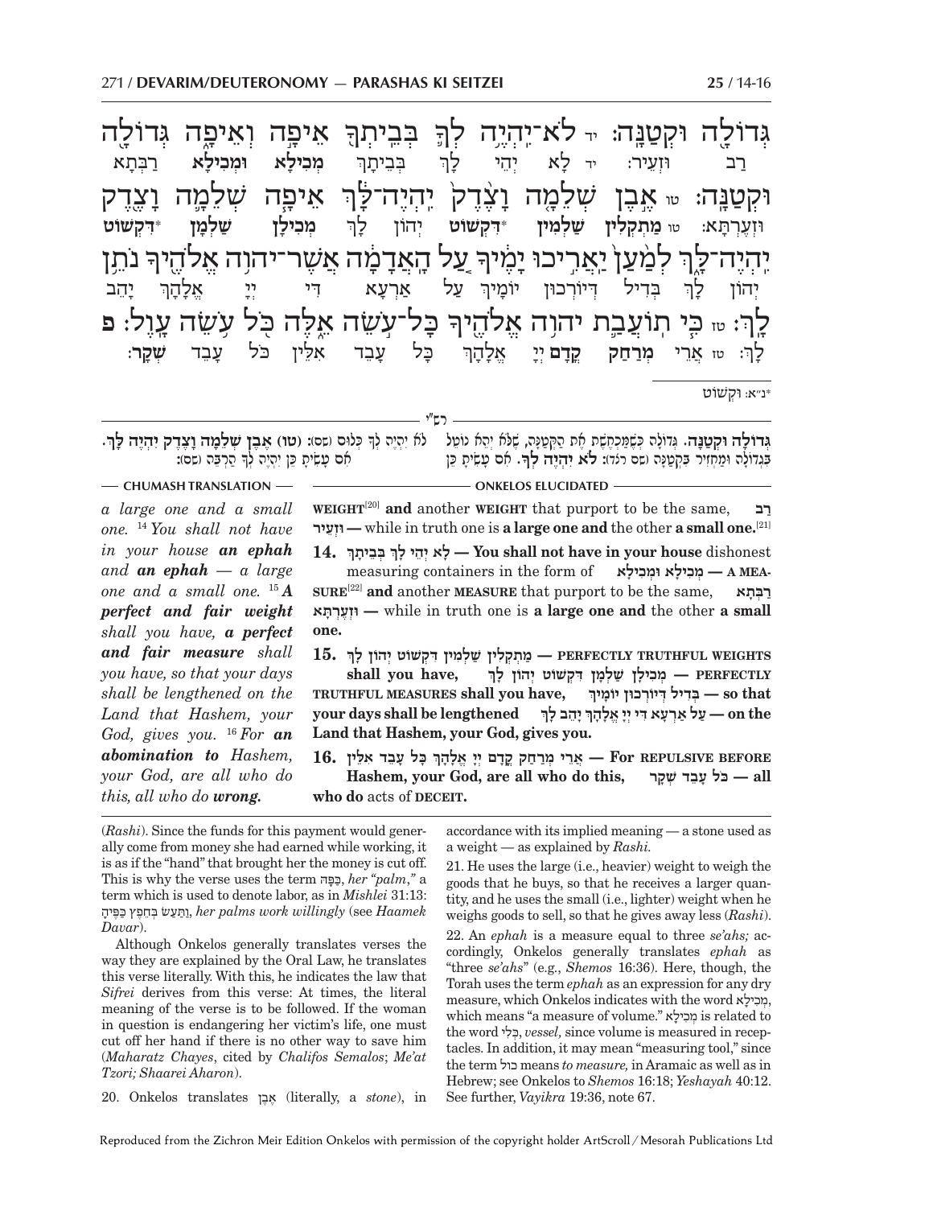גְּדוֹלָה וּקְטַנָּה׃ יד לֹא־יִהְיֶה לְךָ בְּבֵיתְךָ אֵיפָה וְאֵיפָה גְּדוֹלָה
רַב וּזְעֵיר׃ יד לָא יְהֵי לָךְ בְּבֵיתָךְ **מְכִילָא וּמְכִילָא** רַבְּתָא

וּקְטַנָּה׃ טו אֶבֶן שְׁלֵמָה וָצֶדֶק יִהְיֶה־לָּךְ אֵיפָה שְׁלֵמָה וָצֶדֶק
וּזְעֶרְתָּא׃ טו **מַתְקְלִין** **שַׁלְמִין** **\*דִּקְשׁוֹט** יְהוֹן לָךְ **מְכִילָן** **שַׁלְמָן** **\*דִּקְשׁוֹט**

יִהְיֶה־לָּךְ לְמַעַן יַאֲרִיכוּ יָמֶיךָ עַל הָאֲדָמָה אֲשֶׁר־יהוה אֱלֹהֶיךָ נֹתֵן
יְהוֹן לָךְ בְּדִיל דְּיוֹרְכוּן יוֹמָיךְ עַל אַרְעָא דִּי יְיָ אֱלָהָךְ יָהֵב

לָךְ׃ טז כִּי תוֹעֲבַת יהוה אֱלֹהֶיךָ כָּל־עֹשֵׂה אֵלֶּה כֹּל עֹשֵׂה עָוֶל׃ פ
לָךְ׃ טז אֲרֵי **מְרַחַק** **קֳדָם** יְיָ אֱלָהָךְ כָּל עָבֵד אִלֵּין כֹּל עָבֵד **שְׁקָר**׃

\*נ״א: וּקְשׁוֹט

---

**רש״י**

**גְּדוֹלָה וּקְטַנָּה.** גְּדוֹלָה כְּשֶׁמְּכַחֶשֶׁת אֶת הַקְּטַנָּה, שֶׁלֹּא יְהֵא נוֹטֵל בִּגְדוֹלָה וּמַחֲזִיר בִּקְטַנָּה (שם רלד): **לֹא יִהְיֶה לְךָ.** אִם עָשִׂיתָ כֵּן לֹא יִהְיֶה לְךָ כְּלוּם (שם): **(טו) אֶבֶן שְׁלֵמָה וָצֶדֶק יִהְיֶה לָּךְ.** אִם עָשִׂיתָ כֵּן יִהְיֶה לְךָ הַרְבֵּה (שם):

---

**CHUMASH TRANSLATION**

*a large one and a small one.* [14] *You shall not have in your house **an ephah** and **an ephah** — a large one and a small one.* [15] ***A perfect and fair weight** shall you have, **a perfect and fair measure** shall you have, so that your days shall be lengthened on the Land that Hashem, your God, gives you.* [16] *For **an abomination to** Hashem, your God, are all who do this, all who do **wrong**.*

**ONKELOS ELUCIDATED**

**WEIGHT**[20] **and** another **WEIGHT** that purport to be the same, **רַב וּזְעֵיר —** while in truth one is **a large one and** the other **a small one.**[21]

**14. לָא יְהֵי לָךְ בְּבֵיתָךְ — You shall not have in your house** dishonest measuring containers in the form of **מְכִילָא וּמְכִילָא — A MEASURE**[22] **and** another **MEASURE** that purport to be the same, **רַבְּתָא וּזְעֶרְתָּא —** while in truth one is **a large one and** the other **a small one.**

**15. מַתְקְלִין שַׁלְמִין דִּקְשׁוֹט יְהוֹן לָךְ — PERFECTLY TRUTHFUL WEIGHTS shall you have, מְכִילָן שַׁלְמָן דִּקְשׁוֹט יְהוֹן לָךְ — PERFECTLY TRUTHFUL MEASURES shall you have, בְּדִיל דְּיוֹרְכוּן יוֹמָיךְ — so that your days shall be lengthened עַל אַרְעָא דִּי יְיָ אֱלָהָךְ יָהֵב לָךְ — on the Land that Hashem, your God, gives you.**

**16. אֲרֵי מְרַחַק קֳדָם יְיָ אֱלָהָךְ כָּל עָבֵד אִלֵּין — For REPULSIVE BEFORE Hashem, your God, are all who do this, כֹּל עָבֵד שְׁקָר — all who do** acts of **DECEIT.**

---

(*Rashi*). Since the funds for this payment would generally come from money she had earned while working, it is as if the "hand" that brought her the money is cut off. This is why the verse uses the term כַּפָּהּ, *her "palm,"* a term which is used to denote labor, as in *Mishlei* 31:13: וַתַּעַשׂ בְּחֵפֶץ כַּפֶּיהָ, *her palms work willingly* (see *Haamek Davar*).

Although Onkelos generally translates verses the way they are explained by the Oral Law, he translates this verse literally. With this, he indicates the law that *Sifrei* derives from this verse: At times, the literal meaning of the verse is to be followed. If the woman in question is endangering her victim's life, one must cut off her hand if there is no other way to save him (*Maharatz Chayes*, cited by *Chalifos Semalos*; *Me'at Tzori; Shaarei Aharon*).

20. Onkelos translates אֶבֶן (literally, a *stone*), in accordance with its implied meaning — a stone used as a weight — as explained by *Rashi.*

21. He uses the large (i.e., heavier) weight to weigh the goods that he buys, so that he receives a larger quantity, and he uses the small (i.e., lighter) weight when he weighs goods to sell, so that he gives away less (*Rashi*).

22. An *ephah* is a measure equal to three *se'ahs;* accordingly, Onkelos generally translates *ephah* as "three *se'ahs*" (e.g., *Shemos* 16:36). Here, though, the Torah uses the term *ephah* as an expression for any dry measure, which Onkelos indicates with the word מְכִילָא, which means "a measure of volume." מְכִילָא is related to the word כְּלִי, *vessel,* since volume is measured in receptacles. In addition, it may mean "measuring tool," since the term כול means *to measure,* in Aramaic as well as in Hebrew; see Onkelos to *Shemos* 16:18; *Yeshayah* 40:12. See further, *Vayikra* 19:36, note 67.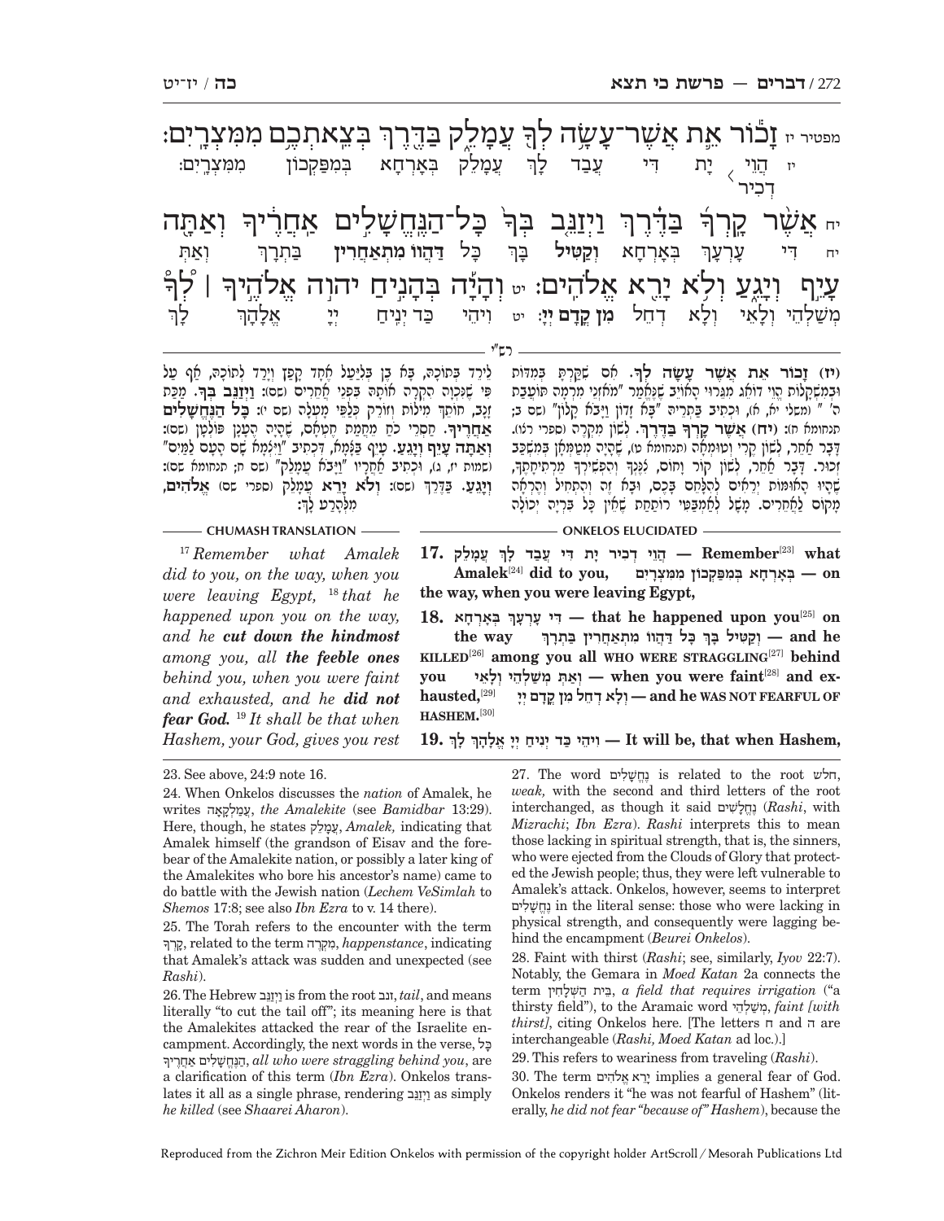מפטיר יז זָכ֕וֹר אֵ֛ת אֲשֶׁר־עָשָׂ֥ה לְךָ֖ עֲמָלֵ֑ק בַּדֶּ֖רֶךְ בְּצֵאתְכֶ֥ם מִמִּצְרָֽיִם:

יז הֲוֵי דְכִיר יָת דִּי עֲבַד לָךְ עֲמָלֵק בְּאָרְחָא בְּמִפַּקְכוֹן מִמִּצְרָיִם:

יח אֲשֶׁ֨ר קָֽרְךָ֜ בַּדֶּ֗רֶךְ וַיְזַנֵּ֤ב בְּךָ֙ כָּל־הַנֶּחֱשָׁלִ֣ים אַֽחֲרֶ֔יךָ וְאַתָּ֖ה עָיֵ֣ף וְיָגֵ֑עַ וְלֹ֥א יָרֵ֖א אֱלֹהִֽים: יט וְהָיָ֡ה בְּהָנִ֣יחַ יהוה אֱלֹהֶ֣יךָ ׀ לְ֠ךָ֠

יח דִּי עָרְעָךְ בְּאָרְחָא **וְקַטִּיל** בָּךְ כָּל **דַּהֲווֹ מִתְאַחֲרִין** בַּתְרָךְ וְאַתְּ מְשַׁלְהֵי וְלָאֵי וְלָא דְחֵל **מִן קֳדָם יְיָ**: יט וִיהֵי כַּד יְנִיחַ יְיָ אֱלָהָךְ לָךְ

רש"י

**(יז) זכור את אשר עשה לך.** אִם שִׁקַּרְתָּ בַּמִּדּוֹת וּבַמִּשְׁקָלוֹת הֱוֵי דוֹאֵג מִגֵּרוּי הָאוֹיֵב, שֶׁנֶּאֱמַר "מֹאזְנֵי מִרְמָה תּוֹעֲבַת ה'" (משלי יא, א), וּכְתִיב בַּתְרֵיהּ "בָּא זָדוֹן וַיָּבֹא קָלוֹן" (שם ב; תנחומא ח): **(יח) אשר קרך בדרך.** לְשׁוֹן מִקְרֶה (ספרי רצו). דָּבָר אַחֵר, לְשׁוֹן קֶרִי וְטֻמְאָה (תנחומא ט), שֶׁהָיָה מְטַמְּאָן בְּמִשְׁכַּב זְכוּר. דָּבָר אַחֵר, לְשׁוֹן קוֹר וָחֹם, צִנֶּנְךָ וְהִפְשִׁירְךָ מֵרְתִיחָתְךָ, שֶׁהָיוּ הָאֻמּוֹת יְרֵאִים לְהִלָּחֵם בָּכֶם, וּבָא זֶה וְהִתְחִיל וְהֶרְאָה מָקוֹם לַאֲחֵרִים. מָשָׁל לְאַמְבַּטִּי רוֹתַחַת שֶׁאֵין כָּל בְּרִיָּה יְכוֹלָה לֵירֵד בְּתוֹכָהּ, בָּא בֶן בְּלִיַּעַל אֶחָד קָפַץ וְיָרַד לְתוֹכָהּ, אַף עַל פִּי שֶׁנִּכְוָה הֵקֵרָהּ אוֹתָהּ בִּפְנֵי אֲחֵרִים (שם): **ויזנב בך.** מַכַּת זָנָב, חוֹתֵךְ מִילוֹת וְזוֹרֵק כְּלַפֵּי מַעְלָה (שם י): **כל הנחשלים אחריך.** חַסְרֵי כֹחַ מֵחֲמַת חֶטְאָם, שֶׁהָיָה הֶעָנָן פּוֹלְטָן (שם): **ואתה עיף ויגע.** עָיֵף בַּצָּמָא, דִּכְתִיב "וַיִּצְמָא שָׁם הָעָם לַמַּיִם" (שמות יז, ג), וּכְתִיב אַחֲרָיו "וַיָּבֹא עֲמָלֵק" (שם ח; תנחומא שם): **ויגע.** בַּדֶּרֶךְ (שם): **ולא ירא.** עֲמָלֵק (ספרי שם) **אלהים,** מִלְּהָרַע לָךְ:

**ONKELOS ELUCIDATED**

**17. הֲוֵי דְכִיר יָת דִּי עֲבַד לָךְ עֲמָלֵק — Remember**[23] **what Amalek**[24] **did to you, בְּאָרְחָא בְּמִפַּקְכוֹן מִמִּצְרָיִם — on the way, when you were leaving Egypt,**

**18. דִּי עָרְעָךְ בְּאָרְחָא — that he happened upon you**[25] **on the way וְקַטִּיל בָּךְ כָּל דַּהֲווֹ מִתְאַחֲרִין בַּתְרָךְ — and he KILLED**[26] **among you all WHO WERE STRAGGLING**[27] **behind you וְאַתְּ מְשַׁלְהֵי וְלָאֵי — when you were faint**[28] **and exhausted,**[29] **וְלָא דְחֵל מִן קֳדָם יְיָ — and he WAS NOT FEARFUL OF HASHEM.**[30]

**19. וִיהֵי כַּד יְנִיחַ יְיָ אֱלָהָךְ לָךְ — It will be, that when Hashem,**

**CHUMASH TRANSLATION**

[17] *Remember what Amalek did to you, on the way, when you were leaving Egypt,* [18] *that he happened upon you on the way, and he* ***cut down the hindmost*** *among you, all* ***the feeble ones*** *behind you, when you were faint and exhausted, and he* ***did not fear God.*** [19] *It shall be that when Hashem, your God, gives you rest*

---

23. See above, 24:9 note 16.

24. When Onkelos discusses the *nation* of Amalek, he writes עֲמַלְקָאָה, *the Amalekite* (see *Bamidbar* 13:29). Here, though, he states עֲמָלֵק, *Amalek,* indicating that Amalek himself (the grandson of Eisav and the forebear of the Amalekite nation, or possibly a later king of the Amalekites who bore his ancestor's name) came to do battle with the Jewish nation (*Lechem VeSimlah* to *Shemos* 17:8; see also *Ibn Ezra* to v. 14 there).

25. The Torah refers to the encounter with the term קָרְךָ, related to the term מִקְרֶה, *happenstance*, indicating that Amalek's attack was sudden and unexpected (see *Rashi*).

26. The Hebrew וַיְזַנֵּב is from the root זנב, *tail*, and means literally "to cut the tail off"; its meaning here is that the Amalekites attacked the rear of the Israelite encampment. Accordingly, the next words in the verse, כָּל הַנֶּחֱשָׁלִים אַחֲרֶיךָ, *all who were straggling behind you*, are a clarification of this term (*Ibn Ezra*). Onkelos translates it all as a single phrase, rendering וַיְזַנֵּב as simply *he killed* (see *Shaarei Aharon*).

27. The word נֶחֱשָׁלִים is related to the root חלש, *weak,* with the second and third letters of the root interchanged, as though it said נֶחֱלָשִׁים (*Rashi*, with *Mizrachi*; *Ibn Ezra*). *Rashi* interprets this to mean those lacking in spiritual strength, that is, the sinners, who were ejected from the Clouds of Glory that protected the Jewish people; thus, they were left vulnerable to Amalek's attack. Onkelos, however, seems to interpret נֶחֱשָׁלִים in the literal sense: those who were lacking in physical strength, and consequently were lagging behind the encampment (*Beurei Onkelos*).

28. Faint with thirst (*Rashi*; see, similarly, *Iyov* 22:7). Notably, the Gemara in *Moed Katan* 2a connects the term בֵּית הַשְּׁלָחִין, *a field that requires irrigation* ("a thirsty field"), to the Aramaic word מְשַׁלְהֵי, *faint [with thirst]*, citing Onkelos here. [The letters ח and ה are interchangeable (*Rashi, Moed Katan* ad loc.).]

29. This refers to weariness from traveling (*Rashi*).

30. The term יָרֵא אֱלֹהִים implies a general fear of God. Onkelos renders it "he was not fearful of Hashem" (literally, *he did not fear "because of" Hashem*), because the

Reproduced from the Zichron Meir Edition Onkelos with permission of the copyright holder ArtScroll / Mesorah Publications Ltd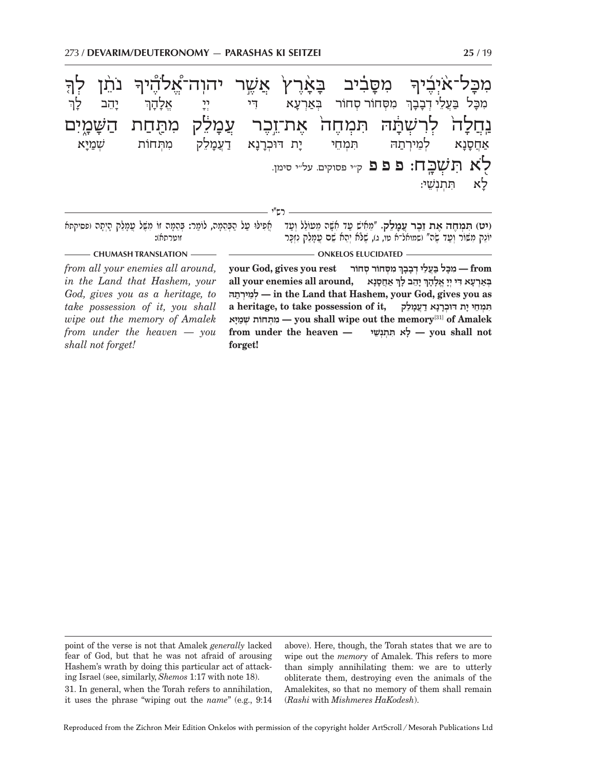מִכָּל־אֹיְבֶ֜יךָ מִסָּבִ֗יב בָּאָ֙רֶץ֙ אֲשֶׁ֣ר יהוה־אֱ֠לֹהֶיךָ נֹתֵ֨ן לְךָ֤

מִכָּל בַּעֲלֵי דְבָבָךְ מִסְּחוֹר סְחוֹר בְּאַרְעָא דִּי יְיָ אֱלָהָךְ יָהֵב לָךְ

נַחֲלָה֙ לְרִשְׁתָּ֔הּ תִּמְחֶה֙ אֶת־זֵ֣כֶר עֲמָלֵ֔ק מִתַּ֖חַת הַשָּׁמָ֑יִם

אַחֲסָנָא לְמֵירְתַהּ תִּמְחֵי יָת דּוּכְרָנָא דַעֲמָלֵק מִתְּחוֹת שְׁמַיָּא

לֹ֖א תִּשְׁכָּֽח׃ פ פ פ ק״י פסוקים. על״י סימן.

לָא תִּתְנְשֵׁי:

רש״י

(יט) תִּמְחֶה אֶת זֵכֶר עֲמָלֵק. "מֵאִישׁ עַד אִשָּׁה מֵעוֹלֵל וְעַד יוֹנֵק מִשּׁוֹר וְעַד שֶׂה" (שמואל־א טו, ג), שֶׁלֹּא יְהֵא שֵׁם עֲמָלֵק נִזְכָּר אֲפִילוּ עַל הַבְּהֵמָה, לוֹמַר: בְּהֵמָה זוֹ מִשֶּׁל עֲמָלֵק הָיְתָה (פסיקתא זוטרתא):

**CHUMASH TRANSLATION**

*from all your enemies all around, in the Land that Hashem, your God, gives you as a heritage, to take possession of it, you shall wipe out the memory of Amalek from under the heaven — you shall not forget!*

**ONKELOS ELUCIDATED**

**מִכָּל בַּעֲלֵי דְבָבָךְ מִסְּחוֹר סְחוֹר — from your God, gives you rest all your enemies all around, בְּאַרְעָא דִּי יְיָ אֱלָהָךְ יָהֵב לָךְ אַחֲסָנָא לְמֵירְתַהּ — in the Land that Hashem, your God, gives you as a heritage, to take possession of it, תִּמְחֵי יָת דּוּכְרָנָא דַעֲמָלֵק מִתְּחוֹת שְׁמַיָּא — you shall wipe out the memory[31] of Amalek from under the heaven — לָא תִתְנְשֵׁי — you shall not forget!**

---

point of the verse is not that Amalek *generally* lacked fear of God, but that he was not afraid of arousing Hashem's wrath by doing this particular act of attacking Israel (see, similarly, *Shemos* 1:17 with note 18).

31. In general, when the Torah refers to annihilation, it uses the phrase "wiping out the *name*" (e.g., 9:14 above). Here, though, the Torah states that we are to wipe out the *memory* of Amalek. This refers to more than simply annihilating them: we are to utterly obliterate them, destroying even the animals of the Amalekites, so that no memory of them shall remain (*Rashi* with *Mishmeres HaKodesh*).

Reproduced from the Zichron Meir Edition Onkelos with permission of the copyright holder ArtScroll/Mesorah Publications Ltd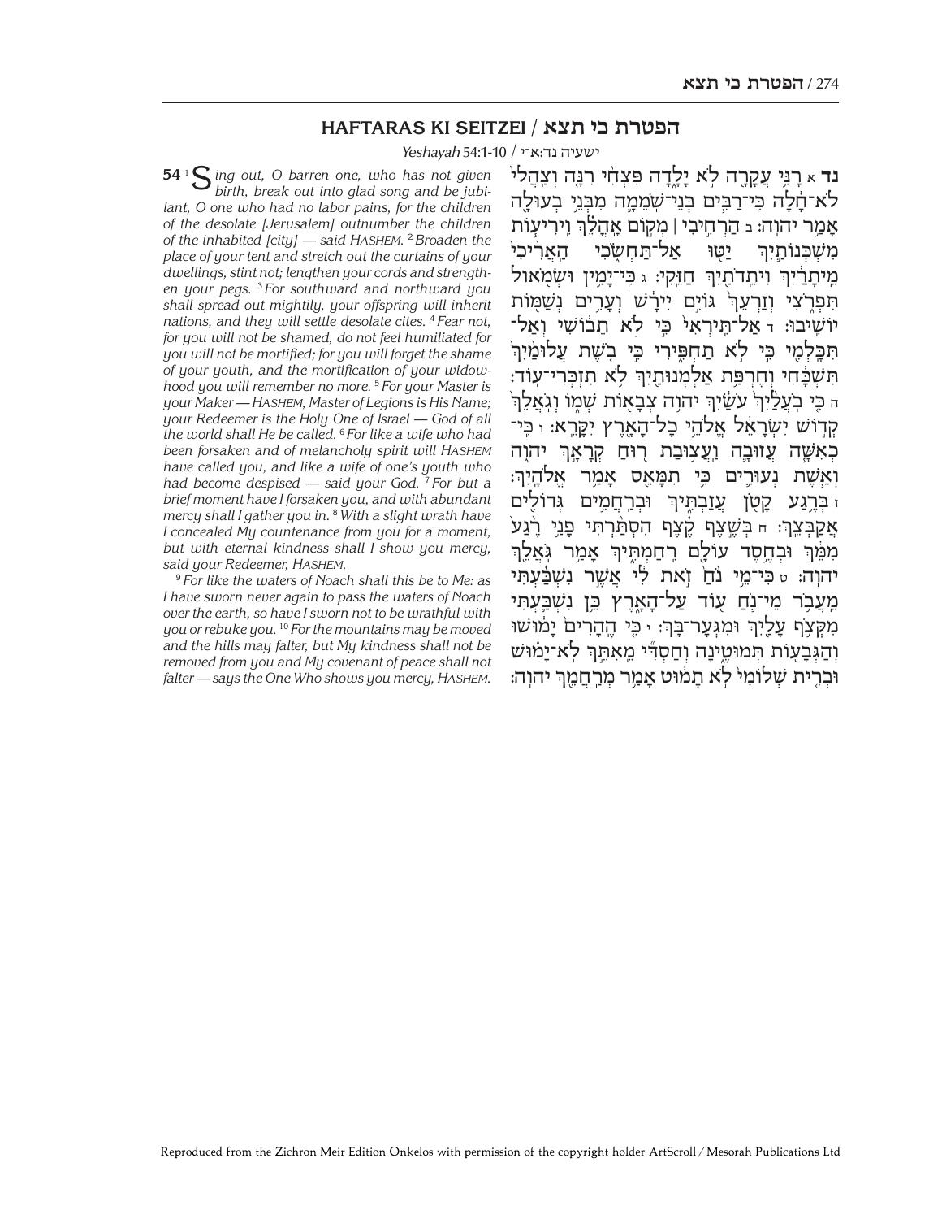## HAFTARAS KI SEITZEI / הפטרת כי תצא

*Yeshayah* 54:1-10 / ישעיה נד:א־י

נד א רָנִּי עֲקָרָה לֹא יָלָדָה פִּצְחִי רִנָּה וְצַהֲלִי לֹא־חָלָה כִּי־רַבִּים בְּנֵי־שׁוֹמֵמָה מִבְּנֵי בְעוּלָה אָמַר יהוה: ב הַרְחִיבִי | מְקוֹם אָהֳלֵךְ וִירִיעוֹת מִשְׁכְּנוֹתַיִךְ יַטּוּ אַל־תַּחְשֹׂכִי הַאֲרִיכִי מֵיתָרַיִךְ וִיתֵדֹתַיִךְ חַזֵּקִי: ג כִּי־יָמִין וּשְׂמֹאול תִּפְרֹצִי וְזַרְעֵךְ גּוֹיִם יִירָשׁ וְעָרִים נְשַׁמּוֹת יוֹשִׁיבוּ: ד אַל־תִּירְאִי כִּי לֹא תֵבוֹשִׁי וְאַל־תִּכָּלְמִי כִּי לֹא תַחְפִּירִי כִּי בֹשֶׁת עֲלוּמַיִךְ תִּשְׁכָּחִי וְחֶרְפַּת אַלְמְנוּתַיִךְ לֹא תִזְכְּרִי־עוֹד: ה כִּי בֹעֲלַיִךְ עֹשַׂיִךְ יהוה צְבָאוֹת שְׁמוֹ וְגֹאֲלֵךְ קְדוֹשׁ יִשְׂרָאֵל אֱלֹהֵי כָל־הָאָרֶץ יִקָּרֵא: ו כִּי־כְאִשָּׁה עֲזוּבָה וַעֲצוּבַת רוּחַ קְרָאָךְ יהוה וְאֵשֶׁת נְעוּרִים כִּי תִמָּאֵס אָמַר אֱלֹהָיִךְ: ז בְּרֶגַע קָטֹן עֲזַבְתִּיךְ וּבְרַחֲמִים גְּדֹלִים אֲקַבְּצֵךְ: ח בְּשֶׁצֶף קֶצֶף הִסְתַּרְתִּי פָנַי רֶגַע מִמֵּךְ וּבְחֶסֶד עוֹלָם רִחַמְתִּיךְ אָמַר גֹּאֲלֵךְ יהוה: ט כִּי־מֵי נֹחַ זֹאת לִי אֲשֶׁר נִשְׁבַּעְתִּי מֵעֲבֹר מֵי־נֹחַ עוֹד עַל־הָאָרֶץ כֵּן נִשְׁבַּעְתִּי מִקְּצֹף עָלַיִךְ וּמִגְּעָר־בָּךְ: י כִּי הֶהָרִים יָמוּשׁוּ וְהַגְּבָעוֹת תְּמוּטֶינָה וְחַסְדִּי מֵאִתֵּךְ לֹא־יָמוּשׁ וּבְרִית שְׁלוֹמִי לֹא תָמוּט אָמַר מְרַחֲמֵךְ יהוה:

**54** [1] Sing out, O barren one, who has not given birth, break out into glad song and be jubilant, O one who had no labor pains, for the children of the desolate [Jerusalem] outnumber the children of the inhabited [city] — said HASHEM. [2] Broaden the place of your tent and stretch out the curtains of your dwellings, stint not; lengthen your cords and strengthen your pegs. [3] For southward and northward you shall spread out mightily, your offspring will inherit nations, and they will settle desolate cities. [4] Fear not, for you will not be shamed, do not feel humiliated for you will not be mortified; for you will forget the shame of your youth, and the mortification of your widowhood you will remember no more. [5] For your Master is your Maker — HASHEM, Master of Legions is His Name; your Redeemer is the Holy One of Israel — God of all the world shall He be called. [6] For like a wife who had been forsaken and of melancholy spirit will HASHEM have called you, and like a wife of one's youth who had become despised — said your God. [7] For but a brief moment have I forsaken you, and with abundant mercy shall I gather you in. [8] With a slight wrath have I concealed My countenance from you for a moment, but with eternal kindness shall I show you mercy, said your Redeemer, HASHEM.

[9] For like the waters of Noach shall this be to Me: as I have sworn never again to pass the waters of Noach over the earth, so have I sworn not to be wrathful with you or rebuke you. [10] For the mountains may be moved and the hills may falter, but My kindness shall not be removed from you and My covenant of peace shall not falter — says the One Who shows you mercy, HASHEM.

Reproduced from the Zichron Meir Edition Onkelos with permission of the copyright holder ArtScroll / Mesorah Publications Ltd